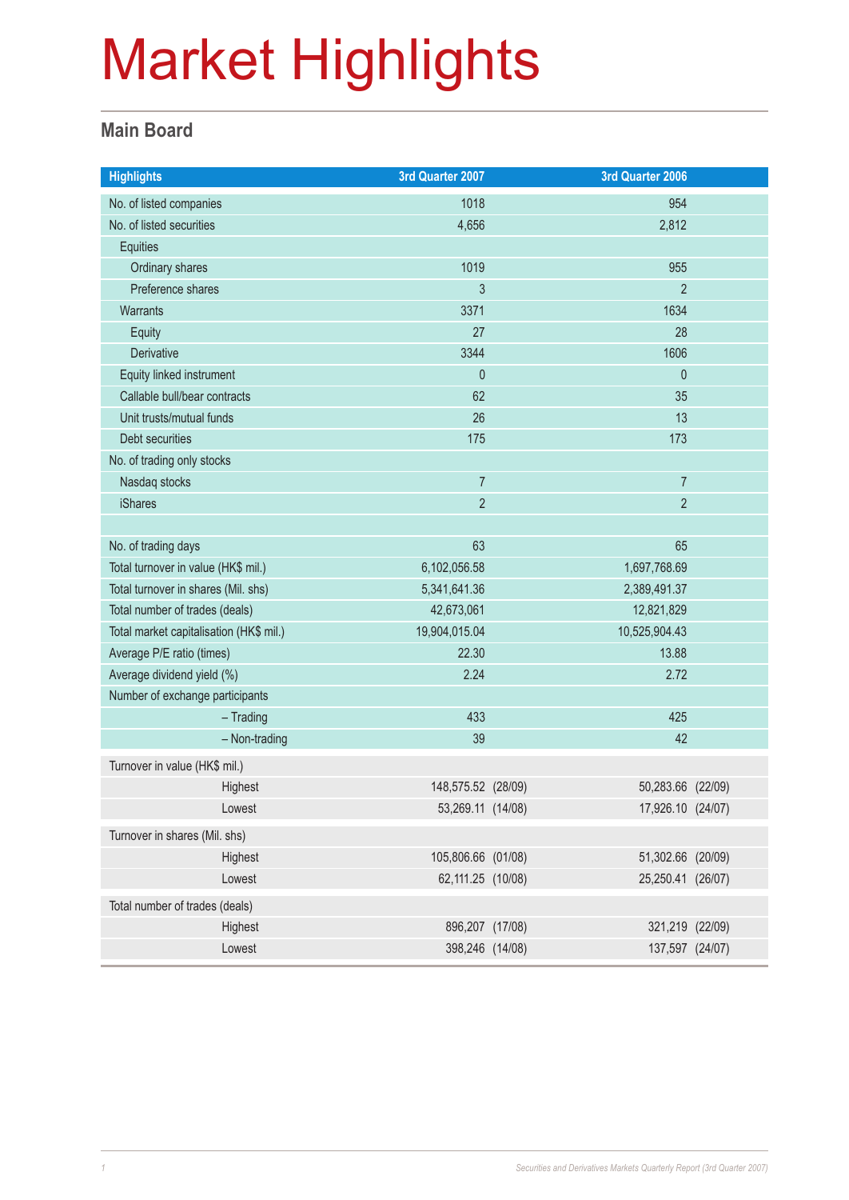# Market Highlights

## Main Board

| Highlights | 3rd Quarter 2007 | 3rd Quarter 2006 |
|---|---|---|
| No. of listed companies | 1018 | 954 |
| No. of listed securities | 4,656 | 2,812 |
| Equities | | |
| Ordinary shares | 1019 | 955 |
| Preference shares | 3 | 2 |
| Warrants | 3371 | 1634 |
| Equity | 27 | 28 |
| Derivative | 3344 | 1606 |
| Equity linked instrument | 0 | 0 |
| Callable bull/bear contracts | 62 | 35 |
| Unit trusts/mutual funds | 26 | 13 |
| Debt securities | 175 | 173 |
| No. of trading only stocks | | |
| Nasdaq stocks | 7 | 7 |
| iShares | 2 | 2 |
| | | |
| No. of trading days | 63 | 65 |
| Total turnover in value (HK$ mil.) | 6,102,056.58 | 1,697,768.69 |
| Total turnover in shares (Mil. shs) | 5,341,641.36 | 2,389,491.37 |
| Total number of trades (deals) | 42,673,061 | 12,821,829 |
| Total market capitalisation (HK$ mil.) | 19,904,015.04 | 10,525,904.43 |
| Average P/E ratio (times) | 22.30 | 13.88 |
| Average dividend yield (%) | 2.24 | 2.72 |
| Number of exchange participants | | |
| – Trading | 433 | 425 |
| – Non-trading | 39 | 42 |
| Turnover in value (HK$ mil.) | | |
| Highest | 148,575.52 (28/09) | 50,283.66 (22/09) |
| Lowest | 53,269.11 (14/08) | 17,926.10 (24/07) |
| Turnover in shares (Mil. shs) | | |
| Highest | 105,806.66 (01/08) | 51,302.66 (20/09) |
| Lowest | 62,111.25 (10/08) | 25,250.41 (26/07) |
| Total number of trades (deals) | | |
| Highest | 896,207 (17/08) | 321,219 (22/09) |
| Lowest | 398,246 (14/08) | 137,597 (24/07) |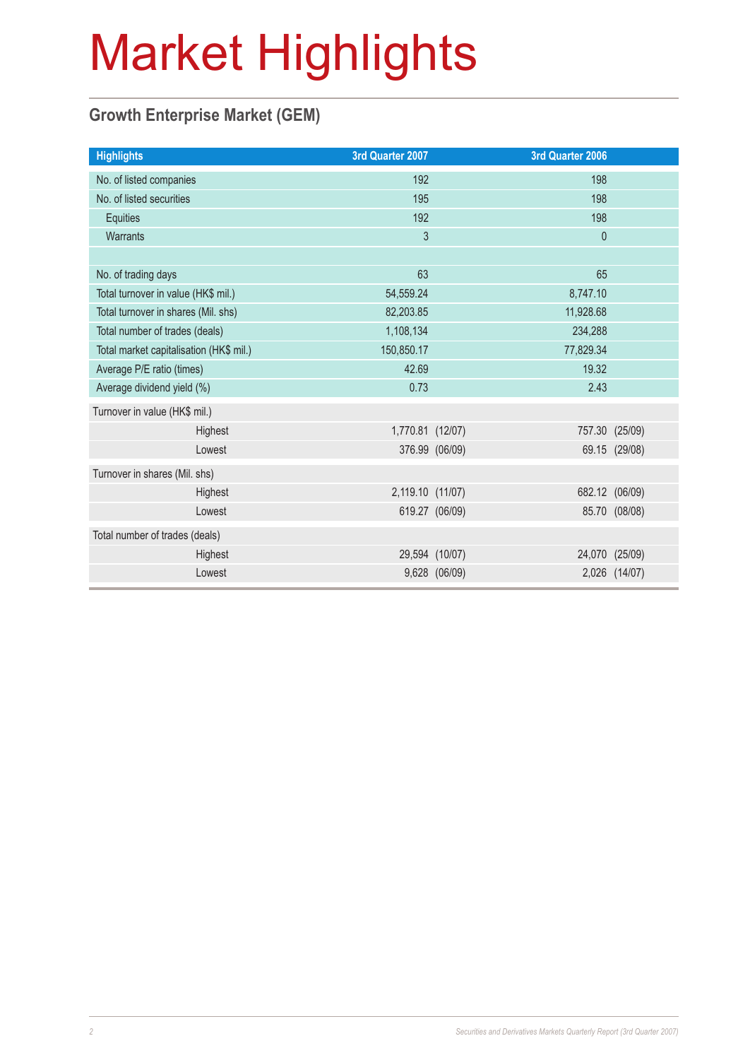# Market Highlights

## Growth Enterprise Market (GEM)

| Highlights | 3rd Quarter 2007 | | 3rd Quarter 2006 | |
|---|---|---|---|---|
| No. of listed companies | 192 | | 198 | |
| No. of listed securities | 195 | | 198 | |
| Equities | 192 | | 198 | |
| Warrants | 3 | | 0 | |
| | | | | |
| No. of trading days | 63 | | 65 | |
| Total turnover in value (HK$ mil.) | 54,559.24 | | 8,747.10 | |
| Total turnover in shares (Mil. shs) | 82,203.85 | | 11,928.68 | |
| Total number of trades (deals) | 1,108,134 | | 234,288 | |
| Total market capitalisation (HK$ mil.) | 150,850.17 | | 77,829.34 | |
| Average P/E ratio (times) | 42.69 | | 19.32 | |
| Average dividend yield (%) | 0.73 | | 2.43 | |
| Turnover in value (HK$ mil.) | | | | |
| Highest | 1,770.81 | (12/07) | 757.30 | (25/09) |
| Lowest | 376.99 | (06/09) | 69.15 | (29/08) |
| Turnover in shares (Mil. shs) | | | | |
| Highest | 2,119.10 | (11/07) | 682.12 | (06/09) |
| Lowest | 619.27 | (06/09) | 85.70 | (08/08) |
| Total number of trades (deals) | | | | |
| Highest | 29,594 | (10/07) | 24,070 | (25/09) |
| Lowest | 9,628 | (06/09) | 2,026 | (14/07) |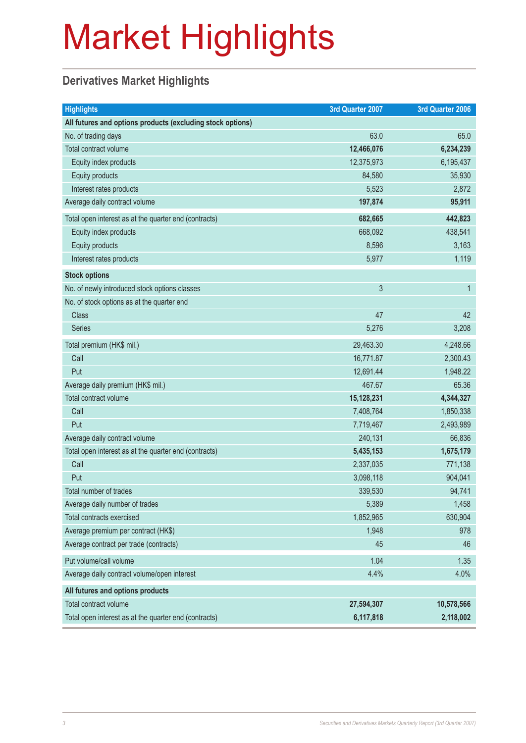# Market Highlights

## Derivatives Market Highlights

| Highlights | 3rd Quarter 2007 | 3rd Quarter 2006 |
|---|---|---|
| **All futures and options products (excluding stock options)** | | |
| No. of trading days | 63.0 | 65.0 |
| Total contract volume | **12,466,076** | **6,234,239** |
| Equity index products | 12,375,973 | 6,195,437 |
| Equity products | 84,580 | 35,930 |
| Interest rates products | 5,523 | 2,872 |
| Average daily contract volume | **197,874** | **95,911** |
| Total open interest as at the quarter end (contracts) | **682,665** | **442,823** |
| Equity index products | 668,092 | 438,541 |
| Equity products | 8,596 | 3,163 |
| Interest rates products | 5,977 | 1,119 |
| **Stock options** | | |
| No. of newly introduced stock options classes | 3 | 1 |
| No. of stock options as at the quarter end | | |
| Class | 47 | 42 |
| Series | 5,276 | 3,208 |
| Total premium (HK$ mil.) | 29,463.30 | 4,248.66 |
| Call | 16,771.87 | 2,300.43 |
| Put | 12,691.44 | 1,948.22 |
| Average daily premium (HK$ mil.) | 467.67 | 65.36 |
| Total contract volume | **15,128,231** | **4,344,327** |
| Call | 7,408,764 | 1,850,338 |
| Put | 7,719,467 | 2,493,989 |
| Average daily contract volume | 240,131 | 66,836 |
| Total open interest as at the quarter end (contracts) | **5,435,153** | **1,675,179** |
| Call | 2,337,035 | 771,138 |
| Put | 3,098,118 | 904,041 |
| Total number of trades | 339,530 | 94,741 |
| Average daily number of trades | 5,389 | 1,458 |
| Total contracts exercised | 1,852,965 | 630,904 |
| Average premium per contract (HK$) | 1,948 | 978 |
| Average contract per trade (contracts) | 45 | 46 |
| Put volume/call volume | 1.04 | 1.35 |
| Average daily contract volume/open interest | 4.4% | 4.0% |
| **All futures and options products** | | |
| Total contract volume | **27,594,307** | **10,578,566** |
| Total open interest as at the quarter end (contracts) | **6,117,818** | **2,118,002** |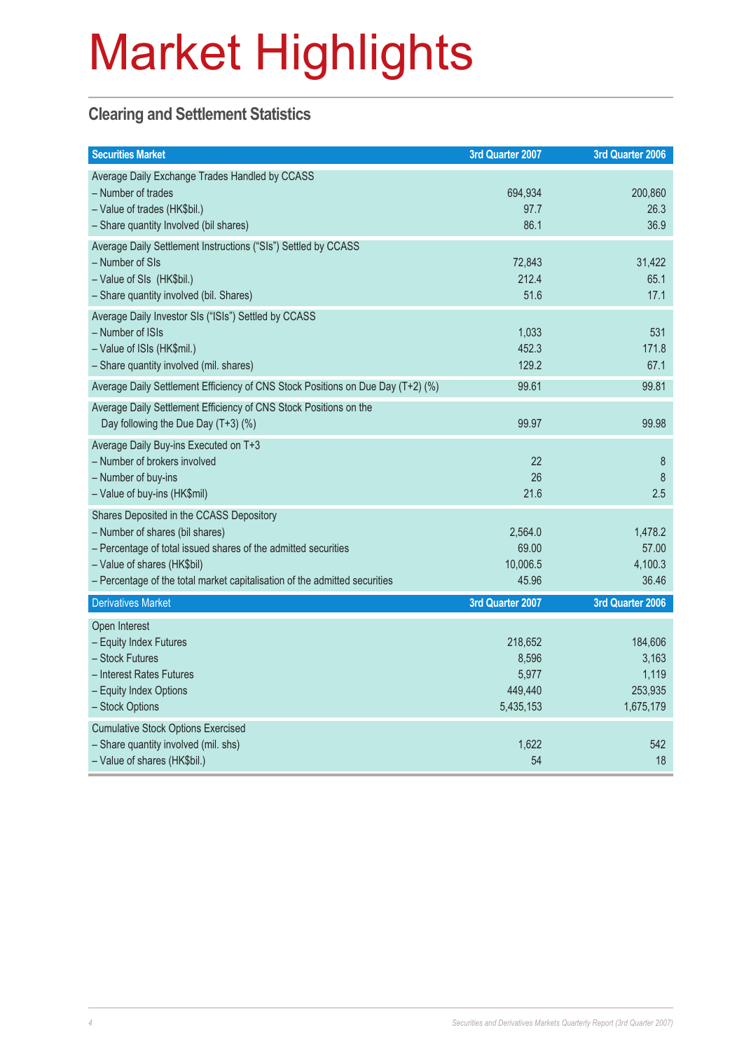# Market Highlights

## Clearing and Settlement Statistics

| Securities Market | 3rd Quarter 2007 | 3rd Quarter 2006 |
|---|---|---|
| Average Daily Exchange Trades Handled by CCASS | | |
| – Number of trades | 694,934 | 200,860 |
| – Value of trades (HK$bil.) | 97.7 | 26.3 |
| – Share quantity Involved (bil shares) | 86.1 | 36.9 |
| Average Daily Settlement Instructions ("SIs") Settled by CCASS | | |
| – Number of SIs | 72,843 | 31,422 |
| – Value of SIs (HK$bil.) | 212.4 | 65.1 |
| – Share quantity involved (bil. Shares) | 51.6 | 17.1 |
| Average Daily Investor SIs ("ISIs") Settled by CCASS | | |
| – Number of ISIs | 1,033 | 531 |
| – Value of ISIs (HK$mil.) | 452.3 | 171.8 |
| – Share quantity involved (mil. shares) | 129.2 | 67.1 |
| Average Daily Settlement Efficiency of CNS Stock Positions on Due Day (T+2) (%) | 99.61 | 99.81 |
| Average Daily Settlement Efficiency of CNS Stock Positions on the Day following the Due Day (T+3) (%) | 99.97 | 99.98 |
| Average Daily Buy-ins Executed on T+3 | | |
| – Number of brokers involved | 22 | 8 |
| – Number of buy-ins | 26 | 8 |
| – Value of buy-ins (HK$mil) | 21.6 | 2.5 |
| Shares Deposited in the CCASS Depository | | |
| – Number of shares (bil shares) | 2,564.0 | 1,478.2 |
| – Percentage of total issued shares of the admitted securities | 69.00 | 57.00 |
| – Value of shares (HK$bil) | 10,006.5 | 4,100.3 |
| – Percentage of the total market capitalisation of the admitted securities | 45.96 | 36.46 |

| Derivatives Market | 3rd Quarter 2007 | 3rd Quarter 2006 |
|---|---|---|
| Open Interest | | |
| – Equity Index Futures | 218,652 | 184,606 |
| – Stock Futures | 8,596 | 3,163 |
| – Interest Rates Futures | 5,977 | 1,119 |
| – Equity Index Options | 449,440 | 253,935 |
| – Stock Options | 5,435,153 | 1,675,179 |
| Cumulative Stock Options Exercised | | |
| – Share quantity involved (mil. shs) | 1,622 | 542 |
| – Value of shares (HK$bil.) | 54 | 18 |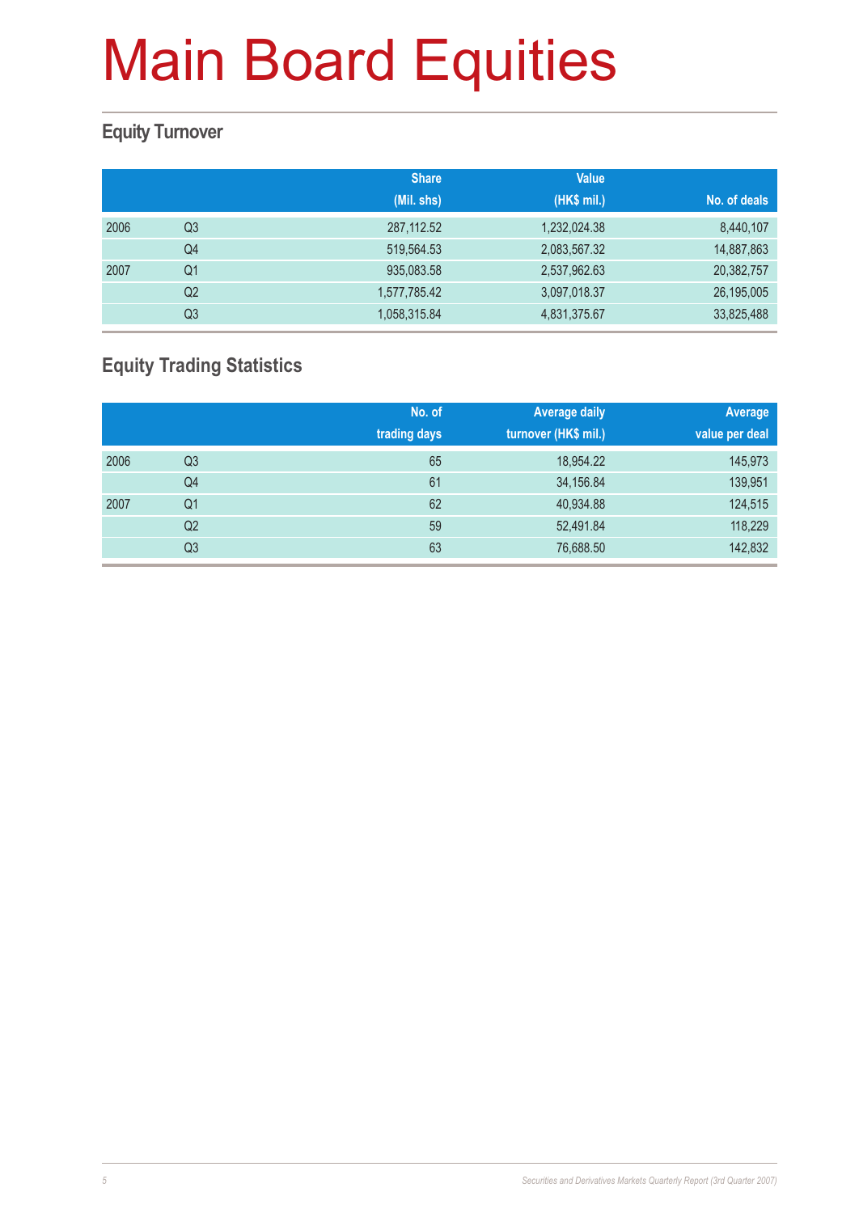# Main Board Equities

## Equity Turnover

| | | Share (Mil. shs) | Value (HK$ mil.) | No. of deals |
|---|---|---|---|---|
| 2006 | Q3 | 287,112.52 | 1,232,024.38 | 8,440,107 |
| | Q4 | 519,564.53 | 2,083,567.32 | 14,887,863 |
| 2007 | Q1 | 935,083.58 | 2,537,962.63 | 20,382,757 |
| | Q2 | 1,577,785.42 | 3,097,018.37 | 26,195,005 |
| | Q3 | 1,058,315.84 | 4,831,375.67 | 33,825,488 |

## Equity Trading Statistics

| | | No. of trading days | Average daily turnover (HK$ mil.) | Average value per deal |
|---|---|---|---|---|
| 2006 | Q3 | 65 | 18,954.22 | 145,973 |
| | Q4 | 61 | 34,156.84 | 139,951 |
| 2007 | Q1 | 62 | 40,934.88 | 124,515 |
| | Q2 | 59 | 52,491.84 | 118,229 |
| | Q3 | 63 | 76,688.50 | 142,832 |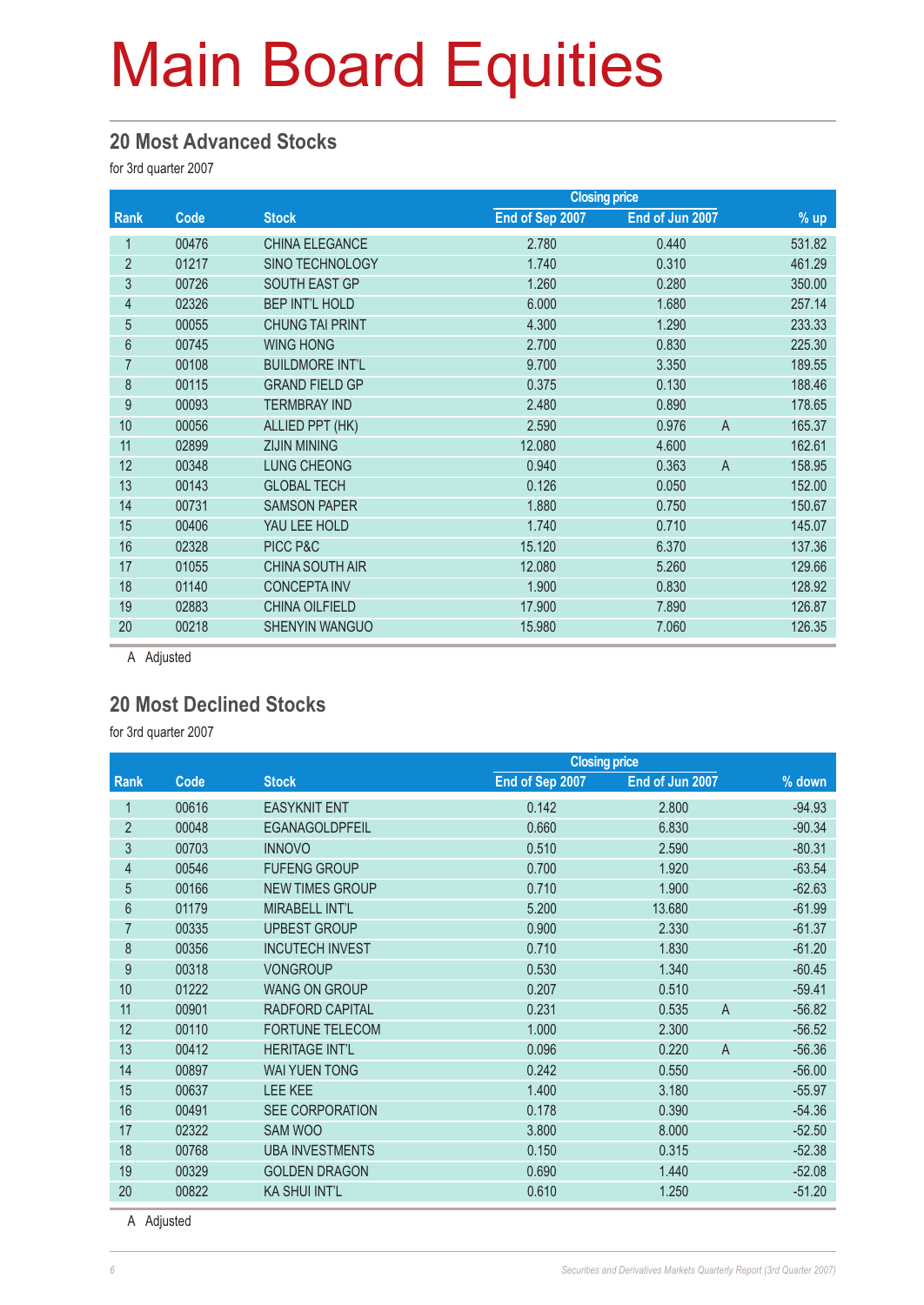# Main Board Equities

## 20 Most Advanced Stocks

for 3rd quarter 2007

| Rank | Code | Stock | Closing price | | | % up |
|---|---|---|---|---|---|---|
| | | | End of Sep 2007 | End of Jun 2007 | | |
| 1 | 00476 | CHINA ELEGANCE | 2.780 | 0.440 | | 531.82 |
| 2 | 01217 | SINO TECHNOLOGY | 1.740 | 0.310 | | 461.29 |
| 3 | 00726 | SOUTH EAST GP | 1.260 | 0.280 | | 350.00 |
| 4 | 02326 | BEP INT'L HOLD | 6.000 | 1.680 | | 257.14 |
| 5 | 00055 | CHUNG TAI PRINT | 4.300 | 1.290 | | 233.33 |
| 6 | 00745 | WING HONG | 2.700 | 0.830 | | 225.30 |
| 7 | 00108 | BUILDMORE INT'L | 9.700 | 3.350 | | 189.55 |
| 8 | 00115 | GRAND FIELD GP | 0.375 | 0.130 | | 188.46 |
| 9 | 00093 | TERMBRAY IND | 2.480 | 0.890 | | 178.65 |
| 10 | 00056 | ALLIED PPT (HK) | 2.590 | 0.976 | A | 165.37 |
| 11 | 02899 | ZIJIN MINING | 12.080 | 4.600 | | 162.61 |
| 12 | 00348 | LUNG CHEONG | 0.940 | 0.363 | A | 158.95 |
| 13 | 00143 | GLOBAL TECH | 0.126 | 0.050 | | 152.00 |
| 14 | 00731 | SAMSON PAPER | 1.880 | 0.750 | | 150.67 |
| 15 | 00406 | YAU LEE HOLD | 1.740 | 0.710 | | 145.07 |
| 16 | 02328 | PICC P&C | 15.120 | 6.370 | | 137.36 |
| 17 | 01055 | CHINA SOUTH AIR | 12.080 | 5.260 | | 129.66 |
| 18 | 01140 | CONCEPTA INV | 1.900 | 0.830 | | 128.92 |
| 19 | 02883 | CHINA OILFIELD | 17.900 | 7.890 | | 126.87 |
| 20 | 00218 | SHENYIN WANGUO | 15.980 | 7.060 | | 126.35 |

A Adjusted

## 20 Most Declined Stocks

for 3rd quarter 2007

| Rank | Code | Stock | Closing price | | | % down |
|---|---|---|---|---|---|---|
| | | | End of Sep 2007 | End of Jun 2007 | | |
| 1 | 00616 | EASYKNIT ENT | 0.142 | 2.800 | | -94.93 |
| 2 | 00048 | EGANAGOLDPFEIL | 0.660 | 6.830 | | -90.34 |
| 3 | 00703 | INNOVO | 0.510 | 2.590 | | -80.31 |
| 4 | 00546 | FUFENG GROUP | 0.700 | 1.920 | | -63.54 |
| 5 | 00166 | NEW TIMES GROUP | 0.710 | 1.900 | | -62.63 |
| 6 | 01179 | MIRABELL INT'L | 5.200 | 13.680 | | -61.99 |
| 7 | 00335 | UPBEST GROUP | 0.900 | 2.330 | | -61.37 |
| 8 | 00356 | INCUTECH INVEST | 0.710 | 1.830 | | -61.20 |
| 9 | 00318 | VONGROUP | 0.530 | 1.340 | | -60.45 |
| 10 | 01222 | WANG ON GROUP | 0.207 | 0.510 | | -59.41 |
| 11 | 00901 | RADFORD CAPITAL | 0.231 | 0.535 | A | -56.82 |
| 12 | 00110 | FORTUNE TELECOM | 1.000 | 2.300 | | -56.52 |
| 13 | 00412 | HERITAGE INT'L | 0.096 | 0.220 | A | -56.36 |
| 14 | 00897 | WAI YUEN TONG | 0.242 | 0.550 | | -56.00 |
| 15 | 00637 | LEE KEE | 1.400 | 3.180 | | -55.97 |
| 16 | 00491 | SEE CORPORATION | 0.178 | 0.390 | | -54.36 |
| 17 | 02322 | SAM WOO | 3.800 | 8.000 | | -52.50 |
| 18 | 00768 | UBA INVESTMENTS | 0.150 | 0.315 | | -52.38 |
| 19 | 00329 | GOLDEN DRAGON | 0.690 | 1.440 | | -52.08 |
| 20 | 00822 | KA SHUI INT'L | 0.610 | 1.250 | | -51.20 |

A Adjusted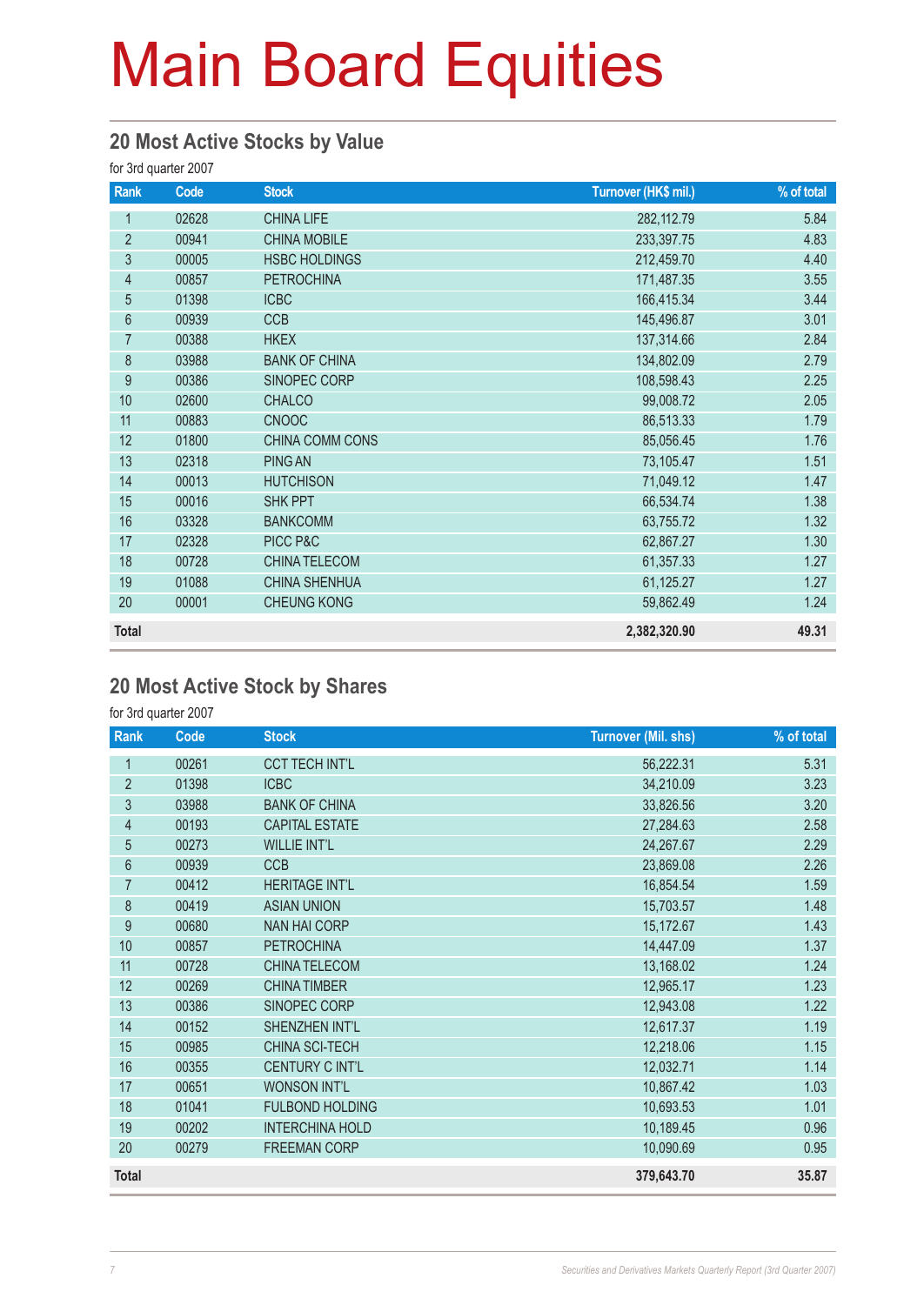# Main Board Equities

## 20 Most Active Stocks by Value

for 3rd quarter 2007

| Rank | Code | Stock | Turnover (HK$ mil.) | % of total |
|---|---|---|---|---|
| 1 | 02628 | CHINA LIFE | 282,112.79 | 5.84 |
| 2 | 00941 | CHINA MOBILE | 233,397.75 | 4.83 |
| 3 | 00005 | HSBC HOLDINGS | 212,459.70 | 4.40 |
| 4 | 00857 | PETROCHINA | 171,487.35 | 3.55 |
| 5 | 01398 | ICBC | 166,415.34 | 3.44 |
| 6 | 00939 | CCB | 145,496.87 | 3.01 |
| 7 | 00388 | HKEX | 137,314.66 | 2.84 |
| 8 | 03988 | BANK OF CHINA | 134,802.09 | 2.79 |
| 9 | 00386 | SINOPEC CORP | 108,598.43 | 2.25 |
| 10 | 02600 | CHALCO | 99,008.72 | 2.05 |
| 11 | 00883 | CNOOC | 86,513.33 | 1.79 |
| 12 | 01800 | CHINA COMM CONS | 85,056.45 | 1.76 |
| 13 | 02318 | PING AN | 73,105.47 | 1.51 |
| 14 | 00013 | HUTCHISON | 71,049.12 | 1.47 |
| 15 | 00016 | SHK PPT | 66,534.74 | 1.38 |
| 16 | 03328 | BANKCOMM | 63,755.72 | 1.32 |
| 17 | 02328 | PICC P&C | 62,867.27 | 1.30 |
| 18 | 00728 | CHINA TELECOM | 61,357.33 | 1.27 |
| 19 | 01088 | CHINA SHENHUA | 61,125.27 | 1.27 |
| 20 | 00001 | CHEUNG KONG | 59,862.49 | 1.24 |
| **Total** | | | **2,382,320.90** | **49.31** |

## 20 Most Active Stock by Shares

for 3rd quarter 2007

| Rank | Code | Stock | Turnover (Mil. shs) | % of total |
|---|---|---|---|---|
| 1 | 00261 | CCT TECH INT'L | 56,222.31 | 5.31 |
| 2 | 01398 | ICBC | 34,210.09 | 3.23 |
| 3 | 03988 | BANK OF CHINA | 33,826.56 | 3.20 |
| 4 | 00193 | CAPITAL ESTATE | 27,284.63 | 2.58 |
| 5 | 00273 | WILLIE INT'L | 24,267.67 | 2.29 |
| 6 | 00939 | CCB | 23,869.08 | 2.26 |
| 7 | 00412 | HERITAGE INT'L | 16,854.54 | 1.59 |
| 8 | 00419 | ASIAN UNION | 15,703.57 | 1.48 |
| 9 | 00680 | NAN HAI CORP | 15,172.67 | 1.43 |
| 10 | 00857 | PETROCHINA | 14,447.09 | 1.37 |
| 11 | 00728 | CHINA TELECOM | 13,168.02 | 1.24 |
| 12 | 00269 | CHINA TIMBER | 12,965.17 | 1.23 |
| 13 | 00386 | SINOPEC CORP | 12,943.08 | 1.22 |
| 14 | 00152 | SHENZHEN INT'L | 12,617.37 | 1.19 |
| 15 | 00985 | CHINA SCI-TECH | 12,218.06 | 1.15 |
| 16 | 00355 | CENTURY C INT'L | 12,032.71 | 1.14 |
| 17 | 00651 | WONSON INT'L | 10,867.42 | 1.03 |
| 18 | 01041 | FULBOND HOLDING | 10,693.53 | 1.01 |
| 19 | 00202 | INTERCHINA HOLD | 10,189.45 | 0.96 |
| 20 | 00279 | FREEMAN CORP | 10,090.69 | 0.95 |
| **Total** | | | **379,643.70** | **35.87** |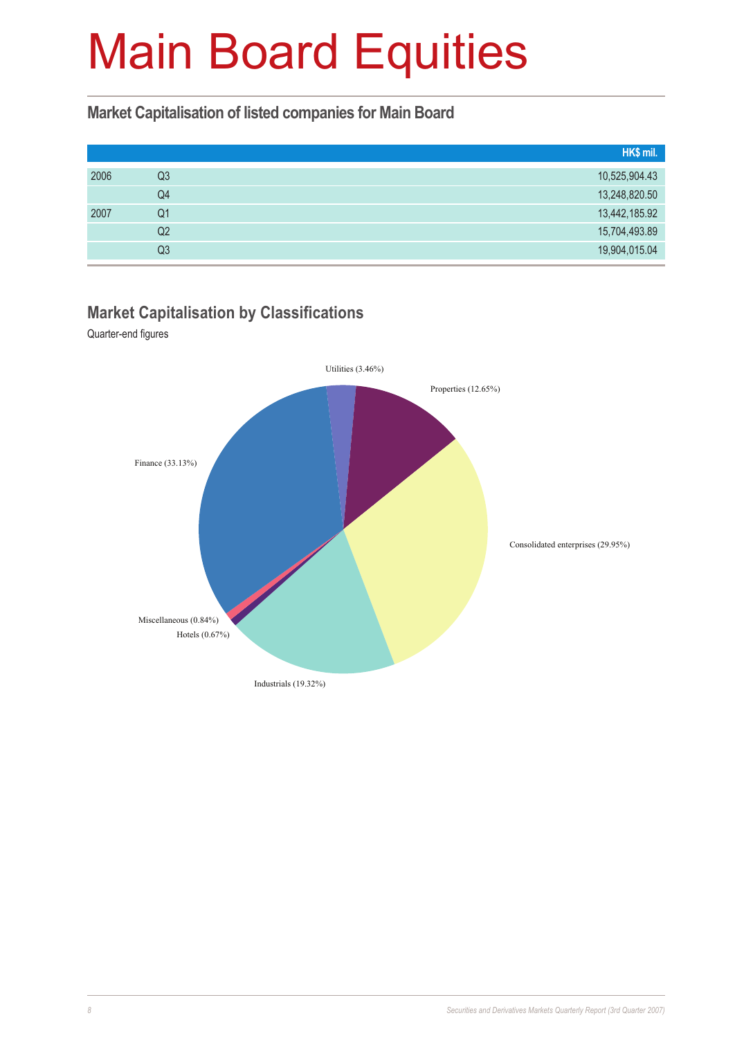# Main Board Equities

## Market Capitalisation of listed companies for Main Board

| | | HK$ mil. |
|---|---|---|
| 2006 | Q3 | 10,525,904.43 |
| | Q4 | 13,248,820.50 |
| 2007 | Q1 | 13,442,185.92 |
| | Q2 | 15,704,493.89 |
| | Q3 | 19,904,015.04 |

## Market Capitalisation by Classifications

Quarter-end figures

Utilities (3.46%)

Properties (12.65%)

Finance (33.13%)

Consolidated enterprises (29.95%)

Miscellaneous (0.84%)

Hotels (0.67%)

Industrials (19.32%)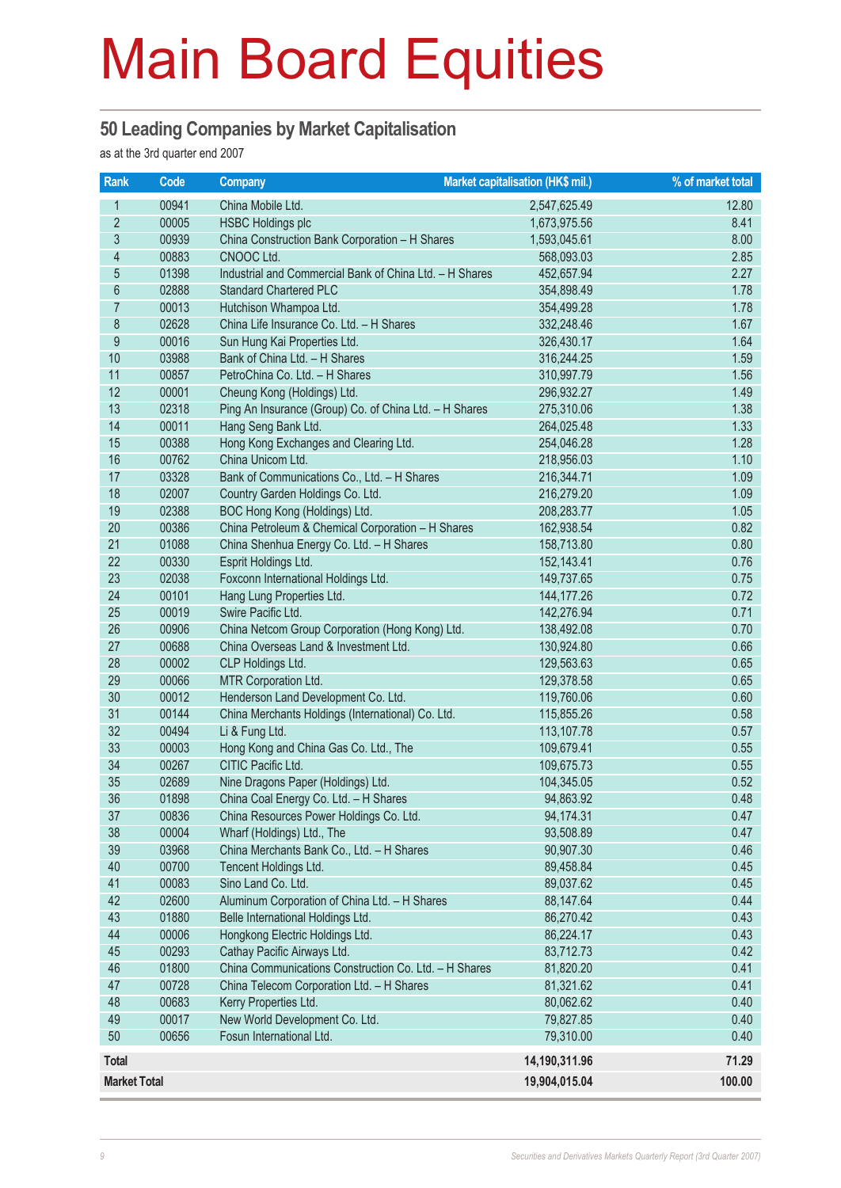# Main Board Equities

## 50 Leading Companies by Market Capitalisation

as at the 3rd quarter end 2007

| Rank | Code | Company | Market capitalisation (HK$ mil.) | % of market total |
|---|---|---|---|---|
| 1 | 00941 | China Mobile Ltd. | 2,547,625.49 | 12.80 |
| 2 | 00005 | HSBC Holdings plc | 1,673,975.56 | 8.41 |
| 3 | 00939 | China Construction Bank Corporation – H Shares | 1,593,045.61 | 8.00 |
| 4 | 00883 | CNOOC Ltd. | 568,093.03 | 2.85 |
| 5 | 01398 | Industrial and Commercial Bank of China Ltd. – H Shares | 452,657.94 | 2.27 |
| 6 | 02888 | Standard Chartered PLC | 354,898.49 | 1.78 |
| 7 | 00013 | Hutchison Whampoa Ltd. | 354,499.28 | 1.78 |
| 8 | 02628 | China Life Insurance Co. Ltd. – H Shares | 332,248.46 | 1.67 |
| 9 | 00016 | Sun Hung Kai Properties Ltd. | 326,430.17 | 1.64 |
| 10 | 03988 | Bank of China Ltd. – H Shares | 316,244.25 | 1.59 |
| 11 | 00857 | PetroChina Co. Ltd. – H Shares | 310,997.79 | 1.56 |
| 12 | 00001 | Cheung Kong (Holdings) Ltd. | 296,932.27 | 1.49 |
| 13 | 02318 | Ping An Insurance (Group) Co. of China Ltd. – H Shares | 275,310.06 | 1.38 |
| 14 | 00011 | Hang Seng Bank Ltd. | 264,025.48 | 1.33 |
| 15 | 00388 | Hong Kong Exchanges and Clearing Ltd. | 254,046.28 | 1.28 |
| 16 | 00762 | China Unicom Ltd. | 218,956.03 | 1.10 |
| 17 | 03328 | Bank of Communications Co., Ltd. – H Shares | 216,344.71 | 1.09 |
| 18 | 02007 | Country Garden Holdings Co. Ltd. | 216,279.20 | 1.09 |
| 19 | 02388 | BOC Hong Kong (Holdings) Ltd. | 208,283.77 | 1.05 |
| 20 | 00386 | China Petroleum & Chemical Corporation – H Shares | 162,938.54 | 0.82 |
| 21 | 01088 | China Shenhua Energy Co. Ltd. – H Shares | 158,713.80 | 0.80 |
| 22 | 00330 | Esprit Holdings Ltd. | 152,143.41 | 0.76 |
| 23 | 02038 | Foxconn International Holdings Ltd. | 149,737.65 | 0.75 |
| 24 | 00101 | Hang Lung Properties Ltd. | 144,177.26 | 0.72 |
| 25 | 00019 | Swire Pacific Ltd. | 142,276.94 | 0.71 |
| 26 | 00906 | China Netcom Group Corporation (Hong Kong) Ltd. | 138,492.08 | 0.70 |
| 27 | 00688 | China Overseas Land & Investment Ltd. | 130,924.80 | 0.66 |
| 28 | 00002 | CLP Holdings Ltd. | 129,563.63 | 0.65 |
| 29 | 00066 | MTR Corporation Ltd. | 129,378.58 | 0.65 |
| 30 | 00012 | Henderson Land Development Co. Ltd. | 119,760.06 | 0.60 |
| 31 | 00144 | China Merchants Holdings (International) Co. Ltd. | 115,855.26 | 0.58 |
| 32 | 00494 | Li & Fung Ltd. | 113,107.78 | 0.57 |
| 33 | 00003 | Hong Kong and China Gas Co. Ltd., The | 109,679.41 | 0.55 |
| 34 | 00267 | CITIC Pacific Ltd. | 109,675.73 | 0.55 |
| 35 | 02689 | Nine Dragons Paper (Holdings) Ltd. | 104,345.05 | 0.52 |
| 36 | 01898 | China Coal Energy Co. Ltd. – H Shares | 94,863.92 | 0.48 |
| 37 | 00836 | China Resources Power Holdings Co. Ltd. | 94,174.31 | 0.47 |
| 38 | 00004 | Wharf (Holdings) Ltd., The | 93,508.89 | 0.47 |
| 39 | 03968 | China Merchants Bank Co., Ltd. – H Shares | 90,907.30 | 0.46 |
| 40 | 00700 | Tencent Holdings Ltd. | 89,458.84 | 0.45 |
| 41 | 00083 | Sino Land Co. Ltd. | 89,037.62 | 0.45 |
| 42 | 02600 | Aluminum Corporation of China Ltd. – H Shares | 88,147.64 | 0.44 |
| 43 | 01880 | Belle International Holdings Ltd. | 86,270.42 | 0.43 |
| 44 | 00006 | Hongkong Electric Holdings Ltd. | 86,224.17 | 0.43 |
| 45 | 00293 | Cathay Pacific Airways Ltd. | 83,712.73 | 0.42 |
| 46 | 01800 | China Communications Construction Co. Ltd. – H Shares | 81,820.20 | 0.41 |
| 47 | 00728 | China Telecom Corporation Ltd. – H Shares | 81,321.62 | 0.41 |
| 48 | 00683 | Kerry Properties Ltd. | 80,062.62 | 0.40 |
| 49 | 00017 | New World Development Co. Ltd. | 79,827.85 | 0.40 |
| 50 | 00656 | Fosun International Ltd. | 79,310.00 | 0.40 |
| **Total** | | | **14,190,311.96** | **71.29** |
| **Market Total** | | | **19,904,015.04** | **100.00** |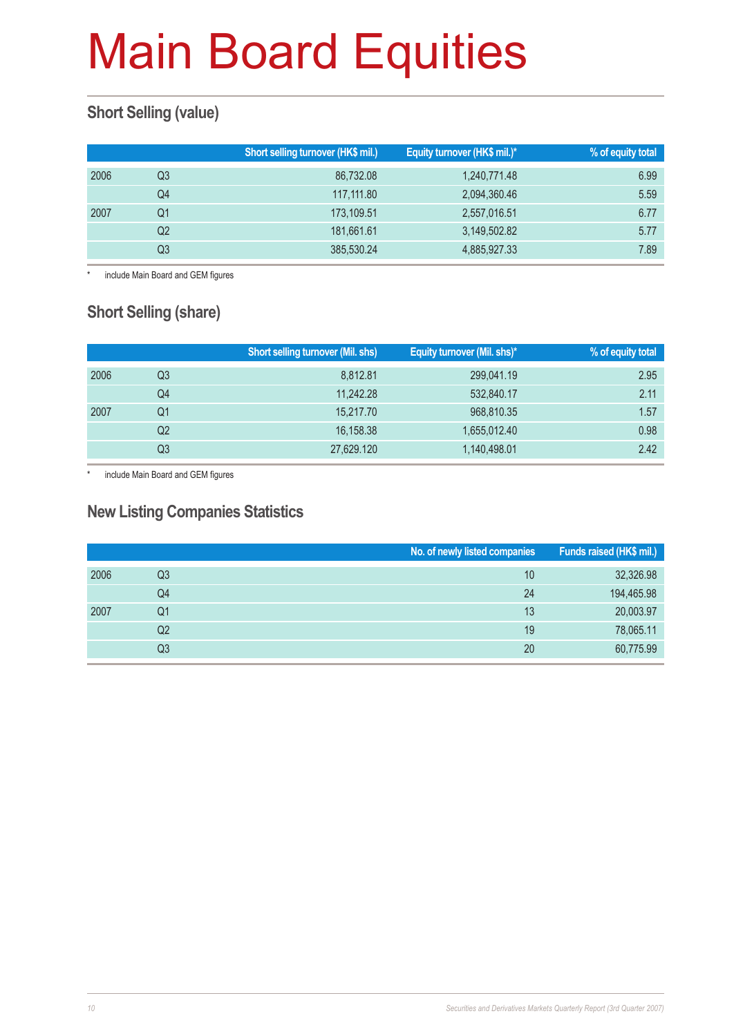# Main Board Equities

## Short Selling (value)

| | | Short selling turnover (HK$ mil.) | Equity turnover (HK$ mil.)* | % of equity total |
|---|---|---|---|---|
| 2006 | Q3 | 86,732.08 | 1,240,771.48 | 6.99 |
| | Q4 | 117,111.80 | 2,094,360.46 | 5.59 |
| 2007 | Q1 | 173,109.51 | 2,557,016.51 | 6.77 |
| | Q2 | 181,661.61 | 3,149,502.82 | 5.77 |
| | Q3 | 385,530.24 | 4,885,927.33 | 7.89 |

\* include Main Board and GEM figures

## Short Selling (share)

| | | Short selling turnover (Mil. shs) | Equity turnover (Mil. shs)* | % of equity total |
|---|---|---|---|---|
| 2006 | Q3 | 8,812.81 | 299,041.19 | 2.95 |
| | Q4 | 11,242.28 | 532,840.17 | 2.11 |
| 2007 | Q1 | 15,217.70 | 968,810.35 | 1.57 |
| | Q2 | 16,158.38 | 1,655,012.40 | 0.98 |
| | Q3 | 27,629.120 | 1,140,498.01 | 2.42 |

\* include Main Board and GEM figures

## New Listing Companies Statistics

| | | No. of newly listed companies | Funds raised (HK$ mil.) |
|---|---|---|---|
| 2006 | Q3 | 10 | 32,326.98 |
| | Q4 | 24 | 194,465.98 |
| 2007 | Q1 | 13 | 20,003.97 |
| | Q2 | 19 | 78,065.11 |
| | Q3 | 20 | 60,775.99 |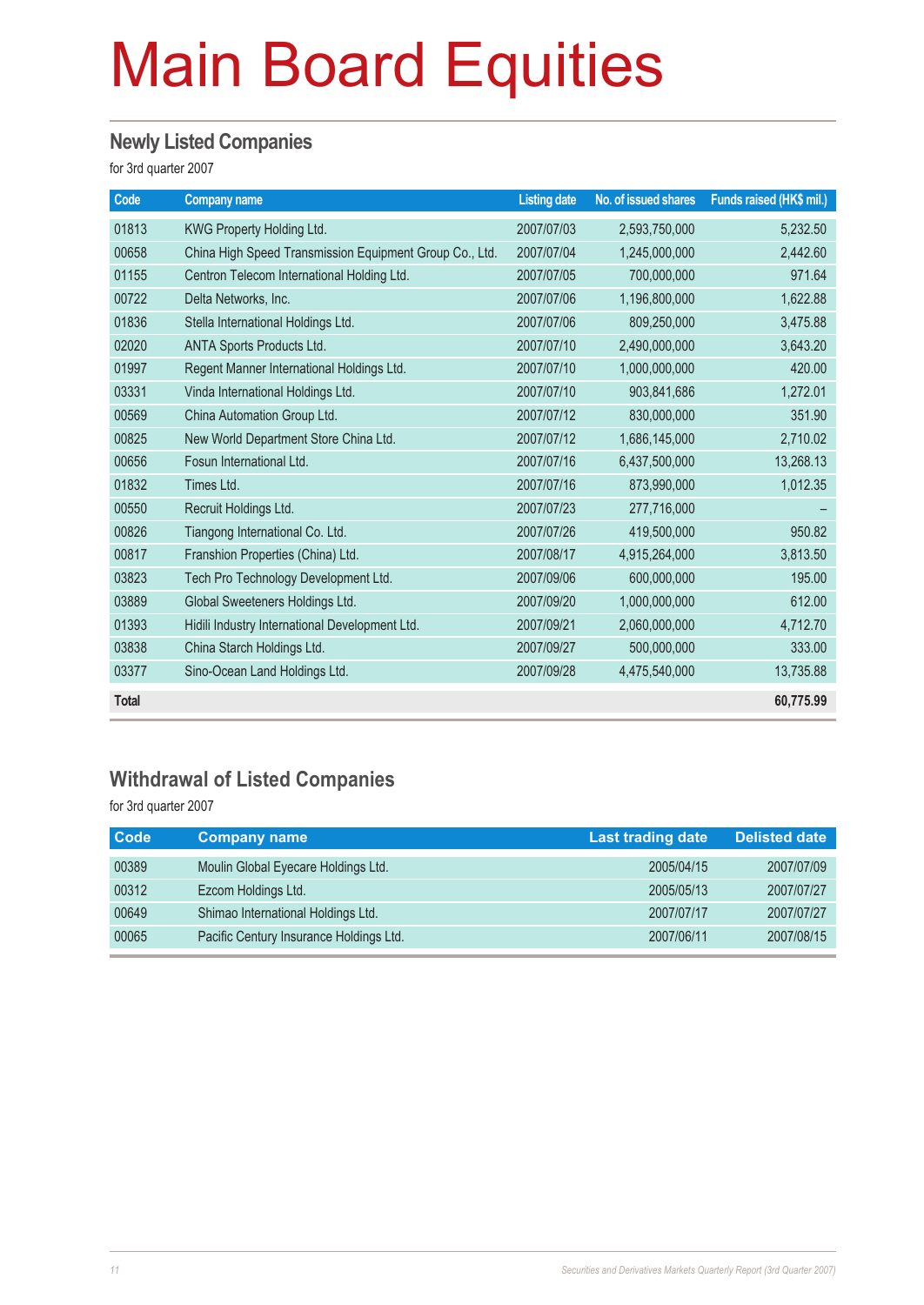# Main Board Equities

## Newly Listed Companies

for 3rd quarter 2007

| Code | Company name | Listing date | No. of issued shares | Funds raised (HK$ mil.) |
|---|---|---|---|---|
| 01813 | KWG Property Holding Ltd. | 2007/07/03 | 2,593,750,000 | 5,232.50 |
| 00658 | China High Speed Transmission Equipment Group Co., Ltd. | 2007/07/04 | 1,245,000,000 | 2,442.60 |
| 01155 | Centron Telecom International Holding Ltd. | 2007/07/05 | 700,000,000 | 971.64 |
| 00722 | Delta Networks, Inc. | 2007/07/06 | 1,196,800,000 | 1,622.88 |
| 01836 | Stella International Holdings Ltd. | 2007/07/06 | 809,250,000 | 3,475.88 |
| 02020 | ANTA Sports Products Ltd. | 2007/07/10 | 2,490,000,000 | 3,643.20 |
| 01997 | Regent Manner International Holdings Ltd. | 2007/07/10 | 1,000,000,000 | 420.00 |
| 03331 | Vinda International Holdings Ltd. | 2007/07/10 | 903,841,686 | 1,272.01 |
| 00569 | China Automation Group Ltd. | 2007/07/12 | 830,000,000 | 351.90 |
| 00825 | New World Department Store China Ltd. | 2007/07/12 | 1,686,145,000 | 2,710.02 |
| 00656 | Fosun International Ltd. | 2007/07/16 | 6,437,500,000 | 13,268.13 |
| 01832 | Times Ltd. | 2007/07/16 | 873,990,000 | 1,012.35 |
| 00550 | Recruit Holdings Ltd. | 2007/07/23 | 277,716,000 | – |
| 00826 | Tiangong International Co. Ltd. | 2007/07/26 | 419,500,000 | 950.82 |
| 00817 | Franshion Properties (China) Ltd. | 2007/08/17 | 4,915,264,000 | 3,813.50 |
| 03823 | Tech Pro Technology Development Ltd. | 2007/09/06 | 600,000,000 | 195.00 |
| 03889 | Global Sweeteners Holdings Ltd. | 2007/09/20 | 1,000,000,000 | 612.00 |
| 01393 | Hidili Industry International Development Ltd. | 2007/09/21 | 2,060,000,000 | 4,712.70 |
| 03838 | China Starch Holdings Ltd. | 2007/09/27 | 500,000,000 | 333.00 |
| 03377 | Sino-Ocean Land Holdings Ltd. | 2007/09/28 | 4,475,540,000 | 13,735.88 |
| **Total** | | | | **60,775.99** |

## Withdrawal of Listed Companies

for 3rd quarter 2007

| Code | Company name | Last trading date | Delisted date |
|---|---|---|---|
| 00389 | Moulin Global Eyecare Holdings Ltd. | 2005/04/15 | 2007/07/09 |
| 00312 | Ezcom Holdings Ltd. | 2005/05/13 | 2007/07/27 |
| 00649 | Shimao International Holdings Ltd. | 2007/07/17 | 2007/07/27 |
| 00065 | Pacific Century Insurance Holdings Ltd. | 2007/06/11 | 2007/08/15 |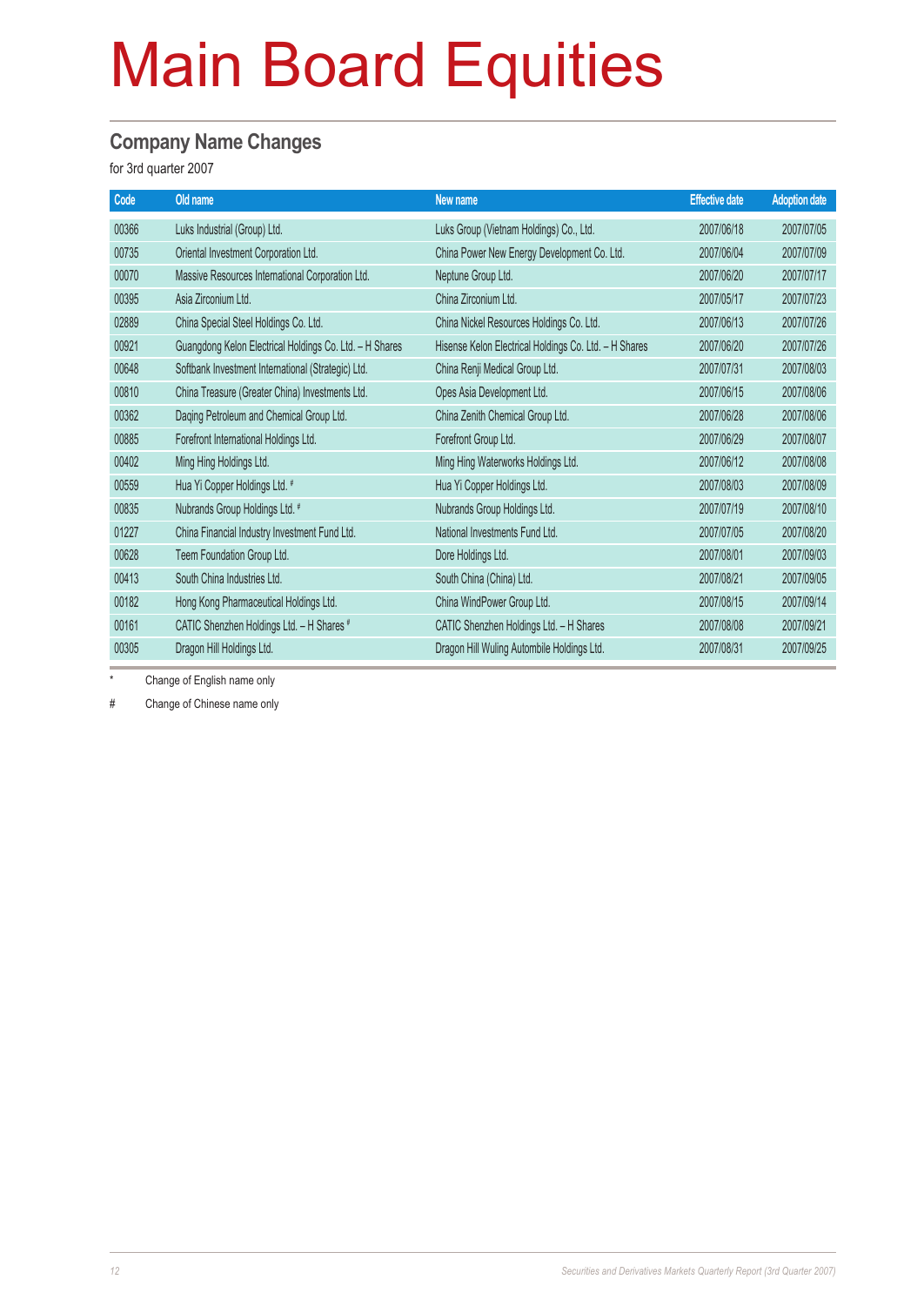# Main Board Equities

## Company Name Changes

for 3rd quarter 2007

| Code | Old name | New name | Effective date | Adoption date |
|---|---|---|---|---|
| 00366 | Luks Industrial (Group) Ltd. | Luks Group (Vietnam Holdings) Co., Ltd. | 2007/06/18 | 2007/07/05 |
| 00735 | Oriental Investment Corporation Ltd. | China Power New Energy Development Co. Ltd. | 2007/06/04 | 2007/07/09 |
| 00070 | Massive Resources International Corporation Ltd. | Neptune Group Ltd. | 2007/06/20 | 2007/07/17 |
| 00395 | Asia Zirconium Ltd. | China Zirconium Ltd. | 2007/05/17 | 2007/07/23 |
| 02889 | China Special Steel Holdings Co. Ltd. | China Nickel Resources Holdings Co. Ltd. | 2007/06/13 | 2007/07/26 |
| 00921 | Guangdong Kelon Electrical Holdings Co. Ltd. – H Shares | Hisense Kelon Electrical Holdings Co. Ltd. – H Shares | 2007/06/20 | 2007/07/26 |
| 00648 | Softbank Investment International (Strategic) Ltd. | China Renji Medical Group Ltd. | 2007/07/31 | 2007/08/03 |
| 00810 | China Treasure (Greater China) Investments Ltd. | Opes Asia Development Ltd. | 2007/06/15 | 2007/08/06 |
| 00362 | Daqing Petroleum and Chemical Group Ltd. | China Zenith Chemical Group Ltd. | 2007/06/28 | 2007/08/06 |
| 00885 | Forefront International Holdings Ltd. | Forefront Group Ltd. | 2007/06/29 | 2007/08/07 |
| 00402 | Ming Hing Holdings Ltd. | Ming Hing Waterworks Holdings Ltd. | 2007/06/12 | 2007/08/08 |
| 00559 | Hua Yi Copper Holdings Ltd. # | Hua Yi Copper Holdings Ltd. | 2007/08/03 | 2007/08/09 |
| 00835 | Nubrands Group Holdings Ltd. # | Nubrands Group Holdings Ltd. | 2007/07/19 | 2007/08/10 |
| 01227 | China Financial Industry Investment Fund Ltd. | National Investments Fund Ltd. | 2007/07/05 | 2007/08/20 |
| 00628 | Teem Foundation Group Ltd. | Dore Holdings Ltd. | 2007/08/01 | 2007/09/03 |
| 00413 | South China Industries Ltd. | South China (China) Ltd. | 2007/08/21 | 2007/09/05 |
| 00182 | Hong Kong Pharmaceutical Holdings Ltd. | China WindPower Group Ltd. | 2007/08/15 | 2007/09/14 |
| 00161 | CATIC Shenzhen Holdings Ltd. – H Shares # | CATIC Shenzhen Holdings Ltd. – H Shares | 2007/08/08 | 2007/09/21 |
| 00305 | Dragon Hill Holdings Ltd. | Dragon Hill Wuling Autombile Holdings Ltd. | 2007/08/31 | 2007/09/25 |

\* Change of English name only

\# Change of Chinese name only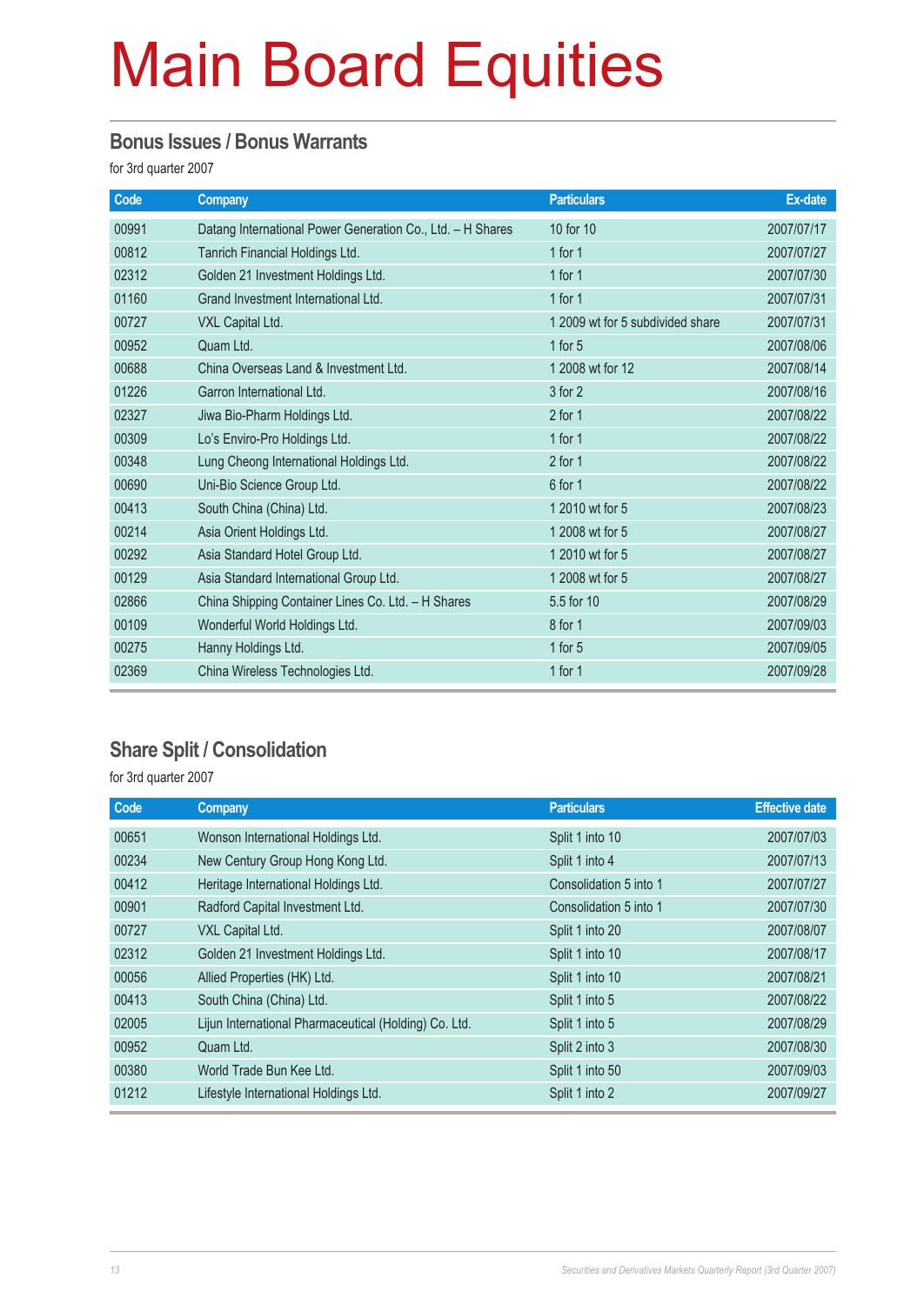# Main Board Equities

## Bonus Issues / Bonus Warrants

for 3rd quarter 2007

| Code | Company | Particulars | Ex-date |
|---|---|---|---|
| 00991 | Datang International Power Generation Co., Ltd. – H Shares | 10 for 10 | 2007/07/17 |
| 00812 | Tanrich Financial Holdings Ltd. | 1 for 1 | 2007/07/27 |
| 02312 | Golden 21 Investment Holdings Ltd. | 1 for 1 | 2007/07/30 |
| 01160 | Grand Investment International Ltd. | 1 for 1 | 2007/07/31 |
| 00727 | VXL Capital Ltd. | 1 2009 wt for 5 subdivided share | 2007/07/31 |
| 00952 | Quam Ltd. | 1 for 5 | 2007/08/06 |
| 00688 | China Overseas Land & Investment Ltd. | 1 2008 wt for 12 | 2007/08/14 |
| 01226 | Garron International Ltd. | 3 for 2 | 2007/08/16 |
| 02327 | Jiwa Bio-Pharm Holdings Ltd. | 2 for 1 | 2007/08/22 |
| 00309 | Lo's Enviro-Pro Holdings Ltd. | 1 for 1 | 2007/08/22 |
| 00348 | Lung Cheong International Holdings Ltd. | 2 for 1 | 2007/08/22 |
| 00690 | Uni-Bio Science Group Ltd. | 6 for 1 | 2007/08/22 |
| 00413 | South China (China) Ltd. | 1 2010 wt for 5 | 2007/08/23 |
| 00214 | Asia Orient Holdings Ltd. | 1 2008 wt for 5 | 2007/08/27 |
| 00292 | Asia Standard Hotel Group Ltd. | 1 2010 wt for 5 | 2007/08/27 |
| 00129 | Asia Standard International Group Ltd. | 1 2008 wt for 5 | 2007/08/27 |
| 02866 | China Shipping Container Lines Co. Ltd. – H Shares | 5.5 for 10 | 2007/08/29 |
| 00109 | Wonderful World Holdings Ltd. | 8 for 1 | 2007/09/03 |
| 00275 | Hanny Holdings Ltd. | 1 for 5 | 2007/09/05 |
| 02369 | China Wireless Technologies Ltd. | 1 for 1 | 2007/09/28 |

## Share Split / Consolidation

for 3rd quarter 2007

| Code | Company | Particulars | Effective date |
|---|---|---|---|
| 00651 | Wonson International Holdings Ltd. | Split 1 into 10 | 2007/07/03 |
| 00234 | New Century Group Hong Kong Ltd. | Split 1 into 4 | 2007/07/13 |
| 00412 | Heritage International Holdings Ltd. | Consolidation 5 into 1 | 2007/07/27 |
| 00901 | Radford Capital Investment Ltd. | Consolidation 5 into 1 | 2007/07/30 |
| 00727 | VXL Capital Ltd. | Split 1 into 20 | 2007/08/07 |
| 02312 | Golden 21 Investment Holdings Ltd. | Split 1 into 10 | 2007/08/17 |
| 00056 | Allied Properties (HK) Ltd. | Split 1 into 10 | 2007/08/21 |
| 00413 | South China (China) Ltd. | Split 1 into 5 | 2007/08/22 |
| 02005 | Lijun International Pharmaceutical (Holding) Co. Ltd. | Split 1 into 5 | 2007/08/29 |
| 00952 | Quam Ltd. | Split 2 into 3 | 2007/08/30 |
| 00380 | World Trade Bun Kee Ltd. | Split 1 into 50 | 2007/09/03 |
| 01212 | Lifestyle International Holdings Ltd. | Split 1 into 2 | 2007/09/27 |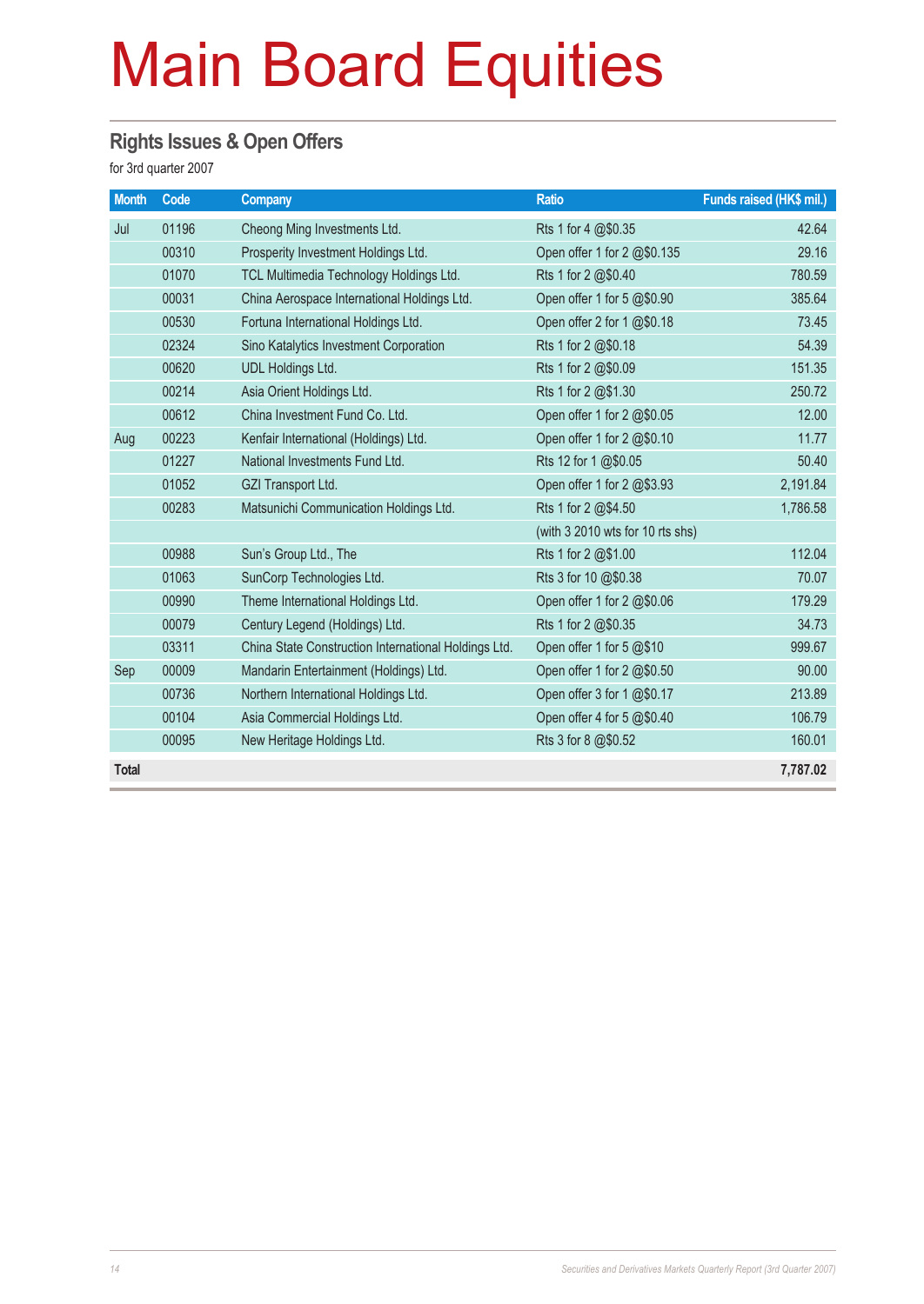# Main Board Equities

## Rights Issues & Open Offers

for 3rd quarter 2007

| Month | Code | Company | Ratio | Funds raised (HK$ mil.) |
|---|---|---|---|---|
| Jul | 01196 | Cheong Ming Investments Ltd. | Rts 1 for 4 @$0.35 | 42.64 |
| | 00310 | Prosperity Investment Holdings Ltd. | Open offer 1 for 2 @$0.135 | 29.16 |
| | 01070 | TCL Multimedia Technology Holdings Ltd. | Rts 1 for 2 @$0.40 | 780.59 |
| | 00031 | China Aerospace International Holdings Ltd. | Open offer 1 for 5 @$0.90 | 385.64 |
| | 00530 | Fortuna International Holdings Ltd. | Open offer 2 for 1 @$0.18 | 73.45 |
| | 02324 | Sino Katalytics Investment Corporation | Rts 1 for 2 @$0.18 | 54.39 |
| | 00620 | UDL Holdings Ltd. | Rts 1 for 2 @$0.09 | 151.35 |
| | 00214 | Asia Orient Holdings Ltd. | Rts 1 for 2 @$1.30 | 250.72 |
| | 00612 | China Investment Fund Co. Ltd. | Open offer 1 for 2 @$0.05 | 12.00 |
| Aug | 00223 | Kenfair International (Holdings) Ltd. | Open offer 1 for 2 @$0.10 | 11.77 |
| | 01227 | National Investments Fund Ltd. | Rts 12 for 1 @$0.05 | 50.40 |
| | 01052 | GZI Transport Ltd. | Open offer 1 for 2 @$3.93 | 2,191.84 |
| | 00283 | Matsunichi Communication Holdings Ltd. | Rts 1 for 2 @$4.50 | 1,786.58 |
| | | | (with 3 2010 wts for 10 rts shs) | |
| | 00988 | Sun's Group Ltd., The | Rts 1 for 2 @$1.00 | 112.04 |
| | 01063 | SunCorp Technologies Ltd. | Rts 3 for 10 @$0.38 | 70.07 |
| | 00990 | Theme International Holdings Ltd. | Open offer 1 for 2 @$0.06 | 179.29 |
| | 00079 | Century Legend (Holdings) Ltd. | Rts 1 for 2 @$0.35 | 34.73 |
| | 03311 | China State Construction International Holdings Ltd. | Open offer 1 for 5 @$10 | 999.67 |
| Sep | 00009 | Mandarin Entertainment (Holdings) Ltd. | Open offer 1 for 2 @$0.50 | 90.00 |
| | 00736 | Northern International Holdings Ltd. | Open offer 3 for 1 @$0.17 | 213.89 |
| | 00104 | Asia Commercial Holdings Ltd. | Open offer 4 for 5 @$0.40 | 106.79 |
| | 00095 | New Heritage Holdings Ltd. | Rts 3 for 8 @$0.52 | 160.01 |
| **Total** | | | | **7,787.02** |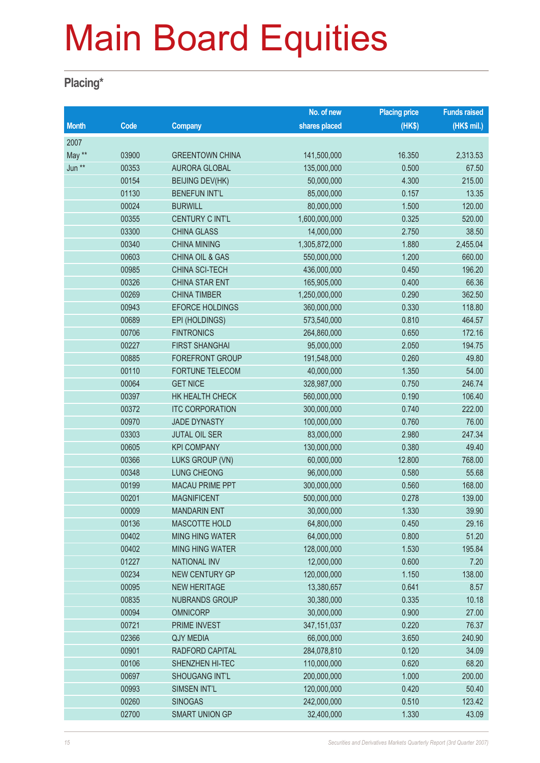# Main Board Equities

## Placing*

| Month | Code | Company | No. of new shares placed | Placing price (HK$) | Funds raised (HK$ mil.) |
|---|---|---|---|---|---|
| 2007 | | | | | |
| May ** | 03900 | GREENTOWN CHINA | 141,500,000 | 16.350 | 2,313.53 |
| Jun ** | 00353 | AURORA GLOBAL | 135,000,000 | 0.500 | 67.50 |
| | 00154 | BEIJING DEV(HK) | 50,000,000 | 4.300 | 215.00 |
| | 01130 | BENEFUN INT'L | 85,000,000 | 0.157 | 13.35 |
| | 00024 | BURWILL | 80,000,000 | 1.500 | 120.00 |
| | 00355 | CENTURY C INT'L | 1,600,000,000 | 0.325 | 520.00 |
| | 03300 | CHINA GLASS | 14,000,000 | 2.750 | 38.50 |
| | 00340 | CHINA MINING | 1,305,872,000 | 1.880 | 2,455.04 |
| | 00603 | CHINA OIL & GAS | 550,000,000 | 1.200 | 660.00 |
| | 00985 | CHINA SCI-TECH | 436,000,000 | 0.450 | 196.20 |
| | 00326 | CHINA STAR ENT | 165,905,000 | 0.400 | 66.36 |
| | 00269 | CHINA TIMBER | 1,250,000,000 | 0.290 | 362.50 |
| | 00943 | EFORCE HOLDINGS | 360,000,000 | 0.330 | 118.80 |
| | 00689 | EPI (HOLDINGS) | 573,540,000 | 0.810 | 464.57 |
| | 00706 | FINTRONICS | 264,860,000 | 0.650 | 172.16 |
| | 00227 | FIRST SHANGHAI | 95,000,000 | 2.050 | 194.75 |
| | 00885 | FOREFRONT GROUP | 191,548,000 | 0.260 | 49.80 |
| | 00110 | FORTUNE TELECOM | 40,000,000 | 1.350 | 54.00 |
| | 00064 | GET NICE | 328,987,000 | 0.750 | 246.74 |
| | 00397 | HK HEALTH CHECK | 560,000,000 | 0.190 | 106.40 |
| | 00372 | ITC CORPORATION | 300,000,000 | 0.740 | 222.00 |
| | 00970 | JADE DYNASTY | 100,000,000 | 0.760 | 76.00 |
| | 03303 | JUTAL OIL SER | 83,000,000 | 2.980 | 247.34 |
| | 00605 | KPI COMPANY | 130,000,000 | 0.380 | 49.40 |
| | 00366 | LUKS GROUP (VN) | 60,000,000 | 12.800 | 768.00 |
| | 00348 | LUNG CHEONG | 96,000,000 | 0.580 | 55.68 |
| | 00199 | MACAU PRIME PPT | 300,000,000 | 0.560 | 168.00 |
| | 00201 | MAGNIFICENT | 500,000,000 | 0.278 | 139.00 |
| | 00009 | MANDARIN ENT | 30,000,000 | 1.330 | 39.90 |
| | 00136 | MASCOTTE HOLD | 64,800,000 | 0.450 | 29.16 |
| | 00402 | MING HING WATER | 64,000,000 | 0.800 | 51.20 |
| | 00402 | MING HING WATER | 128,000,000 | 1.530 | 195.84 |
| | 01227 | NATIONAL INV | 12,000,000 | 0.600 | 7.20 |
| | 00234 | NEW CENTURY GP | 120,000,000 | 1.150 | 138.00 |
| | 00095 | NEW HERITAGE | 13,380,657 | 0.641 | 8.57 |
| | 00835 | NUBRANDS GROUP | 30,380,000 | 0.335 | 10.18 |
| | 00094 | OMNICORP | 30,000,000 | 0.900 | 27.00 |
| | 00721 | PRIME INVEST | 347,151,037 | 0.220 | 76.37 |
| | 02366 | QJY MEDIA | 66,000,000 | 3.650 | 240.90 |
| | 00901 | RADFORD CAPITAL | 284,078,810 | 0.120 | 34.09 |
| | 00106 | SHENZHEN HI-TEC | 110,000,000 | 0.620 | 68.20 |
| | 00697 | SHOUGANG INT'L | 200,000,000 | 1.000 | 200.00 |
| | 00993 | SIMSEN INT'L | 120,000,000 | 0.420 | 50.40 |
| | 00260 | SINOGAS | 242,000,000 | 0.510 | 123.42 |
| | 02700 | SMART UNION GP | 32,400,000 | 1.330 | 43.09 |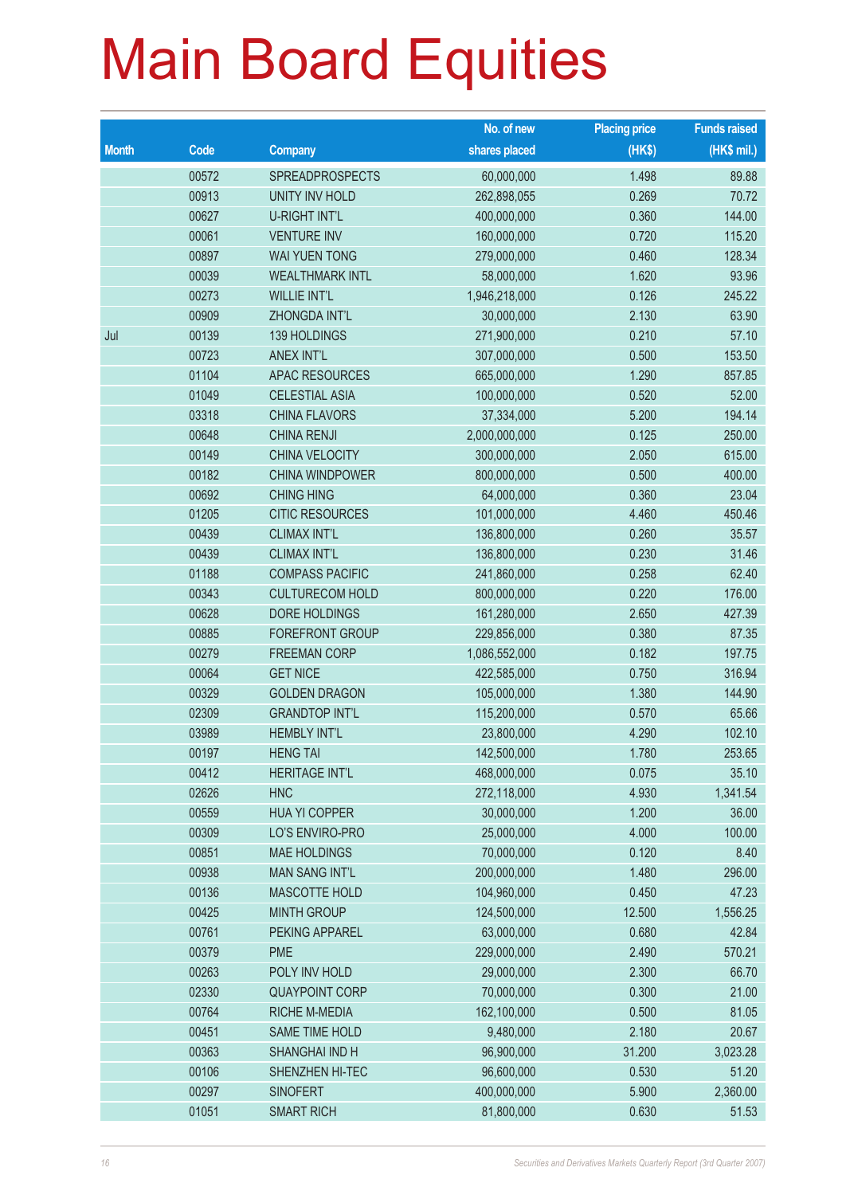# Main Board Equities

| Month | Code | Company | No. of new shares placed | Placing price (HK$) | Funds raised (HK$ mil.) |
|---|---|---|---|---|---|
| | 00572 | SPREADPROSPECTS | 60,000,000 | 1.498 | 89.88 |
| | 00913 | UNITY INV HOLD | 262,898,055 | 0.269 | 70.72 |
| | 00627 | U-RIGHT INT'L | 400,000,000 | 0.360 | 144.00 |
| | 00061 | VENTURE INV | 160,000,000 | 0.720 | 115.20 |
| | 00897 | WAI YUEN TONG | 279,000,000 | 0.460 | 128.34 |
| | 00039 | WEALTHMARK INTL | 58,000,000 | 1.620 | 93.96 |
| | 00273 | WILLIE INT'L | 1,946,218,000 | 0.126 | 245.22 |
| | 00909 | ZHONGDA INT'L | 30,000,000 | 2.130 | 63.90 |
| Jul | 00139 | 139 HOLDINGS | 271,900,000 | 0.210 | 57.10 |
| | 00723 | ANEX INT'L | 307,000,000 | 0.500 | 153.50 |
| | 01104 | APAC RESOURCES | 665,000,000 | 1.290 | 857.85 |
| | 01049 | CELESTIAL ASIA | 100,000,000 | 0.520 | 52.00 |
| | 03318 | CHINA FLAVORS | 37,334,000 | 5.200 | 194.14 |
| | 00648 | CHINA RENJI | 2,000,000,000 | 0.125 | 250.00 |
| | 00149 | CHINA VELOCITY | 300,000,000 | 2.050 | 615.00 |
| | 00182 | CHINA WINDPOWER | 800,000,000 | 0.500 | 400.00 |
| | 00692 | CHING HING | 64,000,000 | 0.360 | 23.04 |
| | 01205 | CITIC RESOURCES | 101,000,000 | 4.460 | 450.46 |
| | 00439 | CLIMAX INT'L | 136,800,000 | 0.260 | 35.57 |
| | 00439 | CLIMAX INT'L | 136,800,000 | 0.230 | 31.46 |
| | 01188 | COMPASS PACIFIC | 241,860,000 | 0.258 | 62.40 |
| | 00343 | CULTURECOM HOLD | 800,000,000 | 0.220 | 176.00 |
| | 00628 | DORE HOLDINGS | 161,280,000 | 2.650 | 427.39 |
| | 00885 | FOREFRONT GROUP | 229,856,000 | 0.380 | 87.35 |
| | 00279 | FREEMAN CORP | 1,086,552,000 | 0.182 | 197.75 |
| | 00064 | GET NICE | 422,585,000 | 0.750 | 316.94 |
| | 00329 | GOLDEN DRAGON | 105,000,000 | 1.380 | 144.90 |
| | 02309 | GRANDTOP INT'L | 115,200,000 | 0.570 | 65.66 |
| | 03989 | HEMBLY INT'L | 23,800,000 | 4.290 | 102.10 |
| | 00197 | HENG TAI | 142,500,000 | 1.780 | 253.65 |
| | 00412 | HERITAGE INT'L | 468,000,000 | 0.075 | 35.10 |
| | 02626 | HNC | 272,118,000 | 4.930 | 1,341.54 |
| | 00559 | HUA YI COPPER | 30,000,000 | 1.200 | 36.00 |
| | 00309 | LO'S ENVIRO-PRO | 25,000,000 | 4.000 | 100.00 |
| | 00851 | MAE HOLDINGS | 70,000,000 | 0.120 | 8.40 |
| | 00938 | MAN SANG INT'L | 200,000,000 | 1.480 | 296.00 |
| | 00136 | MASCOTTE HOLD | 104,960,000 | 0.450 | 47.23 |
| | 00425 | MINTH GROUP | 124,500,000 | 12.500 | 1,556.25 |
| | 00761 | PEKING APPAREL | 63,000,000 | 0.680 | 42.84 |
| | 00379 | PME | 229,000,000 | 2.490 | 570.21 |
| | 00263 | POLY INV HOLD | 29,000,000 | 2.300 | 66.70 |
| | 02330 | QUAYPOINT CORP | 70,000,000 | 0.300 | 21.00 |
| | 00764 | RICHE M-MEDIA | 162,100,000 | 0.500 | 81.05 |
| | 00451 | SAME TIME HOLD | 9,480,000 | 2.180 | 20.67 |
| | 00363 | SHANGHAI IND H | 96,900,000 | 31.200 | 3,023.28 |
| | 00106 | SHENZHEN HI-TEC | 96,600,000 | 0.530 | 51.20 |
| | 00297 | SINOFERT | 400,000,000 | 5.900 | 2,360.00 |
| | 01051 | SMART RICH | 81,800,000 | 0.630 | 51.53 |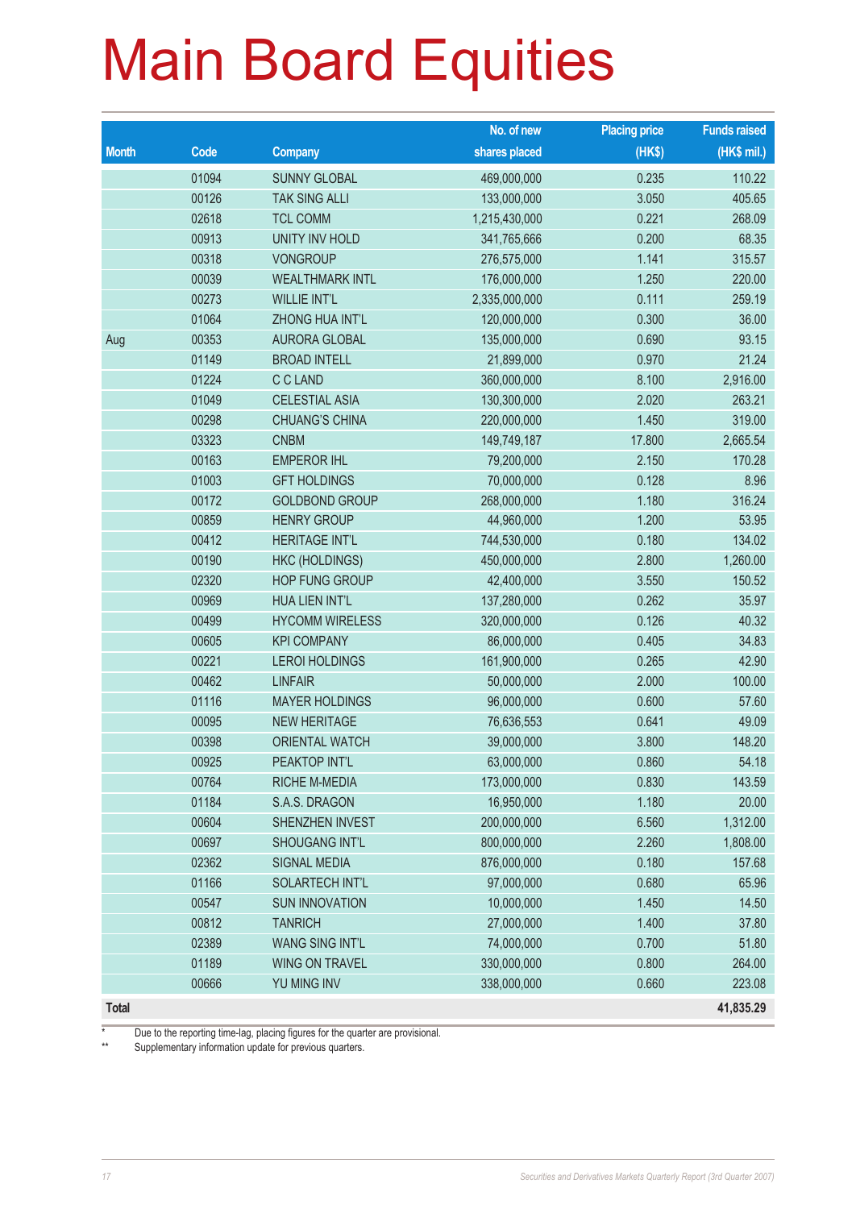# Main Board Equities

| Month | Code | Company | No. of new shares placed | Placing price (HK$) | Funds raised (HK$ mil.) |
|---|---|---|---|---|---|
| | 01094 | SUNNY GLOBAL | 469,000,000 | 0.235 | 110.22 |
| | 00126 | TAK SING ALLI | 133,000,000 | 3.050 | 405.65 |
| | 02618 | TCL COMM | 1,215,430,000 | 0.221 | 268.09 |
| | 00913 | UNITY INV HOLD | 341,765,666 | 0.200 | 68.35 |
| | 00318 | VONGROUP | 276,575,000 | 1.141 | 315.57 |
| | 00039 | WEALTHMARK INTL | 176,000,000 | 1.250 | 220.00 |
| | 00273 | WILLIE INT'L | 2,335,000,000 | 0.111 | 259.19 |
| | 01064 | ZHONG HUA INT'L | 120,000,000 | 0.300 | 36.00 |
| Aug | 00353 | AURORA GLOBAL | 135,000,000 | 0.690 | 93.15 |
| | 01149 | BROAD INTELL | 21,899,000 | 0.970 | 21.24 |
| | 01224 | C C LAND | 360,000,000 | 8.100 | 2,916.00 |
| | 01049 | CELESTIAL ASIA | 130,300,000 | 2.020 | 263.21 |
| | 00298 | CHUANG'S CHINA | 220,000,000 | 1.450 | 319.00 |
| | 03323 | CNBM | 149,749,187 | 17.800 | 2,665.54 |
| | 00163 | EMPEROR IHL | 79,200,000 | 2.150 | 170.28 |
| | 01003 | GFT HOLDINGS | 70,000,000 | 0.128 | 8.96 |
| | 00172 | GOLDBOND GROUP | 268,000,000 | 1.180 | 316.24 |
| | 00859 | HENRY GROUP | 44,960,000 | 1.200 | 53.95 |
| | 00412 | HERITAGE INT'L | 744,530,000 | 0.180 | 134.02 |
| | 00190 | HKC (HOLDINGS) | 450,000,000 | 2.800 | 1,260.00 |
| | 02320 | HOP FUNG GROUP | 42,400,000 | 3.550 | 150.52 |
| | 00969 | HUA LIEN INT'L | 137,280,000 | 0.262 | 35.97 |
| | 00499 | HYCOMM WIRELESS | 320,000,000 | 0.126 | 40.32 |
| | 00605 | KPI COMPANY | 86,000,000 | 0.405 | 34.83 |
| | 00221 | LEROI HOLDINGS | 161,900,000 | 0.265 | 42.90 |
| | 00462 | LINFAIR | 50,000,000 | 2.000 | 100.00 |
| | 01116 | MAYER HOLDINGS | 96,000,000 | 0.600 | 57.60 |
| | 00095 | NEW HERITAGE | 76,636,553 | 0.641 | 49.09 |
| | 00398 | ORIENTAL WATCH | 39,000,000 | 3.800 | 148.20 |
| | 00925 | PEAKTOP INT'L | 63,000,000 | 0.860 | 54.18 |
| | 00764 | RICHE M-MEDIA | 173,000,000 | 0.830 | 143.59 |
| | 01184 | S.A.S. DRAGON | 16,950,000 | 1.180 | 20.00 |
| | 00604 | SHENZHEN INVEST | 200,000,000 | 6.560 | 1,312.00 |
| | 00697 | SHOUGANG INT'L | 800,000,000 | 2.260 | 1,808.00 |
| | 02362 | SIGNAL MEDIA | 876,000,000 | 0.180 | 157.68 |
| | 01166 | SOLARTECH INT'L | 97,000,000 | 0.680 | 65.96 |
| | 00547 | SUN INNOVATION | 10,000,000 | 1.450 | 14.50 |
| | 00812 | TANRICH | 27,000,000 | 1.400 | 37.80 |
| | 02389 | WANG SING INT'L | 74,000,000 | 0.700 | 51.80 |
| | 01189 | WING ON TRAVEL | 330,000,000 | 0.800 | 264.00 |
| | 00666 | YU MING INV | 338,000,000 | 0.660 | 223.08 |
| **Total** | | | | | **41,835.29** |

\* Due to the reporting time-lag, placing figures for the quarter are provisional.

\*\* Supplementary information update for previous quarters.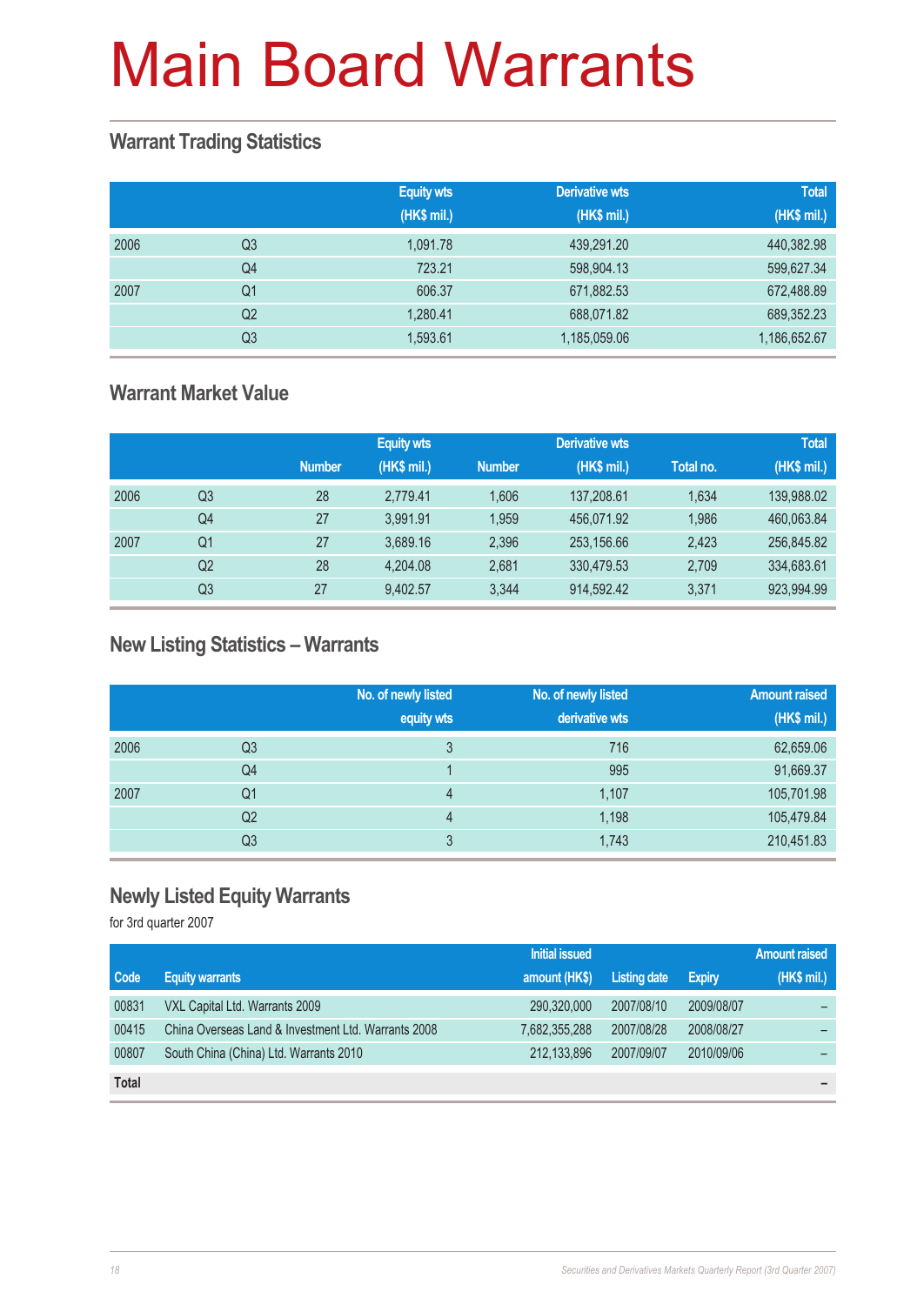# Main Board Warrants

## Warrant Trading Statistics

| | | Equity wts (HK$ mil.) | Derivative wts (HK$ mil.) | Total (HK$ mil.) |
|---|---|---|---|---|
| 2006 | Q3 | 1,091.78 | 439,291.20 | 440,382.98 |
| | Q4 | 723.21 | 598,904.13 | 599,627.34 |
| 2007 | Q1 | 606.37 | 671,882.53 | 672,488.89 |
| | Q2 | 1,280.41 | 688,071.82 | 689,352.23 |
| | Q3 | 1,593.61 | 1,185,059.06 | 1,186,652.67 |

## Warrant Market Value

| | | Equity wts | | Derivative wts | | Total | |
|---|---|---|---|---|---|---|---|
| | | Number | (HK$ mil.) | Number | (HK$ mil.) | Total no. | (HK$ mil.) |
| 2006 | Q3 | 28 | 2,779.41 | 1,606 | 137,208.61 | 1,634 | 139,988.02 |
| | Q4 | 27 | 3,991.91 | 1,959 | 456,071.92 | 1,986 | 460,063.84 |
| 2007 | Q1 | 27 | 3,689.16 | 2,396 | 253,156.66 | 2,423 | 256,845.82 |
| | Q2 | 28 | 4,204.08 | 2,681 | 330,479.53 | 2,709 | 334,683.61 |
| | Q3 | 27 | 9,402.57 | 3,344 | 914,592.42 | 3,371 | 923,994.99 |

## New Listing Statistics – Warrants

| | | No. of newly listed equity wts | No. of newly listed derivative wts | Amount raised (HK$ mil.) |
|---|---|---|---|---|
| 2006 | Q3 | 3 | 716 | 62,659.06 |
| | Q4 | 1 | 995 | 91,669.37 |
| 2007 | Q1 | 4 | 1,107 | 105,701.98 |
| | Q2 | 4 | 1,198 | 105,479.84 |
| | Q3 | 3 | 1,743 | 210,451.83 |

## Newly Listed Equity Warrants

for 3rd quarter 2007

| Code | Equity warrants | Initial issued amount (HK$) | Listing date | Expiry | Amount raised (HK$ mil.) |
|---|---|---|---|---|---|
| 00831 | VXL Capital Ltd. Warrants 2009 | 290,320,000 | 2007/08/10 | 2009/08/07 | – |
| 00415 | China Overseas Land & Investment Ltd. Warrants 2008 | 7,682,355,288 | 2007/08/28 | 2008/08/27 | – |
| 00807 | South China (China) Ltd. Warrants 2010 | 212,133,896 | 2007/09/07 | 2010/09/06 | – |
| **Total** | | | | | – |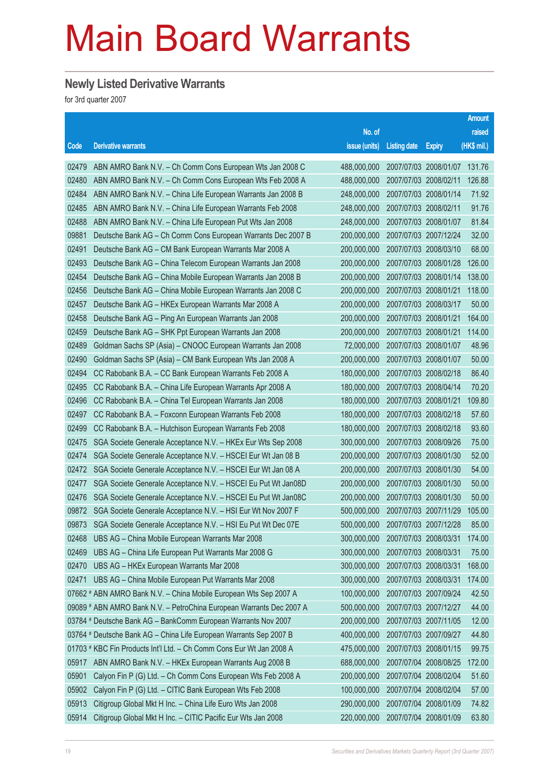# Main Board Warrants

## Newly Listed Derivative Warrants

for 3rd quarter 2007

| Code | Derivative warrants | No. of issue (units) | Listing date | Expiry | Amount raised (HK$ mil.) |
|---|---|---|---|---|---|
| 02479 | ABN AMRO Bank N.V. – Ch Comm Cons European Wts Jan 2008 C | 488,000,000 | 2007/07/03 | 2008/01/07 | 131.76 |
| 02480 | ABN AMRO Bank N.V. – Ch Comm Cons European Wts Feb 2008 A | 488,000,000 | 2007/07/03 | 2008/02/11 | 126.88 |
| 02484 | ABN AMRO Bank N.V. – China Life European Warrants Jan 2008 B | 248,000,000 | 2007/07/03 | 2008/01/14 | 71.92 |
| 02485 | ABN AMRO Bank N.V. – China Life European Warrants Feb 2008 | 248,000,000 | 2007/07/03 | 2008/02/11 | 91.76 |
| 02488 | ABN AMRO Bank N.V. – China Life European Put Wts Jan 2008 | 248,000,000 | 2007/07/03 | 2008/01/07 | 81.84 |
| 09881 | Deutsche Bank AG – Ch Comm Cons European Warrants Dec 2007 B | 200,000,000 | 2007/07/03 | 2007/12/24 | 32.00 |
| 02491 | Deutsche Bank AG – CM Bank European Warrants Mar 2008 A | 200,000,000 | 2007/07/03 | 2008/03/10 | 68.00 |
| 02493 | Deutsche Bank AG – China Telecom European Warrants Jan 2008 | 200,000,000 | 2007/07/03 | 2008/01/28 | 126.00 |
| 02454 | Deutsche Bank AG – China Mobile European Warrants Jan 2008 B | 200,000,000 | 2007/07/03 | 2008/01/14 | 138.00 |
| 02456 | Deutsche Bank AG – China Mobile European Warrants Jan 2008 C | 200,000,000 | 2007/07/03 | 2008/01/21 | 118.00 |
| 02457 | Deutsche Bank AG – HKEx European Warrants Mar 2008 A | 200,000,000 | 2007/07/03 | 2008/03/17 | 50.00 |
| 02458 | Deutsche Bank AG – Ping An European Warrants Jan 2008 | 200,000,000 | 2007/07/03 | 2008/01/21 | 164.00 |
| 02459 | Deutsche Bank AG – SHK Ppt European Warrants Jan 2008 | 200,000,000 | 2007/07/03 | 2008/01/21 | 114.00 |
| 02489 | Goldman Sachs SP (Asia) – CNOOC European Warrants Jan 2008 | 72,000,000 | 2007/07/03 | 2008/01/07 | 48.96 |
| 02490 | Goldman Sachs SP (Asia) – CM Bank European Wts Jan 2008 A | 200,000,000 | 2007/07/03 | 2008/01/07 | 50.00 |
| 02494 | CC Rabobank B.A. – CC Bank European Warrants Feb 2008 A | 180,000,000 | 2007/07/03 | 2008/02/18 | 86.40 |
| 02495 | CC Rabobank B.A. – China Life European Warrants Apr 2008 A | 180,000,000 | 2007/07/03 | 2008/04/14 | 70.20 |
| 02496 | CC Rabobank B.A. – China Tel European Warrants Jan 2008 | 180,000,000 | 2007/07/03 | 2008/01/21 | 109.80 |
| 02497 | CC Rabobank B.A. – Foxconn European Warrants Feb 2008 | 180,000,000 | 2007/07/03 | 2008/02/18 | 57.60 |
| 02499 | CC Rabobank B.A. – Hutchison European Warrants Feb 2008 | 180,000,000 | 2007/07/03 | 2008/02/18 | 93.60 |
| 02475 | SGA Societe Generale Acceptance N.V. – HKEx Eur Wts Sep 2008 | 300,000,000 | 2007/07/03 | 2008/09/26 | 75.00 |
| 02474 | SGA Societe Generale Acceptance N.V. – HSCEI Eur Wt Jan 08 B | 200,000,000 | 2007/07/03 | 2008/01/30 | 52.00 |
| 02472 | SGA Societe Generale Acceptance N.V. – HSCEI Eur Wt Jan 08 A | 200,000,000 | 2007/07/03 | 2008/01/30 | 54.00 |
| 02477 | SGA Societe Generale Acceptance N.V. – HSCEI Eu Put Wt Jan08D | 200,000,000 | 2007/07/03 | 2008/01/30 | 50.00 |
| 02476 | SGA Societe Generale Acceptance N.V. – HSCEI Eu Put Wt Jan08C | 200,000,000 | 2007/07/03 | 2008/01/30 | 50.00 |
| 09872 | SGA Societe Generale Acceptance N.V. – HSI Eur Wt Nov 2007 F | 500,000,000 | 2007/07/03 | 2007/11/29 | 105.00 |
| 09873 | SGA Societe Generale Acceptance N.V. – HSI Eu Put Wt Dec 07E | 500,000,000 | 2007/07/03 | 2007/12/28 | 85.00 |
| 02468 | UBS AG – China Mobile European Warrants Mar 2008 | 300,000,000 | 2007/07/03 | 2008/03/31 | 174.00 |
| 02469 | UBS AG – China Life European Put Warrants Mar 2008 G | 300,000,000 | 2007/07/03 | 2008/03/31 | 75.00 |
| 02470 | UBS AG – HKEx European Warrants Mar 2008 | 300,000,000 | 2007/07/03 | 2008/03/31 | 168.00 |
| 02471 | UBS AG – China Mobile European Put Warrants Mar 2008 | 300,000,000 | 2007/07/03 | 2008/03/31 | 174.00 |
| 07662 # | ABN AMRO Bank N.V. – China Mobile European Wts Sep 2007 A | 100,000,000 | 2007/07/03 | 2007/09/24 | 42.50 |
| 09089 # | ABN AMRO Bank N.V. – PetroChina European Warrants Dec 2007 A | 500,000,000 | 2007/07/03 | 2007/12/27 | 44.00 |
| 03784 # | Deutsche Bank AG – BankComm European Warrants Nov 2007 | 200,000,000 | 2007/07/03 | 2007/11/05 | 12.00 |
| 03764 # | Deutsche Bank AG – China Life European Warrants Sep 2007 B | 400,000,000 | 2007/07/03 | 2007/09/27 | 44.80 |
| 01703 # | KBC Fin Products Int'l Ltd. – Ch Comm Cons Eur Wt Jan 2008 A | 475,000,000 | 2007/07/03 | 2008/01/15 | 99.75 |
| 05917 | ABN AMRO Bank N.V. – HKEx European Warrants Aug 2008 B | 688,000,000 | 2007/07/04 | 2008/08/25 | 172.00 |
| 05901 | Calyon Fin P (G) Ltd. – Ch Comm Cons European Wts Feb 2008 A | 200,000,000 | 2007/07/04 | 2008/02/04 | 51.60 |
| 05902 | Calyon Fin P (G) Ltd. – CITIC Bank European Wts Feb 2008 | 100,000,000 | 2007/07/04 | 2008/02/04 | 57.00 |
| 05913 | Citigroup Global Mkt H Inc. – China Life Euro Wts Jan 2008 | 290,000,000 | 2007/07/04 | 2008/01/09 | 74.82 |
| 05914 | Citigroup Global Mkt H Inc. – CITIC Pacific Eur Wts Jan 2008 | 220,000,000 | 2007/07/04 | 2008/01/09 | 63.80 |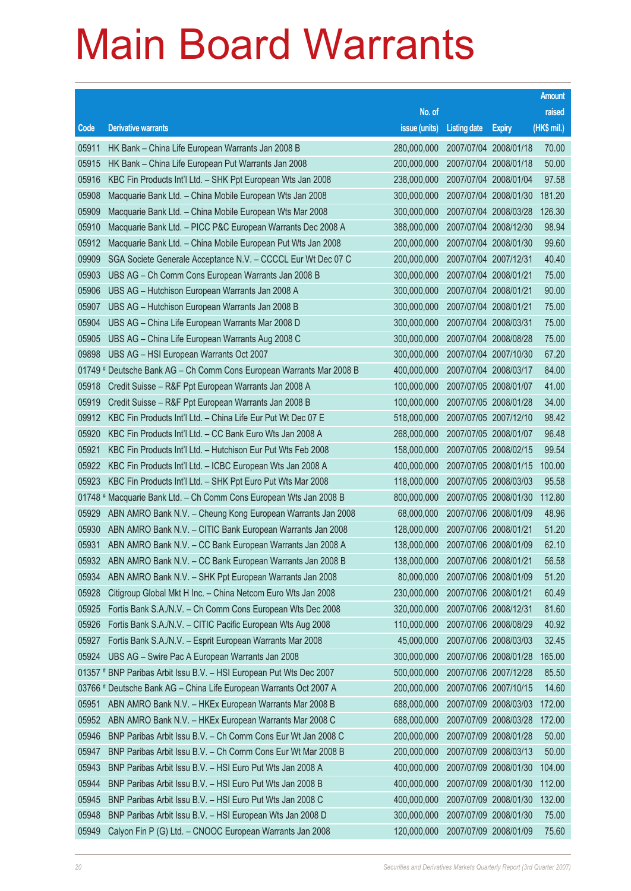# Main Board Warrants

| Code | Derivative warrants | No. of issue (units) | Listing date | Expiry | Amount raised (HK$ mil.) |
|---|---|---|---|---|---|
| 05911 | HK Bank – China Life European Warrants Jan 2008 B | 280,000,000 | 2007/07/04 | 2008/01/18 | 70.00 |
| 05915 | HK Bank – China Life European Put Warrants Jan 2008 | 200,000,000 | 2007/07/04 | 2008/01/18 | 50.00 |
| 05916 | KBC Fin Products Int'l Ltd. – SHK Ppt European Wts Jan 2008 | 238,000,000 | 2007/07/04 | 2008/01/04 | 97.58 |
| 05908 | Macquarie Bank Ltd. – China Mobile European Wts Jan 2008 | 300,000,000 | 2007/07/04 | 2008/01/30 | 181.20 |
| 05909 | Macquarie Bank Ltd. – China Mobile European Wts Mar 2008 | 300,000,000 | 2007/07/04 | 2008/03/28 | 126.30 |
| 05910 | Macquarie Bank Ltd. – PICC P&C European Warrants Dec 2008 A | 388,000,000 | 2007/07/04 | 2008/12/30 | 98.94 |
| 05912 | Macquarie Bank Ltd. – China Mobile European Put Wts Jan 2008 | 200,000,000 | 2007/07/04 | 2008/01/30 | 99.60 |
| 09909 | SGA Societe Generale Acceptance N.V. – CCCCL Eur Wt Dec 07 C | 200,000,000 | 2007/07/04 | 2007/12/31 | 40.40 |
| 05903 | UBS AG – Ch Comm Cons European Warrants Jan 2008 B | 300,000,000 | 2007/07/04 | 2008/01/21 | 75.00 |
| 05906 | UBS AG – Hutchison European Warrants Jan 2008 A | 300,000,000 | 2007/07/04 | 2008/01/21 | 90.00 |
| 05907 | UBS AG – Hutchison European Warrants Jan 2008 B | 300,000,000 | 2007/07/04 | 2008/01/21 | 75.00 |
| 05904 | UBS AG – China Life European Warrants Mar 2008 D | 300,000,000 | 2007/07/04 | 2008/03/31 | 75.00 |
| 05905 | UBS AG – China Life European Warrants Aug 2008 C | 300,000,000 | 2007/07/04 | 2008/08/28 | 75.00 |
| 09898 | UBS AG – HSI European Warrants Oct 2007 | 300,000,000 | 2007/07/04 | 2007/10/30 | 67.20 |
| 01749 # | Deutsche Bank AG – Ch Comm Cons European Warrants Mar 2008 B | 400,000,000 | 2007/07/04 | 2008/03/17 | 84.00 |
| 05918 | Credit Suisse – R&F Ppt European Warrants Jan 2008 A | 100,000,000 | 2007/07/05 | 2008/01/07 | 41.00 |
| 05919 | Credit Suisse – R&F Ppt European Warrants Jan 2008 B | 100,000,000 | 2007/07/05 | 2008/01/28 | 34.00 |
| 09912 | KBC Fin Products Int'l Ltd. – China Life Eur Put Wt Dec 07 E | 518,000,000 | 2007/07/05 | 2007/12/10 | 98.42 |
| 05920 | KBC Fin Products Int'l Ltd. – CC Bank Euro Wts Jan 2008 A | 268,000,000 | 2007/07/05 | 2008/01/07 | 96.48 |
| 05921 | KBC Fin Products Int'l Ltd. – Hutchison Eur Put Wts Feb 2008 | 158,000,000 | 2007/07/05 | 2008/02/15 | 99.54 |
| 05922 | KBC Fin Products Int'l Ltd. – ICBC European Wts Jan 2008 A | 400,000,000 | 2007/07/05 | 2008/01/15 | 100.00 |
| 05923 | KBC Fin Products Int'l Ltd. – SHK Ppt Euro Put Wts Mar 2008 | 118,000,000 | 2007/07/05 | 2008/03/03 | 95.58 |
| 01748 # | Macquarie Bank Ltd. – Ch Comm Cons European Wts Jan 2008 B | 800,000,000 | 2007/07/05 | 2008/01/30 | 112.80 |
| 05929 | ABN AMRO Bank N.V. – Cheung Kong European Warrants Jan 2008 | 68,000,000 | 2007/07/06 | 2008/01/09 | 48.96 |
| 05930 | ABN AMRO Bank N.V. – CITIC Bank European Warrants Jan 2008 | 128,000,000 | 2007/07/06 | 2008/01/21 | 51.20 |
| 05931 | ABN AMRO Bank N.V. – CC Bank European Warrants Jan 2008 A | 138,000,000 | 2007/07/06 | 2008/01/09 | 62.10 |
| 05932 | ABN AMRO Bank N.V. – CC Bank European Warrants Jan 2008 B | 138,000,000 | 2007/07/06 | 2008/01/21 | 56.58 |
| 05934 | ABN AMRO Bank N.V. – SHK Ppt European Warrants Jan 2008 | 80,000,000 | 2007/07/06 | 2008/01/09 | 51.20 |
| 05928 | Citigroup Global Mkt H Inc. – China Netcom Euro Wts Jan 2008 | 230,000,000 | 2007/07/06 | 2008/01/21 | 60.49 |
| 05925 | Fortis Bank S.A./N.V. – Ch Comm Cons European Wts Dec 2008 | 320,000,000 | 2007/07/06 | 2008/12/31 | 81.60 |
| 05926 | Fortis Bank S.A./N.V. – CITIC Pacific European Wts Aug 2008 | 110,000,000 | 2007/07/06 | 2008/08/29 | 40.92 |
| 05927 | Fortis Bank S.A./N.V. – Esprit European Warrants Mar 2008 | 45,000,000 | 2007/07/06 | 2008/03/03 | 32.45 |
| 05924 | UBS AG – Swire Pac A European Warrants Jan 2008 | 300,000,000 | 2007/07/06 | 2008/01/28 | 165.00 |
| 01357 # | BNP Paribas Arbit Issu B.V. – HSI European Put Wts Dec 2007 | 500,000,000 | 2007/07/06 | 2007/12/28 | 85.50 |
| 03766 # | Deutsche Bank AG – China Life European Warrants Oct 2007 A | 200,000,000 | 2007/07/06 | 2007/10/15 | 14.60 |
| 05951 | ABN AMRO Bank N.V. – HKEx European Warrants Mar 2008 B | 688,000,000 | 2007/07/09 | 2008/03/03 | 172.00 |
| 05952 | ABN AMRO Bank N.V. – HKEx European Warrants Mar 2008 C | 688,000,000 | 2007/07/09 | 2008/03/28 | 172.00 |
| 05946 | BNP Paribas Arbit Issu B.V. – Ch Comm Cons Eur Wt Jan 2008 C | 200,000,000 | 2007/07/09 | 2008/01/28 | 50.00 |
| 05947 | BNP Paribas Arbit Issu B.V. – Ch Comm Cons Eur Wt Mar 2008 B | 200,000,000 | 2007/07/09 | 2008/03/13 | 50.00 |
| 05943 | BNP Paribas Arbit Issu B.V. – HSI Euro Put Wts Jan 2008 A | 400,000,000 | 2007/07/09 | 2008/01/30 | 104.00 |
| 05944 | BNP Paribas Arbit Issu B.V. – HSI Euro Put Wts Jan 2008 B | 400,000,000 | 2007/07/09 | 2008/01/30 | 112.00 |
| 05945 | BNP Paribas Arbit Issu B.V. – HSI Euro Put Wts Jan 2008 C | 400,000,000 | 2007/07/09 | 2008/01/30 | 132.00 |
| 05948 | BNP Paribas Arbit Issu B.V. – HSI European Wts Jan 2008 D | 300,000,000 | 2007/07/09 | 2008/01/30 | 75.00 |
| 05949 | Calyon Fin P (G) Ltd. – CNOOC European Warrants Jan 2008 | 120,000,000 | 2007/07/09 | 2008/01/09 | 75.60 |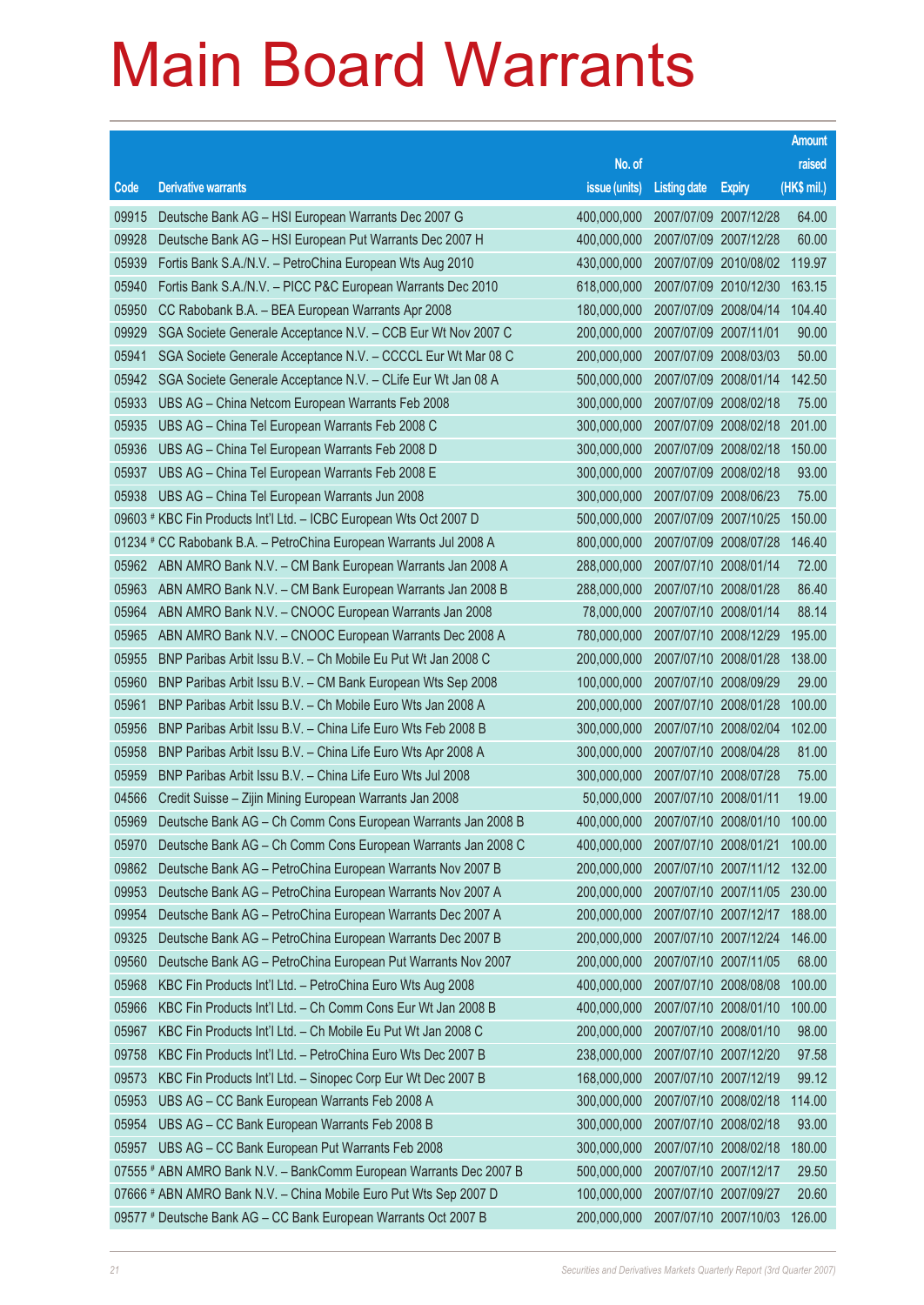# Main Board Warrants

| Code | Derivative warrants | No. of issue (units) | Listing date | Expiry | Amount raised (HK$ mil.) |
|---|---|---|---|---|---|
| 09915 | Deutsche Bank AG – HSI European Warrants Dec 2007 G | 400,000,000 | 2007/07/09 | 2007/12/28 | 64.00 |
| 09928 | Deutsche Bank AG – HSI European Put Warrants Dec 2007 H | 400,000,000 | 2007/07/09 | 2007/12/28 | 60.00 |
| 05939 | Fortis Bank S.A./N.V. – PetroChina European Wts Aug 2010 | 430,000,000 | 2007/07/09 | 2010/08/02 | 119.97 |
| 05940 | Fortis Bank S.A./N.V. – PICC P&C European Warrants Dec 2010 | 618,000,000 | 2007/07/09 | 2010/12/30 | 163.15 |
| 05950 | CC Rabobank B.A. – BEA European Warrants Apr 2008 | 180,000,000 | 2007/07/09 | 2008/04/14 | 104.40 |
| 09929 | SGA Societe Generale Acceptance N.V. – CCB Eur Wt Nov 2007 C | 200,000,000 | 2007/07/09 | 2007/11/01 | 90.00 |
| 05941 | SGA Societe Generale Acceptance N.V. – CCCCL Eur Wt Mar 08 C | 200,000,000 | 2007/07/09 | 2008/03/03 | 50.00 |
| 05942 | SGA Societe Generale Acceptance N.V. – CLife Eur Wt Jan 08 A | 500,000,000 | 2007/07/09 | 2008/01/14 | 142.50 |
| 05933 | UBS AG – China Netcom European Warrants Feb 2008 | 300,000,000 | 2007/07/09 | 2008/02/18 | 75.00 |
| 05935 | UBS AG – China Tel European Warrants Feb 2008 C | 300,000,000 | 2007/07/09 | 2008/02/18 | 201.00 |
| 05936 | UBS AG – China Tel European Warrants Feb 2008 D | 300,000,000 | 2007/07/09 | 2008/02/18 | 150.00 |
| 05937 | UBS AG – China Tel European Warrants Feb 2008 E | 300,000,000 | 2007/07/09 | 2008/02/18 | 93.00 |
| 05938 | UBS AG – China Tel European Warrants Jun 2008 | 300,000,000 | 2007/07/09 | 2008/06/23 | 75.00 |
| 09603 # | KBC Fin Products Int'l Ltd. – ICBC European Wts Oct 2007 D | 500,000,000 | 2007/07/09 | 2007/10/25 | 150.00 |
| 01234 # | CC Rabobank B.A. – PetroChina European Warrants Jul 2008 A | 800,000,000 | 2007/07/09 | 2008/07/28 | 146.40 |
| 05962 | ABN AMRO Bank N.V. – CM Bank European Warrants Jan 2008 A | 288,000,000 | 2007/07/10 | 2008/01/14 | 72.00 |
| 05963 | ABN AMRO Bank N.V. – CM Bank European Warrants Jan 2008 B | 288,000,000 | 2007/07/10 | 2008/01/28 | 86.40 |
| 05964 | ABN AMRO Bank N.V. – CNOOC European Warrants Jan 2008 | 78,000,000 | 2007/07/10 | 2008/01/14 | 88.14 |
| 05965 | ABN AMRO Bank N.V. – CNOOC European Warrants Dec 2008 A | 780,000,000 | 2007/07/10 | 2008/12/29 | 195.00 |
| 05955 | BNP Paribas Arbit Issu B.V. – Ch Mobile Eu Put Wt Jan 2008 C | 200,000,000 | 2007/07/10 | 2008/01/28 | 138.00 |
| 05960 | BNP Paribas Arbit Issu B.V. – CM Bank European Wts Sep 2008 | 100,000,000 | 2007/07/10 | 2008/09/29 | 29.00 |
| 05961 | BNP Paribas Arbit Issu B.V. – Ch Mobile Euro Wts Jan 2008 A | 200,000,000 | 2007/07/10 | 2008/01/28 | 100.00 |
| 05956 | BNP Paribas Arbit Issu B.V. – China Life Euro Wts Feb 2008 B | 300,000,000 | 2007/07/10 | 2008/02/04 | 102.00 |
| 05958 | BNP Paribas Arbit Issu B.V. – China Life Euro Wts Apr 2008 A | 300,000,000 | 2007/07/10 | 2008/04/28 | 81.00 |
| 05959 | BNP Paribas Arbit Issu B.V. – China Life Euro Wts Jul 2008 | 300,000,000 | 2007/07/10 | 2008/07/28 | 75.00 |
| 04566 | Credit Suisse – Zijin Mining European Warrants Jan 2008 | 50,000,000 | 2007/07/10 | 2008/01/11 | 19.00 |
| 05969 | Deutsche Bank AG – Ch Comm Cons European Warrants Jan 2008 B | 400,000,000 | 2007/07/10 | 2008/01/10 | 100.00 |
| 05970 | Deutsche Bank AG – Ch Comm Cons European Warrants Jan 2008 C | 400,000,000 | 2007/07/10 | 2008/01/21 | 100.00 |
| 09862 | Deutsche Bank AG – PetroChina European Warrants Nov 2007 B | 200,000,000 | 2007/07/10 | 2007/11/12 | 132.00 |
| 09953 | Deutsche Bank AG – PetroChina European Warrants Nov 2007 A | 200,000,000 | 2007/07/10 | 2007/11/05 | 230.00 |
| 09954 | Deutsche Bank AG – PetroChina European Warrants Dec 2007 A | 200,000,000 | 2007/07/10 | 2007/12/17 | 188.00 |
| 09325 | Deutsche Bank AG – PetroChina European Warrants Dec 2007 B | 200,000,000 | 2007/07/10 | 2007/12/24 | 146.00 |
| 09560 | Deutsche Bank AG – PetroChina European Put Warrants Nov 2007 | 200,000,000 | 2007/07/10 | 2007/11/05 | 68.00 |
| 05968 | KBC Fin Products Int'l Ltd. – PetroChina Euro Wts Aug 2008 | 400,000,000 | 2007/07/10 | 2008/08/08 | 100.00 |
| 05966 | KBC Fin Products Int'l Ltd. – Ch Comm Cons Eur Wt Jan 2008 B | 400,000,000 | 2007/07/10 | 2008/01/10 | 100.00 |
| 05967 | KBC Fin Products Int'l Ltd. – Ch Mobile Eu Put Wt Jan 2008 C | 200,000,000 | 2007/07/10 | 2008/01/10 | 98.00 |
| 09758 | KBC Fin Products Int'l Ltd. – PetroChina Euro Wts Dec 2007 B | 238,000,000 | 2007/07/10 | 2007/12/20 | 97.58 |
| 09573 | KBC Fin Products Int'l Ltd. – Sinopec Corp Eur Wt Dec 2007 B | 168,000,000 | 2007/07/10 | 2007/12/19 | 99.12 |
| 05953 | UBS AG – CC Bank European Warrants Feb 2008 A | 300,000,000 | 2007/07/10 | 2008/02/18 | 114.00 |
| 05954 | UBS AG – CC Bank European Warrants Feb 2008 B | 300,000,000 | 2007/07/10 | 2008/02/18 | 93.00 |
| 05957 | UBS AG – CC Bank European Put Warrants Feb 2008 | 300,000,000 | 2007/07/10 | 2008/02/18 | 180.00 |
| 07555 # | ABN AMRO Bank N.V. – BankComm European Warrants Dec 2007 B | 500,000,000 | 2007/07/10 | 2007/12/17 | 29.50 |
| 07666 # | ABN AMRO Bank N.V. – China Mobile Euro Put Wts Sep 2007 D | 100,000,000 | 2007/07/10 | 2007/09/27 | 20.60 |
| 09577 # | Deutsche Bank AG – CC Bank European Warrants Oct 2007 B | 200,000,000 | 2007/07/10 | 2007/10/03 | 126.00 |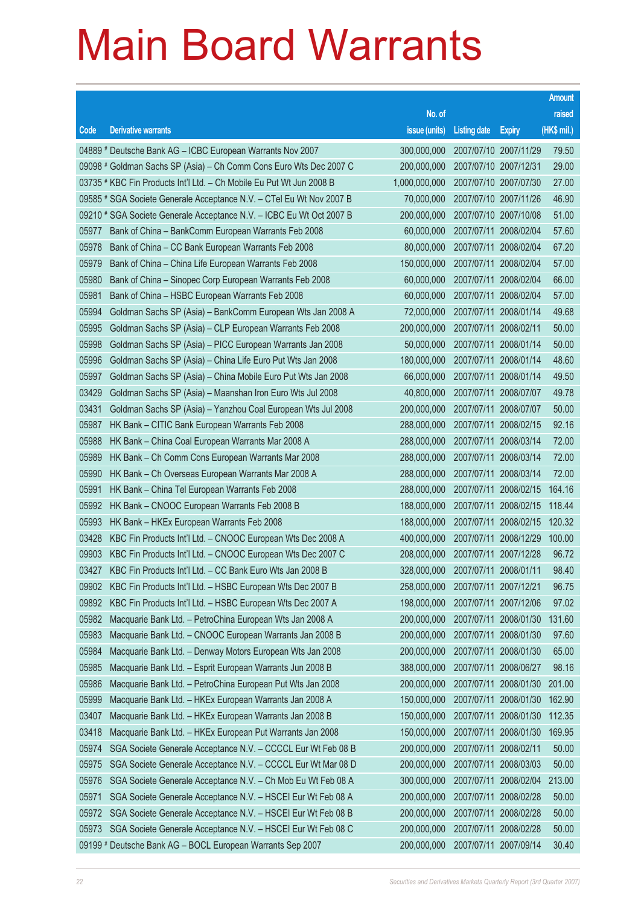# Main Board Warrants

| Code | Derivative warrants | No. of issue (units) | Listing date | Expiry | Amount raised (HK$ mil.) |
|---|---|---|---|---|---|
| 04889 # | Deutsche Bank AG – ICBC European Warrants Nov 2007 | 300,000,000 | 2007/07/10 | 2007/11/29 | 79.50 |
| 09098 # | Goldman Sachs SP (Asia) – Ch Comm Cons Euro Wts Dec 2007 C | 200,000,000 | 2007/07/10 | 2007/12/31 | 29.00 |
| 03735 # | KBC Fin Products Int'l Ltd. – Ch Mobile Eu Put Wt Jun 2008 B | 1,000,000,000 | 2007/07/10 | 2007/07/30 | 27.00 |
| 09585 # | SGA Societe Generale Acceptance N.V. – CTel Eu Wt Nov 2007 B | 70,000,000 | 2007/07/10 | 2007/11/26 | 46.90 |
| 09210 # | SGA Societe Generale Acceptance N.V. – ICBC Eu Wt Oct 2007 B | 200,000,000 | 2007/07/10 | 2007/10/08 | 51.00 |
| 05977 | Bank of China – BankComm European Warrants Feb 2008 | 60,000,000 | 2007/07/11 | 2008/02/04 | 57.60 |
| 05978 | Bank of China – CC Bank European Warrants Feb 2008 | 80,000,000 | 2007/07/11 | 2008/02/04 | 67.20 |
| 05979 | Bank of China – China Life European Warrants Feb 2008 | 150,000,000 | 2007/07/11 | 2008/02/04 | 57.00 |
| 05980 | Bank of China – Sinopec Corp European Warrants Feb 2008 | 60,000,000 | 2007/07/11 | 2008/02/04 | 66.00 |
| 05981 | Bank of China – HSBC European Warrants Feb 2008 | 60,000,000 | 2007/07/11 | 2008/02/04 | 57.00 |
| 05994 | Goldman Sachs SP (Asia) – BankComm European Wts Jan 2008 A | 72,000,000 | 2007/07/11 | 2008/01/14 | 49.68 |
| 05995 | Goldman Sachs SP (Asia) – CLP European Warrants Feb 2008 | 200,000,000 | 2007/07/11 | 2008/02/11 | 50.00 |
| 05998 | Goldman Sachs SP (Asia) – PICC European Warrants Jan 2008 | 50,000,000 | 2007/07/11 | 2008/01/14 | 50.00 |
| 05996 | Goldman Sachs SP (Asia) – China Life Euro Put Wts Jan 2008 | 180,000,000 | 2007/07/11 | 2008/01/14 | 48.60 |
| 05997 | Goldman Sachs SP (Asia) – China Mobile Euro Put Wts Jan 2008 | 66,000,000 | 2007/07/11 | 2008/01/14 | 49.50 |
| 03429 | Goldman Sachs SP (Asia) – Maanshan Iron Euro Wts Jul 2008 | 40,800,000 | 2007/07/11 | 2008/07/07 | 49.78 |
| 03431 | Goldman Sachs SP (Asia) – Yanzhou Coal European Wts Jul 2008 | 200,000,000 | 2007/07/11 | 2008/07/07 | 50.00 |
| 05987 | HK Bank – CITIC Bank European Warrants Feb 2008 | 288,000,000 | 2007/07/11 | 2008/02/15 | 92.16 |
| 05988 | HK Bank – China Coal European Warrants Mar 2008 A | 288,000,000 | 2007/07/11 | 2008/03/14 | 72.00 |
| 05989 | HK Bank – Ch Comm Cons European Warrants Mar 2008 | 288,000,000 | 2007/07/11 | 2008/03/14 | 72.00 |
| 05990 | HK Bank – Ch Overseas European Warrants Mar 2008 A | 288,000,000 | 2007/07/11 | 2008/03/14 | 72.00 |
| 05991 | HK Bank – China Tel European Warrants Feb 2008 | 288,000,000 | 2007/07/11 | 2008/02/15 | 164.16 |
| 05992 | HK Bank – CNOOC European Warrants Feb 2008 B | 188,000,000 | 2007/07/11 | 2008/02/15 | 118.44 |
| 05993 | HK Bank – HKEx European Warrants Feb 2008 | 188,000,000 | 2007/07/11 | 2008/02/15 | 120.32 |
| 03428 | KBC Fin Products Int'l Ltd. – CNOOC European Wts Dec 2008 A | 400,000,000 | 2007/07/11 | 2008/12/29 | 100.00 |
| 09903 | KBC Fin Products Int'l Ltd. – CNOOC European Wts Dec 2007 C | 208,000,000 | 2007/07/11 | 2007/12/28 | 96.72 |
| 03427 | KBC Fin Products Int'l Ltd. – CC Bank Euro Wts Jan 2008 B | 328,000,000 | 2007/07/11 | 2008/01/11 | 98.40 |
| 09902 | KBC Fin Products Int'l Ltd. – HSBC European Wts Dec 2007 B | 258,000,000 | 2007/07/11 | 2007/12/21 | 96.75 |
| 09892 | KBC Fin Products Int'l Ltd. – HSBC European Wts Dec 2007 A | 198,000,000 | 2007/07/11 | 2007/12/06 | 97.02 |
| 05982 | Macquarie Bank Ltd. – PetroChina European Wts Jan 2008 A | 200,000,000 | 2007/07/11 | 2008/01/30 | 131.60 |
| 05983 | Macquarie Bank Ltd. – CNOOC European Warrants Jan 2008 B | 200,000,000 | 2007/07/11 | 2008/01/30 | 97.60 |
| 05984 | Macquarie Bank Ltd. – Denway Motors European Wts Jan 2008 | 200,000,000 | 2007/07/11 | 2008/01/30 | 65.00 |
| 05985 | Macquarie Bank Ltd. – Esprit European Warrants Jun 2008 B | 388,000,000 | 2007/07/11 | 2008/06/27 | 98.16 |
| 05986 | Macquarie Bank Ltd. – PetroChina European Put Wts Jan 2008 | 200,000,000 | 2007/07/11 | 2008/01/30 | 201.00 |
| 05999 | Macquarie Bank Ltd. – HKEx European Warrants Jan 2008 A | 150,000,000 | 2007/07/11 | 2008/01/30 | 162.90 |
| 03407 | Macquarie Bank Ltd. – HKEx European Warrants Jan 2008 B | 150,000,000 | 2007/07/11 | 2008/01/30 | 112.35 |
| 03418 | Macquarie Bank Ltd. – HKEx European Put Warrants Jan 2008 | 150,000,000 | 2007/07/11 | 2008/01/30 | 169.95 |
| 05974 | SGA Societe Generale Acceptance N.V. – CCCCL Eur Wt Feb 08 B | 200,000,000 | 2007/07/11 | 2008/02/11 | 50.00 |
| 05975 | SGA Societe Generale Acceptance N.V. – CCCCL Eur Wt Mar 08 D | 200,000,000 | 2007/07/11 | 2008/03/03 | 50.00 |
| 05976 | SGA Societe Generale Acceptance N.V. – Ch Mob Eu Wt Feb 08 A | 300,000,000 | 2007/07/11 | 2008/02/04 | 213.00 |
| 05971 | SGA Societe Generale Acceptance N.V. – HSCEI Eur Wt Feb 08 A | 200,000,000 | 2007/07/11 | 2008/02/28 | 50.00 |
| 05972 | SGA Societe Generale Acceptance N.V. – HSCEI Eur Wt Feb 08 B | 200,000,000 | 2007/07/11 | 2008/02/28 | 50.00 |
| 05973 | SGA Societe Generale Acceptance N.V. – HSCEI Eur Wt Feb 08 C | 200,000,000 | 2007/07/11 | 2008/02/28 | 50.00 |
| 09199 # | Deutsche Bank AG – BOCL European Warrants Sep 2007 | 200,000,000 | 2007/07/11 | 2007/09/14 | 30.40 |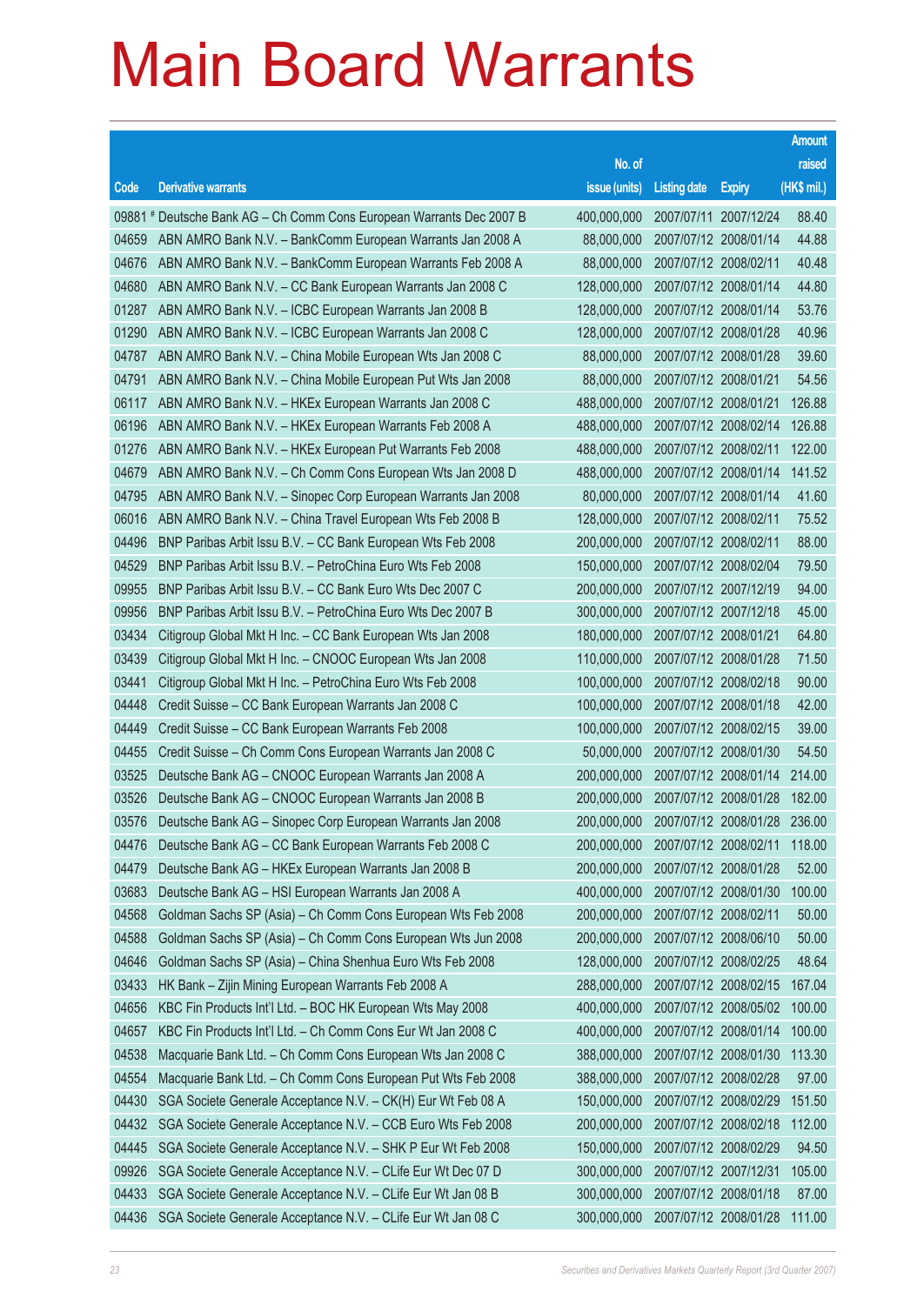# Main Board Warrants

| Code | Derivative warrants | No. of issue (units) | Listing date | Expiry | Amount raised (HK$ mil.) |
|---|---|---|---|---|---|
| 09881 # | Deutsche Bank AG – Ch Comm Cons European Warrants Dec 2007 B | 400,000,000 | 2007/07/11 | 2007/12/24 | 88.40 |
| 04659 | ABN AMRO Bank N.V. – BankComm European Warrants Jan 2008 A | 88,000,000 | 2007/07/12 | 2008/01/14 | 44.88 |
| 04676 | ABN AMRO Bank N.V. – BankComm European Warrants Feb 2008 A | 88,000,000 | 2007/07/12 | 2008/02/11 | 40.48 |
| 04680 | ABN AMRO Bank N.V. – CC Bank European Warrants Jan 2008 C | 128,000,000 | 2007/07/12 | 2008/01/14 | 44.80 |
| 01287 | ABN AMRO Bank N.V. – ICBC European Warrants Jan 2008 B | 128,000,000 | 2007/07/12 | 2008/01/14 | 53.76 |
| 01290 | ABN AMRO Bank N.V. – ICBC European Warrants Jan 2008 C | 128,000,000 | 2007/07/12 | 2008/01/28 | 40.96 |
| 04787 | ABN AMRO Bank N.V. – China Mobile European Wts Jan 2008 C | 88,000,000 | 2007/07/12 | 2008/01/28 | 39.60 |
| 04791 | ABN AMRO Bank N.V. – China Mobile European Put Wts Jan 2008 | 88,000,000 | 2007/07/12 | 2008/01/21 | 54.56 |
| 06117 | ABN AMRO Bank N.V. – HKEx European Warrants Jan 2008 C | 488,000,000 | 2007/07/12 | 2008/01/21 | 126.88 |
| 06196 | ABN AMRO Bank N.V. – HKEx European Warrants Feb 2008 A | 488,000,000 | 2007/07/12 | 2008/02/14 | 126.88 |
| 01276 | ABN AMRO Bank N.V. – HKEx European Put Warrants Feb 2008 | 488,000,000 | 2007/07/12 | 2008/02/11 | 122.00 |
| 04679 | ABN AMRO Bank N.V. – Ch Comm Cons European Wts Jan 2008 D | 488,000,000 | 2007/07/12 | 2008/01/14 | 141.52 |
| 04795 | ABN AMRO Bank N.V. – Sinopec Corp European Warrants Jan 2008 | 80,000,000 | 2007/07/12 | 2008/01/14 | 41.60 |
| 06016 | ABN AMRO Bank N.V. – China Travel European Wts Feb 2008 B | 128,000,000 | 2007/07/12 | 2008/02/11 | 75.52 |
| 04496 | BNP Paribas Arbit Issu B.V. – CC Bank European Wts Feb 2008 | 200,000,000 | 2007/07/12 | 2008/02/11 | 88.00 |
| 04529 | BNP Paribas Arbit Issu B.V. – PetroChina Euro Wts Feb 2008 | 150,000,000 | 2007/07/12 | 2008/02/04 | 79.50 |
| 09955 | BNP Paribas Arbit Issu B.V. – CC Bank Euro Wts Dec 2007 C | 200,000,000 | 2007/07/12 | 2007/12/19 | 94.00 |
| 09956 | BNP Paribas Arbit Issu B.V. – PetroChina Euro Wts Dec 2007 B | 300,000,000 | 2007/07/12 | 2007/12/18 | 45.00 |
| 03434 | Citigroup Global Mkt H Inc. – CC Bank European Wts Jan 2008 | 180,000,000 | 2007/07/12 | 2008/01/21 | 64.80 |
| 03439 | Citigroup Global Mkt H Inc. – CNOOC European Wts Jan 2008 | 110,000,000 | 2007/07/12 | 2008/01/28 | 71.50 |
| 03441 | Citigroup Global Mkt H Inc. – PetroChina Euro Wts Feb 2008 | 100,000,000 | 2007/07/12 | 2008/02/18 | 90.00 |
| 04448 | Credit Suisse – CC Bank European Warrants Jan 2008 C | 100,000,000 | 2007/07/12 | 2008/01/18 | 42.00 |
| 04449 | Credit Suisse – CC Bank European Warrants Feb 2008 | 100,000,000 | 2007/07/12 | 2008/02/15 | 39.00 |
| 04455 | Credit Suisse – Ch Comm Cons European Warrants Jan 2008 C | 50,000,000 | 2007/07/12 | 2008/01/30 | 54.50 |
| 03525 | Deutsche Bank AG – CNOOC European Warrants Jan 2008 A | 200,000,000 | 2007/07/12 | 2008/01/14 | 214.00 |
| 03526 | Deutsche Bank AG – CNOOC European Warrants Jan 2008 B | 200,000,000 | 2007/07/12 | 2008/01/28 | 182.00 |
| 03576 | Deutsche Bank AG – Sinopec Corp European Warrants Jan 2008 | 200,000,000 | 2007/07/12 | 2008/01/28 | 236.00 |
| 04476 | Deutsche Bank AG – CC Bank European Warrants Feb 2008 C | 200,000,000 | 2007/07/12 | 2008/02/11 | 118.00 |
| 04479 | Deutsche Bank AG – HKEx European Warrants Jan 2008 B | 200,000,000 | 2007/07/12 | 2008/01/28 | 52.00 |
| 03683 | Deutsche Bank AG – HSI European Warrants Jan 2008 A | 400,000,000 | 2007/07/12 | 2008/01/30 | 100.00 |
| 04568 | Goldman Sachs SP (Asia) – Ch Comm Cons European Wts Feb 2008 | 200,000,000 | 2007/07/12 | 2008/02/11 | 50.00 |
| 04588 | Goldman Sachs SP (Asia) – Ch Comm Cons European Wts Jun 2008 | 200,000,000 | 2007/07/12 | 2008/06/10 | 50.00 |
| 04646 | Goldman Sachs SP (Asia) – China Shenhua Euro Wts Feb 2008 | 128,000,000 | 2007/07/12 | 2008/02/25 | 48.64 |
| 03433 | HK Bank – Zijin Mining European Warrants Feb 2008 A | 288,000,000 | 2007/07/12 | 2008/02/15 | 167.04 |
| 04656 | KBC Fin Products Int'l Ltd. – BOC HK European Wts May 2008 | 400,000,000 | 2007/07/12 | 2008/05/02 | 100.00 |
| 04657 | KBC Fin Products Int'l Ltd. – Ch Comm Cons Eur Wt Jan 2008 C | 400,000,000 | 2007/07/12 | 2008/01/14 | 100.00 |
| 04538 | Macquarie Bank Ltd. – Ch Comm Cons European Wts Jan 2008 C | 388,000,000 | 2007/07/12 | 2008/01/30 | 113.30 |
| 04554 | Macquarie Bank Ltd. – Ch Comm Cons European Put Wts Feb 2008 | 388,000,000 | 2007/07/12 | 2008/02/28 | 97.00 |
| 04430 | SGA Societe Generale Acceptance N.V. – CK(H) Eur Wt Feb 08 A | 150,000,000 | 2007/07/12 | 2008/02/29 | 151.50 |
| 04432 | SGA Societe Generale Acceptance N.V. – CCB Euro Wts Feb 2008 | 200,000,000 | 2007/07/12 | 2008/02/18 | 112.00 |
| 04445 | SGA Societe Generale Acceptance N.V. – SHK P Eur Wt Feb 2008 | 150,000,000 | 2007/07/12 | 2008/02/29 | 94.50 |
| 09926 | SGA Societe Generale Acceptance N.V. – CLife Eur Wt Dec 07 D | 300,000,000 | 2007/07/12 | 2007/12/31 | 105.00 |
| 04433 | SGA Societe Generale Acceptance N.V. – CLife Eur Wt Jan 08 B | 300,000,000 | 2007/07/12 | 2008/01/18 | 87.00 |
| 04436 | SGA Societe Generale Acceptance N.V. – CLife Eur Wt Jan 08 C | 300,000,000 | 2007/07/12 | 2008/01/28 | 111.00 |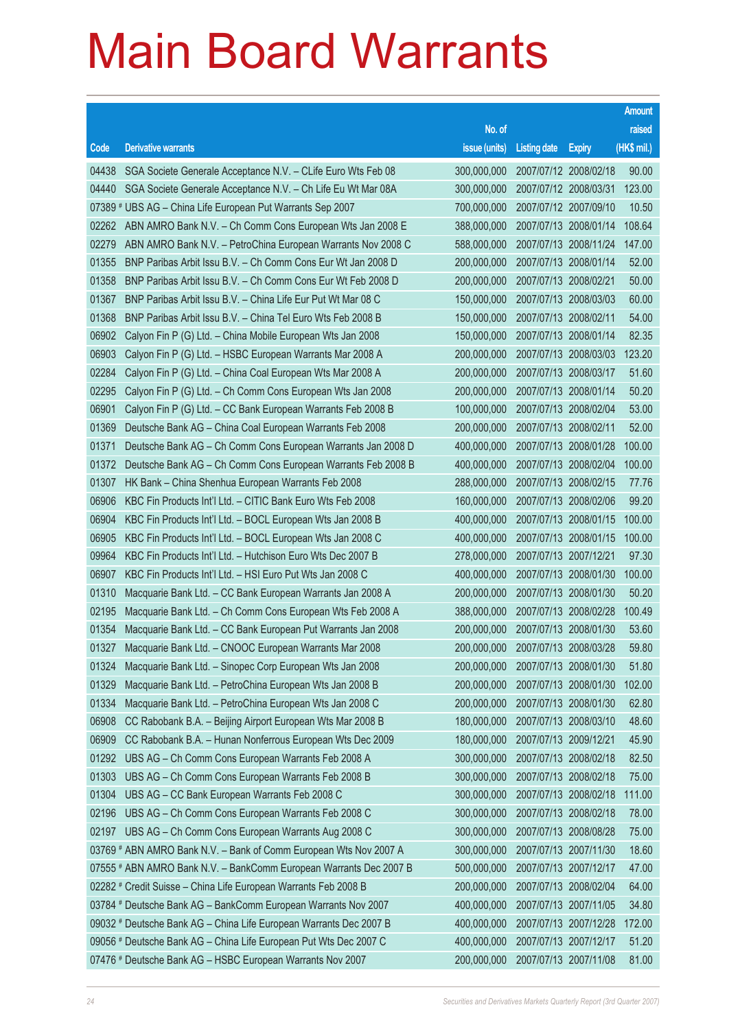# Main Board Warrants

| Code | Derivative warrants | No. of issue (units) | Listing date | Expiry | Amount raised (HK$ mil.) |
|---|---|---|---|---|---|
| 04438 | SGA Societe Generale Acceptance N.V. – CLife Euro Wts Feb 08 | 300,000,000 | 2007/07/12 | 2008/02/18 | 90.00 |
| 04440 | SGA Societe Generale Acceptance N.V. – Ch Life Eu Wt Mar 08A | 300,000,000 | 2007/07/12 | 2008/03/31 | 123.00 |
| 07389 # | UBS AG – China Life European Put Warrants Sep 2007 | 700,000,000 | 2007/07/12 | 2007/09/10 | 10.50 |
| 02262 | ABN AMRO Bank N.V. – Ch Comm Cons European Wts Jan 2008 E | 388,000,000 | 2007/07/13 | 2008/01/14 | 108.64 |
| 02279 | ABN AMRO Bank N.V. – PetroChina European Warrants Nov 2008 C | 588,000,000 | 2007/07/13 | 2008/11/24 | 147.00 |
| 01355 | BNP Paribas Arbit Issu B.V. – Ch Comm Cons Eur Wt Jan 2008 D | 200,000,000 | 2007/07/13 | 2008/01/14 | 52.00 |
| 01358 | BNP Paribas Arbit Issu B.V. – Ch Comm Cons Eur Wt Feb 2008 D | 200,000,000 | 2007/07/13 | 2008/02/21 | 50.00 |
| 01367 | BNP Paribas Arbit Issu B.V. – China Life Eur Put Wt Mar 08 C | 150,000,000 | 2007/07/13 | 2008/03/03 | 60.00 |
| 01368 | BNP Paribas Arbit Issu B.V. – China Tel Euro Wts Feb 2008 B | 150,000,000 | 2007/07/13 | 2008/02/11 | 54.00 |
| 06902 | Calyon Fin P (G) Ltd. – China Mobile European Wts Jan 2008 | 150,000,000 | 2007/07/13 | 2008/01/14 | 82.35 |
| 06903 | Calyon Fin P (G) Ltd. – HSBC European Warrants Mar 2008 A | 200,000,000 | 2007/07/13 | 2008/03/03 | 123.20 |
| 02284 | Calyon Fin P (G) Ltd. – China Coal European Wts Mar 2008 A | 200,000,000 | 2007/07/13 | 2008/03/17 | 51.60 |
| 02295 | Calyon Fin P (G) Ltd. – Ch Comm Cons European Wts Jan 2008 | 200,000,000 | 2007/07/13 | 2008/01/14 | 50.20 |
| 06901 | Calyon Fin P (G) Ltd. – CC Bank European Warrants Feb 2008 B | 100,000,000 | 2007/07/13 | 2008/02/04 | 53.00 |
| 01369 | Deutsche Bank AG – China Coal European Warrants Feb 2008 | 200,000,000 | 2007/07/13 | 2008/02/11 | 52.00 |
| 01371 | Deutsche Bank AG – Ch Comm Cons European Warrants Jan 2008 D | 400,000,000 | 2007/07/13 | 2008/01/28 | 100.00 |
| 01372 | Deutsche Bank AG – Ch Comm Cons European Warrants Feb 2008 B | 400,000,000 | 2007/07/13 | 2008/02/04 | 100.00 |
| 01307 | HK Bank – China Shenhua European Warrants Feb 2008 | 288,000,000 | 2007/07/13 | 2008/02/15 | 77.76 |
| 06906 | KBC Fin Products Int'l Ltd. – CITIC Bank Euro Wts Feb 2008 | 160,000,000 | 2007/07/13 | 2008/02/06 | 99.20 |
| 06904 | KBC Fin Products Int'l Ltd. – BOCL European Wts Jan 2008 B | 400,000,000 | 2007/07/13 | 2008/01/15 | 100.00 |
| 06905 | KBC Fin Products Int'l Ltd. – BOCL European Wts Jan 2008 C | 400,000,000 | 2007/07/13 | 2008/01/15 | 100.00 |
| 09964 | KBC Fin Products Int'l Ltd. – Hutchison Euro Wts Dec 2007 B | 278,000,000 | 2007/07/13 | 2007/12/21 | 97.30 |
| 06907 | KBC Fin Products Int'l Ltd. – HSI Euro Put Wts Jan 2008 C | 400,000,000 | 2007/07/13 | 2008/01/30 | 100.00 |
| 01310 | Macquarie Bank Ltd. – CC Bank European Warrants Jan 2008 A | 200,000,000 | 2007/07/13 | 2008/01/30 | 50.20 |
| 02195 | Macquarie Bank Ltd. – Ch Comm Cons European Wts Feb 2008 A | 388,000,000 | 2007/07/13 | 2008/02/28 | 100.49 |
| 01354 | Macquarie Bank Ltd. – CC Bank European Put Warrants Jan 2008 | 200,000,000 | 2007/07/13 | 2008/01/30 | 53.60 |
| 01327 | Macquarie Bank Ltd. – CNOOC European Warrants Mar 2008 | 200,000,000 | 2007/07/13 | 2008/03/28 | 59.80 |
| 01324 | Macquarie Bank Ltd. – Sinopec Corp European Wts Jan 2008 | 200,000,000 | 2007/07/13 | 2008/01/30 | 51.80 |
| 01329 | Macquarie Bank Ltd. – PetroChina European Wts Jan 2008 B | 200,000,000 | 2007/07/13 | 2008/01/30 | 102.00 |
| 01334 | Macquarie Bank Ltd. – PetroChina European Wts Jan 2008 C | 200,000,000 | 2007/07/13 | 2008/01/30 | 62.80 |
| 06908 | CC Rabobank B.A. – Beijing Airport European Wts Mar 2008 B | 180,000,000 | 2007/07/13 | 2008/03/10 | 48.60 |
| 06909 | CC Rabobank B.A. – Hunan Nonferrous European Wts Dec 2009 | 180,000,000 | 2007/07/13 | 2009/12/21 | 45.90 |
| 01292 | UBS AG – Ch Comm Cons European Warrants Feb 2008 A | 300,000,000 | 2007/07/13 | 2008/02/18 | 82.50 |
| 01303 | UBS AG – Ch Comm Cons European Warrants Feb 2008 B | 300,000,000 | 2007/07/13 | 2008/02/18 | 75.00 |
| 01304 | UBS AG – CC Bank European Warrants Feb 2008 C | 300,000,000 | 2007/07/13 | 2008/02/18 | 111.00 |
| 02196 | UBS AG – Ch Comm Cons European Warrants Feb 2008 C | 300,000,000 | 2007/07/13 | 2008/02/18 | 78.00 |
| 02197 | UBS AG – Ch Comm Cons European Warrants Aug 2008 C | 300,000,000 | 2007/07/13 | 2008/08/28 | 75.00 |
| 03769 # | ABN AMRO Bank N.V. – Bank of Comm European Wts Nov 2007 A | 300,000,000 | 2007/07/13 | 2007/11/30 | 18.60 |
| 07555 # | ABN AMRO Bank N.V. – BankComm European Warrants Dec 2007 B | 500,000,000 | 2007/07/13 | 2007/12/17 | 47.00 |
| 02282 # | Credit Suisse – China Life European Warrants Feb 2008 B | 200,000,000 | 2007/07/13 | 2008/02/04 | 64.00 |
| 03784 # | Deutsche Bank AG – BankComm European Warrants Nov 2007 | 400,000,000 | 2007/07/13 | 2007/11/05 | 34.80 |
| 09032 # | Deutsche Bank AG – China Life European Warrants Dec 2007 B | 400,000,000 | 2007/07/13 | 2007/12/28 | 172.00 |
| 09056 # | Deutsche Bank AG – China Life European Put Wts Dec 2007 C | 400,000,000 | 2007/07/13 | 2007/12/17 | 51.20 |
| 07476 # | Deutsche Bank AG – HSBC European Warrants Nov 2007 | 200,000,000 | 2007/07/13 | 2007/11/08 | 81.00 |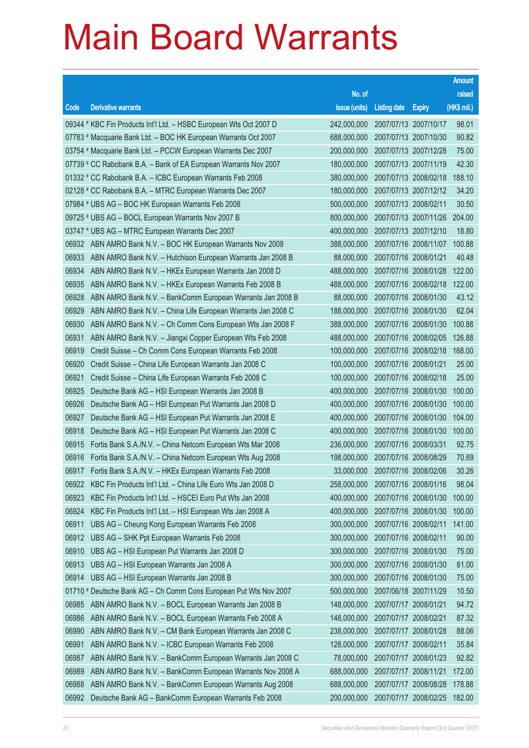# Main Board Warrants

| Code | Derivative warrants | No. of issue (units) | Listing date | Expiry | Amount raised (HK$ mil.) |
|---|---|---|---|---|---|
| 09344 # | KBC Fin Products Int'l Ltd. – HSBC European Wts Oct 2007 D | 242,000,000 | 2007/07/13 | 2007/10/17 | 98.01 |
| 07783 # | Macquarie Bank Ltd. – BOC HK European Warrants Oct 2007 | 688,000,000 | 2007/07/13 | 2007/10/30 | 90.82 |
| 03754 # | Macquarie Bank Ltd. – PCCW European Warrants Dec 2007 | 200,000,000 | 2007/07/13 | 2007/12/28 | 75.00 |
| 07739 # | CC Rabobank B.A. – Bank of EA European Warrants Nov 2007 | 180,000,000 | 2007/07/13 | 2007/11/19 | 42.30 |
| 01332 # | CC Rabobank B.A. – ICBC European Warrants Feb 2008 | 380,000,000 | 2007/07/13 | 2008/02/18 | 188.10 |
| 02128 # | CC Rabobank B.A. – MTRC European Warrants Dec 2007 | 180,000,000 | 2007/07/13 | 2007/12/12 | 34.20 |
| 07984 # | UBS AG – BOC HK European Warrants Feb 2008 | 500,000,000 | 2007/07/13 | 2008/02/11 | 30.50 |
| 09725 # | UBS AG – BOCL European Warrants Nov 2007 B | 800,000,000 | 2007/07/13 | 2007/11/26 | 204.00 |
| 03747 # | UBS AG – MTRC European Warrants Dec 2007 | 400,000,000 | 2007/07/13 | 2007/12/10 | 18.80 |
| 06932 | ABN AMRO Bank N.V. – BOC HK European Warrants Nov 2008 | 388,000,000 | 2007/07/16 | 2008/11/07 | 100.88 |
| 06933 | ABN AMRO Bank N.V. – Hutchison European Warrants Jan 2008 B | 88,000,000 | 2007/07/16 | 2008/01/21 | 40.48 |
| 06934 | ABN AMRO Bank N.V. – HKEx European Warrants Jan 2008 D | 488,000,000 | 2007/07/16 | 2008/01/28 | 122.00 |
| 06935 | ABN AMRO Bank N.V. – HKEx European Warrants Feb 2008 B | 488,000,000 | 2007/07/16 | 2008/02/18 | 122.00 |
| 06928 | ABN AMRO Bank N.V. – BankComm European Warrants Jan 2008 B | 88,000,000 | 2007/07/16 | 2008/01/30 | 43.12 |
| 06929 | ABN AMRO Bank N.V. – China Life European Warrants Jan 2008 C | 188,000,000 | 2007/07/16 | 2008/01/30 | 62.04 |
| 06930 | ABN AMRO Bank N.V. – Ch Comm Cons European Wts Jan 2008 F | 388,000,000 | 2007/07/16 | 2008/01/30 | 100.88 |
| 06931 | ABN AMRO Bank N.V. – Jiangxi Copper European Wts Feb 2008 | 488,000,000 | 2007/07/16 | 2008/02/05 | 126.88 |
| 06919 | Credit Suisse – Ch Comm Cons European Warrants Feb 2008 | 100,000,000 | 2007/07/16 | 2008/02/18 | 168.00 |
| 06920 | Credit Suisse – China Life European Warrants Jan 2008 C | 100,000,000 | 2007/07/16 | 2008/01/21 | 25.00 |
| 06921 | Credit Suisse – China Life European Warrants Feb 2008 C | 100,000,000 | 2007/07/16 | 2008/02/18 | 25.00 |
| 06925 | Deutsche Bank AG – HSI European Warrants Jan 2008 B | 400,000,000 | 2007/07/16 | 2008/01/30 | 100.00 |
| 06926 | Deutsche Bank AG – HSI European Put Warrants Jan 2008 D | 400,000,000 | 2007/07/16 | 2008/01/30 | 100.00 |
| 06927 | Deutsche Bank AG – HSI European Put Warrants Jan 2008 E | 400,000,000 | 2007/07/16 | 2008/01/30 | 104.00 |
| 06918 | Deutsche Bank AG – HSI European Put Warrants Jan 2008 C | 400,000,000 | 2007/07/16 | 2008/01/30 | 100.00 |
| 06915 | Fortis Bank S.A./N.V. – China Netcom European Wts Mar 2008 | 236,000,000 | 2007/07/16 | 2008/03/31 | 92.75 |
| 06916 | Fortis Bank S.A./N.V. – China Netcom European Wts Aug 2008 | 198,000,000 | 2007/07/16 | 2008/08/29 | 70.69 |
| 06917 | Fortis Bank S.A./N.V. – HKEx European Warrants Feb 2008 | 33,000,000 | 2007/07/16 | 2008/02/06 | 30.26 |
| 06922 | KBC Fin Products Int'l Ltd. – China Life Euro Wts Jan 2008 D | 258,000,000 | 2007/07/16 | 2008/01/16 | 98.04 |
| 06923 | KBC Fin Products Int'l Ltd. – HSCEI Euro Put Wts Jan 2008 | 400,000,000 | 2007/07/16 | 2008/01/30 | 100.00 |
| 06924 | KBC Fin Products Int'l Ltd. – HSI European Wts Jan 2008 A | 400,000,000 | 2007/07/16 | 2008/01/30 | 100.00 |
| 06911 | UBS AG – Cheung Kong European Warrants Feb 2008 | 300,000,000 | 2007/07/16 | 2008/02/11 | 141.00 |
| 06912 | UBS AG – SHK Ppt European Warrants Feb 2008 | 300,000,000 | 2007/07/16 | 2008/02/11 | 90.00 |
| 06910 | UBS AG – HSI European Put Warrants Jan 2008 D | 300,000,000 | 2007/07/16 | 2008/01/30 | 75.00 |
| 06913 | UBS AG – HSI European Warrants Jan 2008 A | 300,000,000 | 2007/07/16 | 2008/01/30 | 81.00 |
| 06914 | UBS AG – HSI European Warrants Jan 2008 B | 300,000,000 | 2007/07/16 | 2008/01/30 | 75.00 |
| 01710 # | Deutsche Bank AG – Ch Comm Cons European Put Wts Nov 2007 | 500,000,000 | 2007/06/18 | 2007/11/29 | 10.50 |
| 06985 | ABN AMRO Bank N.V. – BOCL European Warrants Jan 2008 B | 148,000,000 | 2007/07/17 | 2008/01/21 | 94.72 |
| 06986 | ABN AMRO Bank N.V. – BOCL European Warrants Feb 2008 A | 148,000,000 | 2007/07/17 | 2008/02/21 | 87.32 |
| 06990 | ABN AMRO Bank N.V. – CM Bank European Warrants Jan 2008 C | 238,000,000 | 2007/07/17 | 2008/01/28 | 88.06 |
| 06991 | ABN AMRO Bank N.V. – ICBC European Warrants Feb 2008 | 128,000,000 | 2007/07/17 | 2008/02/11 | 35.84 |
| 06987 | ABN AMRO Bank N.V. – BankComm European Warrants Jan 2008 C | 78,000,000 | 2007/07/17 | 2008/01/23 | 92.82 |
| 06989 | ABN AMRO Bank N.V. – BankComm European Warrants Nov 2008 A | 688,000,000 | 2007/07/17 | 2008/11/21 | 172.00 |
| 06988 | ABN AMRO Bank N.V. – BankComm European Warrants Aug 2008 | 688,000,000 | 2007/07/17 | 2008/08/28 | 178.88 |
| 06992 | Deutsche Bank AG – BankComm European Warrants Feb 2008 | 200,000,000 | 2007/07/17 | 2008/02/25 | 182.00 |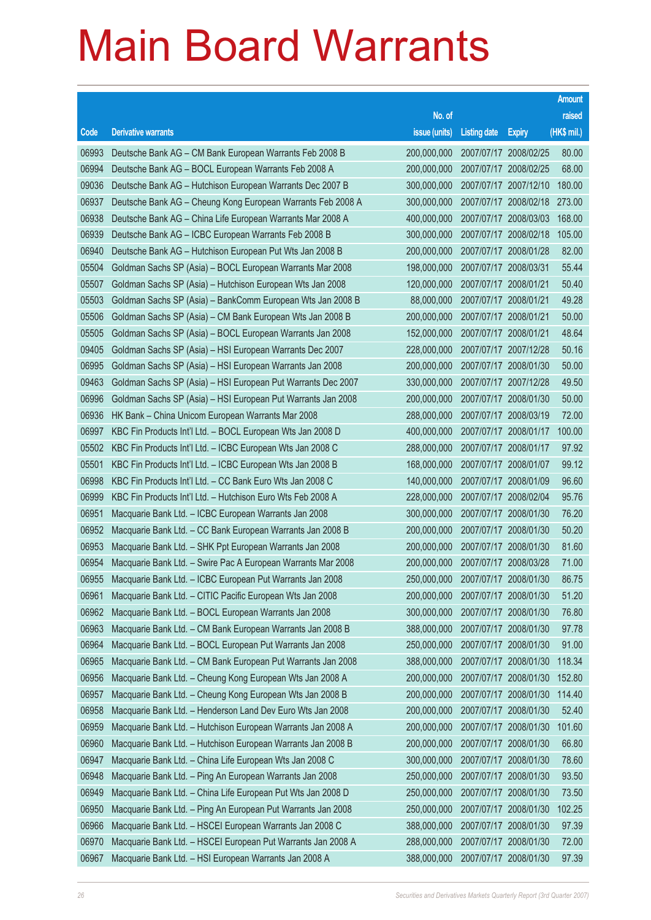# Main Board Warrants

| Code | Derivative warrants | No. of issue (units) | Listing date | Expiry | Amount raised (HK$ mil.) |
|---|---|---|---|---|---|
| 06993 | Deutsche Bank AG – CM Bank European Warrants Feb 2008 B | 200,000,000 | 2007/07/17 | 2008/02/25 | 80.00 |
| 06994 | Deutsche Bank AG – BOCL European Warrants Feb 2008 A | 200,000,000 | 2007/07/17 | 2008/02/25 | 68.00 |
| 09036 | Deutsche Bank AG – Hutchison European Warrants Dec 2007 B | 300,000,000 | 2007/07/17 | 2007/12/10 | 180.00 |
| 06937 | Deutsche Bank AG – Cheung Kong European Warrants Feb 2008 A | 300,000,000 | 2007/07/17 | 2008/02/18 | 273.00 |
| 06938 | Deutsche Bank AG – China Life European Warrants Mar 2008 A | 400,000,000 | 2007/07/17 | 2008/03/03 | 168.00 |
| 06939 | Deutsche Bank AG – ICBC European Warrants Feb 2008 B | 300,000,000 | 2007/07/17 | 2008/02/18 | 105.00 |
| 06940 | Deutsche Bank AG – Hutchison European Put Wts Jan 2008 B | 200,000,000 | 2007/07/17 | 2008/01/28 | 82.00 |
| 05504 | Goldman Sachs SP (Asia) – BOCL European Warrants Mar 2008 | 198,000,000 | 2007/07/17 | 2008/03/31 | 55.44 |
| 05507 | Goldman Sachs SP (Asia) – Hutchison European Wts Jan 2008 | 120,000,000 | 2007/07/17 | 2008/01/21 | 50.40 |
| 05503 | Goldman Sachs SP (Asia) – BankComm European Wts Jan 2008 B | 88,000,000 | 2007/07/17 | 2008/01/21 | 49.28 |
| 05506 | Goldman Sachs SP (Asia) – CM Bank European Wts Jan 2008 B | 200,000,000 | 2007/07/17 | 2008/01/21 | 50.00 |
| 05505 | Goldman Sachs SP (Asia) – BOCL European Warrants Jan 2008 | 152,000,000 | 2007/07/17 | 2008/01/21 | 48.64 |
| 09405 | Goldman Sachs SP (Asia) – HSI European Warrants Dec 2007 | 228,000,000 | 2007/07/17 | 2007/12/28 | 50.16 |
| 06995 | Goldman Sachs SP (Asia) – HSI European Warrants Jan 2008 | 200,000,000 | 2007/07/17 | 2008/01/30 | 50.00 |
| 09463 | Goldman Sachs SP (Asia) – HSI European Put Warrants Dec 2007 | 330,000,000 | 2007/07/17 | 2007/12/28 | 49.50 |
| 06996 | Goldman Sachs SP (Asia) – HSI European Put Warrants Jan 2008 | 200,000,000 | 2007/07/17 | 2008/01/30 | 50.00 |
| 06936 | HK Bank – China Unicom European Warrants Mar 2008 | 288,000,000 | 2007/07/17 | 2008/03/19 | 72.00 |
| 06997 | KBC Fin Products Int'l Ltd. – BOCL European Wts Jan 2008 D | 400,000,000 | 2007/07/17 | 2008/01/17 | 100.00 |
| 05502 | KBC Fin Products Int'l Ltd. – ICBC European Wts Jan 2008 C | 288,000,000 | 2007/07/17 | 2008/01/17 | 97.92 |
| 05501 | KBC Fin Products Int'l Ltd. – ICBC European Wts Jan 2008 B | 168,000,000 | 2007/07/17 | 2008/01/07 | 99.12 |
| 06998 | KBC Fin Products Int'l Ltd. – CC Bank Euro Wts Jan 2008 C | 140,000,000 | 2007/07/17 | 2008/01/09 | 96.60 |
| 06999 | KBC Fin Products Int'l Ltd. – Hutchison Euro Wts Feb 2008 A | 228,000,000 | 2007/07/17 | 2008/02/04 | 95.76 |
| 06951 | Macquarie Bank Ltd. – ICBC European Warrants Jan 2008 | 300,000,000 | 2007/07/17 | 2008/01/30 | 76.20 |
| 06952 | Macquarie Bank Ltd. – CC Bank European Warrants Jan 2008 B | 200,000,000 | 2007/07/17 | 2008/01/30 | 50.20 |
| 06953 | Macquarie Bank Ltd. – SHK Ppt European Warrants Jan 2008 | 200,000,000 | 2007/07/17 | 2008/01/30 | 81.60 |
| 06954 | Macquarie Bank Ltd. – Swire Pac A European Warrants Mar 2008 | 200,000,000 | 2007/07/17 | 2008/03/28 | 71.00 |
| 06955 | Macquarie Bank Ltd. – ICBC European Put Warrants Jan 2008 | 250,000,000 | 2007/07/17 | 2008/01/30 | 86.75 |
| 06961 | Macquarie Bank Ltd. – CITIC Pacific European Wts Jan 2008 | 200,000,000 | 2007/07/17 | 2008/01/30 | 51.20 |
| 06962 | Macquarie Bank Ltd. – BOCL European Warrants Jan 2008 | 300,000,000 | 2007/07/17 | 2008/01/30 | 76.80 |
| 06963 | Macquarie Bank Ltd. – CM Bank European Warrants Jan 2008 B | 388,000,000 | 2007/07/17 | 2008/01/30 | 97.78 |
| 06964 | Macquarie Bank Ltd. – BOCL European Put Warrants Jan 2008 | 250,000,000 | 2007/07/17 | 2008/01/30 | 91.00 |
| 06965 | Macquarie Bank Ltd. – CM Bank European Put Warrants Jan 2008 | 388,000,000 | 2007/07/17 | 2008/01/30 | 118.34 |
| 06956 | Macquarie Bank Ltd. – Cheung Kong European Wts Jan 2008 A | 200,000,000 | 2007/07/17 | 2008/01/30 | 152.80 |
| 06957 | Macquarie Bank Ltd. – Cheung Kong European Wts Jan 2008 B | 200,000,000 | 2007/07/17 | 2008/01/30 | 114.40 |
| 06958 | Macquarie Bank Ltd. – Henderson Land Dev Euro Wts Jan 2008 | 200,000,000 | 2007/07/17 | 2008/01/30 | 52.40 |
| 06959 | Macquarie Bank Ltd. – Hutchison European Warrants Jan 2008 A | 200,000,000 | 2007/07/17 | 2008/01/30 | 101.60 |
| 06960 | Macquarie Bank Ltd. – Hutchison European Warrants Jan 2008 B | 200,000,000 | 2007/07/17 | 2008/01/30 | 66.80 |
| 06947 | Macquarie Bank Ltd. – China Life European Wts Jan 2008 C | 300,000,000 | 2007/07/17 | 2008/01/30 | 78.60 |
| 06948 | Macquarie Bank Ltd. – Ping An European Warrants Jan 2008 | 250,000,000 | 2007/07/17 | 2008/01/30 | 93.50 |
| 06949 | Macquarie Bank Ltd. – China Life European Put Wts Jan 2008 D | 250,000,000 | 2007/07/17 | 2008/01/30 | 73.50 |
| 06950 | Macquarie Bank Ltd. – Ping An European Put Warrants Jan 2008 | 250,000,000 | 2007/07/17 | 2008/01/30 | 102.25 |
| 06966 | Macquarie Bank Ltd. – HSCEI European Warrants Jan 2008 C | 388,000,000 | 2007/07/17 | 2008/01/30 | 97.39 |
| 06970 | Macquarie Bank Ltd. – HSCEI European Put Warrants Jan 2008 A | 288,000,000 | 2007/07/17 | 2008/01/30 | 72.00 |
| 06967 | Macquarie Bank Ltd. – HSI European Warrants Jan 2008 A | 388,000,000 | 2007/07/17 | 2008/01/30 | 97.39 |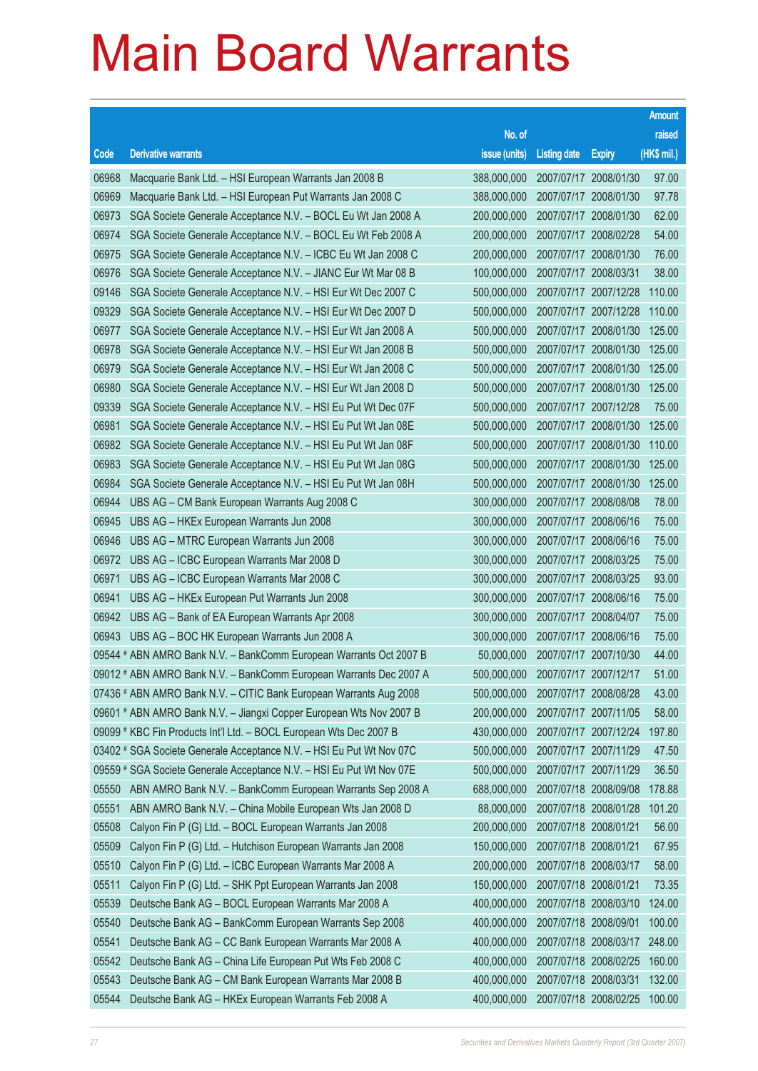# Main Board Warrants

| Code | Derivative warrants | No. of issue (units) | Listing date | Expiry | Amount raised (HK$ mil.) |
|---|---|---|---|---|---|
| 06968 | Macquarie Bank Ltd. – HSI European Warrants Jan 2008 B | 388,000,000 | 2007/07/17 | 2008/01/30 | 97.00 |
| 06969 | Macquarie Bank Ltd. – HSI European Put Warrants Jan 2008 C | 388,000,000 | 2007/07/17 | 2008/01/30 | 97.78 |
| 06973 | SGA Societe Generale Acceptance N.V. – BOCL Eu Wt Jan 2008 A | 200,000,000 | 2007/07/17 | 2008/01/30 | 62.00 |
| 06974 | SGA Societe Generale Acceptance N.V. – BOCL Eu Wt Feb 2008 A | 200,000,000 | 2007/07/17 | 2008/02/28 | 54.00 |
| 06975 | SGA Societe Generale Acceptance N.V. – ICBC Eu Wt Jan 2008 C | 200,000,000 | 2007/07/17 | 2008/01/30 | 76.00 |
| 06976 | SGA Societe Generale Acceptance N.V. – JIANC Eur Wt Mar 08 B | 100,000,000 | 2007/07/17 | 2008/03/31 | 38.00 |
| 09146 | SGA Societe Generale Acceptance N.V. – HSI Eur Wt Dec 2007 C | 500,000,000 | 2007/07/17 | 2007/12/28 | 110.00 |
| 09329 | SGA Societe Generale Acceptance N.V. – HSI Eur Wt Dec 2007 D | 500,000,000 | 2007/07/17 | 2007/12/28 | 110.00 |
| 06977 | SGA Societe Generale Acceptance N.V. – HSI Eur Wt Jan 2008 A | 500,000,000 | 2007/07/17 | 2008/01/30 | 125.00 |
| 06978 | SGA Societe Generale Acceptance N.V. – HSI Eur Wt Jan 2008 B | 500,000,000 | 2007/07/17 | 2008/01/30 | 125.00 |
| 06979 | SGA Societe Generale Acceptance N.V. – HSI Eur Wt Jan 2008 C | 500,000,000 | 2007/07/17 | 2008/01/30 | 125.00 |
| 06980 | SGA Societe Generale Acceptance N.V. – HSI Eur Wt Jan 2008 D | 500,000,000 | 2007/07/17 | 2008/01/30 | 125.00 |
| 09339 | SGA Societe Generale Acceptance N.V. – HSI Eu Put Wt Dec 07F | 500,000,000 | 2007/07/17 | 2007/12/28 | 75.00 |
| 06981 | SGA Societe Generale Acceptance N.V. – HSI Eu Put Wt Jan 08E | 500,000,000 | 2007/07/17 | 2008/01/30 | 125.00 |
| 06982 | SGA Societe Generale Acceptance N.V. – HSI Eu Put Wt Jan 08F | 500,000,000 | 2007/07/17 | 2008/01/30 | 110.00 |
| 06983 | SGA Societe Generale Acceptance N.V. – HSI Eu Put Wt Jan 08G | 500,000,000 | 2007/07/17 | 2008/01/30 | 125.00 |
| 06984 | SGA Societe Generale Acceptance N.V. – HSI Eu Put Wt Jan 08H | 500,000,000 | 2007/07/17 | 2008/01/30 | 125.00 |
| 06944 | UBS AG – CM Bank European Warrants Aug 2008 C | 300,000,000 | 2007/07/17 | 2008/08/08 | 78.00 |
| 06945 | UBS AG – HKEx European Warrants Jun 2008 | 300,000,000 | 2007/07/17 | 2008/06/16 | 75.00 |
| 06946 | UBS AG – MTRC European Warrants Jun 2008 | 300,000,000 | 2007/07/17 | 2008/06/16 | 75.00 |
| 06972 | UBS AG – ICBC European Warrants Mar 2008 D | 300,000,000 | 2007/07/17 | 2008/03/25 | 75.00 |
| 06971 | UBS AG – ICBC European Warrants Mar 2008 C | 300,000,000 | 2007/07/17 | 2008/03/25 | 93.00 |
| 06941 | UBS AG – HKEx European Put Warrants Jun 2008 | 300,000,000 | 2007/07/17 | 2008/06/16 | 75.00 |
| 06942 | UBS AG – Bank of EA European Warrants Apr 2008 | 300,000,000 | 2007/07/17 | 2008/04/07 | 75.00 |
| 06943 | UBS AG – BOC HK European Warrants Jun 2008 A | 300,000,000 | 2007/07/17 | 2008/06/16 | 75.00 |
| 09544 # | ABN AMRO Bank N.V. – BankComm European Warrants Oct 2007 B | 50,000,000 | 2007/07/17 | 2007/10/30 | 44.00 |
| 09012 # | ABN AMRO Bank N.V. – BankComm European Warrants Dec 2007 A | 500,000,000 | 2007/07/17 | 2007/12/17 | 51.00 |
| 07436 # | ABN AMRO Bank N.V. – CITIC Bank European Warrants Aug 2008 | 500,000,000 | 2007/07/17 | 2008/08/28 | 43.00 |
| 09601 # | ABN AMRO Bank N.V. – Jiangxi Copper European Wts Nov 2007 B | 200,000,000 | 2007/07/17 | 2007/11/05 | 58.00 |
| 09099 # | KBC Fin Products Int'l Ltd. – BOCL European Wts Dec 2007 B | 430,000,000 | 2007/07/17 | 2007/12/24 | 197.80 |
| 03402 # | SGA Societe Generale Acceptance N.V. – HSI Eu Put Wt Nov 07C | 500,000,000 | 2007/07/17 | 2007/11/29 | 47.50 |
| 09559 # | SGA Societe Generale Acceptance N.V. – HSI Eu Put Wt Nov 07E | 500,000,000 | 2007/07/17 | 2007/11/29 | 36.50 |
| 05550 | ABN AMRO Bank N.V. – BankComm European Warrants Sep 2008 A | 688,000,000 | 2007/07/18 | 2008/09/08 | 178.88 |
| 05551 | ABN AMRO Bank N.V. – China Mobile European Wts Jan 2008 D | 88,000,000 | 2007/07/18 | 2008/01/28 | 101.20 |
| 05508 | Calyon Fin P (G) Ltd. – BOCL European Warrants Jan 2008 | 200,000,000 | 2007/07/18 | 2008/01/21 | 56.00 |
| 05509 | Calyon Fin P (G) Ltd. – Hutchison European Warrants Jan 2008 | 150,000,000 | 2007/07/18 | 2008/01/21 | 67.95 |
| 05510 | Calyon Fin P (G) Ltd. – ICBC European Warrants Mar 2008 A | 200,000,000 | 2007/07/18 | 2008/03/17 | 58.00 |
| 05511 | Calyon Fin P (G) Ltd. – SHK Ppt European Warrants Jan 2008 | 150,000,000 | 2007/07/18 | 2008/01/21 | 73.35 |
| 05539 | Deutsche Bank AG – BOCL European Warrants Mar 2008 A | 400,000,000 | 2007/07/18 | 2008/03/10 | 124.00 |
| 05540 | Deutsche Bank AG – BankComm European Warrants Sep 2008 | 400,000,000 | 2007/07/18 | 2008/09/01 | 100.00 |
| 05541 | Deutsche Bank AG – CC Bank European Warrants Mar 2008 A | 400,000,000 | 2007/07/18 | 2008/03/17 | 248.00 |
| 05542 | Deutsche Bank AG – China Life European Put Wts Feb 2008 C | 400,000,000 | 2007/07/18 | 2008/02/25 | 160.00 |
| 05543 | Deutsche Bank AG – CM Bank European Warrants Mar 2008 B | 400,000,000 | 2007/07/18 | 2008/03/31 | 132.00 |
| 05544 | Deutsche Bank AG – HKEx European Warrants Feb 2008 A | 400,000,000 | 2007/07/18 | 2008/02/25 | 100.00 |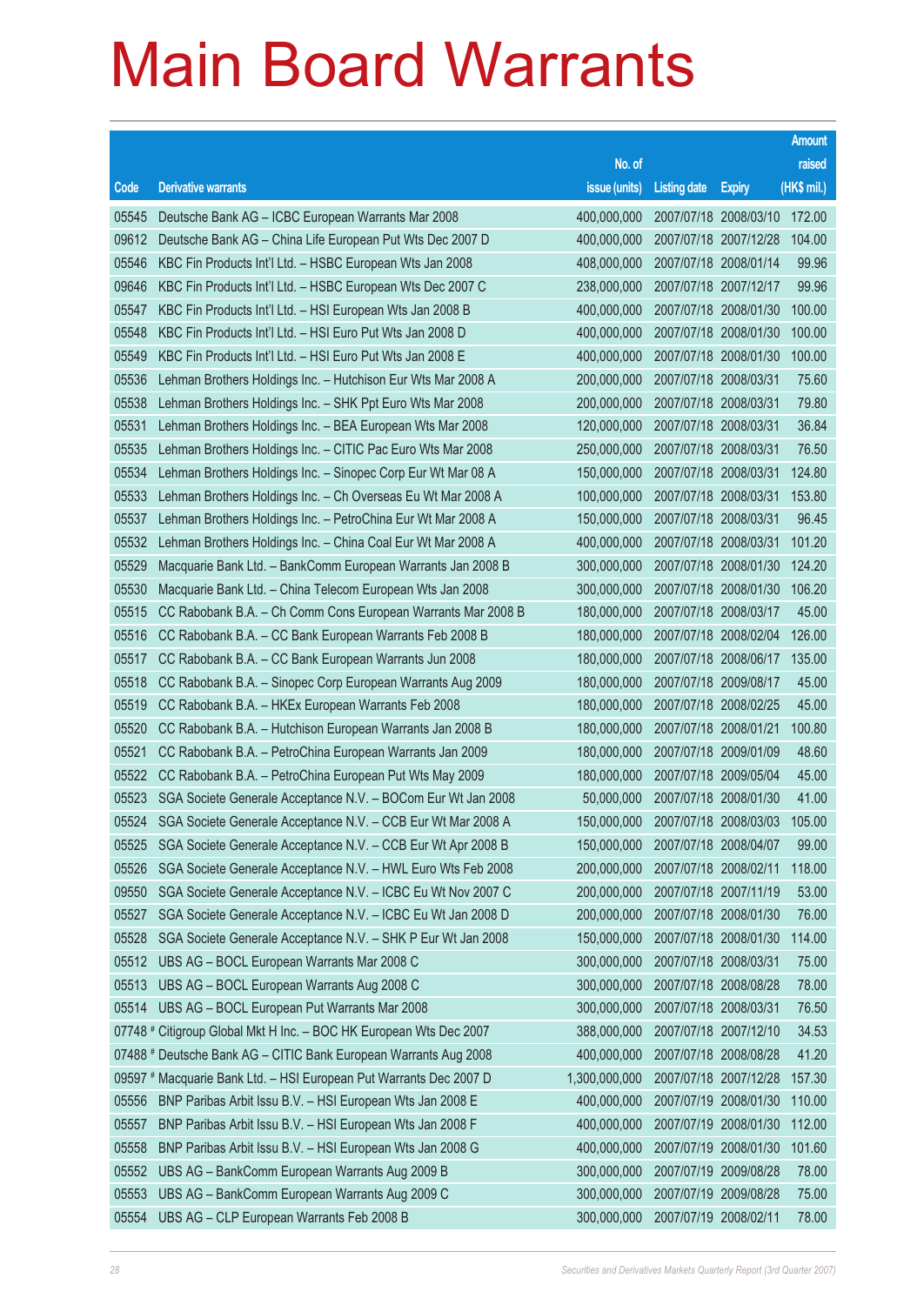# Main Board Warrants

| Code | Derivative warrants | No. of issue (units) | Listing date | Expiry | Amount raised (HK$ mil.) |
|---|---|---|---|---|---|
| 05545 | Deutsche Bank AG – ICBC European Warrants Mar 2008 | 400,000,000 | 2007/07/18 | 2008/03/10 | 172.00 |
| 09612 | Deutsche Bank AG – China Life European Put Wts Dec 2007 D | 400,000,000 | 2007/07/18 | 2007/12/28 | 104.00 |
| 05546 | KBC Fin Products Int'l Ltd. – HSBC European Wts Jan 2008 | 408,000,000 | 2007/07/18 | 2008/01/14 | 99.96 |
| 09646 | KBC Fin Products Int'l Ltd. – HSBC European Wts Dec 2007 C | 238,000,000 | 2007/07/18 | 2007/12/17 | 99.96 |
| 05547 | KBC Fin Products Int'l Ltd. – HSI European Wts Jan 2008 B | 400,000,000 | 2007/07/18 | 2008/01/30 | 100.00 |
| 05548 | KBC Fin Products Int'l Ltd. – HSI Euro Put Wts Jan 2008 D | 400,000,000 | 2007/07/18 | 2008/01/30 | 100.00 |
| 05549 | KBC Fin Products Int'l Ltd. – HSI Euro Put Wts Jan 2008 E | 400,000,000 | 2007/07/18 | 2008/01/30 | 100.00 |
| 05536 | Lehman Brothers Holdings Inc. – Hutchison Eur Wts Mar 2008 A | 200,000,000 | 2007/07/18 | 2008/03/31 | 75.60 |
| 05538 | Lehman Brothers Holdings Inc. – SHK Ppt Euro Wts Mar 2008 | 200,000,000 | 2007/07/18 | 2008/03/31 | 79.80 |
| 05531 | Lehman Brothers Holdings Inc. – BEA European Wts Mar 2008 | 120,000,000 | 2007/07/18 | 2008/03/31 | 36.84 |
| 05535 | Lehman Brothers Holdings Inc. – CITIC Pac Euro Wts Mar 2008 | 250,000,000 | 2007/07/18 | 2008/03/31 | 76.50 |
| 05534 | Lehman Brothers Holdings Inc. – Sinopec Corp Eur Wt Mar 08 A | 150,000,000 | 2007/07/18 | 2008/03/31 | 124.80 |
| 05533 | Lehman Brothers Holdings Inc. – Ch Overseas Eu Wt Mar 2008 A | 100,000,000 | 2007/07/18 | 2008/03/31 | 153.80 |
| 05537 | Lehman Brothers Holdings Inc. – PetroChina Eur Wt Mar 2008 A | 150,000,000 | 2007/07/18 | 2008/03/31 | 96.45 |
| 05532 | Lehman Brothers Holdings Inc. – China Coal Eur Wt Mar 2008 A | 400,000,000 | 2007/07/18 | 2008/03/31 | 101.20 |
| 05529 | Macquarie Bank Ltd. – BankComm European Warrants Jan 2008 B | 300,000,000 | 2007/07/18 | 2008/01/30 | 124.20 |
| 05530 | Macquarie Bank Ltd. – China Telecom European Wts Jan 2008 | 300,000,000 | 2007/07/18 | 2008/01/30 | 106.20 |
| 05515 | CC Rabobank B.A. – Ch Comm Cons European Warrants Mar 2008 B | 180,000,000 | 2007/07/18 | 2008/03/17 | 45.00 |
| 05516 | CC Rabobank B.A. – CC Bank European Warrants Feb 2008 B | 180,000,000 | 2007/07/18 | 2008/02/04 | 126.00 |
| 05517 | CC Rabobank B.A. – CC Bank European Warrants Jun 2008 | 180,000,000 | 2007/07/18 | 2008/06/17 | 135.00 |
| 05518 | CC Rabobank B.A. – Sinopec Corp European Warrants Aug 2009 | 180,000,000 | 2007/07/18 | 2009/08/17 | 45.00 |
| 05519 | CC Rabobank B.A. – HKEx European Warrants Feb 2008 | 180,000,000 | 2007/07/18 | 2008/02/25 | 45.00 |
| 05520 | CC Rabobank B.A. – Hutchison European Warrants Jan 2008 B | 180,000,000 | 2007/07/18 | 2008/01/21 | 100.80 |
| 05521 | CC Rabobank B.A. – PetroChina European Warrants Jan 2009 | 180,000,000 | 2007/07/18 | 2009/01/09 | 48.60 |
| 05522 | CC Rabobank B.A. – PetroChina European Put Wts May 2009 | 180,000,000 | 2007/07/18 | 2009/05/04 | 45.00 |
| 05523 | SGA Societe Generale Acceptance N.V. – BOCom Eur Wt Jan 2008 | 50,000,000 | 2007/07/18 | 2008/01/30 | 41.00 |
| 05524 | SGA Societe Generale Acceptance N.V. – CCB Eur Wt Mar 2008 A | 150,000,000 | 2007/07/18 | 2008/03/03 | 105.00 |
| 05525 | SGA Societe Generale Acceptance N.V. – CCB Eur Wt Apr 2008 B | 150,000,000 | 2007/07/18 | 2008/04/07 | 99.00 |
| 05526 | SGA Societe Generale Acceptance N.V. – HWL Euro Wts Feb 2008 | 200,000,000 | 2007/07/18 | 2008/02/11 | 118.00 |
| 09550 | SGA Societe Generale Acceptance N.V. – ICBC Eu Wt Nov 2007 C | 200,000,000 | 2007/07/18 | 2007/11/19 | 53.00 |
| 05527 | SGA Societe Generale Acceptance N.V. – ICBC Eu Wt Jan 2008 D | 200,000,000 | 2007/07/18 | 2008/01/30 | 76.00 |
| 05528 | SGA Societe Generale Acceptance N.V. – SHK P Eur Wt Jan 2008 | 150,000,000 | 2007/07/18 | 2008/01/30 | 114.00 |
| 05512 | UBS AG – BOCL European Warrants Mar 2008 C | 300,000,000 | 2007/07/18 | 2008/03/31 | 75.00 |
| 05513 | UBS AG – BOCL European Warrants Aug 2008 C | 300,000,000 | 2007/07/18 | 2008/08/28 | 78.00 |
| 05514 | UBS AG – BOCL European Put Warrants Mar 2008 | 300,000,000 | 2007/07/18 | 2008/03/31 | 76.50 |
| 07748 # | Citigroup Global Mkt H Inc. – BOC HK European Wts Dec 2007 | 388,000,000 | 2007/07/18 | 2007/12/10 | 34.53 |
| 07488 # | Deutsche Bank AG – CITIC Bank European Warrants Aug 2008 | 400,000,000 | 2007/07/18 | 2008/08/28 | 41.20 |
| 09597 # | Macquarie Bank Ltd. – HSI European Put Warrants Dec 2007 D | 1,300,000,000 | 2007/07/18 | 2007/12/28 | 157.30 |
| 05556 | BNP Paribas Arbit Issu B.V. – HSI European Wts Jan 2008 E | 400,000,000 | 2007/07/19 | 2008/01/30 | 110.00 |
| 05557 | BNP Paribas Arbit Issu B.V. – HSI European Wts Jan 2008 F | 400,000,000 | 2007/07/19 | 2008/01/30 | 112.00 |
| 05558 | BNP Paribas Arbit Issu B.V. – HSI European Wts Jan 2008 G | 400,000,000 | 2007/07/19 | 2008/01/30 | 101.60 |
| 05552 | UBS AG – BankComm European Warrants Aug 2009 B | 300,000,000 | 2007/07/19 | 2009/08/28 | 78.00 |
| 05553 | UBS AG – BankComm European Warrants Aug 2009 C | 300,000,000 | 2007/07/19 | 2009/08/28 | 75.00 |
| 05554 | UBS AG – CLP European Warrants Feb 2008 B | 300,000,000 | 2007/07/19 | 2008/02/11 | 78.00 |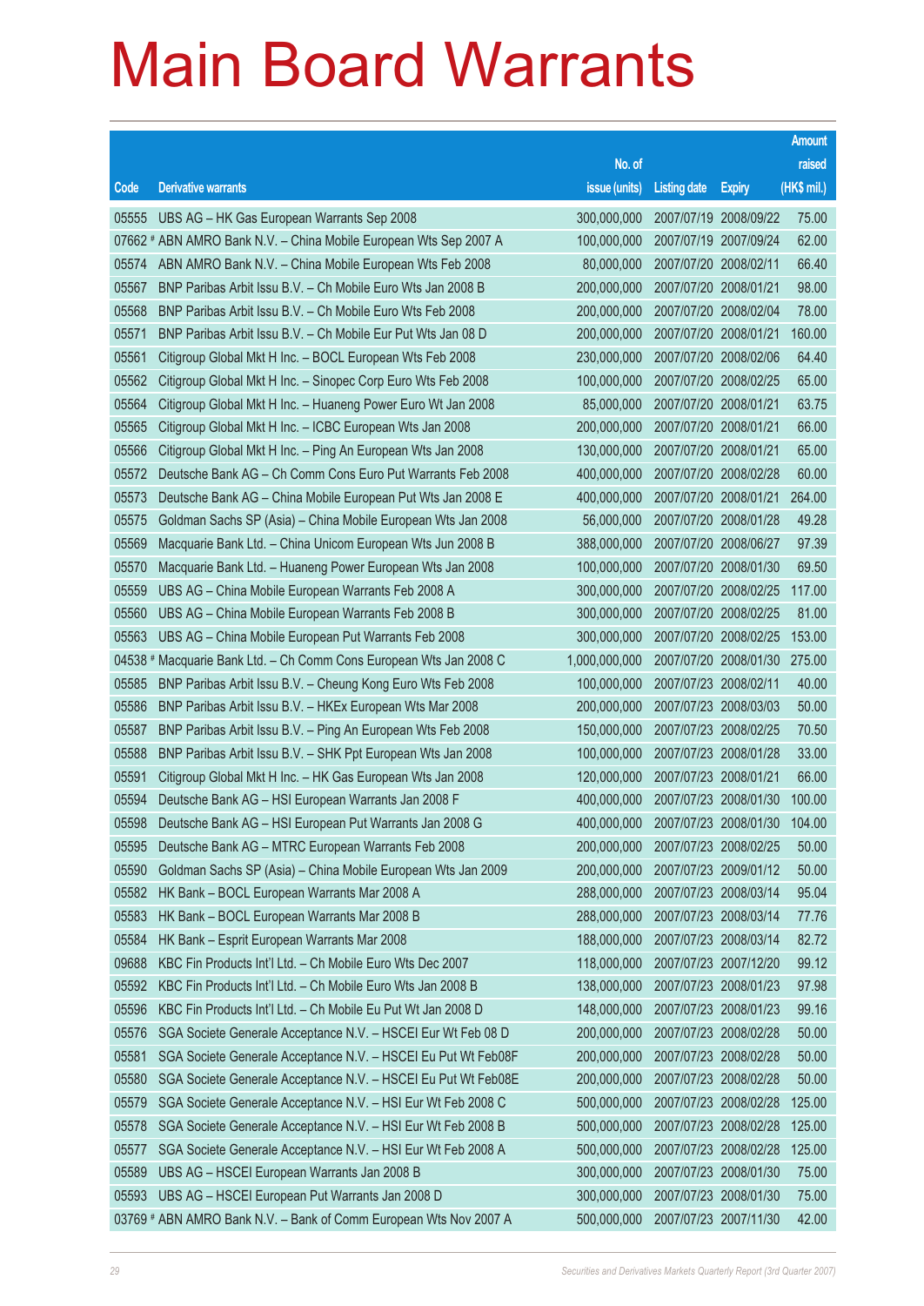# Main Board Warrants

| Code | Derivative warrants | No. of issue (units) | Listing date | Expiry | Amount raised (HK$ mil.) |
|---|---|---|---|---|---|
| 05555 | UBS AG – HK Gas European Warrants Sep 2008 | 300,000,000 | 2007/07/19 | 2008/09/22 | 75.00 |
| 07662 # | ABN AMRO Bank N.V. – China Mobile European Wts Sep 2007 A | 100,000,000 | 2007/07/19 | 2007/09/24 | 62.00 |
| 05574 | ABN AMRO Bank N.V. – China Mobile European Wts Feb 2008 | 80,000,000 | 2007/07/20 | 2008/02/11 | 66.40 |
| 05567 | BNP Paribas Arbit Issu B.V. – Ch Mobile Euro Wts Jan 2008 B | 200,000,000 | 2007/07/20 | 2008/01/21 | 98.00 |
| 05568 | BNP Paribas Arbit Issu B.V. – Ch Mobile Euro Wts Feb 2008 | 200,000,000 | 2007/07/20 | 2008/02/04 | 78.00 |
| 05571 | BNP Paribas Arbit Issu B.V. – Ch Mobile Eur Put Wts Jan 08 D | 200,000,000 | 2007/07/20 | 2008/01/21 | 160.00 |
| 05561 | Citigroup Global Mkt H Inc. – BOCL European Wts Feb 2008 | 230,000,000 | 2007/07/20 | 2008/02/06 | 64.40 |
| 05562 | Citigroup Global Mkt H Inc. – Sinopec Corp Euro Wts Feb 2008 | 100,000,000 | 2007/07/20 | 2008/02/25 | 65.00 |
| 05564 | Citigroup Global Mkt H Inc. – Huaneng Power Euro Wt Jan 2008 | 85,000,000 | 2007/07/20 | 2008/01/21 | 63.75 |
| 05565 | Citigroup Global Mkt H Inc. – ICBC European Wts Jan 2008 | 200,000,000 | 2007/07/20 | 2008/01/21 | 66.00 |
| 05566 | Citigroup Global Mkt H Inc. – Ping An European Wts Jan 2008 | 130,000,000 | 2007/07/20 | 2008/01/21 | 65.00 |
| 05572 | Deutsche Bank AG – Ch Comm Cons Euro Put Warrants Feb 2008 | 400,000,000 | 2007/07/20 | 2008/02/28 | 60.00 |
| 05573 | Deutsche Bank AG – China Mobile European Put Wts Jan 2008 E | 400,000,000 | 2007/07/20 | 2008/01/21 | 264.00 |
| 05575 | Goldman Sachs SP (Asia) – China Mobile European Wts Jan 2008 | 56,000,000 | 2007/07/20 | 2008/01/28 | 49.28 |
| 05569 | Macquarie Bank Ltd. – China Unicom European Wts Jun 2008 B | 388,000,000 | 2007/07/20 | 2008/06/27 | 97.39 |
| 05570 | Macquarie Bank Ltd. – Huaneng Power European Wts Jan 2008 | 100,000,000 | 2007/07/20 | 2008/01/30 | 69.50 |
| 05559 | UBS AG – China Mobile European Warrants Feb 2008 A | 300,000,000 | 2007/07/20 | 2008/02/25 | 117.00 |
| 05560 | UBS AG – China Mobile European Warrants Feb 2008 B | 300,000,000 | 2007/07/20 | 2008/02/25 | 81.00 |
| 05563 | UBS AG – China Mobile European Put Warrants Feb 2008 | 300,000,000 | 2007/07/20 | 2008/02/25 | 153.00 |
| 04538 # | Macquarie Bank Ltd. – Ch Comm Cons European Wts Jan 2008 C | 1,000,000,000 | 2007/07/20 | 2008/01/30 | 275.00 |
| 05585 | BNP Paribas Arbit Issu B.V. – Cheung Kong Euro Wts Feb 2008 | 100,000,000 | 2007/07/23 | 2008/02/11 | 40.00 |
| 05586 | BNP Paribas Arbit Issu B.V. – HKEx European Wts Mar 2008 | 200,000,000 | 2007/07/23 | 2008/03/03 | 50.00 |
| 05587 | BNP Paribas Arbit Issu B.V. – Ping An European Wts Feb 2008 | 150,000,000 | 2007/07/23 | 2008/02/25 | 70.50 |
| 05588 | BNP Paribas Arbit Issu B.V. – SHK Ppt European Wts Jan 2008 | 100,000,000 | 2007/07/23 | 2008/01/28 | 33.00 |
| 05591 | Citigroup Global Mkt H Inc. – HK Gas European Wts Jan 2008 | 120,000,000 | 2007/07/23 | 2008/01/21 | 66.00 |
| 05594 | Deutsche Bank AG – HSI European Warrants Jan 2008 F | 400,000,000 | 2007/07/23 | 2008/01/30 | 100.00 |
| 05598 | Deutsche Bank AG – HSI European Put Warrants Jan 2008 G | 400,000,000 | 2007/07/23 | 2008/01/30 | 104.00 |
| 05595 | Deutsche Bank AG – MTRC European Warrants Feb 2008 | 200,000,000 | 2007/07/23 | 2008/02/25 | 50.00 |
| 05590 | Goldman Sachs SP (Asia) – China Mobile European Wts Jan 2009 | 200,000,000 | 2007/07/23 | 2009/01/12 | 50.00 |
| 05582 | HK Bank – BOCL European Warrants Mar 2008 A | 288,000,000 | 2007/07/23 | 2008/03/14 | 95.04 |
| 05583 | HK Bank – BOCL European Warrants Mar 2008 B | 288,000,000 | 2007/07/23 | 2008/03/14 | 77.76 |
| 05584 | HK Bank – Esprit European Warrants Mar 2008 | 188,000,000 | 2007/07/23 | 2008/03/14 | 82.72 |
| 09688 | KBC Fin Products Int'l Ltd. – Ch Mobile Euro Wts Dec 2007 | 118,000,000 | 2007/07/23 | 2007/12/20 | 99.12 |
| 05592 | KBC Fin Products Int'l Ltd. – Ch Mobile Euro Wts Jan 2008 B | 138,000,000 | 2007/07/23 | 2008/01/23 | 97.98 |
| 05596 | KBC Fin Products Int'l Ltd. – Ch Mobile Eu Put Wt Jan 2008 D | 148,000,000 | 2007/07/23 | 2008/01/23 | 99.16 |
| 05576 | SGA Societe Generale Acceptance N.V. – HSCEI Eur Wt Feb 08 D | 200,000,000 | 2007/07/23 | 2008/02/28 | 50.00 |
| 05581 | SGA Societe Generale Acceptance N.V. – HSCEI Eu Put Wt Feb08F | 200,000,000 | 2007/07/23 | 2008/02/28 | 50.00 |
| 05580 | SGA Societe Generale Acceptance N.V. – HSCEI Eu Put Wt Feb08E | 200,000,000 | 2007/07/23 | 2008/02/28 | 50.00 |
| 05579 | SGA Societe Generale Acceptance N.V. – HSI Eur Wt Feb 2008 C | 500,000,000 | 2007/07/23 | 2008/02/28 | 125.00 |
| 05578 | SGA Societe Generale Acceptance N.V. – HSI Eur Wt Feb 2008 B | 500,000,000 | 2007/07/23 | 2008/02/28 | 125.00 |
| 05577 | SGA Societe Generale Acceptance N.V. – HSI Eur Wt Feb 2008 A | 500,000,000 | 2007/07/23 | 2008/02/28 | 125.00 |
| 05589 | UBS AG – HSCEI European Warrants Jan 2008 B | 300,000,000 | 2007/07/23 | 2008/01/30 | 75.00 |
| 05593 | UBS AG – HSCEI European Put Warrants Jan 2008 D | 300,000,000 | 2007/07/23 | 2008/01/30 | 75.00 |
| 03769 # | ABN AMRO Bank N.V. – Bank of Comm European Wts Nov 2007 A | 500,000,000 | 2007/07/23 | 2007/11/30 | 42.00 |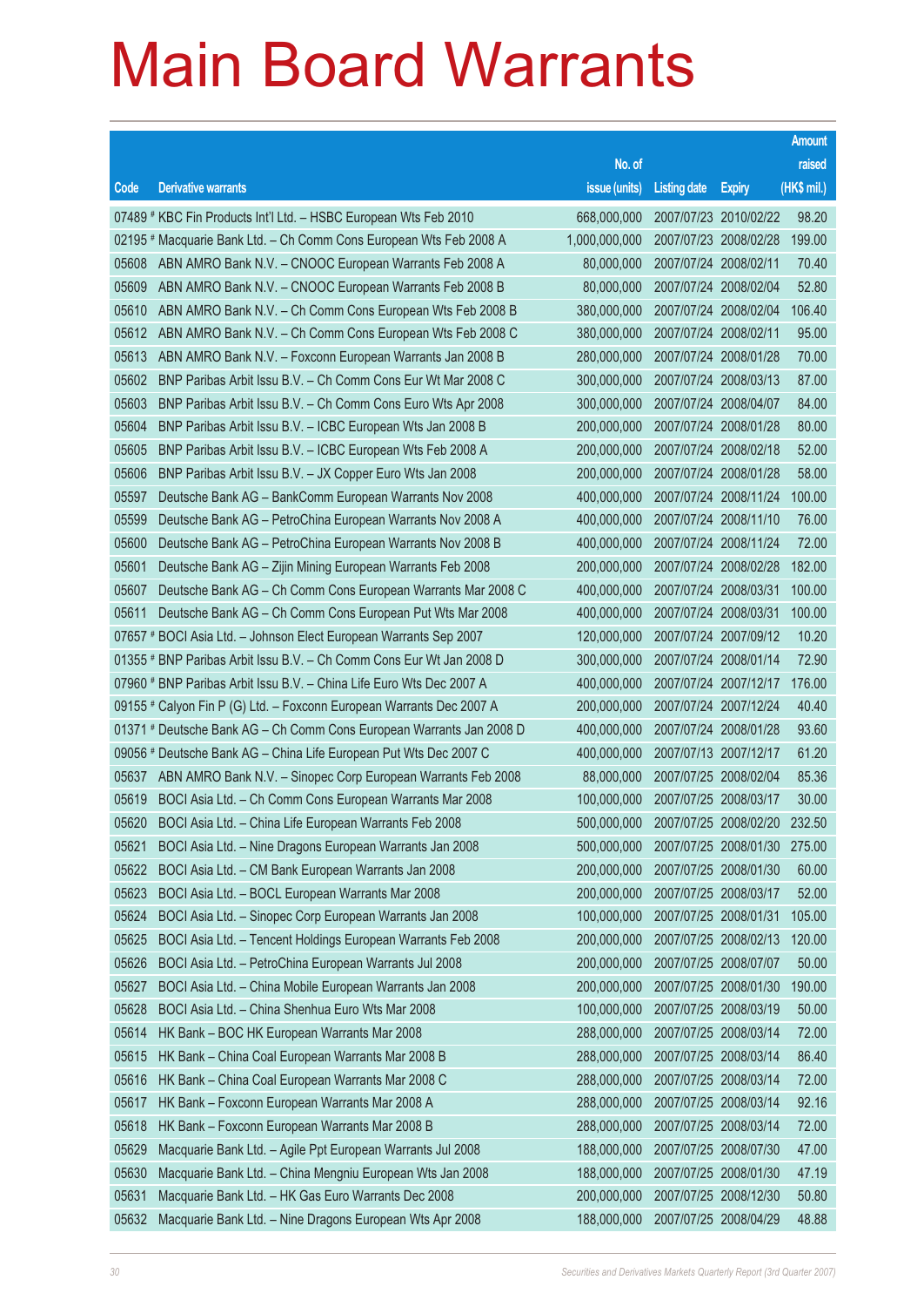# Main Board Warrants

| Code | Derivative warrants | No. of issue (units) | Listing date | Expiry | Amount raised (HK$ mil.) |
|---|---|---|---|---|---|
| 07489 # | KBC Fin Products Int'l Ltd. – HSBC European Wts Feb 2010 | 668,000,000 | 2007/07/23 | 2010/02/22 | 98.20 |
| 02195 # | Macquarie Bank Ltd. – Ch Comm Cons European Wts Feb 2008 A | 1,000,000,000 | 2007/07/23 | 2008/02/28 | 199.00 |
| 05608 | ABN AMRO Bank N.V. – CNOOC European Warrants Feb 2008 A | 80,000,000 | 2007/07/24 | 2008/02/11 | 70.40 |
| 05609 | ABN AMRO Bank N.V. – CNOOC European Warrants Feb 2008 B | 80,000,000 | 2007/07/24 | 2008/02/04 | 52.80 |
| 05610 | ABN AMRO Bank N.V. – Ch Comm Cons European Wts Feb 2008 B | 380,000,000 | 2007/07/24 | 2008/02/04 | 106.40 |
| 05612 | ABN AMRO Bank N.V. – Ch Comm Cons European Wts Feb 2008 C | 380,000,000 | 2007/07/24 | 2008/02/11 | 95.00 |
| 05613 | ABN AMRO Bank N.V. – Foxconn European Warrants Jan 2008 B | 280,000,000 | 2007/07/24 | 2008/01/28 | 70.00 |
| 05602 | BNP Paribas Arbit Issu B.V. – Ch Comm Cons Eur Wt Mar 2008 C | 300,000,000 | 2007/07/24 | 2008/03/13 | 87.00 |
| 05603 | BNP Paribas Arbit Issu B.V. – Ch Comm Cons Euro Wts Apr 2008 | 300,000,000 | 2007/07/24 | 2008/04/07 | 84.00 |
| 05604 | BNP Paribas Arbit Issu B.V. – ICBC European Wts Jan 2008 B | 200,000,000 | 2007/07/24 | 2008/01/28 | 80.00 |
| 05605 | BNP Paribas Arbit Issu B.V. – ICBC European Wts Feb 2008 A | 200,000,000 | 2007/07/24 | 2008/02/18 | 52.00 |
| 05606 | BNP Paribas Arbit Issu B.V. – JX Copper Euro Wts Jan 2008 | 200,000,000 | 2007/07/24 | 2008/01/28 | 58.00 |
| 05597 | Deutsche Bank AG – BankComm European Warrants Nov 2008 | 400,000,000 | 2007/07/24 | 2008/11/24 | 100.00 |
| 05599 | Deutsche Bank AG – PetroChina European Warrants Nov 2008 A | 400,000,000 | 2007/07/24 | 2008/11/10 | 76.00 |
| 05600 | Deutsche Bank AG – PetroChina European Warrants Nov 2008 B | 400,000,000 | 2007/07/24 | 2008/11/24 | 72.00 |
| 05601 | Deutsche Bank AG – Zijin Mining European Warrants Feb 2008 | 200,000,000 | 2007/07/24 | 2008/02/28 | 182.00 |
| 05607 | Deutsche Bank AG – Ch Comm Cons European Warrants Mar 2008 C | 400,000,000 | 2007/07/24 | 2008/03/31 | 100.00 |
| 05611 | Deutsche Bank AG – Ch Comm Cons European Put Wts Mar 2008 | 400,000,000 | 2007/07/24 | 2008/03/31 | 100.00 |
| 07657 # | BOCI Asia Ltd. – Johnson Elect European Warrants Sep 2007 | 120,000,000 | 2007/07/24 | 2007/09/12 | 10.20 |
| 01355 # | BNP Paribas Arbit Issu B.V. – Ch Comm Cons Eur Wt Jan 2008 D | 300,000,000 | 2007/07/24 | 2008/01/14 | 72.90 |
| 07960 # | BNP Paribas Arbit Issu B.V. – China Life Euro Wts Dec 2007 A | 400,000,000 | 2007/07/24 | 2007/12/17 | 176.00 |
| 09155 # | Calyon Fin P (G) Ltd. – Foxconn European Warrants Dec 2007 A | 200,000,000 | 2007/07/24 | 2007/12/24 | 40.40 |
| 01371 # | Deutsche Bank AG – Ch Comm Cons European Warrants Jan 2008 D | 400,000,000 | 2007/07/24 | 2008/01/28 | 93.60 |
| 09056 # | Deutsche Bank AG – China Life European Put Wts Dec 2007 C | 400,000,000 | 2007/07/13 | 2007/12/17 | 61.20 |
| 05637 | ABN AMRO Bank N.V. – Sinopec Corp European Warrants Feb 2008 | 88,000,000 | 2007/07/25 | 2008/02/04 | 85.36 |
| 05619 | BOCI Asia Ltd. – Ch Comm Cons European Warrants Mar 2008 | 100,000,000 | 2007/07/25 | 2008/03/17 | 30.00 |
| 05620 | BOCI Asia Ltd. – China Life European Warrants Feb 2008 | 500,000,000 | 2007/07/25 | 2008/02/20 | 232.50 |
| 05621 | BOCI Asia Ltd. – Nine Dragons European Warrants Jan 2008 | 500,000,000 | 2007/07/25 | 2008/01/30 | 275.00 |
| 05622 | BOCI Asia Ltd. – CM Bank European Warrants Jan 2008 | 200,000,000 | 2007/07/25 | 2008/01/30 | 60.00 |
| 05623 | BOCI Asia Ltd. – BOCL European Warrants Mar 2008 | 200,000,000 | 2007/07/25 | 2008/03/17 | 52.00 |
| 05624 | BOCI Asia Ltd. – Sinopec Corp European Warrants Jan 2008 | 100,000,000 | 2007/07/25 | 2008/01/31 | 105.00 |
| 05625 | BOCI Asia Ltd. – Tencent Holdings European Warrants Feb 2008 | 200,000,000 | 2007/07/25 | 2008/02/13 | 120.00 |
| 05626 | BOCI Asia Ltd. – PetroChina European Warrants Jul 2008 | 200,000,000 | 2007/07/25 | 2008/07/07 | 50.00 |
| 05627 | BOCI Asia Ltd. – China Mobile European Warrants Jan 2008 | 200,000,000 | 2007/07/25 | 2008/01/30 | 190.00 |
| 05628 | BOCI Asia Ltd. – China Shenhua Euro Wts Mar 2008 | 100,000,000 | 2007/07/25 | 2008/03/19 | 50.00 |
| 05614 | HK Bank – BOC HK European Warrants Mar 2008 | 288,000,000 | 2007/07/25 | 2008/03/14 | 72.00 |
| 05615 | HK Bank – China Coal European Warrants Mar 2008 B | 288,000,000 | 2007/07/25 | 2008/03/14 | 86.40 |
| 05616 | HK Bank – China Coal European Warrants Mar 2008 C | 288,000,000 | 2007/07/25 | 2008/03/14 | 72.00 |
| 05617 | HK Bank – Foxconn European Warrants Mar 2008 A | 288,000,000 | 2007/07/25 | 2008/03/14 | 92.16 |
| 05618 | HK Bank – Foxconn European Warrants Mar 2008 B | 288,000,000 | 2007/07/25 | 2008/03/14 | 72.00 |
| 05629 | Macquarie Bank Ltd. – Agile Ppt European Warrants Jul 2008 | 188,000,000 | 2007/07/25 | 2008/07/30 | 47.00 |
| 05630 | Macquarie Bank Ltd. – China Mengniu European Wts Jan 2008 | 188,000,000 | 2007/07/25 | 2008/01/30 | 47.19 |
| 05631 | Macquarie Bank Ltd. – HK Gas Euro Warrants Dec 2008 | 200,000,000 | 2007/07/25 | 2008/12/30 | 50.80 |
| 05632 | Macquarie Bank Ltd. – Nine Dragons European Wts Apr 2008 | 188,000,000 | 2007/07/25 | 2008/04/29 | 48.88 |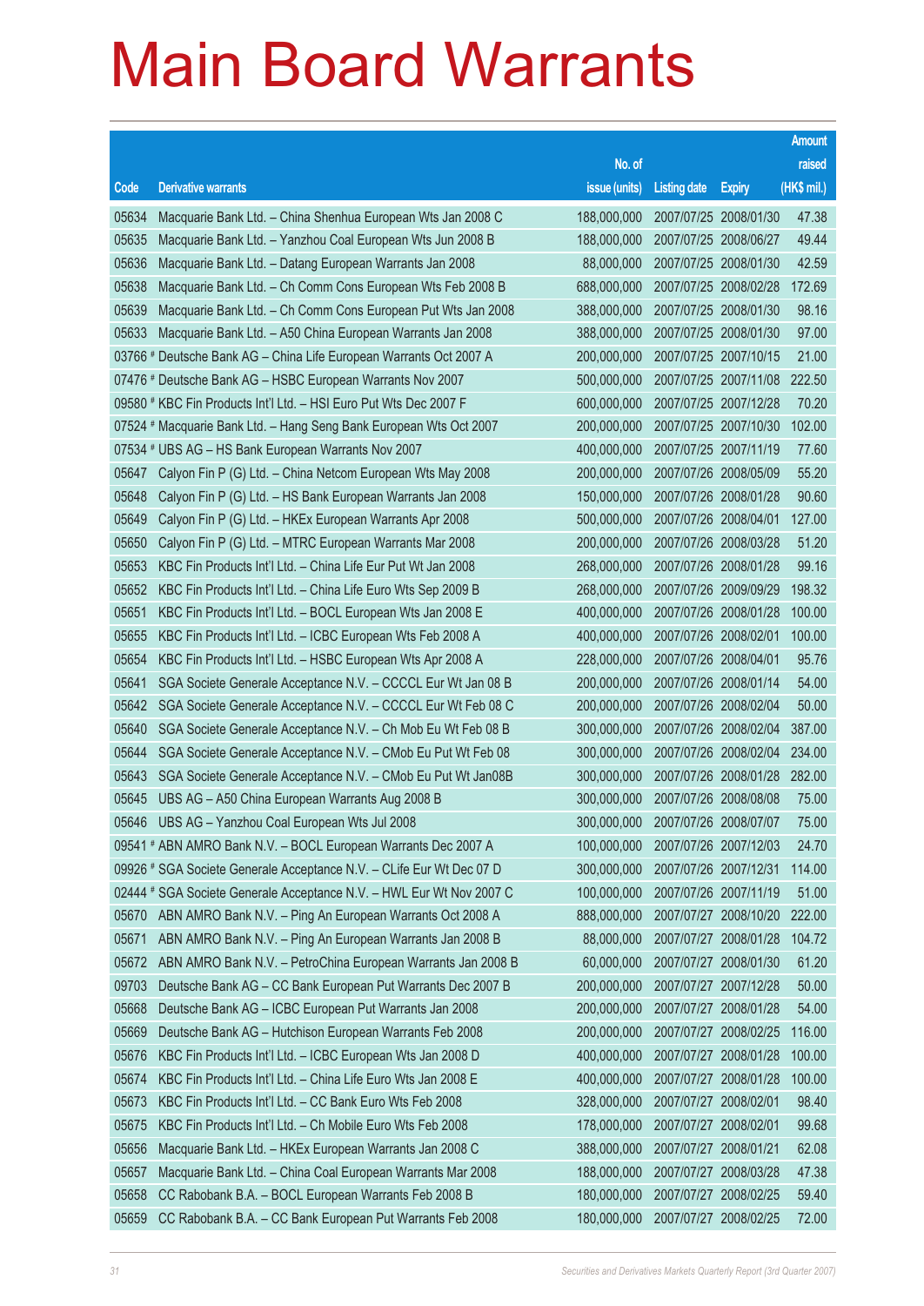# Main Board Warrants

| Code | Derivative warrants | No. of issue (units) | Listing date | Expiry | Amount raised (HK$ mil.) |
|---|---|---|---|---|---|
| 05634 | Macquarie Bank Ltd. – China Shenhua European Wts Jan 2008 C | 188,000,000 | 2007/07/25 | 2008/01/30 | 47.38 |
| 05635 | Macquarie Bank Ltd. – Yanzhou Coal European Wts Jun 2008 B | 188,000,000 | 2007/07/25 | 2008/06/27 | 49.44 |
| 05636 | Macquarie Bank Ltd. – Datang European Warrants Jan 2008 | 88,000,000 | 2007/07/25 | 2008/01/30 | 42.59 |
| 05638 | Macquarie Bank Ltd. – Ch Comm Cons European Wts Feb 2008 B | 688,000,000 | 2007/07/25 | 2008/02/28 | 172.69 |
| 05639 | Macquarie Bank Ltd. – Ch Comm Cons European Put Wts Jan 2008 | 388,000,000 | 2007/07/25 | 2008/01/30 | 98.16 |
| 05633 | Macquarie Bank Ltd. – A50 China European Warrants Jan 2008 | 388,000,000 | 2007/07/25 | 2008/01/30 | 97.00 |
| 03766 # | Deutsche Bank AG – China Life European Warrants Oct 2007 A | 200,000,000 | 2007/07/25 | 2007/10/15 | 21.00 |
| 07476 # | Deutsche Bank AG – HSBC European Warrants Nov 2007 | 500,000,000 | 2007/07/25 | 2007/11/08 | 222.50 |
| 09580 # | KBC Fin Products Int'l Ltd. – HSI Euro Put Wts Dec 2007 F | 600,000,000 | 2007/07/25 | 2007/12/28 | 70.20 |
| 07524 # | Macquarie Bank Ltd. – Hang Seng Bank European Wts Oct 2007 | 200,000,000 | 2007/07/25 | 2007/10/30 | 102.00 |
| 07534 # | UBS AG – HS Bank European Warrants Nov 2007 | 400,000,000 | 2007/07/25 | 2007/11/19 | 77.60 |
| 05647 | Calyon Fin P (G) Ltd. – China Netcom European Wts May 2008 | 200,000,000 | 2007/07/26 | 2008/05/09 | 55.20 |
| 05648 | Calyon Fin P (G) Ltd. – HS Bank European Warrants Jan 2008 | 150,000,000 | 2007/07/26 | 2008/01/28 | 90.60 |
| 05649 | Calyon Fin P (G) Ltd. – HKEx European Warrants Apr 2008 | 500,000,000 | 2007/07/26 | 2008/04/01 | 127.00 |
| 05650 | Calyon Fin P (G) Ltd. – MTRC European Warrants Mar 2008 | 200,000,000 | 2007/07/26 | 2008/03/28 | 51.20 |
| 05653 | KBC Fin Products Int'l Ltd. – China Life Eur Put Wt Jan 2008 | 268,000,000 | 2007/07/26 | 2008/01/28 | 99.16 |
| 05652 | KBC Fin Products Int'l Ltd. – China Life Euro Wts Sep 2009 B | 268,000,000 | 2007/07/26 | 2009/09/29 | 198.32 |
| 05651 | KBC Fin Products Int'l Ltd. – BOCL European Wts Jan 2008 E | 400,000,000 | 2007/07/26 | 2008/01/28 | 100.00 |
| 05655 | KBC Fin Products Int'l Ltd. – ICBC European Wts Feb 2008 A | 400,000,000 | 2007/07/26 | 2008/02/01 | 100.00 |
| 05654 | KBC Fin Products Int'l Ltd. – HSBC European Wts Apr 2008 A | 228,000,000 | 2007/07/26 | 2008/04/01 | 95.76 |
| 05641 | SGA Societe Generale Acceptance N.V. – CCCCL Eur Wt Jan 08 B | 200,000,000 | 2007/07/26 | 2008/01/14 | 54.00 |
| 05642 | SGA Societe Generale Acceptance N.V. – CCCCL Eur Wt Feb 08 C | 200,000,000 | 2007/07/26 | 2008/02/04 | 50.00 |
| 05640 | SGA Societe Generale Acceptance N.V. – Ch Mob Eu Wt Feb 08 B | 300,000,000 | 2007/07/26 | 2008/02/04 | 387.00 |
| 05644 | SGA Societe Generale Acceptance N.V. – CMob Eu Put Wt Feb 08 | 300,000,000 | 2007/07/26 | 2008/02/04 | 234.00 |
| 05643 | SGA Societe Generale Acceptance N.V. – CMob Eu Put Wt Jan08B | 300,000,000 | 2007/07/26 | 2008/01/28 | 282.00 |
| 05645 | UBS AG – A50 China European Warrants Aug 2008 B | 300,000,000 | 2007/07/26 | 2008/08/08 | 75.00 |
| 05646 | UBS AG – Yanzhou Coal European Wts Jul 2008 | 300,000,000 | 2007/07/26 | 2008/07/07 | 75.00 |
| 09541 # | ABN AMRO Bank N.V. – BOCL European Warrants Dec 2007 A | 100,000,000 | 2007/07/26 | 2007/12/03 | 24.70 |
| 09926 # | SGA Societe Generale Acceptance N.V. – CLife Eur Wt Dec 07 D | 300,000,000 | 2007/07/26 | 2007/12/31 | 114.00 |
| 02444 # | SGA Societe Generale Acceptance N.V. – HWL Eur Wt Nov 2007 C | 100,000,000 | 2007/07/26 | 2007/11/19 | 51.00 |
| 05670 | ABN AMRO Bank N.V. – Ping An European Warrants Oct 2008 A | 888,000,000 | 2007/07/27 | 2008/10/20 | 222.00 |
| 05671 | ABN AMRO Bank N.V. – Ping An European Warrants Jan 2008 B | 88,000,000 | 2007/07/27 | 2008/01/28 | 104.72 |
| 05672 | ABN AMRO Bank N.V. – PetroChina European Warrants Jan 2008 B | 60,000,000 | 2007/07/27 | 2008/01/30 | 61.20 |
| 09703 | Deutsche Bank AG – CC Bank European Put Warrants Dec 2007 B | 200,000,000 | 2007/07/27 | 2007/12/28 | 50.00 |
| 05668 | Deutsche Bank AG – ICBC European Put Warrants Jan 2008 | 200,000,000 | 2007/07/27 | 2008/01/28 | 54.00 |
| 05669 | Deutsche Bank AG – Hutchison European Warrants Feb 2008 | 200,000,000 | 2007/07/27 | 2008/02/25 | 116.00 |
| 05676 | KBC Fin Products Int'l Ltd. – ICBC European Wts Jan 2008 D | 400,000,000 | 2007/07/27 | 2008/01/28 | 100.00 |
| 05674 | KBC Fin Products Int'l Ltd. – China Life Euro Wts Jan 2008 E | 400,000,000 | 2007/07/27 | 2008/01/28 | 100.00 |
| 05673 | KBC Fin Products Int'l Ltd. – CC Bank Euro Wts Feb 2008 | 328,000,000 | 2007/07/27 | 2008/02/01 | 98.40 |
| 05675 | KBC Fin Products Int'l Ltd. – Ch Mobile Euro Wts Feb 2008 | 178,000,000 | 2007/07/27 | 2008/02/01 | 99.68 |
| 05656 | Macquarie Bank Ltd. – HKEx European Warrants Jan 2008 C | 388,000,000 | 2007/07/27 | 2008/01/21 | 62.08 |
| 05657 | Macquarie Bank Ltd. – China Coal European Warrants Mar 2008 | 188,000,000 | 2007/07/27 | 2008/03/28 | 47.38 |
| 05658 | CC Rabobank B.A. – BOCL European Warrants Feb 2008 B | 180,000,000 | 2007/07/27 | 2008/02/25 | 59.40 |
| 05659 | CC Rabobank B.A. – CC Bank European Put Warrants Feb 2008 | 180,000,000 | 2007/07/27 | 2008/02/25 | 72.00 |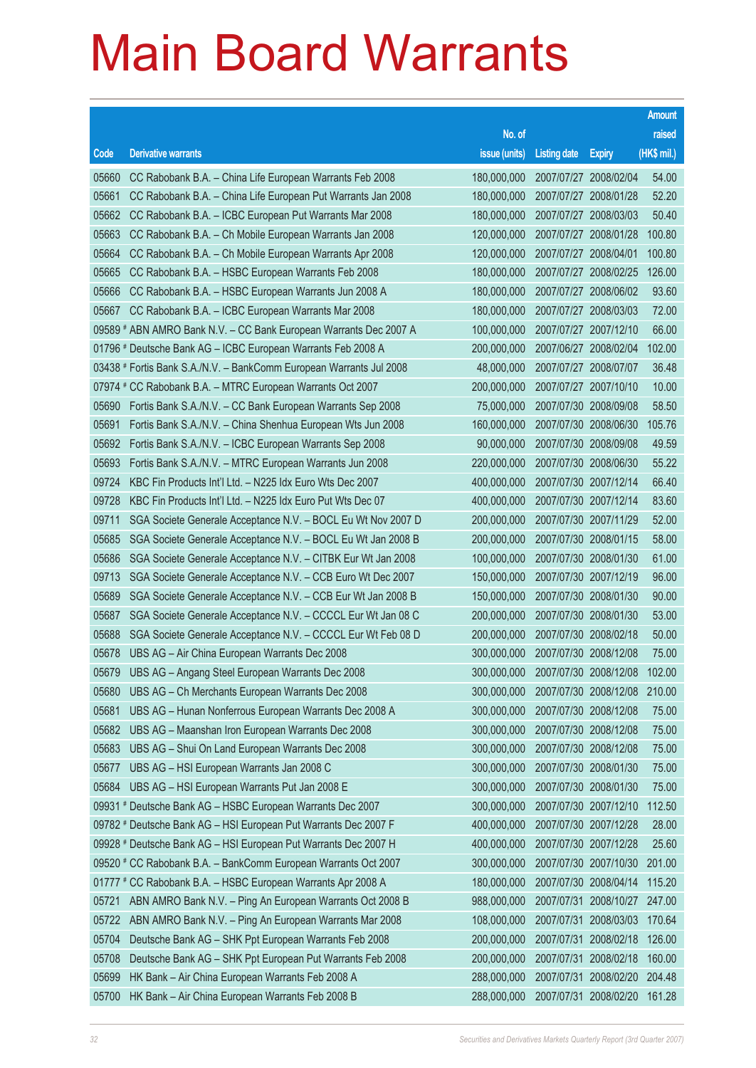# Main Board Warrants

| Code | Derivative warrants | No. of issue (units) | Listing date | Expiry | Amount raised (HK$ mil.) |
|---|---|---|---|---|---|
| 05660 | CC Rabobank B.A. – China Life European Warrants Feb 2008 | 180,000,000 | 2007/07/27 | 2008/02/04 | 54.00 |
| 05661 | CC Rabobank B.A. – China Life European Put Warrants Jan 2008 | 180,000,000 | 2007/07/27 | 2008/01/28 | 52.20 |
| 05662 | CC Rabobank B.A. – ICBC European Put Warrants Mar 2008 | 180,000,000 | 2007/07/27 | 2008/03/03 | 50.40 |
| 05663 | CC Rabobank B.A. – Ch Mobile European Warrants Jan 2008 | 120,000,000 | 2007/07/27 | 2008/01/28 | 100.80 |
| 05664 | CC Rabobank B.A. – Ch Mobile European Warrants Apr 2008 | 120,000,000 | 2007/07/27 | 2008/04/01 | 100.80 |
| 05665 | CC Rabobank B.A. – HSBC European Warrants Feb 2008 | 180,000,000 | 2007/07/27 | 2008/02/25 | 126.00 |
| 05666 | CC Rabobank B.A. – HSBC European Warrants Jun 2008 A | 180,000,000 | 2007/07/27 | 2008/06/02 | 93.60 |
| 05667 | CC Rabobank B.A. – ICBC European Warrants Mar 2008 | 180,000,000 | 2007/07/27 | 2008/03/03 | 72.00 |
| 09589 # | ABN AMRO Bank N.V. – CC Bank European Warrants Dec 2007 A | 100,000,000 | 2007/07/27 | 2007/12/10 | 66.00 |
| 01796 # | Deutsche Bank AG – ICBC European Warrants Feb 2008 A | 200,000,000 | 2007/06/27 | 2008/02/04 | 102.00 |
| 03438 # | Fortis Bank S.A./N.V. – BankComm European Warrants Jul 2008 | 48,000,000 | 2007/07/27 | 2008/07/07 | 36.48 |
| 07974 # | CC Rabobank B.A. – MTRC European Warrants Oct 2007 | 200,000,000 | 2007/07/27 | 2007/10/10 | 10.00 |
| 05690 | Fortis Bank S.A./N.V. – CC Bank European Warrants Sep 2008 | 75,000,000 | 2007/07/30 | 2008/09/08 | 58.50 |
| 05691 | Fortis Bank S.A./N.V. – China Shenhua European Wts Jun 2008 | 160,000,000 | 2007/07/30 | 2008/06/30 | 105.76 |
| 05692 | Fortis Bank S.A./N.V. – ICBC European Warrants Sep 2008 | 90,000,000 | 2007/07/30 | 2008/09/08 | 49.59 |
| 05693 | Fortis Bank S.A./N.V. – MTRC European Warrants Jun 2008 | 220,000,000 | 2007/07/30 | 2008/06/30 | 55.22 |
| 09724 | KBC Fin Products Int'l Ltd. – N225 Idx Euro Wts Dec 2007 | 400,000,000 | 2007/07/30 | 2007/12/14 | 66.40 |
| 09728 | KBC Fin Products Int'l Ltd. – N225 Idx Euro Put Wts Dec 07 | 400,000,000 | 2007/07/30 | 2007/12/14 | 83.60 |
| 09711 | SGA Societe Generale Acceptance N.V. – BOCL Eu Wt Nov 2007 D | 200,000,000 | 2007/07/30 | 2007/11/29 | 52.00 |
| 05685 | SGA Societe Generale Acceptance N.V. – BOCL Eu Wt Jan 2008 B | 200,000,000 | 2007/07/30 | 2008/01/15 | 58.00 |
| 05686 | SGA Societe Generale Acceptance N.V. – CITBK Eur Wt Jan 2008 | 100,000,000 | 2007/07/30 | 2008/01/30 | 61.00 |
| 09713 | SGA Societe Generale Acceptance N.V. – CCB Euro Wt Dec 2007 | 150,000,000 | 2007/07/30 | 2007/12/19 | 96.00 |
| 05689 | SGA Societe Generale Acceptance N.V. – CCB Eur Wt Jan 2008 B | 150,000,000 | 2007/07/30 | 2008/01/30 | 90.00 |
| 05687 | SGA Societe Generale Acceptance N.V. – CCCCL Eur Wt Jan 08 C | 200,000,000 | 2007/07/30 | 2008/01/30 | 53.00 |
| 05688 | SGA Societe Generale Acceptance N.V. – CCCCL Eur Wt Feb 08 D | 200,000,000 | 2007/07/30 | 2008/02/18 | 50.00 |
| 05678 | UBS AG – Air China European Warrants Dec 2008 | 300,000,000 | 2007/07/30 | 2008/12/08 | 75.00 |
| 05679 | UBS AG – Angang Steel European Warrants Dec 2008 | 300,000,000 | 2007/07/30 | 2008/12/08 | 102.00 |
| 05680 | UBS AG – Ch Merchants European Warrants Dec 2008 | 300,000,000 | 2007/07/30 | 2008/12/08 | 210.00 |
| 05681 | UBS AG – Hunan Nonferrous European Warrants Dec 2008 A | 300,000,000 | 2007/07/30 | 2008/12/08 | 75.00 |
| 05682 | UBS AG – Maanshan Iron European Warrants Dec 2008 | 300,000,000 | 2007/07/30 | 2008/12/08 | 75.00 |
| 05683 | UBS AG – Shui On Land European Warrants Dec 2008 | 300,000,000 | 2007/07/30 | 2008/12/08 | 75.00 |
| 05677 | UBS AG – HSI European Warrants Jan 2008 C | 300,000,000 | 2007/07/30 | 2008/01/30 | 75.00 |
| 05684 | UBS AG – HSI European Warrants Put Jan 2008 E | 300,000,000 | 2007/07/30 | 2008/01/30 | 75.00 |
| 09931 # | Deutsche Bank AG – HSBC European Warrants Dec 2007 | 300,000,000 | 2007/07/30 | 2007/12/10 | 112.50 |
| 09782 # | Deutsche Bank AG – HSI European Put Warrants Dec 2007 F | 400,000,000 | 2007/07/30 | 2007/12/28 | 28.00 |
| 09928 # | Deutsche Bank AG – HSI European Put Warrants Dec 2007 H | 400,000,000 | 2007/07/30 | 2007/12/28 | 25.60 |
| 09520 # | CC Rabobank B.A. – BankComm European Warrants Oct 2007 | 300,000,000 | 2007/07/30 | 2007/10/30 | 201.00 |
| 01777 # | CC Rabobank B.A. – HSBC European Warrants Apr 2008 A | 180,000,000 | 2007/07/30 | 2008/04/14 | 115.20 |
| 05721 | ABN AMRO Bank N.V. – Ping An European Warrants Oct 2008 B | 988,000,000 | 2007/07/31 | 2008/10/27 | 247.00 |
| 05722 | ABN AMRO Bank N.V. – Ping An European Warrants Mar 2008 | 108,000,000 | 2007/07/31 | 2008/03/03 | 170.64 |
| 05704 | Deutsche Bank AG – SHK Ppt European Warrants Feb 2008 | 200,000,000 | 2007/07/31 | 2008/02/18 | 126.00 |
| 05708 | Deutsche Bank AG – SHK Ppt European Put Warrants Feb 2008 | 200,000,000 | 2007/07/31 | 2008/02/18 | 160.00 |
| 05699 | HK Bank – Air China European Warrants Feb 2008 A | 288,000,000 | 2007/07/31 | 2008/02/20 | 204.48 |
| 05700 | HK Bank – Air China European Warrants Feb 2008 B | 288,000,000 | 2007/07/31 | 2008/02/20 | 161.28 |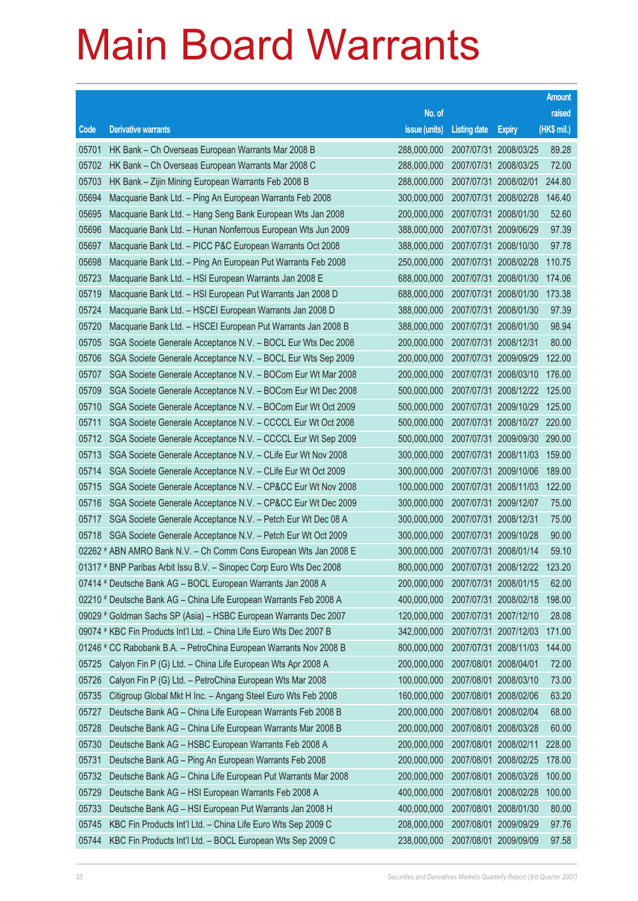# Main Board Warrants

| Code | Derivative warrants | No. of issue (units) | Listing date | Expiry | Amount raised (HK$ mil.) |
|---|---|---|---|---|---|
| 05701 | HK Bank – Ch Overseas European Warrants Mar 2008 B | 288,000,000 | 2007/07/31 | 2008/03/25 | 89.28 |
| 05702 | HK Bank – Ch Overseas European Warrants Mar 2008 C | 288,000,000 | 2007/07/31 | 2008/03/25 | 72.00 |
| 05703 | HK Bank – Zijin Mining European Warrants Feb 2008 B | 288,000,000 | 2007/07/31 | 2008/02/01 | 244.80 |
| 05694 | Macquarie Bank Ltd. – Ping An European Warrants Feb 2008 | 300,000,000 | 2007/07/31 | 2008/02/28 | 146.40 |
| 05695 | Macquarie Bank Ltd. – Hang Seng Bank European Wts Jan 2008 | 200,000,000 | 2007/07/31 | 2008/01/30 | 52.60 |
| 05696 | Macquarie Bank Ltd. – Hunan Nonferrous European Wts Jun 2009 | 388,000,000 | 2007/07/31 | 2009/06/29 | 97.39 |
| 05697 | Macquarie Bank Ltd. – PICC P&C European Warrants Oct 2008 | 388,000,000 | 2007/07/31 | 2008/10/30 | 97.78 |
| 05698 | Macquarie Bank Ltd. – Ping An European Put Warrants Feb 2008 | 250,000,000 | 2007/07/31 | 2008/02/28 | 110.75 |
| 05723 | Macquarie Bank Ltd. – HSI European Warrants Jan 2008 E | 688,000,000 | 2007/07/31 | 2008/01/30 | 174.06 |
| 05719 | Macquarie Bank Ltd. – HSI European Put Warrants Jan 2008 D | 688,000,000 | 2007/07/31 | 2008/01/30 | 173.38 |
| 05724 | Macquarie Bank Ltd. – HSCEI European Warrants Jan 2008 D | 388,000,000 | 2007/07/31 | 2008/01/30 | 97.39 |
| 05720 | Macquarie Bank Ltd. – HSCEI European Put Warrants Jan 2008 B | 388,000,000 | 2007/07/31 | 2008/01/30 | 98.94 |
| 05705 | SGA Societe Generale Acceptance N.V. – BOCL Eur Wts Dec 2008 | 200,000,000 | 2007/07/31 | 2008/12/31 | 80.00 |
| 05706 | SGA Societe Generale Acceptance N.V. – BOCL Eur Wts Sep 2009 | 200,000,000 | 2007/07/31 | 2009/09/29 | 122.00 |
| 05707 | SGA Societe Generale Acceptance N.V. – BOCom Eur Wt Mar 2008 | 200,000,000 | 2007/07/31 | 2008/03/10 | 176.00 |
| 05709 | SGA Societe Generale Acceptance N.V. – BOCom Eur Wt Dec 2008 | 500,000,000 | 2007/07/31 | 2008/12/22 | 125.00 |
| 05710 | SGA Societe Generale Acceptance N.V. – BOCom Eur Wt Oct 2009 | 500,000,000 | 2007/07/31 | 2009/10/29 | 125.00 |
| 05711 | SGA Societe Generale Acceptance N.V. – CCCCL Eur Wt Oct 2008 | 500,000,000 | 2007/07/31 | 2008/10/27 | 220.00 |
| 05712 | SGA Societe Generale Acceptance N.V. – CCCCL Eur Wt Sep 2009 | 500,000,000 | 2007/07/31 | 2009/09/30 | 290.00 |
| 05713 | SGA Societe Generale Acceptance N.V. – CLife Eur Wt Nov 2008 | 300,000,000 | 2007/07/31 | 2008/11/03 | 159.00 |
| 05714 | SGA Societe Generale Acceptance N.V. – CLife Eur Wt Oct 2009 | 300,000,000 | 2007/07/31 | 2009/10/06 | 189.00 |
| 05715 | SGA Societe Generale Acceptance N.V. – CP&CC Eur Wt Nov 2008 | 100,000,000 | 2007/07/31 | 2008/11/03 | 122.00 |
| 05716 | SGA Societe Generale Acceptance N.V. – CP&CC Eur Wt Dec 2009 | 300,000,000 | 2007/07/31 | 2009/12/07 | 75.00 |
| 05717 | SGA Societe Generale Acceptance N.V. – Petch Eur Wt Dec 08 A | 300,000,000 | 2007/07/31 | 2008/12/31 | 75.00 |
| 05718 | SGA Societe Generale Acceptance N.V. – Petch Eur Wt Oct 2009 | 300,000,000 | 2007/07/31 | 2009/10/28 | 90.00 |
| 02262 # | ABN AMRO Bank N.V. – Ch Comm Cons European Wts Jan 2008 E | 300,000,000 | 2007/07/31 | 2008/01/14 | 59.10 |
| 01317 # | BNP Paribas Arbit Issu B.V. – Sinopec Corp Euro Wts Dec 2008 | 800,000,000 | 2007/07/31 | 2008/12/22 | 123.20 |
| 07414 # | Deutsche Bank AG – BOCL European Warrants Jan 2008 A | 200,000,000 | 2007/07/31 | 2008/01/15 | 62.00 |
| 02210 # | Deutsche Bank AG – China Life European Warrants Feb 2008 A | 400,000,000 | 2007/07/31 | 2008/02/18 | 198.00 |
| 09029 # | Goldman Sachs SP (Asia) – HSBC European Warrants Dec 2007 | 120,000,000 | 2007/07/31 | 2007/12/10 | 28.08 |
| 09074 # | KBC Fin Products Int'l Ltd. – China Life Euro Wts Dec 2007 B | 342,000,000 | 2007/07/31 | 2007/12/03 | 171.00 |
| 01246 # | CC Rabobank B.A. – PetroChina European Warrants Nov 2008 B | 800,000,000 | 2007/07/31 | 2008/11/03 | 144.00 |
| 05725 | Calyon Fin P (G) Ltd. – China Life European Wts Apr 2008 A | 200,000,000 | 2007/08/01 | 2008/04/01 | 72.00 |
| 05726 | Calyon Fin P (G) Ltd. – PetroChina European Wts Mar 2008 | 100,000,000 | 2007/08/01 | 2008/03/10 | 73.00 |
| 05735 | Citigroup Global Mkt H Inc. – Angang Steel Euro Wts Feb 2008 | 160,000,000 | 2007/08/01 | 2008/02/06 | 63.20 |
| 05727 | Deutsche Bank AG – China Life European Warrants Feb 2008 B | 200,000,000 | 2007/08/01 | 2008/02/04 | 68.00 |
| 05728 | Deutsche Bank AG – China Life European Warrants Mar 2008 B | 200,000,000 | 2007/08/01 | 2008/03/28 | 60.00 |
| 05730 | Deutsche Bank AG – HSBC European Warrants Feb 2008 A | 200,000,000 | 2007/08/01 | 2008/02/11 | 228.00 |
| 05731 | Deutsche Bank AG – Ping An European Warrants Feb 2008 | 200,000,000 | 2007/08/01 | 2008/02/25 | 178.00 |
| 05732 | Deutsche Bank AG – China Life European Put Warrants Mar 2008 | 200,000,000 | 2007/08/01 | 2008/03/28 | 100.00 |
| 05729 | Deutsche Bank AG – HSI European Warrants Feb 2008 A | 400,000,000 | 2007/08/01 | 2008/02/28 | 100.00 |
| 05733 | Deutsche Bank AG – HSI European Put Warrants Jan 2008 H | 400,000,000 | 2007/08/01 | 2008/01/30 | 80.00 |
| 05745 | KBC Fin Products Int'l Ltd. – China Life Euro Wts Sep 2009 C | 208,000,000 | 2007/08/01 | 2009/09/29 | 97.76 |
| 05744 | KBC Fin Products Int'l Ltd. – BOCL European Wts Sep 2009 C | 238,000,000 | 2007/08/01 | 2009/09/09 | 97.58 |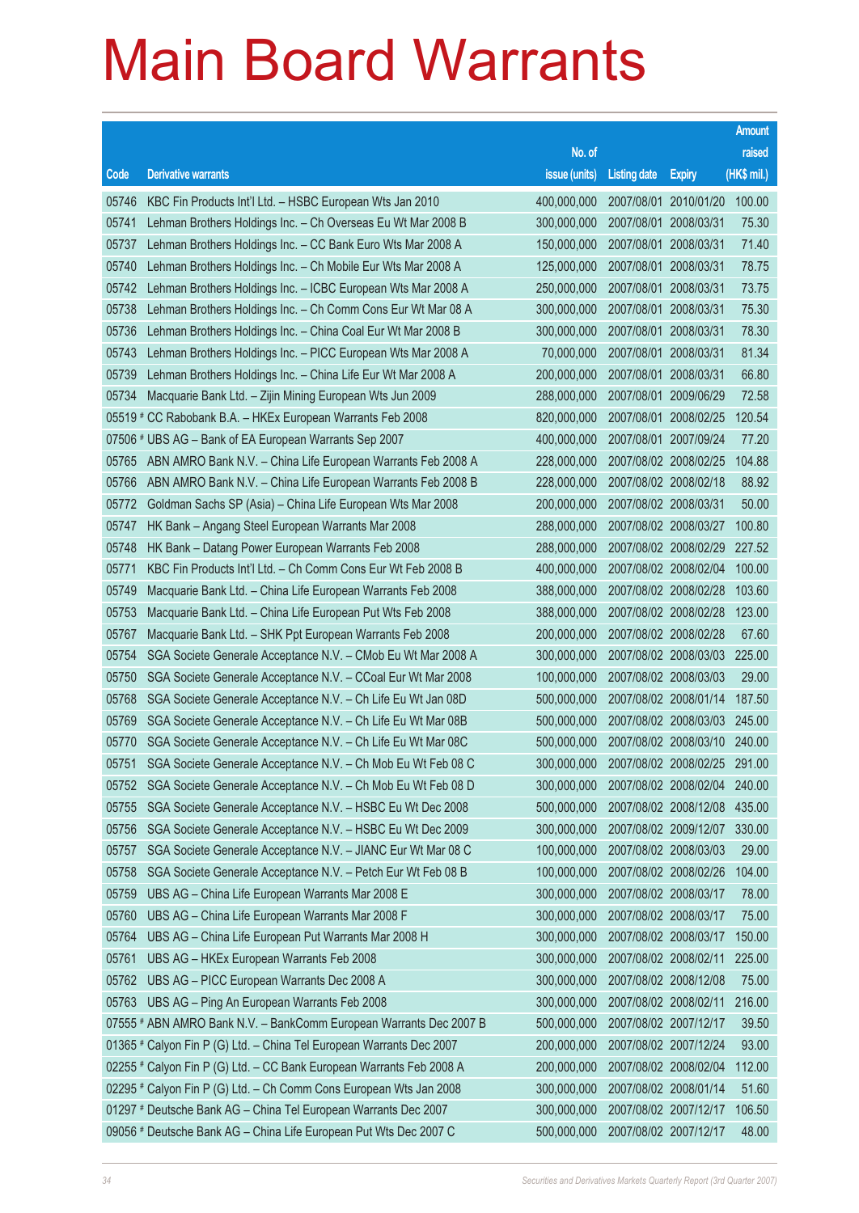# Main Board Warrants

| Code | Derivative warrants | No. of issue (units) | Listing date | Expiry | Amount raised (HK$ mil.) |
|---|---|---|---|---|---|
| 05746 | KBC Fin Products Int'l Ltd. – HSBC European Wts Jan 2010 | 400,000,000 | 2007/08/01 | 2010/01/20 | 100.00 |
| 05741 | Lehman Brothers Holdings Inc. – Ch Overseas Eu Wt Mar 2008 B | 300,000,000 | 2007/08/01 | 2008/03/31 | 75.30 |
| 05737 | Lehman Brothers Holdings Inc. – CC Bank Euro Wts Mar 2008 A | 150,000,000 | 2007/08/01 | 2008/03/31 | 71.40 |
| 05740 | Lehman Brothers Holdings Inc. – Ch Mobile Eur Wts Mar 2008 A | 125,000,000 | 2007/08/01 | 2008/03/31 | 78.75 |
| 05742 | Lehman Brothers Holdings Inc. – ICBC European Wts Mar 2008 A | 250,000,000 | 2007/08/01 | 2008/03/31 | 73.75 |
| 05738 | Lehman Brothers Holdings Inc. – Ch Comm Cons Eur Wt Mar 08 A | 300,000,000 | 2007/08/01 | 2008/03/31 | 75.30 |
| 05736 | Lehman Brothers Holdings Inc. – China Coal Eur Wt Mar 2008 B | 300,000,000 | 2007/08/01 | 2008/03/31 | 78.30 |
| 05743 | Lehman Brothers Holdings Inc. – PICC European Wts Mar 2008 A | 70,000,000 | 2007/08/01 | 2008/03/31 | 81.34 |
| 05739 | Lehman Brothers Holdings Inc. – China Life Eur Wt Mar 2008 A | 200,000,000 | 2007/08/01 | 2008/03/31 | 66.80 |
| 05734 | Macquarie Bank Ltd. – Zijin Mining European Wts Jun 2009 | 288,000,000 | 2007/08/01 | 2009/06/29 | 72.58 |
| 05519 # | CC Rabobank B.A. – HKEx European Warrants Feb 2008 | 820,000,000 | 2007/08/01 | 2008/02/25 | 120.54 |
| 07506 # | UBS AG – Bank of EA European Warrants Sep 2007 | 400,000,000 | 2007/08/01 | 2007/09/24 | 77.20 |
| 05765 | ABN AMRO Bank N.V. – China Life European Warrants Feb 2008 A | 228,000,000 | 2007/08/02 | 2008/02/25 | 104.88 |
| 05766 | ABN AMRO Bank N.V. – China Life European Warrants Feb 2008 B | 228,000,000 | 2007/08/02 | 2008/02/18 | 88.92 |
| 05772 | Goldman Sachs SP (Asia) – China Life European Wts Mar 2008 | 200,000,000 | 2007/08/02 | 2008/03/31 | 50.00 |
| 05747 | HK Bank – Angang Steel European Warrants Mar 2008 | 288,000,000 | 2007/08/02 | 2008/03/27 | 100.80 |
| 05748 | HK Bank – Datang Power European Warrants Feb 2008 | 288,000,000 | 2007/08/02 | 2008/02/29 | 227.52 |
| 05771 | KBC Fin Products Int'l Ltd. – Ch Comm Cons Eur Wt Feb 2008 B | 400,000,000 | 2007/08/02 | 2008/02/04 | 100.00 |
| 05749 | Macquarie Bank Ltd. – China Life European Warrants Feb 2008 | 388,000,000 | 2007/08/02 | 2008/02/28 | 103.60 |
| 05753 | Macquarie Bank Ltd. – China Life European Put Wts Feb 2008 | 388,000,000 | 2007/08/02 | 2008/02/28 | 123.00 |
| 05767 | Macquarie Bank Ltd. – SHK Ppt European Warrants Feb 2008 | 200,000,000 | 2007/08/02 | 2008/02/28 | 67.60 |
| 05754 | SGA Societe Generale Acceptance N.V. – CMob Eu Wt Mar 2008 A | 300,000,000 | 2007/08/02 | 2008/03/03 | 225.00 |
| 05750 | SGA Societe Generale Acceptance N.V. – CCoal Eur Wt Mar 2008 | 100,000,000 | 2007/08/02 | 2008/03/03 | 29.00 |
| 05768 | SGA Societe Generale Acceptance N.V. – Ch Life Eu Wt Jan 08D | 500,000,000 | 2007/08/02 | 2008/01/14 | 187.50 |
| 05769 | SGA Societe Generale Acceptance N.V. – Ch Life Eu Wt Mar 08B | 500,000,000 | 2007/08/02 | 2008/03/03 | 245.00 |
| 05770 | SGA Societe Generale Acceptance N.V. – Ch Life Eu Wt Mar 08C | 500,000,000 | 2007/08/02 | 2008/03/10 | 240.00 |
| 05751 | SGA Societe Generale Acceptance N.V. – Ch Mob Eu Wt Feb 08 C | 300,000,000 | 2007/08/02 | 2008/02/25 | 291.00 |
| 05752 | SGA Societe Generale Acceptance N.V. – Ch Mob Eu Wt Feb 08 D | 300,000,000 | 2007/08/02 | 2008/02/04 | 240.00 |
| 05755 | SGA Societe Generale Acceptance N.V. – HSBC Eu Wt Dec 2008 | 500,000,000 | 2007/08/02 | 2008/12/08 | 435.00 |
| 05756 | SGA Societe Generale Acceptance N.V. – HSBC Eu Wt Dec 2009 | 300,000,000 | 2007/08/02 | 2009/12/07 | 330.00 |
| 05757 | SGA Societe Generale Acceptance N.V. – JIANC Eur Wt Mar 08 C | 100,000,000 | 2007/08/02 | 2008/03/03 | 29.00 |
| 05758 | SGA Societe Generale Acceptance N.V. – Petch Eur Wt Feb 08 B | 100,000,000 | 2007/08/02 | 2008/02/26 | 104.00 |
| 05759 | UBS AG – China Life European Warrants Mar 2008 E | 300,000,000 | 2007/08/02 | 2008/03/17 | 78.00 |
| 05760 | UBS AG – China Life European Warrants Mar 2008 F | 300,000,000 | 2007/08/02 | 2008/03/17 | 75.00 |
| 05764 | UBS AG – China Life European Put Warrants Mar 2008 H | 300,000,000 | 2007/08/02 | 2008/03/17 | 150.00 |
| 05761 | UBS AG – HKEx European Warrants Feb 2008 | 300,000,000 | 2007/08/02 | 2008/02/11 | 225.00 |
| 05762 | UBS AG – PICC European Warrants Dec 2008 A | 300,000,000 | 2007/08/02 | 2008/12/08 | 75.00 |
| 05763 | UBS AG – Ping An European Warrants Feb 2008 | 300,000,000 | 2007/08/02 | 2008/02/11 | 216.00 |
| 07555 # | ABN AMRO Bank N.V. – BankComm European Warrants Dec 2007 B | 500,000,000 | 2007/08/02 | 2007/12/17 | 39.50 |
| 01365 # | Calyon Fin P (G) Ltd. – China Tel European Warrants Dec 2007 | 200,000,000 | 2007/08/02 | 2007/12/24 | 93.00 |
| 02255 # | Calyon Fin P (G) Ltd. – CC Bank European Warrants Feb 2008 A | 200,000,000 | 2007/08/02 | 2008/02/04 | 112.00 |
| 02295 # | Calyon Fin P (G) Ltd. – Ch Comm Cons European Wts Jan 2008 | 300,000,000 | 2007/08/02 | 2008/01/14 | 51.60 |
| 01297 # | Deutsche Bank AG – China Tel European Warrants Dec 2007 | 300,000,000 | 2007/08/02 | 2007/12/17 | 106.50 |
| 09056 # | Deutsche Bank AG – China Life European Put Wts Dec 2007 C | 500,000,000 | 2007/08/02 | 2007/12/17 | 48.00 |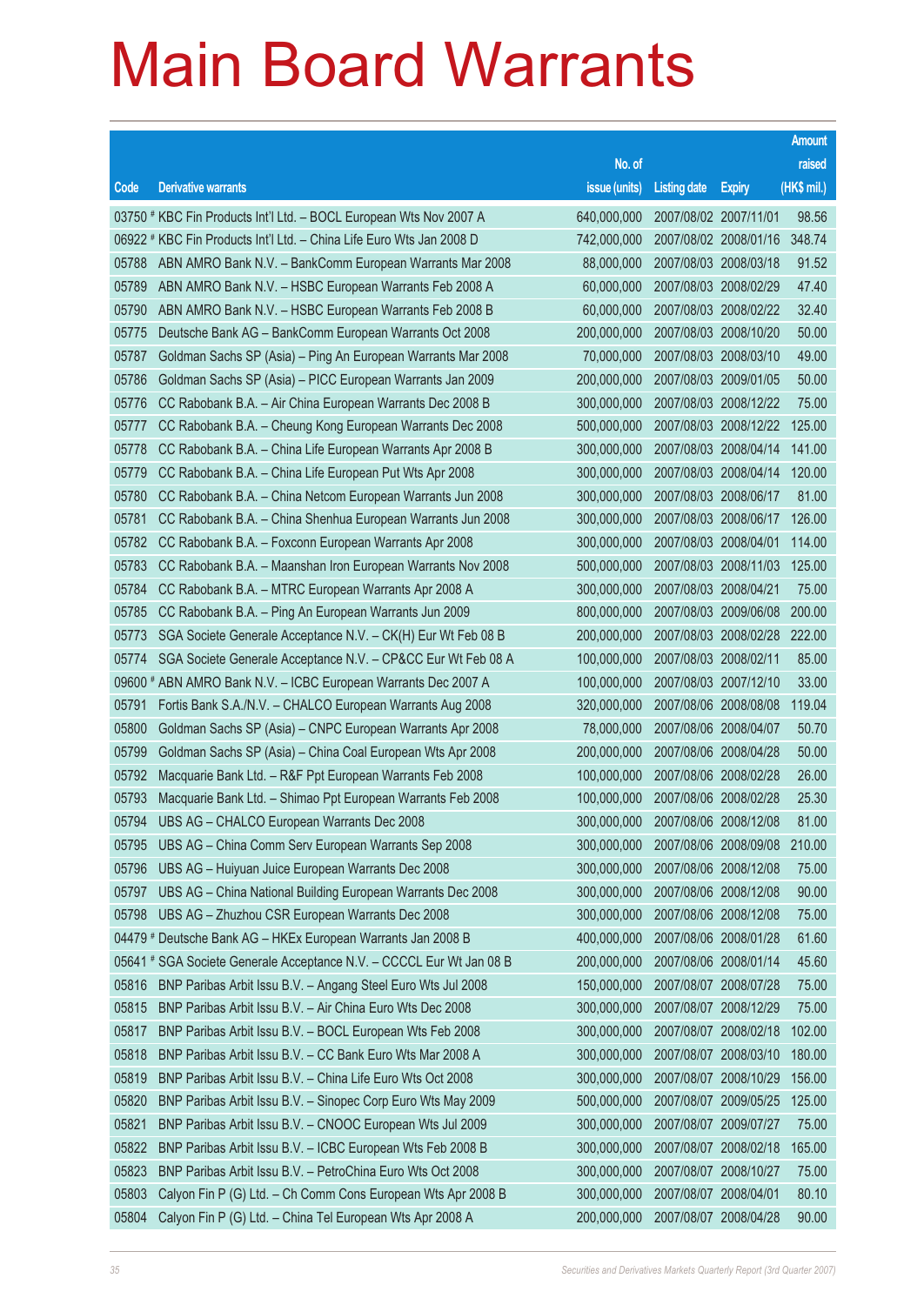# Main Board Warrants

| Code | Derivative warrants | No. of issue (units) | Listing date | Expiry | Amount raised (HK$ mil.) |
|---|---|---|---|---|---|
| 03750 # | KBC Fin Products Int'l Ltd. – BOCL European Wts Nov 2007 A | 640,000,000 | 2007/08/02 | 2007/11/01 | 98.56 |
| 06922 # | KBC Fin Products Int'l Ltd. – China Life Euro Wts Jan 2008 D | 742,000,000 | 2007/08/02 | 2008/01/16 | 348.74 |
| 05788 | ABN AMRO Bank N.V. – BankComm European Warrants Mar 2008 | 88,000,000 | 2007/08/03 | 2008/03/18 | 91.52 |
| 05789 | ABN AMRO Bank N.V. – HSBC European Warrants Feb 2008 A | 60,000,000 | 2007/08/03 | 2008/02/29 | 47.40 |
| 05790 | ABN AMRO Bank N.V. – HSBC European Warrants Feb 2008 B | 60,000,000 | 2007/08/03 | 2008/02/22 | 32.40 |
| 05775 | Deutsche Bank AG – BankComm European Warrants Oct 2008 | 200,000,000 | 2007/08/03 | 2008/10/20 | 50.00 |
| 05787 | Goldman Sachs SP (Asia) – Ping An European Warrants Mar 2008 | 70,000,000 | 2007/08/03 | 2008/03/10 | 49.00 |
| 05786 | Goldman Sachs SP (Asia) – PICC European Warrants Jan 2009 | 200,000,000 | 2007/08/03 | 2009/01/05 | 50.00 |
| 05776 | CC Rabobank B.A. – Air China European Warrants Dec 2008 B | 300,000,000 | 2007/08/03 | 2008/12/22 | 75.00 |
| 05777 | CC Rabobank B.A. – Cheung Kong European Warrants Dec 2008 | 500,000,000 | 2007/08/03 | 2008/12/22 | 125.00 |
| 05778 | CC Rabobank B.A. – China Life European Warrants Apr 2008 B | 300,000,000 | 2007/08/03 | 2008/04/14 | 141.00 |
| 05779 | CC Rabobank B.A. – China Life European Put Wts Apr 2008 | 300,000,000 | 2007/08/03 | 2008/04/14 | 120.00 |
| 05780 | CC Rabobank B.A. – China Netcom European Warrants Jun 2008 | 300,000,000 | 2007/08/03 | 2008/06/17 | 81.00 |
| 05781 | CC Rabobank B.A. – China Shenhua European Warrants Jun 2008 | 300,000,000 | 2007/08/03 | 2008/06/17 | 126.00 |
| 05782 | CC Rabobank B.A. – Foxconn European Warrants Apr 2008 | 300,000,000 | 2007/08/03 | 2008/04/01 | 114.00 |
| 05783 | CC Rabobank B.A. – Maanshan Iron European Warrants Nov 2008 | 500,000,000 | 2007/08/03 | 2008/11/03 | 125.00 |
| 05784 | CC Rabobank B.A. – MTRC European Warrants Apr 2008 A | 300,000,000 | 2007/08/03 | 2008/04/21 | 75.00 |
| 05785 | CC Rabobank B.A. – Ping An European Warrants Jun 2009 | 800,000,000 | 2007/08/03 | 2009/06/08 | 200.00 |
| 05773 | SGA Societe Generale Acceptance N.V. – CK(H) Eur Wt Feb 08 B | 200,000,000 | 2007/08/03 | 2008/02/28 | 222.00 |
| 05774 | SGA Societe Generale Acceptance N.V. – CP&CC Eur Wt Feb 08 A | 100,000,000 | 2007/08/03 | 2008/02/11 | 85.00 |
| 09600 # | ABN AMRO Bank N.V. – ICBC European Warrants Dec 2007 A | 100,000,000 | 2007/08/03 | 2007/12/10 | 33.00 |
| 05791 | Fortis Bank S.A./N.V. – CHALCO European Warrants Aug 2008 | 320,000,000 | 2007/08/06 | 2008/08/08 | 119.04 |
| 05800 | Goldman Sachs SP (Asia) – CNPC European Warrants Apr 2008 | 78,000,000 | 2007/08/06 | 2008/04/07 | 50.70 |
| 05799 | Goldman Sachs SP (Asia) – China Coal European Wts Apr 2008 | 200,000,000 | 2007/08/06 | 2008/04/28 | 50.00 |
| 05792 | Macquarie Bank Ltd. – R&F Ppt European Warrants Feb 2008 | 100,000,000 | 2007/08/06 | 2008/02/28 | 26.00 |
| 05793 | Macquarie Bank Ltd. – Shimao Ppt European Warrants Feb 2008 | 100,000,000 | 2007/08/06 | 2008/02/28 | 25.30 |
| 05794 | UBS AG – CHALCO European Warrants Dec 2008 | 300,000,000 | 2007/08/06 | 2008/12/08 | 81.00 |
| 05795 | UBS AG – China Comm Serv European Warrants Sep 2008 | 300,000,000 | 2007/08/06 | 2008/09/08 | 210.00 |
| 05796 | UBS AG – Huiyuan Juice European Warrants Dec 2008 | 300,000,000 | 2007/08/06 | 2008/12/08 | 75.00 |
| 05797 | UBS AG – China National Building European Warrants Dec 2008 | 300,000,000 | 2007/08/06 | 2008/12/08 | 90.00 |
| 05798 | UBS AG – Zhuzhou CSR European Warrants Dec 2008 | 300,000,000 | 2007/08/06 | 2008/12/08 | 75.00 |
| 04479 # | Deutsche Bank AG – HKEx European Warrants Jan 2008 B | 400,000,000 | 2007/08/06 | 2008/01/28 | 61.60 |
| 05641 # | SGA Societe Generale Acceptance N.V. – CCCCL Eur Wt Jan 08 B | 200,000,000 | 2007/08/06 | 2008/01/14 | 45.60 |
| 05816 | BNP Paribas Arbit Issu B.V. – Angang Steel Euro Wts Jul 2008 | 150,000,000 | 2007/08/07 | 2008/07/28 | 75.00 |
| 05815 | BNP Paribas Arbit Issu B.V. – Air China Euro Wts Dec 2008 | 300,000,000 | 2007/08/07 | 2008/12/29 | 75.00 |
| 05817 | BNP Paribas Arbit Issu B.V. – BOCL European Wts Feb 2008 | 300,000,000 | 2007/08/07 | 2008/02/18 | 102.00 |
| 05818 | BNP Paribas Arbit Issu B.V. – CC Bank Euro Wts Mar 2008 A | 300,000,000 | 2007/08/07 | 2008/03/10 | 180.00 |
| 05819 | BNP Paribas Arbit Issu B.V. – China Life Euro Wts Oct 2008 | 300,000,000 | 2007/08/07 | 2008/10/29 | 156.00 |
| 05820 | BNP Paribas Arbit Issu B.V. – Sinopec Corp Euro Wts May 2009 | 500,000,000 | 2007/08/07 | 2009/05/25 | 125.00 |
| 05821 | BNP Paribas Arbit Issu B.V. – CNOOC European Wts Jul 2009 | 300,000,000 | 2007/08/07 | 2009/07/27 | 75.00 |
| 05822 | BNP Paribas Arbit Issu B.V. – ICBC European Wts Feb 2008 B | 300,000,000 | 2007/08/07 | 2008/02/18 | 165.00 |
| 05823 | BNP Paribas Arbit Issu B.V. – PetroChina Euro Wts Oct 2008 | 300,000,000 | 2007/08/07 | 2008/10/27 | 75.00 |
| 05803 | Calyon Fin P (G) Ltd. – Ch Comm Cons European Wts Apr 2008 B | 300,000,000 | 2007/08/07 | 2008/04/01 | 80.10 |
| 05804 | Calyon Fin P (G) Ltd. – China Tel European Wts Apr 2008 A | 200,000,000 | 2007/08/07 | 2008/04/28 | 90.00 |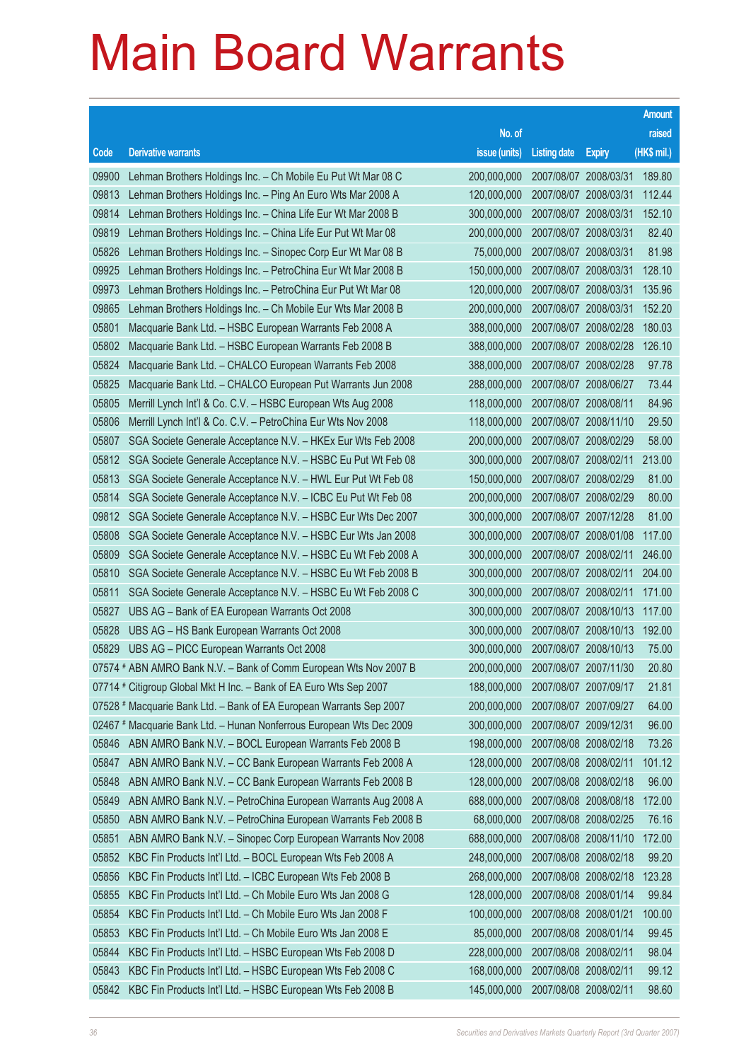# Main Board Warrants

| Code | Derivative warrants | No. of issue (units) | Listing date | Expiry | Amount raised (HK$ mil.) |
|---|---|---|---|---|---|
| 09900 | Lehman Brothers Holdings Inc. – Ch Mobile Eu Put Wt Mar 08 C | 200,000,000 | 2007/08/07 | 2008/03/31 | 189.80 |
| 09813 | Lehman Brothers Holdings Inc. – Ping An Euro Wts Mar 2008 A | 120,000,000 | 2007/08/07 | 2008/03/31 | 112.44 |
| 09814 | Lehman Brothers Holdings Inc. – China Life Eur Wt Mar 2008 B | 300,000,000 | 2007/08/07 | 2008/03/31 | 152.10 |
| 09819 | Lehman Brothers Holdings Inc. – China Life Eur Put Wt Mar 08 | 200,000,000 | 2007/08/07 | 2008/03/31 | 82.40 |
| 05826 | Lehman Brothers Holdings Inc. – Sinopec Corp Eur Wt Mar 08 B | 75,000,000 | 2007/08/07 | 2008/03/31 | 81.98 |
| 09925 | Lehman Brothers Holdings Inc. – PetroChina Eur Wt Mar 2008 B | 150,000,000 | 2007/08/07 | 2008/03/31 | 128.10 |
| 09973 | Lehman Brothers Holdings Inc. – PetroChina Eur Put Wt Mar 08 | 120,000,000 | 2007/08/07 | 2008/03/31 | 135.96 |
| 09865 | Lehman Brothers Holdings Inc. – Ch Mobile Eur Wts Mar 2008 B | 200,000,000 | 2007/08/07 | 2008/03/31 | 152.20 |
| 05801 | Macquarie Bank Ltd. – HSBC European Warrants Feb 2008 A | 388,000,000 | 2007/08/07 | 2008/02/28 | 180.03 |
| 05802 | Macquarie Bank Ltd. – HSBC European Warrants Feb 2008 B | 388,000,000 | 2007/08/07 | 2008/02/28 | 126.10 |
| 05824 | Macquarie Bank Ltd. – CHALCO European Warrants Feb 2008 | 388,000,000 | 2007/08/07 | 2008/02/28 | 97.78 |
| 05825 | Macquarie Bank Ltd. – CHALCO European Put Warrants Jun 2008 | 288,000,000 | 2007/08/07 | 2008/06/27 | 73.44 |
| 05805 | Merrill Lynch Int'l & Co. C.V. – HSBC European Wts Aug 2008 | 118,000,000 | 2007/08/07 | 2008/08/11 | 84.96 |
| 05806 | Merrill Lynch Int'l & Co. C.V. – PetroChina Eur Wts Nov 2008 | 118,000,000 | 2007/08/07 | 2008/11/10 | 29.50 |
| 05807 | SGA Societe Generale Acceptance N.V. – HKEx Eur Wts Feb 2008 | 200,000,000 | 2007/08/07 | 2008/02/29 | 58.00 |
| 05812 | SGA Societe Generale Acceptance N.V. – HSBC Eu Put Wt Feb 08 | 300,000,000 | 2007/08/07 | 2008/02/11 | 213.00 |
| 05813 | SGA Societe Generale Acceptance N.V. – HWL Eur Put Wt Feb 08 | 150,000,000 | 2007/08/07 | 2008/02/29 | 81.00 |
| 05814 | SGA Societe Generale Acceptance N.V. – ICBC Eu Put Wt Feb 08 | 200,000,000 | 2007/08/07 | 2008/02/29 | 80.00 |
| 09812 | SGA Societe Generale Acceptance N.V. – HSBC Eur Wts Dec 2007 | 300,000,000 | 2007/08/07 | 2007/12/28 | 81.00 |
| 05808 | SGA Societe Generale Acceptance N.V. – HSBC Eur Wts Jan 2008 | 300,000,000 | 2007/08/07 | 2008/01/08 | 117.00 |
| 05809 | SGA Societe Generale Acceptance N.V. – HSBC Eu Wt Feb 2008 A | 300,000,000 | 2007/08/07 | 2008/02/11 | 246.00 |
| 05810 | SGA Societe Generale Acceptance N.V. – HSBC Eu Wt Feb 2008 B | 300,000,000 | 2007/08/07 | 2008/02/11 | 204.00 |
| 05811 | SGA Societe Generale Acceptance N.V. – HSBC Eu Wt Feb 2008 C | 300,000,000 | 2007/08/07 | 2008/02/11 | 171.00 |
| 05827 | UBS AG – Bank of EA European Warrants Oct 2008 | 300,000,000 | 2007/08/07 | 2008/10/13 | 117.00 |
| 05828 | UBS AG – HS Bank European Warrants Oct 2008 | 300,000,000 | 2007/08/07 | 2008/10/13 | 192.00 |
| 05829 | UBS AG – PICC European Warrants Oct 2008 | 300,000,000 | 2007/08/07 | 2008/10/13 | 75.00 |
| 07574 # | ABN AMRO Bank N.V. – Bank of Comm European Wts Nov 2007 B | 200,000,000 | 2007/08/07 | 2007/11/30 | 20.80 |
| 07714 # | Citigroup Global Mkt H Inc. – Bank of EA Euro Wts Sep 2007 | 188,000,000 | 2007/08/07 | 2007/09/17 | 21.81 |
| 07528 # | Macquarie Bank Ltd. – Bank of EA European Warrants Sep 2007 | 200,000,000 | 2007/08/07 | 2007/09/27 | 64.00 |
| 02467 # | Macquarie Bank Ltd. – Hunan Nonferrous European Wts Dec 2009 | 300,000,000 | 2007/08/07 | 2009/12/31 | 96.00 |
| 05846 | ABN AMRO Bank N.V. – BOCL European Warrants Feb 2008 B | 198,000,000 | 2007/08/08 | 2008/02/18 | 73.26 |
| 05847 | ABN AMRO Bank N.V. – CC Bank European Warrants Feb 2008 A | 128,000,000 | 2007/08/08 | 2008/02/11 | 101.12 |
| 05848 | ABN AMRO Bank N.V. – CC Bank European Warrants Feb 2008 B | 128,000,000 | 2007/08/08 | 2008/02/18 | 96.00 |
| 05849 | ABN AMRO Bank N.V. – PetroChina European Warrants Aug 2008 A | 688,000,000 | 2007/08/08 | 2008/08/18 | 172.00 |
| 05850 | ABN AMRO Bank N.V. – PetroChina European Warrants Feb 2008 B | 68,000,000 | 2007/08/08 | 2008/02/25 | 76.16 |
| 05851 | ABN AMRO Bank N.V. – Sinopec Corp European Warrants Nov 2008 | 688,000,000 | 2007/08/08 | 2008/11/10 | 172.00 |
| 05852 | KBC Fin Products Int'l Ltd. – BOCL European Wts Feb 2008 A | 248,000,000 | 2007/08/08 | 2008/02/18 | 99.20 |
| 05856 | KBC Fin Products Int'l Ltd. – ICBC European Wts Feb 2008 B | 268,000,000 | 2007/08/08 | 2008/02/18 | 123.28 |
| 05855 | KBC Fin Products Int'l Ltd. – Ch Mobile Euro Wts Jan 2008 G | 128,000,000 | 2007/08/08 | 2008/01/14 | 99.84 |
| 05854 | KBC Fin Products Int'l Ltd. – Ch Mobile Euro Wts Jan 2008 F | 100,000,000 | 2007/08/08 | 2008/01/21 | 100.00 |
| 05853 | KBC Fin Products Int'l Ltd. – Ch Mobile Euro Wts Jan 2008 E | 85,000,000 | 2007/08/08 | 2008/01/14 | 99.45 |
| 05844 | KBC Fin Products Int'l Ltd. – HSBC European Wts Feb 2008 D | 228,000,000 | 2007/08/08 | 2008/02/11 | 98.04 |
| 05843 | KBC Fin Products Int'l Ltd. – HSBC European Wts Feb 2008 C | 168,000,000 | 2007/08/08 | 2008/02/11 | 99.12 |
| 05842 | KBC Fin Products Int'l Ltd. – HSBC European Wts Feb 2008 B | 145,000,000 | 2007/08/08 | 2008/02/11 | 98.60 |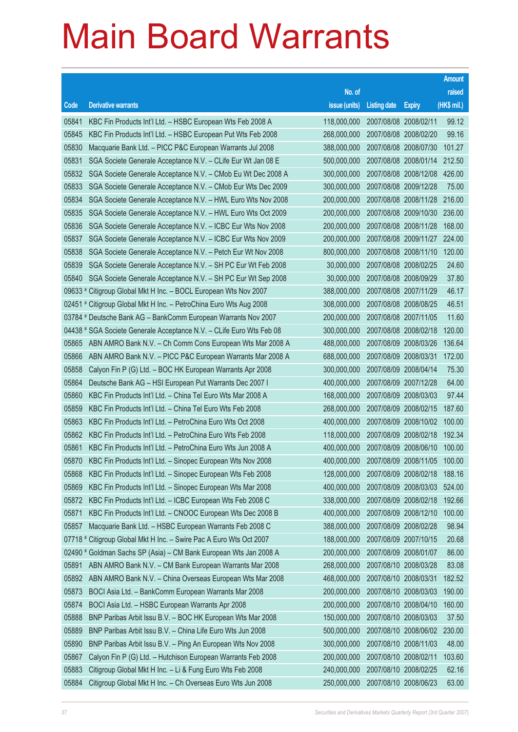# Main Board Warrants

| Code | Derivative warrants | No. of issue (units) | Listing date | Expiry | Amount raised (HK$ mil.) |
|---|---|---|---|---|---|
| 05841 | KBC Fin Products Int'l Ltd. – HSBC European Wts Feb 2008 A | 118,000,000 | 2007/08/08 | 2008/02/11 | 99.12 |
| 05845 | KBC Fin Products Int'l Ltd. – HSBC European Put Wts Feb 2008 | 268,000,000 | 2007/08/08 | 2008/02/20 | 99.16 |
| 05830 | Macquarie Bank Ltd. – PICC P&C European Warrants Jul 2008 | 388,000,000 | 2007/08/08 | 2008/07/30 | 101.27 |
| 05831 | SGA Societe Generale Acceptance N.V. – CLife Eur Wt Jan 08 E | 500,000,000 | 2007/08/08 | 2008/01/14 | 212.50 |
| 05832 | SGA Societe Generale Acceptance N.V. – CMob Eu Wt Dec 2008 A | 300,000,000 | 2007/08/08 | 2008/12/08 | 426.00 |
| 05833 | SGA Societe Generale Acceptance N.V. – CMob Eur Wts Dec 2009 | 300,000,000 | 2007/08/08 | 2009/12/28 | 75.00 |
| 05834 | SGA Societe Generale Acceptance N.V. – HWL Euro Wts Nov 2008 | 200,000,000 | 2007/08/08 | 2008/11/28 | 216.00 |
| 05835 | SGA Societe Generale Acceptance N.V. – HWL Euro Wts Oct 2009 | 200,000,000 | 2007/08/08 | 2009/10/30 | 236.00 |
| 05836 | SGA Societe Generale Acceptance N.V. – ICBC Eur Wts Nov 2008 | 200,000,000 | 2007/08/08 | 2008/11/28 | 168.00 |
| 05837 | SGA Societe Generale Acceptance N.V. – ICBC Eur Wts Nov 2009 | 200,000,000 | 2007/08/08 | 2009/11/27 | 224.00 |
| 05838 | SGA Societe Generale Acceptance N.V. – Petch Eur Wt Nov 2008 | 800,000,000 | 2007/08/08 | 2008/11/10 | 120.00 |
| 05839 | SGA Societe Generale Acceptance N.V. – SH PC Eur Wt Feb 2008 | 30,000,000 | 2007/08/08 | 2008/02/25 | 24.60 |
| 05840 | SGA Societe Generale Acceptance N.V. – SH PC Eur Wt Sep 2008 | 30,000,000 | 2007/08/08 | 2008/09/29 | 37.80 |
| 09633 # | Citigroup Global Mkt H Inc. – BOCL European Wts Nov 2007 | 388,000,000 | 2007/08/08 | 2007/11/29 | 46.17 |
| 02451 # | Citigroup Global Mkt H Inc. – PetroChina Euro Wts Aug 2008 | 308,000,000 | 2007/08/08 | 2008/08/25 | 46.51 |
| 03784 # | Deutsche Bank AG – BankComm European Warrants Nov 2007 | 200,000,000 | 2007/08/08 | 2007/11/05 | 11.60 |
| 04438 # | SGA Societe Generale Acceptance N.V. – CLife Euro Wts Feb 08 | 300,000,000 | 2007/08/08 | 2008/02/18 | 120.00 |
| 05865 | ABN AMRO Bank N.V. – Ch Comm Cons European Wts Mar 2008 A | 488,000,000 | 2007/08/09 | 2008/03/26 | 136.64 |
| 05866 | ABN AMRO Bank N.V. – PICC P&C European Warrants Mar 2008 A | 688,000,000 | 2007/08/09 | 2008/03/31 | 172.00 |
| 05858 | Calyon Fin P (G) Ltd. – BOC HK European Warrants Apr 2008 | 300,000,000 | 2007/08/09 | 2008/04/14 | 75.30 |
| 05864 | Deutsche Bank AG – HSI European Put Warrants Dec 2007 I | 400,000,000 | 2007/08/09 | 2007/12/28 | 64.00 |
| 05860 | KBC Fin Products Int'l Ltd. – China Tel Euro Wts Mar 2008 A | 168,000,000 | 2007/08/09 | 2008/03/03 | 97.44 |
| 05859 | KBC Fin Products Int'l Ltd. – China Tel Euro Wts Feb 2008 | 268,000,000 | 2007/08/09 | 2008/02/15 | 187.60 |
| 05863 | KBC Fin Products Int'l Ltd. – PetroChina Euro Wts Oct 2008 | 400,000,000 | 2007/08/09 | 2008/10/02 | 100.00 |
| 05862 | KBC Fin Products Int'l Ltd. – PetroChina Euro Wts Feb 2008 | 118,000,000 | 2007/08/09 | 2008/02/18 | 192.34 |
| 05861 | KBC Fin Products Int'l Ltd. – PetroChina Euro Wts Jun 2008 A | 400,000,000 | 2007/08/09 | 2008/06/10 | 100.00 |
| 05870 | KBC Fin Products Int'l Ltd. – Sinopec European Wts Nov 2008 | 400,000,000 | 2007/08/09 | 2008/11/05 | 100.00 |
| 05868 | KBC Fin Products Int'l Ltd. – Sinopec European Wts Feb 2008 | 128,000,000 | 2007/08/09 | 2008/02/18 | 188.16 |
| 05869 | KBC Fin Products Int'l Ltd. – Sinopec European Wts Mar 2008 | 400,000,000 | 2007/08/09 | 2008/03/03 | 524.00 |
| 05872 | KBC Fin Products Int'l Ltd. – ICBC European Wts Feb 2008 C | 338,000,000 | 2007/08/09 | 2008/02/18 | 192.66 |
| 05871 | KBC Fin Products Int'l Ltd. – CNOOC European Wts Dec 2008 B | 400,000,000 | 2007/08/09 | 2008/12/10 | 100.00 |
| 05857 | Macquarie Bank Ltd. – HSBC European Warrants Feb 2008 C | 388,000,000 | 2007/08/09 | 2008/02/28 | 98.94 |
| 07718 # | Citigroup Global Mkt H Inc. – Swire Pac A Euro Wts Oct 2007 | 188,000,000 | 2007/08/09 | 2007/10/15 | 20.68 |
| 02490 # | Goldman Sachs SP (Asia) – CM Bank European Wts Jan 2008 A | 200,000,000 | 2007/08/09 | 2008/01/07 | 86.00 |
| 05891 | ABN AMRO Bank N.V. – CM Bank European Warrants Mar 2008 | 268,000,000 | 2007/08/10 | 2008/03/28 | 83.08 |
| 05892 | ABN AMRO Bank N.V. – China Overseas European Wts Mar 2008 | 468,000,000 | 2007/08/10 | 2008/03/31 | 182.52 |
| 05873 | BOCI Asia Ltd. – BankComm European Warrants Mar 2008 | 200,000,000 | 2007/08/10 | 2008/03/03 | 190.00 |
| 05874 | BOCI Asia Ltd. – HSBC European Warrants Apr 2008 | 200,000,000 | 2007/08/10 | 2008/04/10 | 160.00 |
| 05888 | BNP Paribas Arbit Issu B.V. – BOC HK European Wts Mar 2008 | 150,000,000 | 2007/08/10 | 2008/03/03 | 37.50 |
| 05889 | BNP Paribas Arbit Issu B.V. – China Life Euro Wts Jun 2008 | 500,000,000 | 2007/08/10 | 2008/06/02 | 230.00 |
| 05890 | BNP Paribas Arbit Issu B.V. – Ping An European Wts Nov 2008 | 300,000,000 | 2007/08/10 | 2008/11/03 | 48.00 |
| 05867 | Calyon Fin P (G) Ltd. – Hutchison European Warrants Feb 2008 | 200,000,000 | 2007/08/10 | 2008/02/11 | 103.60 |
| 05883 | Citigroup Global Mkt H Inc. – Li & Fung Euro Wts Feb 2008 | 240,000,000 | 2007/08/10 | 2008/02/25 | 62.16 |
| 05884 | Citigroup Global Mkt H Inc. – Ch Overseas Euro Wts Jun 2008 | 250,000,000 | 2007/08/10 | 2008/06/23 | 63.00 |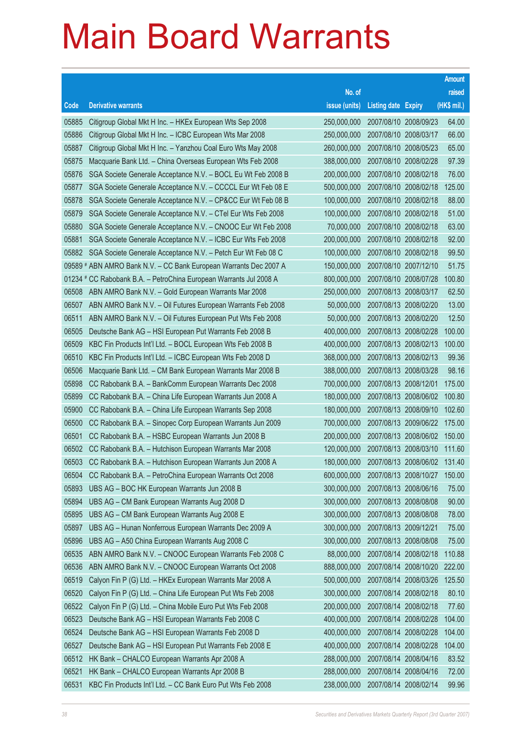# Main Board Warrants

| Code | Derivative warrants | No. of issue (units) | Listing date | Expiry | Amount raised (HK$ mil.) |
|---|---|---|---|---|---|
| 05885 | Citigroup Global Mkt H Inc. – HKEx European Wts Sep 2008 | 250,000,000 | 2007/08/10 | 2008/09/23 | 64.00 |
| 05886 | Citigroup Global Mkt H Inc. – ICBC European Wts Mar 2008 | 250,000,000 | 2007/08/10 | 2008/03/17 | 66.00 |
| 05887 | Citigroup Global Mkt H Inc. – Yanzhou Coal Euro Wts May 2008 | 260,000,000 | 2007/08/10 | 2008/05/23 | 65.00 |
| 05875 | Macquarie Bank Ltd. – China Overseas European Wts Feb 2008 | 388,000,000 | 2007/08/10 | 2008/02/28 | 97.39 |
| 05876 | SGA Societe Generale Acceptance N.V. – BOCL Eu Wt Feb 2008 B | 200,000,000 | 2007/08/10 | 2008/02/18 | 76.00 |
| 05877 | SGA Societe Generale Acceptance N.V. – CCCCL Eur Wt Feb 08 E | 500,000,000 | 2007/08/10 | 2008/02/18 | 125.00 |
| 05878 | SGA Societe Generale Acceptance N.V. – CP&CC Eur Wt Feb 08 B | 100,000,000 | 2007/08/10 | 2008/02/18 | 88.00 |
| 05879 | SGA Societe Generale Acceptance N.V. – CTel Eur Wts Feb 2008 | 100,000,000 | 2007/08/10 | 2008/02/18 | 51.00 |
| 05880 | SGA Societe Generale Acceptance N.V. – CNOOC Eur Wt Feb 2008 | 70,000,000 | 2007/08/10 | 2008/02/18 | 63.00 |
| 05881 | SGA Societe Generale Acceptance N.V. – ICBC Eur Wts Feb 2008 | 200,000,000 | 2007/08/10 | 2008/02/18 | 92.00 |
| 05882 | SGA Societe Generale Acceptance N.V. – Petch Eur Wt Feb 08 C | 100,000,000 | 2007/08/10 | 2008/02/18 | 99.50 |
| 09589 # | ABN AMRO Bank N.V. – CC Bank European Warrants Dec 2007 A | 150,000,000 | 2007/08/10 | 2007/12/10 | 51.75 |
| 01234 # | CC Rabobank B.A. – PetroChina European Warrants Jul 2008 A | 800,000,000 | 2007/08/10 | 2008/07/28 | 100.80 |
| 06508 | ABN AMRO Bank N.V. – Gold European Warrants Mar 2008 | 250,000,000 | 2007/08/13 | 2008/03/17 | 62.50 |
| 06507 | ABN AMRO Bank N.V. – Oil Futures European Warrants Feb 2008 | 50,000,000 | 2007/08/13 | 2008/02/20 | 13.00 |
| 06511 | ABN AMRO Bank N.V. – Oil Futures European Put Wts Feb 2008 | 50,000,000 | 2007/08/13 | 2008/02/20 | 12.50 |
| 06505 | Deutsche Bank AG – HSI European Put Warrants Feb 2008 B | 400,000,000 | 2007/08/13 | 2008/02/28 | 100.00 |
| 06509 | KBC Fin Products Int'l Ltd. – BOCL European Wts Feb 2008 B | 400,000,000 | 2007/08/13 | 2008/02/13 | 100.00 |
| 06510 | KBC Fin Products Int'l Ltd. – ICBC European Wts Feb 2008 D | 368,000,000 | 2007/08/13 | 2008/02/13 | 99.36 |
| 06506 | Macquarie Bank Ltd. – CM Bank European Warrants Mar 2008 B | 388,000,000 | 2007/08/13 | 2008/03/28 | 98.16 |
| 05898 | CC Rabobank B.A. – BankComm European Warrants Dec 2008 | 700,000,000 | 2007/08/13 | 2008/12/01 | 175.00 |
| 05899 | CC Rabobank B.A. – China Life European Warrants Jun 2008 A | 180,000,000 | 2007/08/13 | 2008/06/02 | 100.80 |
| 05900 | CC Rabobank B.A. – China Life European Warrants Sep 2008 | 180,000,000 | 2007/08/13 | 2008/09/10 | 102.60 |
| 06500 | CC Rabobank B.A. – Sinopec Corp European Warrants Jun 2009 | 700,000,000 | 2007/08/13 | 2009/06/22 | 175.00 |
| 06501 | CC Rabobank B.A. – HSBC European Warrants Jun 2008 B | 200,000,000 | 2007/08/13 | 2008/06/02 | 150.00 |
| 06502 | CC Rabobank B.A. – Hutchison European Warrants Mar 2008 | 120,000,000 | 2007/08/13 | 2008/03/10 | 111.60 |
| 06503 | CC Rabobank B.A. – Hutchison European Warrants Jun 2008 A | 180,000,000 | 2007/08/13 | 2008/06/02 | 131.40 |
| 06504 | CC Rabobank B.A. – PetroChina European Warrants Oct 2008 | 600,000,000 | 2007/08/13 | 2008/10/27 | 150.00 |
| 05893 | UBS AG – BOC HK European Warrants Jun 2008 B | 300,000,000 | 2007/08/13 | 2008/06/16 | 75.00 |
| 05894 | UBS AG – CM Bank European Warrants Aug 2008 D | 300,000,000 | 2007/08/13 | 2008/08/08 | 90.00 |
| 05895 | UBS AG – CM Bank European Warrants Aug 2008 E | 300,000,000 | 2007/08/13 | 2008/08/08 | 78.00 |
| 05897 | UBS AG – Hunan Nonferrous European Warrants Dec 2009 A | 300,000,000 | 2007/08/13 | 2009/12/21 | 75.00 |
| 05896 | UBS AG – A50 China European Warrants Aug 2008 C | 300,000,000 | 2007/08/13 | 2008/08/08 | 75.00 |
| 06535 | ABN AMRO Bank N.V. – CNOOC European Warrants Feb 2008 C | 88,000,000 | 2007/08/14 | 2008/02/18 | 110.88 |
| 06536 | ABN AMRO Bank N.V. – CNOOC European Warrants Oct 2008 | 888,000,000 | 2007/08/14 | 2008/10/20 | 222.00 |
| 06519 | Calyon Fin P (G) Ltd. – HKEx European Warrants Mar 2008 A | 500,000,000 | 2007/08/14 | 2008/03/26 | 125.50 |
| 06520 | Calyon Fin P (G) Ltd. – China Life European Put Wts Feb 2008 | 300,000,000 | 2007/08/14 | 2008/02/18 | 80.10 |
| 06522 | Calyon Fin P (G) Ltd. – China Mobile Euro Put Wts Feb 2008 | 200,000,000 | 2007/08/14 | 2008/02/18 | 77.60 |
| 06523 | Deutsche Bank AG – HSI European Warrants Feb 2008 C | 400,000,000 | 2007/08/14 | 2008/02/28 | 104.00 |
| 06524 | Deutsche Bank AG – HSI European Warrants Feb 2008 D | 400,000,000 | 2007/08/14 | 2008/02/28 | 104.00 |
| 06527 | Deutsche Bank AG – HSI European Put Warrants Feb 2008 E | 400,000,000 | 2007/08/14 | 2008/02/28 | 104.00 |
| 06512 | HK Bank – CHALCO European Warrants Apr 2008 A | 288,000,000 | 2007/08/14 | 2008/04/16 | 83.52 |
| 06521 | HK Bank – CHALCO European Warrants Apr 2008 B | 288,000,000 | 2007/08/14 | 2008/04/16 | 72.00 |
| 06531 | KBC Fin Products Int'l Ltd. – CC Bank Euro Put Wts Feb 2008 | 238,000,000 | 2007/08/14 | 2008/02/14 | 99.96 |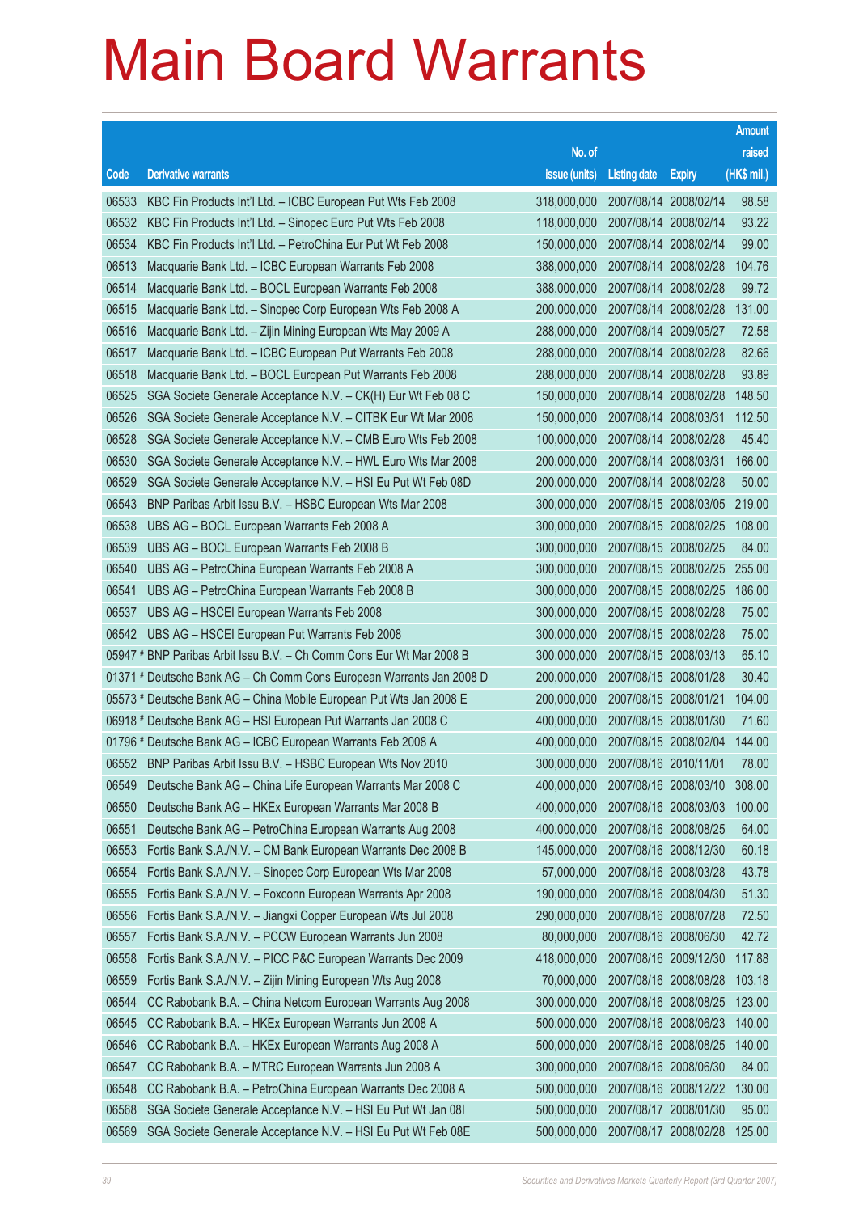# Main Board Warrants

| Code | Derivative warrants | No. of issue (units) | Listing date | Expiry | Amount raised (HK$ mil.) |
|---|---|---|---|---|---|
| 06533 | KBC Fin Products Int'l Ltd. – ICBC European Put Wts Feb 2008 | 318,000,000 | 2007/08/14 | 2008/02/14 | 98.58 |
| 06532 | KBC Fin Products Int'l Ltd. – Sinopec Euro Put Wts Feb 2008 | 118,000,000 | 2007/08/14 | 2008/02/14 | 93.22 |
| 06534 | KBC Fin Products Int'l Ltd. – PetroChina Eur Put Wt Feb 2008 | 150,000,000 | 2007/08/14 | 2008/02/14 | 99.00 |
| 06513 | Macquarie Bank Ltd. – ICBC European Warrants Feb 2008 | 388,000,000 | 2007/08/14 | 2008/02/28 | 104.76 |
| 06514 | Macquarie Bank Ltd. – BOCL European Warrants Feb 2008 | 388,000,000 | 2007/08/14 | 2008/02/28 | 99.72 |
| 06515 | Macquarie Bank Ltd. – Sinopec Corp European Wts Feb 2008 A | 200,000,000 | 2007/08/14 | 2008/02/28 | 131.00 |
| 06516 | Macquarie Bank Ltd. – Zijin Mining European Wts May 2009 A | 288,000,000 | 2007/08/14 | 2009/05/27 | 72.58 |
| 06517 | Macquarie Bank Ltd. – ICBC European Put Warrants Feb 2008 | 288,000,000 | 2007/08/14 | 2008/02/28 | 82.66 |
| 06518 | Macquarie Bank Ltd. – BOCL European Put Warrants Feb 2008 | 288,000,000 | 2007/08/14 | 2008/02/28 | 93.89 |
| 06525 | SGA Societe Generale Acceptance N.V. – CK(H) Eur Wt Feb 08 C | 150,000,000 | 2007/08/14 | 2008/02/28 | 148.50 |
| 06526 | SGA Societe Generale Acceptance N.V. – CITBK Eur Wt Mar 2008 | 150,000,000 | 2007/08/14 | 2008/03/31 | 112.50 |
| 06528 | SGA Societe Generale Acceptance N.V. – CMB Euro Wts Feb 2008 | 100,000,000 | 2007/08/14 | 2008/02/28 | 45.40 |
| 06530 | SGA Societe Generale Acceptance N.V. – HWL Euro Wts Mar 2008 | 200,000,000 | 2007/08/14 | 2008/03/31 | 166.00 |
| 06529 | SGA Societe Generale Acceptance N.V. – HSI Eu Put Wt Feb 08D | 200,000,000 | 2007/08/14 | 2008/02/28 | 50.00 |
| 06543 | BNP Paribas Arbit Issu B.V. – HSBC European Wts Mar 2008 | 300,000,000 | 2007/08/15 | 2008/03/05 | 219.00 |
| 06538 | UBS AG – BOCL European Warrants Feb 2008 A | 300,000,000 | 2007/08/15 | 2008/02/25 | 108.00 |
| 06539 | UBS AG – BOCL European Warrants Feb 2008 B | 300,000,000 | 2007/08/15 | 2008/02/25 | 84.00 |
| 06540 | UBS AG – PetroChina European Warrants Feb 2008 A | 300,000,000 | 2007/08/15 | 2008/02/25 | 255.00 |
| 06541 | UBS AG – PetroChina European Warrants Feb 2008 B | 300,000,000 | 2007/08/15 | 2008/02/25 | 186.00 |
| 06537 | UBS AG – HSCEI European Warrants Feb 2008 | 300,000,000 | 2007/08/15 | 2008/02/28 | 75.00 |
| 06542 | UBS AG – HSCEI European Put Warrants Feb 2008 | 300,000,000 | 2007/08/15 | 2008/02/28 | 75.00 |
| 05947 # | BNP Paribas Arbit Issu B.V. – Ch Comm Cons Eur Wt Mar 2008 B | 300,000,000 | 2007/08/15 | 2008/03/13 | 65.10 |
| 01371 # | Deutsche Bank AG – Ch Comm Cons European Warrants Jan 2008 D | 200,000,000 | 2007/08/15 | 2008/01/28 | 30.40 |
| 05573 # | Deutsche Bank AG – China Mobile European Put Wts Jan 2008 E | 200,000,000 | 2007/08/15 | 2008/01/21 | 104.00 |
| 06918 # | Deutsche Bank AG – HSI European Put Warrants Jan 2008 C | 400,000,000 | 2007/08/15 | 2008/01/30 | 71.60 |
| 01796 # | Deutsche Bank AG – ICBC European Warrants Feb 2008 A | 400,000,000 | 2007/08/15 | 2008/02/04 | 144.00 |
| 06552 | BNP Paribas Arbit Issu B.V. – HSBC European Wts Nov 2010 | 300,000,000 | 2007/08/16 | 2010/11/01 | 78.00 |
| 06549 | Deutsche Bank AG – China Life European Warrants Mar 2008 C | 400,000,000 | 2007/08/16 | 2008/03/10 | 308.00 |
| 06550 | Deutsche Bank AG – HKEx European Warrants Mar 2008 B | 400,000,000 | 2007/08/16 | 2008/03/03 | 100.00 |
| 06551 | Deutsche Bank AG – PetroChina European Warrants Aug 2008 | 400,000,000 | 2007/08/16 | 2008/08/25 | 64.00 |
| 06553 | Fortis Bank S.A./N.V. – CM Bank European Warrants Dec 2008 B | 145,000,000 | 2007/08/16 | 2008/12/30 | 60.18 |
| 06554 | Fortis Bank S.A./N.V. – Sinopec Corp European Wts Mar 2008 | 57,000,000 | 2007/08/16 | 2008/03/28 | 43.78 |
| 06555 | Fortis Bank S.A./N.V. – Foxconn European Warrants Apr 2008 | 190,000,000 | 2007/08/16 | 2008/04/30 | 51.30 |
| 06556 | Fortis Bank S.A./N.V. – Jiangxi Copper European Wts Jul 2008 | 290,000,000 | 2007/08/16 | 2008/07/28 | 72.50 |
| 06557 | Fortis Bank S.A./N.V. – PCCW European Warrants Jun 2008 | 80,000,000 | 2007/08/16 | 2008/06/30 | 42.72 |
| 06558 | Fortis Bank S.A./N.V. – PICC P&C European Warrants Dec 2009 | 418,000,000 | 2007/08/16 | 2009/12/30 | 117.88 |
| 06559 | Fortis Bank S.A./N.V. – Zijin Mining European Wts Aug 2008 | 70,000,000 | 2007/08/16 | 2008/08/28 | 103.18 |
| 06544 | CC Rabobank B.A. – China Netcom European Warrants Aug 2008 | 300,000,000 | 2007/08/16 | 2008/08/25 | 123.00 |
| 06545 | CC Rabobank B.A. – HKEx European Warrants Jun 2008 A | 500,000,000 | 2007/08/16 | 2008/06/23 | 140.00 |
| 06546 | CC Rabobank B.A. – HKEx European Warrants Aug 2008 A | 500,000,000 | 2007/08/16 | 2008/08/25 | 140.00 |
| 06547 | CC Rabobank B.A. – MTRC European Warrants Jun 2008 A | 300,000,000 | 2007/08/16 | 2008/06/30 | 84.00 |
| 06548 | CC Rabobank B.A. – PetroChina European Warrants Dec 2008 A | 500,000,000 | 2007/08/16 | 2008/12/22 | 130.00 |
| 06568 | SGA Societe Generale Acceptance N.V. – HSI Eu Put Wt Jan 08I | 500,000,000 | 2007/08/17 | 2008/01/30 | 95.00 |
| 06569 | SGA Societe Generale Acceptance N.V. – HSI Eu Put Wt Feb 08E | 500,000,000 | 2007/08/17 | 2008/02/28 | 125.00 |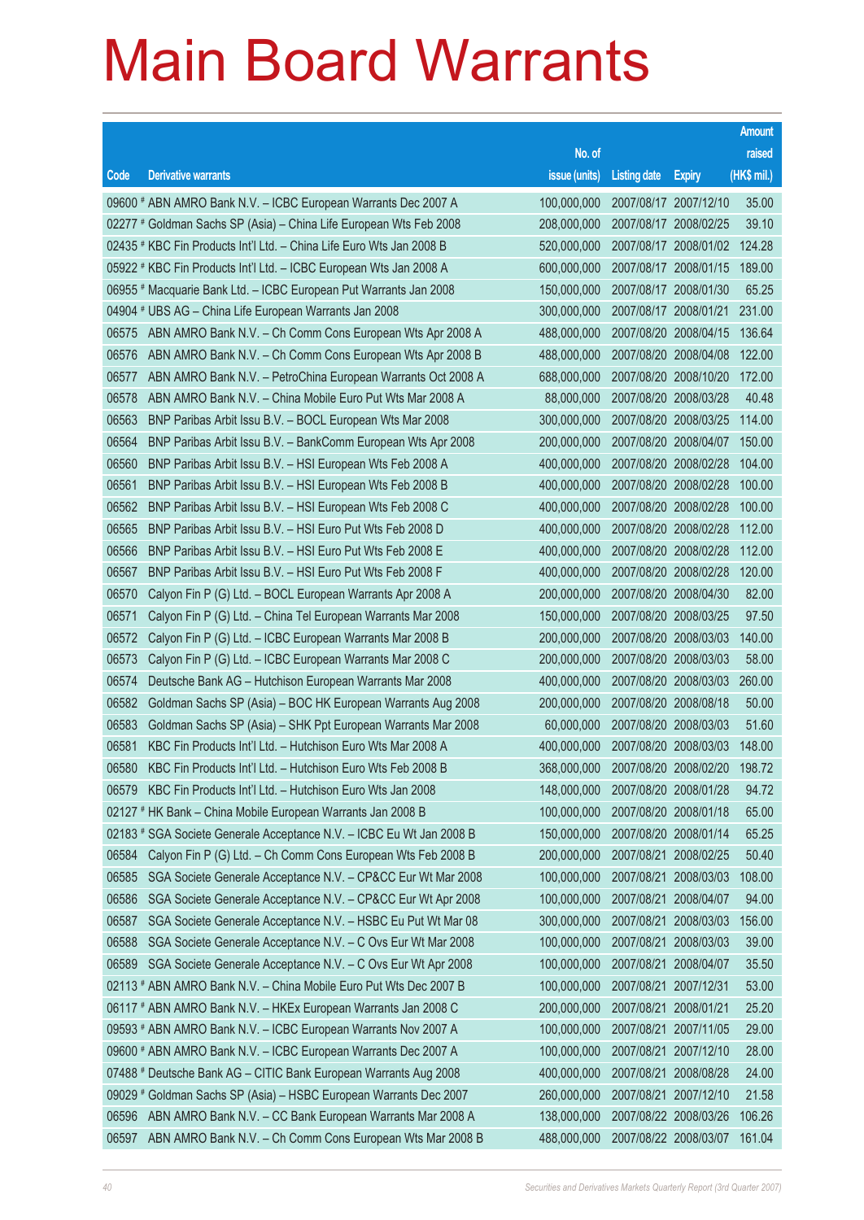# Main Board Warrants

| Code | Derivative warrants | No. of issue (units) | Listing date | Expiry | Amount raised (HK$ mil.) |
|---|---|---|---|---|---|
| 09600 # | ABN AMRO Bank N.V. – ICBC European Warrants Dec 2007 A | 100,000,000 | 2007/08/17 | 2007/12/10 | 35.00 |
| 02277 # | Goldman Sachs SP (Asia) – China Life European Wts Feb 2008 | 208,000,000 | 2007/08/17 | 2008/02/25 | 39.10 |
| 02435 # | KBC Fin Products Int'l Ltd. – China Life Euro Wts Jan 2008 B | 520,000,000 | 2007/08/17 | 2008/01/02 | 124.28 |
| 05922 # | KBC Fin Products Int'l Ltd. – ICBC European Wts Jan 2008 A | 600,000,000 | 2007/08/17 | 2008/01/15 | 189.00 |
| 06955 # | Macquarie Bank Ltd. – ICBC European Put Warrants Jan 2008 | 150,000,000 | 2007/08/17 | 2008/01/30 | 65.25 |
| 04904 # | UBS AG – China Life European Warrants Jan 2008 | 300,000,000 | 2007/08/17 | 2008/01/21 | 231.00 |
| 06575 | ABN AMRO Bank N.V. – Ch Comm Cons European Wts Apr 2008 A | 488,000,000 | 2007/08/20 | 2008/04/15 | 136.64 |
| 06576 | ABN AMRO Bank N.V. – Ch Comm Cons European Wts Apr 2008 B | 488,000,000 | 2007/08/20 | 2008/04/08 | 122.00 |
| 06577 | ABN AMRO Bank N.V. – PetroChina European Warrants Oct 2008 A | 688,000,000 | 2007/08/20 | 2008/10/20 | 172.00 |
| 06578 | ABN AMRO Bank N.V. – China Mobile Euro Put Wts Mar 2008 A | 88,000,000 | 2007/08/20 | 2008/03/28 | 40.48 |
| 06563 | BNP Paribas Arbit Issu B.V. – BOCL European Wts Mar 2008 | 300,000,000 | 2007/08/20 | 2008/03/25 | 114.00 |
| 06564 | BNP Paribas Arbit Issu B.V. – BankComm European Wts Apr 2008 | 200,000,000 | 2007/08/20 | 2008/04/07 | 150.00 |
| 06560 | BNP Paribas Arbit Issu B.V. – HSI European Wts Feb 2008 A | 400,000,000 | 2007/08/20 | 2008/02/28 | 104.00 |
| 06561 | BNP Paribas Arbit Issu B.V. – HSI European Wts Feb 2008 B | 400,000,000 | 2007/08/20 | 2008/02/28 | 100.00 |
| 06562 | BNP Paribas Arbit Issu B.V. – HSI European Wts Feb 2008 C | 400,000,000 | 2007/08/20 | 2008/02/28 | 100.00 |
| 06565 | BNP Paribas Arbit Issu B.V. – HSI Euro Put Wts Feb 2008 D | 400,000,000 | 2007/08/20 | 2008/02/28 | 112.00 |
| 06566 | BNP Paribas Arbit Issu B.V. – HSI Euro Put Wts Feb 2008 E | 400,000,000 | 2007/08/20 | 2008/02/28 | 112.00 |
| 06567 | BNP Paribas Arbit Issu B.V. – HSI Euro Put Wts Feb 2008 F | 400,000,000 | 2007/08/20 | 2008/02/28 | 120.00 |
| 06570 | Calyon Fin P (G) Ltd. – BOCL European Warrants Apr 2008 A | 200,000,000 | 2007/08/20 | 2008/04/30 | 82.00 |
| 06571 | Calyon Fin P (G) Ltd. – China Tel European Warrants Mar 2008 | 150,000,000 | 2007/08/20 | 2008/03/25 | 97.50 |
| 06572 | Calyon Fin P (G) Ltd. – ICBC European Warrants Mar 2008 B | 200,000,000 | 2007/08/20 | 2008/03/03 | 140.00 |
| 06573 | Calyon Fin P (G) Ltd. – ICBC European Warrants Mar 2008 C | 200,000,000 | 2007/08/20 | 2008/03/03 | 58.00 |
| 06574 | Deutsche Bank AG – Hutchison European Warrants Mar 2008 | 400,000,000 | 2007/08/20 | 2008/03/03 | 260.00 |
| 06582 | Goldman Sachs SP (Asia) – BOC HK European Warrants Aug 2008 | 200,000,000 | 2007/08/20 | 2008/08/18 | 50.00 |
| 06583 | Goldman Sachs SP (Asia) – SHK Ppt European Warrants Mar 2008 | 60,000,000 | 2007/08/20 | 2008/03/03 | 51.60 |
| 06581 | KBC Fin Products Int'l Ltd. – Hutchison Euro Wts Mar 2008 A | 400,000,000 | 2007/08/20 | 2008/03/03 | 148.00 |
| 06580 | KBC Fin Products Int'l Ltd. – Hutchison Euro Wts Feb 2008 B | 368,000,000 | 2007/08/20 | 2008/02/20 | 198.72 |
| 06579 | KBC Fin Products Int'l Ltd. – Hutchison Euro Wts Jan 2008 | 148,000,000 | 2007/08/20 | 2008/01/28 | 94.72 |
| 02127 # | HK Bank – China Mobile European Warrants Jan 2008 B | 100,000,000 | 2007/08/20 | 2008/01/18 | 65.00 |
| 02183 # | SGA Societe Generale Acceptance N.V. – ICBC Eu Wt Jan 2008 B | 150,000,000 | 2007/08/20 | 2008/01/14 | 65.25 |
| 06584 | Calyon Fin P (G) Ltd. – Ch Comm Cons European Wts Feb 2008 B | 200,000,000 | 2007/08/21 | 2008/02/25 | 50.40 |
| 06585 | SGA Societe Generale Acceptance N.V. – CP&CC Eur Wt Mar 2008 | 100,000,000 | 2007/08/21 | 2008/03/03 | 108.00 |
| 06586 | SGA Societe Generale Acceptance N.V. – CP&CC Eur Wt Apr 2008 | 100,000,000 | 2007/08/21 | 2008/04/07 | 94.00 |
| 06587 | SGA Societe Generale Acceptance N.V. – HSBC Eu Put Wt Mar 08 | 300,000,000 | 2007/08/21 | 2008/03/03 | 156.00 |
| 06588 | SGA Societe Generale Acceptance N.V. – C Ovs Eur Wt Mar 2008 | 100,000,000 | 2007/08/21 | 2008/03/03 | 39.00 |
| 06589 | SGA Societe Generale Acceptance N.V. – C Ovs Eur Wt Apr 2008 | 100,000,000 | 2007/08/21 | 2008/04/07 | 35.50 |
| 02113 # | ABN AMRO Bank N.V. – China Mobile Euro Put Wts Dec 2007 B | 100,000,000 | 2007/08/21 | 2007/12/31 | 53.00 |
| 06117 # | ABN AMRO Bank N.V. – HKEx European Warrants Jan 2008 C | 200,000,000 | 2007/08/21 | 2008/01/21 | 25.20 |
| 09593 # | ABN AMRO Bank N.V. – ICBC European Warrants Nov 2007 A | 100,000,000 | 2007/08/21 | 2007/11/05 | 29.00 |
| 09600 # | ABN AMRO Bank N.V. – ICBC European Warrants Dec 2007 A | 100,000,000 | 2007/08/21 | 2007/12/10 | 28.00 |
| 07488 # | Deutsche Bank AG – CITIC Bank European Warrants Aug 2008 | 400,000,000 | 2007/08/21 | 2008/08/28 | 24.00 |
| 09029 # | Goldman Sachs SP (Asia) – HSBC European Warrants Dec 2007 | 260,000,000 | 2007/08/21 | 2007/12/10 | 21.58 |
| 06596 | ABN AMRO Bank N.V. – CC Bank European Warrants Mar 2008 A | 138,000,000 | 2007/08/22 | 2008/03/26 | 106.26 |
| 06597 | ABN AMRO Bank N.V. – Ch Comm Cons European Wts Mar 2008 B | 488,000,000 | 2007/08/22 | 2008/03/07 | 161.04 |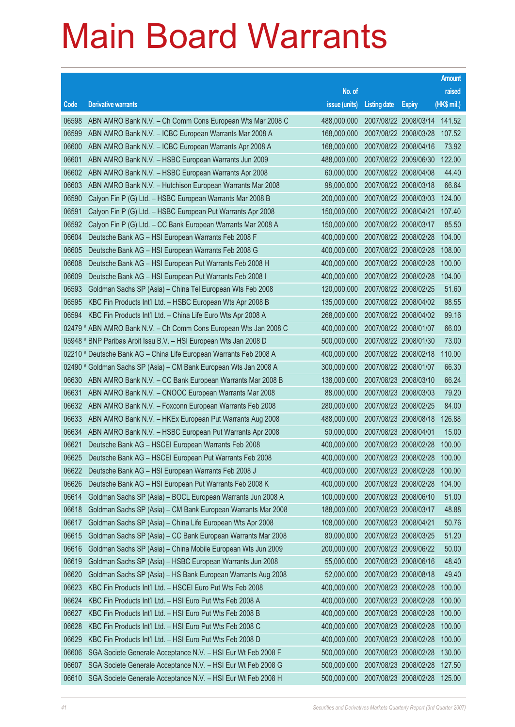# Main Board Warrants

| Code | Derivative warrants | No. of issue (units) | Listing date | Expiry | Amount raised (HK$ mil.) |
|---|---|---|---|---|---|
| 06598 | ABN AMRO Bank N.V. – Ch Comm Cons European Wts Mar 2008 C | 488,000,000 | 2007/08/22 | 2008/03/14 | 141.52 |
| 06599 | ABN AMRO Bank N.V. – ICBC European Warrants Mar 2008 A | 168,000,000 | 2007/08/22 | 2008/03/28 | 107.52 |
| 06600 | ABN AMRO Bank N.V. – ICBC European Warrants Apr 2008 A | 168,000,000 | 2007/08/22 | 2008/04/16 | 73.92 |
| 06601 | ABN AMRO Bank N.V. – HSBC European Warrants Jun 2009 | 488,000,000 | 2007/08/22 | 2009/06/30 | 122.00 |
| 06602 | ABN AMRO Bank N.V. – HSBC European Warrants Apr 2008 | 60,000,000 | 2007/08/22 | 2008/04/08 | 44.40 |
| 06603 | ABN AMRO Bank N.V. – Hutchison European Warrants Mar 2008 | 98,000,000 | 2007/08/22 | 2008/03/18 | 66.64 |
| 06590 | Calyon Fin P (G) Ltd. – HSBC European Warrants Mar 2008 B | 200,000,000 | 2007/08/22 | 2008/03/03 | 124.00 |
| 06591 | Calyon Fin P (G) Ltd. – HSBC European Put Warrants Apr 2008 | 150,000,000 | 2007/08/22 | 2008/04/21 | 107.40 |
| 06592 | Calyon Fin P (G) Ltd. – CC Bank European Warrants Mar 2008 A | 150,000,000 | 2007/08/22 | 2008/03/17 | 85.50 |
| 06604 | Deutsche Bank AG – HSI European Warrants Feb 2008 F | 400,000,000 | 2007/08/22 | 2008/02/28 | 104.00 |
| 06605 | Deutsche Bank AG – HSI European Warrants Feb 2008 G | 400,000,000 | 2007/08/22 | 2008/02/28 | 108.00 |
| 06608 | Deutsche Bank AG – HSI European Put Warrants Feb 2008 H | 400,000,000 | 2007/08/22 | 2008/02/28 | 100.00 |
| 06609 | Deutsche Bank AG – HSI European Put Warrants Feb 2008 I | 400,000,000 | 2007/08/22 | 2008/02/28 | 104.00 |
| 06593 | Goldman Sachs SP (Asia) – China Tel European Wts Feb 2008 | 120,000,000 | 2007/08/22 | 2008/02/25 | 51.60 |
| 06595 | KBC Fin Products Int'l Ltd. – HSBC European Wts Apr 2008 B | 135,000,000 | 2007/08/22 | 2008/04/02 | 98.55 |
| 06594 | KBC Fin Products Int'l Ltd. – China Life Euro Wts Apr 2008 A | 268,000,000 | 2007/08/22 | 2008/04/02 | 99.16 |
| 02479 # | ABN AMRO Bank N.V. – Ch Comm Cons European Wts Jan 2008 C | 400,000,000 | 2007/08/22 | 2008/01/07 | 66.00 |
| 05948 # | BNP Paribas Arbit Issu B.V. – HSI European Wts Jan 2008 D | 500,000,000 | 2007/08/22 | 2008/01/30 | 73.00 |
| 02210 # | Deutsche Bank AG – China Life European Warrants Feb 2008 A | 400,000,000 | 2007/08/22 | 2008/02/18 | 110.00 |
| 02490 # | Goldman Sachs SP (Asia) – CM Bank European Wts Jan 2008 A | 300,000,000 | 2007/08/22 | 2008/01/07 | 66.30 |
| 06630 | ABN AMRO Bank N.V. – CC Bank European Warrants Mar 2008 B | 138,000,000 | 2007/08/23 | 2008/03/10 | 66.24 |
| 06631 | ABN AMRO Bank N.V. – CNOOC European Warrants Mar 2008 | 88,000,000 | 2007/08/23 | 2008/03/03 | 79.20 |
| 06632 | ABN AMRO Bank N.V. – Foxconn European Warrants Feb 2008 | 280,000,000 | 2007/08/23 | 2008/02/25 | 84.00 |
| 06633 | ABN AMRO Bank N.V. – HKEx European Put Warrants Aug 2008 | 488,000,000 | 2007/08/23 | 2008/08/18 | 126.88 |
| 06634 | ABN AMRO Bank N.V. – HSBC European Put Warrants Apr 2008 | 50,000,000 | 2007/08/23 | 2008/04/01 | 15.00 |
| 06621 | Deutsche Bank AG – HSCEI European Warrants Feb 2008 | 400,000,000 | 2007/08/23 | 2008/02/28 | 100.00 |
| 06625 | Deutsche Bank AG – HSCEI European Put Warrants Feb 2008 | 400,000,000 | 2007/08/23 | 2008/02/28 | 100.00 |
| 06622 | Deutsche Bank AG – HSI European Warrants Feb 2008 J | 400,000,000 | 2007/08/23 | 2008/02/28 | 100.00 |
| 06626 | Deutsche Bank AG – HSI European Put Warrants Feb 2008 K | 400,000,000 | 2007/08/23 | 2008/02/28 | 104.00 |
| 06614 | Goldman Sachs SP (Asia) – BOCL European Warrants Jun 2008 A | 100,000,000 | 2007/08/23 | 2008/06/10 | 51.00 |
| 06618 | Goldman Sachs SP (Asia) – CM Bank European Warrants Mar 2008 | 188,000,000 | 2007/08/23 | 2008/03/17 | 48.88 |
| 06617 | Goldman Sachs SP (Asia) – China Life European Wts Apr 2008 | 108,000,000 | 2007/08/23 | 2008/04/21 | 50.76 |
| 06615 | Goldman Sachs SP (Asia) – CC Bank European Warrants Mar 2008 | 80,000,000 | 2007/08/23 | 2008/03/25 | 51.20 |
| 06616 | Goldman Sachs SP (Asia) – China Mobile European Wts Jun 2009 | 200,000,000 | 2007/08/23 | 2009/06/22 | 50.00 |
| 06619 | Goldman Sachs SP (Asia) – HSBC European Warrants Jun 2008 | 55,000,000 | 2007/08/23 | 2008/06/16 | 48.40 |
| 06620 | Goldman Sachs SP (Asia) – HS Bank European Warrants Aug 2008 | 52,000,000 | 2007/08/23 | 2008/08/18 | 49.40 |
| 06623 | KBC Fin Products Int'l Ltd. – HSCEI Euro Put Wts Feb 2008 | 400,000,000 | 2007/08/23 | 2008/02/28 | 100.00 |
| 06624 | KBC Fin Products Int'l Ltd. – HSI Euro Put Wts Feb 2008 A | 400,000,000 | 2007/08/23 | 2008/02/28 | 100.00 |
| 06627 | KBC Fin Products Int'l Ltd. – HSI Euro Put Wts Feb 2008 B | 400,000,000 | 2007/08/23 | 2008/02/28 | 100.00 |
| 06628 | KBC Fin Products Int'l Ltd. – HSI Euro Put Wts Feb 2008 C | 400,000,000 | 2007/08/23 | 2008/02/28 | 100.00 |
| 06629 | KBC Fin Products Int'l Ltd. – HSI Euro Put Wts Feb 2008 D | 400,000,000 | 2007/08/23 | 2008/02/28 | 100.00 |
| 06606 | SGA Societe Generale Acceptance N.V. – HSI Eur Wt Feb 2008 F | 500,000,000 | 2007/08/23 | 2008/02/28 | 130.00 |
| 06607 | SGA Societe Generale Acceptance N.V. – HSI Eur Wt Feb 2008 G | 500,000,000 | 2007/08/23 | 2008/02/28 | 127.50 |
| 06610 | SGA Societe Generale Acceptance N.V. – HSI Eur Wt Feb 2008 H | 500,000,000 | 2007/08/23 | 2008/02/28 | 125.00 |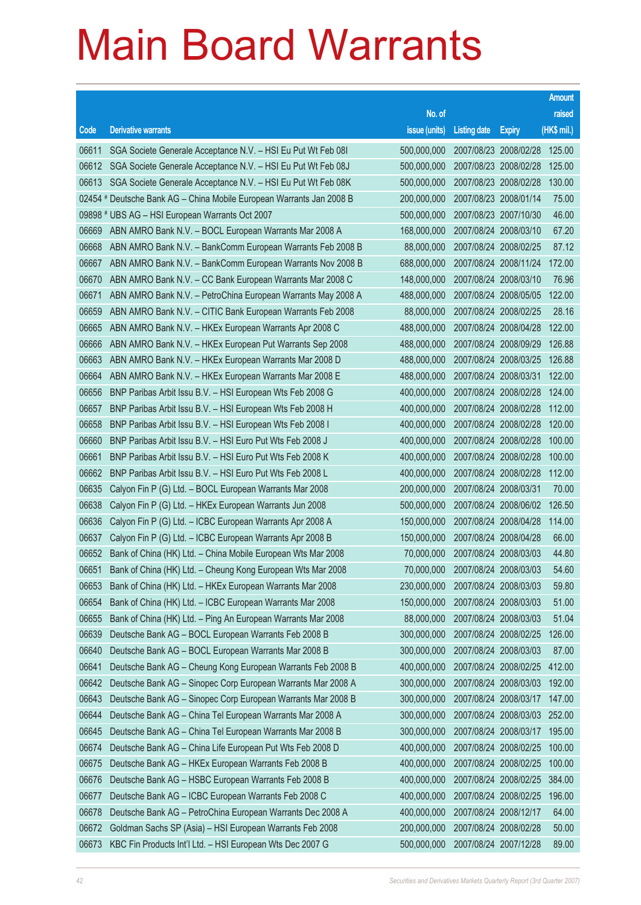# Main Board Warrants

| Code | Derivative warrants | No. of issue (units) | Listing date | Expiry | Amount raised (HK$ mil.) |
|---|---|---|---|---|---|
| 06611 | SGA Societe Generale Acceptance N.V. – HSI Eu Put Wt Feb 08I | 500,000,000 | 2007/08/23 | 2008/02/28 | 125.00 |
| 06612 | SGA Societe Generale Acceptance N.V. – HSI Eu Put Wt Feb 08J | 500,000,000 | 2007/08/23 | 2008/02/28 | 125.00 |
| 06613 | SGA Societe Generale Acceptance N.V. – HSI Eu Put Wt Feb 08K | 500,000,000 | 2007/08/23 | 2008/02/28 | 130.00 |
| 02454 # | Deutsche Bank AG – China Mobile European Warrants Jan 2008 B | 200,000,000 | 2007/08/23 | 2008/01/14 | 75.00 |
| 09898 # | UBS AG – HSI European Warrants Oct 2007 | 500,000,000 | 2007/08/23 | 2007/10/30 | 46.00 |
| 06669 | ABN AMRO Bank N.V. – BOCL European Warrants Mar 2008 A | 168,000,000 | 2007/08/24 | 2008/03/10 | 67.20 |
| 06668 | ABN AMRO Bank N.V. – BankComm European Warrants Feb 2008 B | 88,000,000 | 2007/08/24 | 2008/02/25 | 87.12 |
| 06667 | ABN AMRO Bank N.V. – BankComm European Warrants Nov 2008 B | 688,000,000 | 2007/08/24 | 2008/11/24 | 172.00 |
| 06670 | ABN AMRO Bank N.V. – CC Bank European Warrants Mar 2008 C | 148,000,000 | 2007/08/24 | 2008/03/10 | 76.96 |
| 06671 | ABN AMRO Bank N.V. – PetroChina European Warrants May 2008 A | 488,000,000 | 2007/08/24 | 2008/05/05 | 122.00 |
| 06659 | ABN AMRO Bank N.V. – CITIC Bank European Warrants Feb 2008 | 88,000,000 | 2007/08/24 | 2008/02/25 | 28.16 |
| 06665 | ABN AMRO Bank N.V. – HKEx European Warrants Apr 2008 C | 488,000,000 | 2007/08/24 | 2008/04/28 | 122.00 |
| 06666 | ABN AMRO Bank N.V. – HKEx European Put Warrants Sep 2008 | 488,000,000 | 2007/08/24 | 2008/09/29 | 126.88 |
| 06663 | ABN AMRO Bank N.V. – HKEx European Warrants Mar 2008 D | 488,000,000 | 2007/08/24 | 2008/03/25 | 126.88 |
| 06664 | ABN AMRO Bank N.V. – HKEx European Warrants Mar 2008 E | 488,000,000 | 2007/08/24 | 2008/03/31 | 122.00 |
| 06656 | BNP Paribas Arbit Issu B.V. – HSI European Wts Feb 2008 G | 400,000,000 | 2007/08/24 | 2008/02/28 | 124.00 |
| 06657 | BNP Paribas Arbit Issu B.V. – HSI European Wts Feb 2008 H | 400,000,000 | 2007/08/24 | 2008/02/28 | 112.00 |
| 06658 | BNP Paribas Arbit Issu B.V. – HSI European Wts Feb 2008 I | 400,000,000 | 2007/08/24 | 2008/02/28 | 120.00 |
| 06660 | BNP Paribas Arbit Issu B.V. – HSI Euro Put Wts Feb 2008 J | 400,000,000 | 2007/08/24 | 2008/02/28 | 100.00 |
| 06661 | BNP Paribas Arbit Issu B.V. – HSI Euro Put Wts Feb 2008 K | 400,000,000 | 2007/08/24 | 2008/02/28 | 100.00 |
| 06662 | BNP Paribas Arbit Issu B.V. – HSI Euro Put Wts Feb 2008 L | 400,000,000 | 2007/08/24 | 2008/02/28 | 112.00 |
| 06635 | Calyon Fin P (G) Ltd. – BOCL European Warrants Mar 2008 | 200,000,000 | 2007/08/24 | 2008/03/31 | 70.00 |
| 06638 | Calyon Fin P (G) Ltd. – HKEx European Warrants Jun 2008 | 500,000,000 | 2007/08/24 | 2008/06/02 | 126.50 |
| 06636 | Calyon Fin P (G) Ltd. – ICBC European Warrants Apr 2008 A | 150,000,000 | 2007/08/24 | 2008/04/28 | 114.00 |
| 06637 | Calyon Fin P (G) Ltd. – ICBC European Warrants Apr 2008 B | 150,000,000 | 2007/08/24 | 2008/04/28 | 66.00 |
| 06652 | Bank of China (HK) Ltd. – China Mobile European Wts Mar 2008 | 70,000,000 | 2007/08/24 | 2008/03/03 | 44.80 |
| 06651 | Bank of China (HK) Ltd. – Cheung Kong European Wts Mar 2008 | 70,000,000 | 2007/08/24 | 2008/03/03 | 54.60 |
| 06653 | Bank of China (HK) Ltd. – HKEx European Warrants Mar 2008 | 230,000,000 | 2007/08/24 | 2008/03/03 | 59.80 |
| 06654 | Bank of China (HK) Ltd. – ICBC European Warrants Mar 2008 | 150,000,000 | 2007/08/24 | 2008/03/03 | 51.00 |
| 06655 | Bank of China (HK) Ltd. – Ping An European Warrants Mar 2008 | 88,000,000 | 2007/08/24 | 2008/03/03 | 51.04 |
| 06639 | Deutsche Bank AG – BOCL European Warrants Feb 2008 B | 300,000,000 | 2007/08/24 | 2008/02/25 | 126.00 |
| 06640 | Deutsche Bank AG – BOCL European Warrants Mar 2008 B | 300,000,000 | 2007/08/24 | 2008/03/03 | 87.00 |
| 06641 | Deutsche Bank AG – Cheung Kong European Warrants Feb 2008 B | 400,000,000 | 2007/08/24 | 2008/02/25 | 412.00 |
| 06642 | Deutsche Bank AG – Sinopec Corp European Warrants Mar 2008 A | 300,000,000 | 2007/08/24 | 2008/03/03 | 192.00 |
| 06643 | Deutsche Bank AG – Sinopec Corp European Warrants Mar 2008 B | 300,000,000 | 2007/08/24 | 2008/03/17 | 147.00 |
| 06644 | Deutsche Bank AG – China Tel European Warrants Mar 2008 A | 300,000,000 | 2007/08/24 | 2008/03/03 | 252.00 |
| 06645 | Deutsche Bank AG – China Tel European Warrants Mar 2008 B | 300,000,000 | 2007/08/24 | 2008/03/17 | 195.00 |
| 06674 | Deutsche Bank AG – China Life European Put Wts Feb 2008 D | 400,000,000 | 2007/08/24 | 2008/02/25 | 100.00 |
| 06675 | Deutsche Bank AG – HKEx European Warrants Feb 2008 B | 400,000,000 | 2007/08/24 | 2008/02/25 | 100.00 |
| 06676 | Deutsche Bank AG – HSBC European Warrants Feb 2008 B | 400,000,000 | 2007/08/24 | 2008/02/25 | 384.00 |
| 06677 | Deutsche Bank AG – ICBC European Warrants Feb 2008 C | 400,000,000 | 2007/08/24 | 2008/02/25 | 196.00 |
| 06678 | Deutsche Bank AG – PetroChina European Warrants Dec 2008 A | 400,000,000 | 2007/08/24 | 2008/12/17 | 64.00 |
| 06672 | Goldman Sachs SP (Asia) – HSI European Warrants Feb 2008 | 200,000,000 | 2007/08/24 | 2008/02/28 | 50.00 |
| 06673 | KBC Fin Products Int'l Ltd. – HSI European Wts Dec 2007 G | 500,000,000 | 2007/08/24 | 2007/12/28 | 89.00 |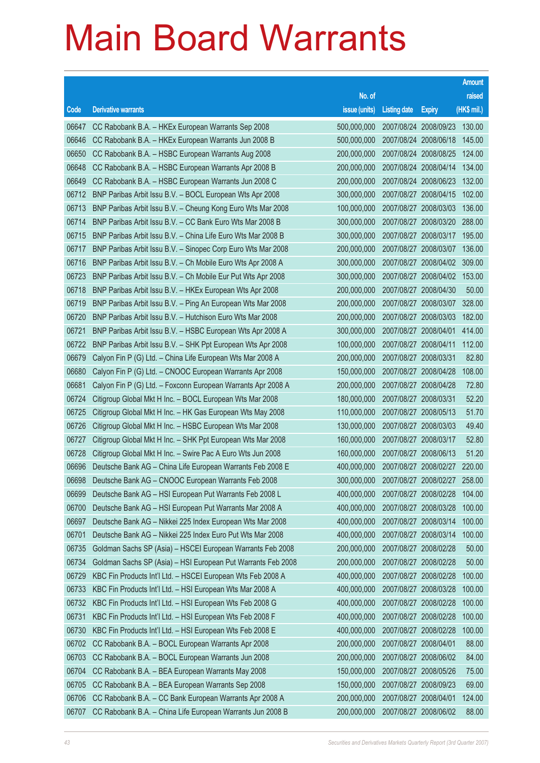# Main Board Warrants

| Code | Derivative warrants | No. of issue (units) | Listing date | Expiry | Amount raised (HK$ mil.) |
|---|---|---|---|---|---|
| 06647 | CC Rabobank B.A. – HKEx European Warrants Sep 2008 | 500,000,000 | 2007/08/24 | 2008/09/23 | 130.00 |
| 06646 | CC Rabobank B.A. – HKEx European Warrants Jun 2008 B | 500,000,000 | 2007/08/24 | 2008/06/18 | 145.00 |
| 06650 | CC Rabobank B.A. – HSBC European Warrants Aug 2008 | 200,000,000 | 2007/08/24 | 2008/08/25 | 124.00 |
| 06648 | CC Rabobank B.A. – HSBC European Warrants Apr 2008 B | 200,000,000 | 2007/08/24 | 2008/04/14 | 134.00 |
| 06649 | CC Rabobank B.A. – HSBC European Warrants Jun 2008 C | 200,000,000 | 2007/08/24 | 2008/06/23 | 132.00 |
| 06712 | BNP Paribas Arbit Issu B.V. – BOCL European Wts Apr 2008 | 300,000,000 | 2007/08/27 | 2008/04/15 | 102.00 |
| 06713 | BNP Paribas Arbit Issu B.V. – Cheung Kong Euro Wts Mar 2008 | 100,000,000 | 2007/08/27 | 2008/03/03 | 136.00 |
| 06714 | BNP Paribas Arbit Issu B.V. – CC Bank Euro Wts Mar 2008 B | 300,000,000 | 2007/08/27 | 2008/03/20 | 288.00 |
| 06715 | BNP Paribas Arbit Issu B.V. – China Life Euro Wts Mar 2008 B | 300,000,000 | 2007/08/27 | 2008/03/17 | 195.00 |
| 06717 | BNP Paribas Arbit Issu B.V. – Sinopec Corp Euro Wts Mar 2008 | 200,000,000 | 2007/08/27 | 2008/03/07 | 136.00 |
| 06716 | BNP Paribas Arbit Issu B.V. – Ch Mobile Euro Wts Apr 2008 A | 300,000,000 | 2007/08/27 | 2008/04/02 | 309.00 |
| 06723 | BNP Paribas Arbit Issu B.V. – Ch Mobile Eur Put Wts Apr 2008 | 300,000,000 | 2007/08/27 | 2008/04/02 | 153.00 |
| 06718 | BNP Paribas Arbit Issu B.V. – HKEx European Wts Apr 2008 | 200,000,000 | 2007/08/27 | 2008/04/30 | 50.00 |
| 06719 | BNP Paribas Arbit Issu B.V. – Ping An European Wts Mar 2008 | 200,000,000 | 2007/08/27 | 2008/03/07 | 328.00 |
| 06720 | BNP Paribas Arbit Issu B.V. – Hutchison Euro Wts Mar 2008 | 200,000,000 | 2007/08/27 | 2008/03/03 | 182.00 |
| 06721 | BNP Paribas Arbit Issu B.V. – HSBC European Wts Apr 2008 A | 300,000,000 | 2007/08/27 | 2008/04/01 | 414.00 |
| 06722 | BNP Paribas Arbit Issu B.V. – SHK Ppt European Wts Apr 2008 | 100,000,000 | 2007/08/27 | 2008/04/11 | 112.00 |
| 06679 | Calyon Fin P (G) Ltd. – China Life European Wts Mar 2008 A | 200,000,000 | 2007/08/27 | 2008/03/31 | 82.80 |
| 06680 | Calyon Fin P (G) Ltd. – CNOOC European Warrants Apr 2008 | 150,000,000 | 2007/08/27 | 2008/04/28 | 108.00 |
| 06681 | Calyon Fin P (G) Ltd. – Foxconn European Warrants Apr 2008 A | 200,000,000 | 2007/08/27 | 2008/04/28 | 72.80 |
| 06724 | Citigroup Global Mkt H Inc. – BOCL European Wts Mar 2008 | 180,000,000 | 2007/08/27 | 2008/03/31 | 52.20 |
| 06725 | Citigroup Global Mkt H Inc. – HK Gas European Wts May 2008 | 110,000,000 | 2007/08/27 | 2008/05/13 | 51.70 |
| 06726 | Citigroup Global Mkt H Inc. – HSBC European Wts Mar 2008 | 130,000,000 | 2007/08/27 | 2008/03/03 | 49.40 |
| 06727 | Citigroup Global Mkt H Inc. – SHK Ppt European Wts Mar 2008 | 160,000,000 | 2007/08/27 | 2008/03/17 | 52.80 |
| 06728 | Citigroup Global Mkt H Inc. – Swire Pac A Euro Wts Jun 2008 | 160,000,000 | 2007/08/27 | 2008/06/13 | 51.20 |
| 06696 | Deutsche Bank AG – China Life European Warrants Feb 2008 E | 400,000,000 | 2007/08/27 | 2008/02/27 | 220.00 |
| 06698 | Deutsche Bank AG – CNOOC European Warrants Feb 2008 | 300,000,000 | 2007/08/27 | 2008/02/27 | 258.00 |
| 06699 | Deutsche Bank AG – HSI European Put Warrants Feb 2008 L | 400,000,000 | 2007/08/27 | 2008/02/28 | 104.00 |
| 06700 | Deutsche Bank AG – HSI European Put Warrants Mar 2008 A | 400,000,000 | 2007/08/27 | 2008/03/28 | 100.00 |
| 06697 | Deutsche Bank AG – Nikkei 225 Index European Wts Mar 2008 | 400,000,000 | 2007/08/27 | 2008/03/14 | 100.00 |
| 06701 | Deutsche Bank AG – Nikkei 225 Index Euro Put Wts Mar 2008 | 400,000,000 | 2007/08/27 | 2008/03/14 | 100.00 |
| 06735 | Goldman Sachs SP (Asia) – HSCEI European Warrants Feb 2008 | 200,000,000 | 2007/08/27 | 2008/02/28 | 50.00 |
| 06734 | Goldman Sachs SP (Asia) – HSI European Put Warrants Feb 2008 | 200,000,000 | 2007/08/27 | 2008/02/28 | 50.00 |
| 06729 | KBC Fin Products Int'l Ltd. – HSCEI European Wts Feb 2008 A | 400,000,000 | 2007/08/27 | 2008/02/28 | 100.00 |
| 06733 | KBC Fin Products Int'l Ltd. – HSI European Wts Mar 2008 A | 400,000,000 | 2007/08/27 | 2008/03/28 | 100.00 |
| 06732 | KBC Fin Products Int'l Ltd. – HSI European Wts Feb 2008 G | 400,000,000 | 2007/08/27 | 2008/02/28 | 100.00 |
| 06731 | KBC Fin Products Int'l Ltd. – HSI European Wts Feb 2008 F | 400,000,000 | 2007/08/27 | 2008/02/28 | 100.00 |
| 06730 | KBC Fin Products Int'l Ltd. – HSI European Wts Feb 2008 E | 400,000,000 | 2007/08/27 | 2008/02/28 | 100.00 |
| 06702 | CC Rabobank B.A. – BOCL European Warrants Apr 2008 | 200,000,000 | 2007/08/27 | 2008/04/01 | 88.00 |
| 06703 | CC Rabobank B.A. – BOCL European Warrants Jun 2008 | 200,000,000 | 2007/08/27 | 2008/06/02 | 84.00 |
| 06704 | CC Rabobank B.A. – BEA European Warrants May 2008 | 150,000,000 | 2007/08/27 | 2008/05/26 | 75.00 |
| 06705 | CC Rabobank B.A. – BEA European Warrants Sep 2008 | 150,000,000 | 2007/08/27 | 2008/09/23 | 69.00 |
| 06706 | CC Rabobank B.A. – CC Bank European Warrants Apr 2008 A | 200,000,000 | 2007/08/27 | 2008/04/01 | 124.00 |
| 06707 | CC Rabobank B.A. – China Life European Warrants Jun 2008 B | 200,000,000 | 2007/08/27 | 2008/06/02 | 88.00 |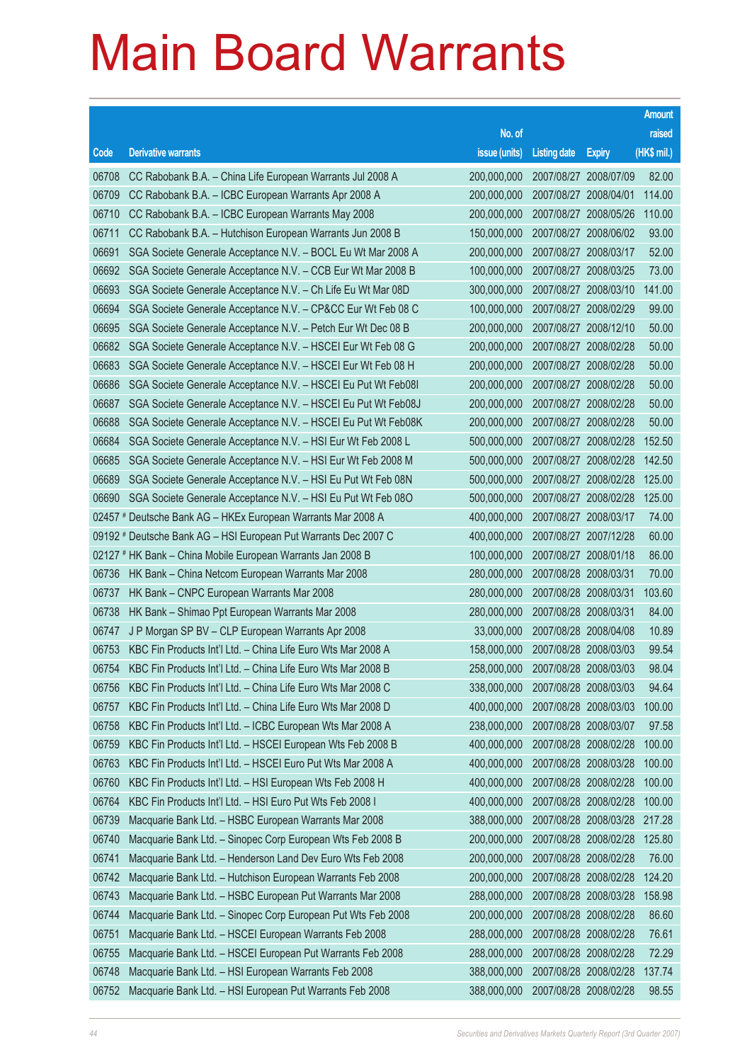# Main Board Warrants

| Code | Derivative warrants | No. of issue (units) | Listing date | Expiry | Amount raised (HK$ mil.) |
|---|---|---|---|---|---|
| 06708 | CC Rabobank B.A. – China Life European Warrants Jul 2008 A | 200,000,000 | 2007/08/27 | 2008/07/09 | 82.00 |
| 06709 | CC Rabobank B.A. – ICBC European Warrants Apr 2008 A | 200,000,000 | 2007/08/27 | 2008/04/01 | 114.00 |
| 06710 | CC Rabobank B.A. – ICBC European Warrants May 2008 | 200,000,000 | 2007/08/27 | 2008/05/26 | 110.00 |
| 06711 | CC Rabobank B.A. – Hutchison European Warrants Jun 2008 B | 150,000,000 | 2007/08/27 | 2008/06/02 | 93.00 |
| 06691 | SGA Societe Generale Acceptance N.V. – BOCL Eu Wt Mar 2008 A | 200,000,000 | 2007/08/27 | 2008/03/17 | 52.00 |
| 06692 | SGA Societe Generale Acceptance N.V. – CCB Eur Wt Mar 2008 B | 100,000,000 | 2007/08/27 | 2008/03/25 | 73.00 |
| 06693 | SGA Societe Generale Acceptance N.V. – Ch Life Eu Wt Mar 08D | 300,000,000 | 2007/08/27 | 2008/03/10 | 141.00 |
| 06694 | SGA Societe Generale Acceptance N.V. – CP&CC Eur Wt Feb 08 C | 100,000,000 | 2007/08/27 | 2008/02/29 | 99.00 |
| 06695 | SGA Societe Generale Acceptance N.V. – Petch Eur Wt Dec 08 B | 200,000,000 | 2007/08/27 | 2008/12/10 | 50.00 |
| 06682 | SGA Societe Generale Acceptance N.V. – HSCEI Eur Wt Feb 08 G | 200,000,000 | 2007/08/27 | 2008/02/28 | 50.00 |
| 06683 | SGA Societe Generale Acceptance N.V. – HSCEI Eur Wt Feb 08 H | 200,000,000 | 2007/08/27 | 2008/02/28 | 50.00 |
| 06686 | SGA Societe Generale Acceptance N.V. – HSCEI Eu Put Wt Feb08I | 200,000,000 | 2007/08/27 | 2008/02/28 | 50.00 |
| 06687 | SGA Societe Generale Acceptance N.V. – HSCEI Eu Put Wt Feb08J | 200,000,000 | 2007/08/27 | 2008/02/28 | 50.00 |
| 06688 | SGA Societe Generale Acceptance N.V. – HSCEI Eu Put Wt Feb08K | 200,000,000 | 2007/08/27 | 2008/02/28 | 50.00 |
| 06684 | SGA Societe Generale Acceptance N.V. – HSI Eur Wt Feb 2008 L | 500,000,000 | 2007/08/27 | 2008/02/28 | 152.50 |
| 06685 | SGA Societe Generale Acceptance N.V. – HSI Eur Wt Feb 2008 M | 500,000,000 | 2007/08/27 | 2008/02/28 | 142.50 |
| 06689 | SGA Societe Generale Acceptance N.V. – HSI Eu Put Wt Feb 08N | 500,000,000 | 2007/08/27 | 2008/02/28 | 125.00 |
| 06690 | SGA Societe Generale Acceptance N.V. – HSI Eu Put Wt Feb 08O | 500,000,000 | 2007/08/27 | 2008/02/28 | 125.00 |
| 02457 # | Deutsche Bank AG – HKEx European Warrants Mar 2008 A | 400,000,000 | 2007/08/27 | 2008/03/17 | 74.00 |
| 09192 # | Deutsche Bank AG – HSI European Put Warrants Dec 2007 C | 400,000,000 | 2007/08/27 | 2007/12/28 | 60.00 |
| 02127 # | HK Bank – China Mobile European Warrants Jan 2008 B | 100,000,000 | 2007/08/27 | 2008/01/18 | 86.00 |
| 06736 | HK Bank – China Netcom European Warrants Mar 2008 | 280,000,000 | 2007/08/28 | 2008/03/31 | 70.00 |
| 06737 | HK Bank – CNPC European Warrants Mar 2008 | 280,000,000 | 2007/08/28 | 2008/03/31 | 103.60 |
| 06738 | HK Bank – Shimao Ppt European Warrants Mar 2008 | 280,000,000 | 2007/08/28 | 2008/03/31 | 84.00 |
| 06747 | J P Morgan SP BV – CLP European Warrants Apr 2008 | 33,000,000 | 2007/08/28 | 2008/04/08 | 10.89 |
| 06753 | KBC Fin Products Int'l Ltd. – China Life Euro Wts Mar 2008 A | 158,000,000 | 2007/08/28 | 2008/03/03 | 99.54 |
| 06754 | KBC Fin Products Int'l Ltd. – China Life Euro Wts Mar 2008 B | 258,000,000 | 2007/08/28 | 2008/03/03 | 98.04 |
| 06756 | KBC Fin Products Int'l Ltd. – China Life Euro Wts Mar 2008 C | 338,000,000 | 2007/08/28 | 2008/03/03 | 94.64 |
| 06757 | KBC Fin Products Int'l Ltd. – China Life Euro Wts Mar 2008 D | 400,000,000 | 2007/08/28 | 2008/03/03 | 100.00 |
| 06758 | KBC Fin Products Int'l Ltd. – ICBC European Wts Mar 2008 A | 238,000,000 | 2007/08/28 | 2008/03/07 | 97.58 |
| 06759 | KBC Fin Products Int'l Ltd. – HSCEI European Wts Feb 2008 B | 400,000,000 | 2007/08/28 | 2008/02/28 | 100.00 |
| 06763 | KBC Fin Products Int'l Ltd. – HSCEI Euro Put Wts Mar 2008 A | 400,000,000 | 2007/08/28 | 2008/03/28 | 100.00 |
| 06760 | KBC Fin Products Int'l Ltd. – HSI European Wts Feb 2008 H | 400,000,000 | 2007/08/28 | 2008/02/28 | 100.00 |
| 06764 | KBC Fin Products Int'l Ltd. – HSI Euro Put Wts Feb 2008 I | 400,000,000 | 2007/08/28 | 2008/02/28 | 100.00 |
| 06739 | Macquarie Bank Ltd. – HSBC European Warrants Mar 2008 | 388,000,000 | 2007/08/28 | 2008/03/28 | 217.28 |
| 06740 | Macquarie Bank Ltd. – Sinopec Corp European Wts Feb 2008 B | 200,000,000 | 2007/08/28 | 2008/02/28 | 125.80 |
| 06741 | Macquarie Bank Ltd. – Henderson Land Dev Euro Wts Feb 2008 | 200,000,000 | 2007/08/28 | 2008/02/28 | 76.00 |
| 06742 | Macquarie Bank Ltd. – Hutchison European Warrants Feb 2008 | 200,000,000 | 2007/08/28 | 2008/02/28 | 124.20 |
| 06743 | Macquarie Bank Ltd. – HSBC European Put Warrants Mar 2008 | 288,000,000 | 2007/08/28 | 2008/03/28 | 158.98 |
| 06744 | Macquarie Bank Ltd. – Sinopec Corp European Put Wts Feb 2008 | 200,000,000 | 2007/08/28 | 2008/02/28 | 86.60 |
| 06751 | Macquarie Bank Ltd. – HSCEI European Warrants Feb 2008 | 288,000,000 | 2007/08/28 | 2008/02/28 | 76.61 |
| 06755 | Macquarie Bank Ltd. – HSCEI European Put Warrants Feb 2008 | 288,000,000 | 2007/08/28 | 2008/02/28 | 72.29 |
| 06748 | Macquarie Bank Ltd. – HSI European Warrants Feb 2008 | 388,000,000 | 2007/08/28 | 2008/02/28 | 137.74 |
| 06752 | Macquarie Bank Ltd. – HSI European Put Warrants Feb 2008 | 388,000,000 | 2007/08/28 | 2008/02/28 | 98.55 |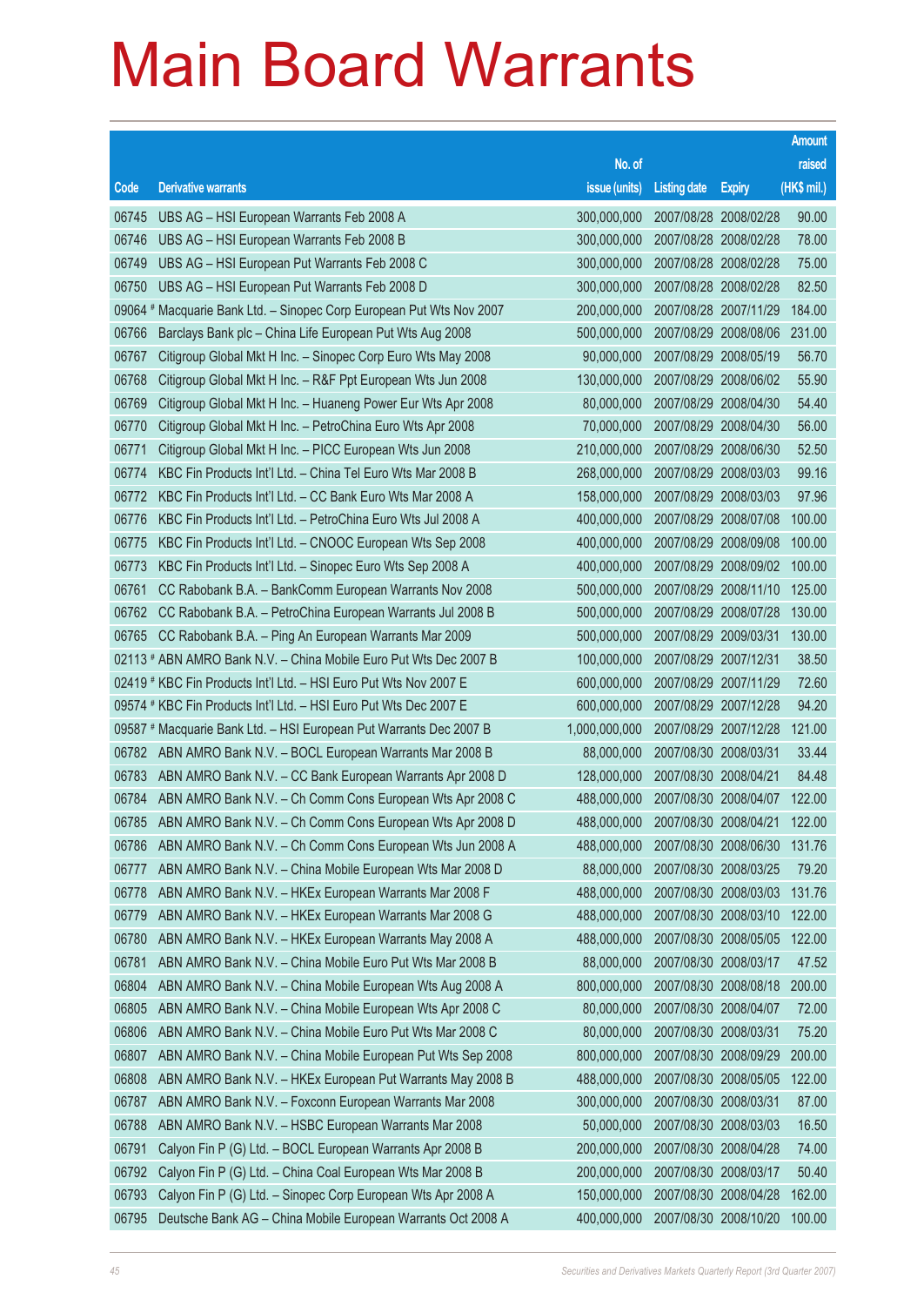# Main Board Warrants

| Code | Derivative warrants | No. of issue (units) | Listing date | Expiry | Amount raised (HK$ mil.) |
|---|---|---|---|---|---|
| 06745 | UBS AG – HSI European Warrants Feb 2008 A | 300,000,000 | 2007/08/28 | 2008/02/28 | 90.00 |
| 06746 | UBS AG – HSI European Warrants Feb 2008 B | 300,000,000 | 2007/08/28 | 2008/02/28 | 78.00 |
| 06749 | UBS AG – HSI European Put Warrants Feb 2008 C | 300,000,000 | 2007/08/28 | 2008/02/28 | 75.00 |
| 06750 | UBS AG – HSI European Put Warrants Feb 2008 D | 300,000,000 | 2007/08/28 | 2008/02/28 | 82.50 |
| 09064 # | Macquarie Bank Ltd. – Sinopec Corp European Put Wts Nov 2007 | 200,000,000 | 2007/08/28 | 2007/11/29 | 184.00 |
| 06766 | Barclays Bank plc – China Life European Put Wts Aug 2008 | 500,000,000 | 2007/08/29 | 2008/08/06 | 231.00 |
| 06767 | Citigroup Global Mkt H Inc. – Sinopec Corp Euro Wts May 2008 | 90,000,000 | 2007/08/29 | 2008/05/19 | 56.70 |
| 06768 | Citigroup Global Mkt H Inc. – R&F Ppt European Wts Jun 2008 | 130,000,000 | 2007/08/29 | 2008/06/02 | 55.90 |
| 06769 | Citigroup Global Mkt H Inc. – Huaneng Power Eur Wts Apr 2008 | 80,000,000 | 2007/08/29 | 2008/04/30 | 54.40 |
| 06770 | Citigroup Global Mkt H Inc. – PetroChina Euro Wts Apr 2008 | 70,000,000 | 2007/08/29 | 2008/04/30 | 56.00 |
| 06771 | Citigroup Global Mkt H Inc. – PICC European Wts Jun 2008 | 210,000,000 | 2007/08/29 | 2008/06/30 | 52.50 |
| 06774 | KBC Fin Products Int'l Ltd. – China Tel Euro Wts Mar 2008 B | 268,000,000 | 2007/08/29 | 2008/03/03 | 99.16 |
| 06772 | KBC Fin Products Int'l Ltd. – CC Bank Euro Wts Mar 2008 A | 158,000,000 | 2007/08/29 | 2008/03/03 | 97.96 |
| 06776 | KBC Fin Products Int'l Ltd. – PetroChina Euro Wts Jul 2008 A | 400,000,000 | 2007/08/29 | 2008/07/08 | 100.00 |
| 06775 | KBC Fin Products Int'l Ltd. – CNOOC European Wts Sep 2008 | 400,000,000 | 2007/08/29 | 2008/09/08 | 100.00 |
| 06773 | KBC Fin Products Int'l Ltd. – Sinopec Euro Wts Sep 2008 A | 400,000,000 | 2007/08/29 | 2008/09/02 | 100.00 |
| 06761 | CC Rabobank B.A. – BankComm European Warrants Nov 2008 | 500,000,000 | 2007/08/29 | 2008/11/10 | 125.00 |
| 06762 | CC Rabobank B.A. – PetroChina European Warrants Jul 2008 B | 500,000,000 | 2007/08/29 | 2008/07/28 | 130.00 |
| 06765 | CC Rabobank B.A. – Ping An European Warrants Mar 2009 | 500,000,000 | 2007/08/29 | 2009/03/31 | 130.00 |
| 02113 # | ABN AMRO Bank N.V. – China Mobile Euro Put Wts Dec 2007 B | 100,000,000 | 2007/08/29 | 2007/12/31 | 38.50 |
| 02419 # | KBC Fin Products Int'l Ltd. – HSI Euro Put Wts Nov 2007 E | 600,000,000 | 2007/08/29 | 2007/11/29 | 72.60 |
| 09574 # | KBC Fin Products Int'l Ltd. – HSI Euro Put Wts Dec 2007 E | 600,000,000 | 2007/08/29 | 2007/12/28 | 94.20 |
| 09587 # | Macquarie Bank Ltd. – HSI European Put Warrants Dec 2007 B | 1,000,000,000 | 2007/08/29 | 2007/12/28 | 121.00 |
| 06782 | ABN AMRO Bank N.V. – BOCL European Warrants Mar 2008 B | 88,000,000 | 2007/08/30 | 2008/03/31 | 33.44 |
| 06783 | ABN AMRO Bank N.V. – CC Bank European Warrants Apr 2008 D | 128,000,000 | 2007/08/30 | 2008/04/21 | 84.48 |
| 06784 | ABN AMRO Bank N.V. – Ch Comm Cons European Wts Apr 2008 C | 488,000,000 | 2007/08/30 | 2008/04/07 | 122.00 |
| 06785 | ABN AMRO Bank N.V. – Ch Comm Cons European Wts Apr 2008 D | 488,000,000 | 2007/08/30 | 2008/04/21 | 122.00 |
| 06786 | ABN AMRO Bank N.V. – Ch Comm Cons European Wts Jun 2008 A | 488,000,000 | 2007/08/30 | 2008/06/30 | 131.76 |
| 06777 | ABN AMRO Bank N.V. – China Mobile European Wts Mar 2008 D | 88,000,000 | 2007/08/30 | 2008/03/25 | 79.20 |
| 06778 | ABN AMRO Bank N.V. – HKEx European Warrants Mar 2008 F | 488,000,000 | 2007/08/30 | 2008/03/03 | 131.76 |
| 06779 | ABN AMRO Bank N.V. – HKEx European Warrants Mar 2008 G | 488,000,000 | 2007/08/30 | 2008/03/10 | 122.00 |
| 06780 | ABN AMRO Bank N.V. – HKEx European Warrants May 2008 A | 488,000,000 | 2007/08/30 | 2008/05/05 | 122.00 |
| 06781 | ABN AMRO Bank N.V. – China Mobile Euro Put Wts Mar 2008 B | 88,000,000 | 2007/08/30 | 2008/03/17 | 47.52 |
| 06804 | ABN AMRO Bank N.V. – China Mobile European Wts Aug 2008 A | 800,000,000 | 2007/08/30 | 2008/08/18 | 200.00 |
| 06805 | ABN AMRO Bank N.V. – China Mobile European Wts Apr 2008 C | 80,000,000 | 2007/08/30 | 2008/04/07 | 72.00 |
| 06806 | ABN AMRO Bank N.V. – China Mobile Euro Put Wts Mar 2008 C | 80,000,000 | 2007/08/30 | 2008/03/31 | 75.20 |
| 06807 | ABN AMRO Bank N.V. – China Mobile European Put Wts Sep 2008 | 800,000,000 | 2007/08/30 | 2008/09/29 | 200.00 |
| 06808 | ABN AMRO Bank N.V. – HKEx European Put Warrants May 2008 B | 488,000,000 | 2007/08/30 | 2008/05/05 | 122.00 |
| 06787 | ABN AMRO Bank N.V. – Foxconn European Warrants Mar 2008 | 300,000,000 | 2007/08/30 | 2008/03/31 | 87.00 |
| 06788 | ABN AMRO Bank N.V. – HSBC European Warrants Mar 2008 | 50,000,000 | 2007/08/30 | 2008/03/03 | 16.50 |
| 06791 | Calyon Fin P (G) Ltd. – BOCL European Warrants Apr 2008 B | 200,000,000 | 2007/08/30 | 2008/04/28 | 74.00 |
| 06792 | Calyon Fin P (G) Ltd. – China Coal European Wts Mar 2008 B | 200,000,000 | 2007/08/30 | 2008/03/17 | 50.40 |
| 06793 | Calyon Fin P (G) Ltd. – Sinopec Corp European Wts Apr 2008 A | 150,000,000 | 2007/08/30 | 2008/04/28 | 162.00 |
| 06795 | Deutsche Bank AG – China Mobile European Warrants Oct 2008 A | 400,000,000 | 2007/08/30 | 2008/10/20 | 100.00 |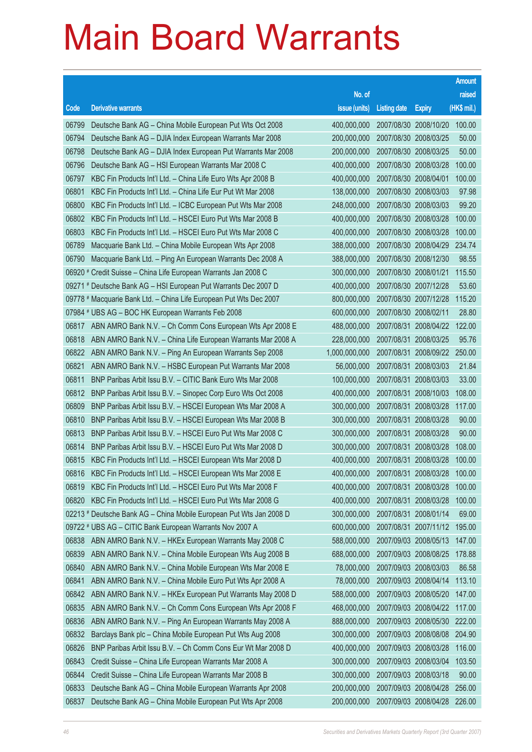# Main Board Warrants

| Code | Derivative warrants | No. of issue (units) | Listing date | Expiry | Amount raised (HK$ mil.) |
|---|---|---|---|---|---|
| 06799 | Deutsche Bank AG – China Mobile European Put Wts Oct 2008 | 400,000,000 | 2007/08/30 | 2008/10/20 | 100.00 |
| 06794 | Deutsche Bank AG – DJIA Index European Warrants Mar 2008 | 200,000,000 | 2007/08/30 | 2008/03/25 | 50.00 |
| 06798 | Deutsche Bank AG – DJIA Index European Put Warrants Mar 2008 | 200,000,000 | 2007/08/30 | 2008/03/25 | 50.00 |
| 06796 | Deutsche Bank AG – HSI European Warrants Mar 2008 C | 400,000,000 | 2007/08/30 | 2008/03/28 | 100.00 |
| 06797 | KBC Fin Products Int'l Ltd. – China Life Euro Wts Apr 2008 B | 400,000,000 | 2007/08/30 | 2008/04/01 | 100.00 |
| 06801 | KBC Fin Products Int'l Ltd. – China Life Eur Put Wt Mar 2008 | 138,000,000 | 2007/08/30 | 2008/03/03 | 97.98 |
| 06800 | KBC Fin Products Int'l Ltd. – ICBC European Put Wts Mar 2008 | 248,000,000 | 2007/08/30 | 2008/03/03 | 99.20 |
| 06802 | KBC Fin Products Int'l Ltd. – HSCEI Euro Put Wts Mar 2008 B | 400,000,000 | 2007/08/30 | 2008/03/28 | 100.00 |
| 06803 | KBC Fin Products Int'l Ltd. – HSCEI Euro Put Wts Mar 2008 C | 400,000,000 | 2007/08/30 | 2008/03/28 | 100.00 |
| 06789 | Macquarie Bank Ltd. – China Mobile European Wts Apr 2008 | 388,000,000 | 2007/08/30 | 2008/04/29 | 234.74 |
| 06790 | Macquarie Bank Ltd. – Ping An European Warrants Dec 2008 A | 388,000,000 | 2007/08/30 | 2008/12/30 | 98.55 |
| 06920 # | Credit Suisse – China Life European Warrants Jan 2008 C | 300,000,000 | 2007/08/30 | 2008/01/21 | 115.50 |
| 09271 # | Deutsche Bank AG – HSI European Put Warrants Dec 2007 D | 400,000,000 | 2007/08/30 | 2007/12/28 | 53.60 |
| 09778 # | Macquarie Bank Ltd. – China Life European Put Wts Dec 2007 | 800,000,000 | 2007/08/30 | 2007/12/28 | 115.20 |
| 07984 # | UBS AG – BOC HK European Warrants Feb 2008 | 600,000,000 | 2007/08/30 | 2008/02/11 | 28.80 |
| 06817 | ABN AMRO Bank N.V. – Ch Comm Cons European Wts Apr 2008 E | 488,000,000 | 2007/08/31 | 2008/04/22 | 122.00 |
| 06818 | ABN AMRO Bank N.V. – China Life European Warrants Mar 2008 A | 228,000,000 | 2007/08/31 | 2008/03/25 | 95.76 |
| 06822 | ABN AMRO Bank N.V. – Ping An European Warrants Sep 2008 | 1,000,000,000 | 2007/08/31 | 2008/09/22 | 250.00 |
| 06821 | ABN AMRO Bank N.V. – HSBC European Put Warrants Mar 2008 | 56,000,000 | 2007/08/31 | 2008/03/03 | 21.84 |
| 06811 | BNP Paribas Arbit Issu B.V. – CITIC Bank Euro Wts Mar 2008 | 100,000,000 | 2007/08/31 | 2008/03/03 | 33.00 |
| 06812 | BNP Paribas Arbit Issu B.V. – Sinopec Corp Euro Wts Oct 2008 | 400,000,000 | 2007/08/31 | 2008/10/03 | 108.00 |
| 06809 | BNP Paribas Arbit Issu B.V. – HSCEI European Wts Mar 2008 A | 300,000,000 | 2007/08/31 | 2008/03/28 | 117.00 |
| 06810 | BNP Paribas Arbit Issu B.V. – HSCEI European Wts Mar 2008 B | 300,000,000 | 2007/08/31 | 2008/03/28 | 90.00 |
| 06813 | BNP Paribas Arbit Issu B.V. – HSCEI Euro Put Wts Mar 2008 C | 300,000,000 | 2007/08/31 | 2008/03/28 | 90.00 |
| 06814 | BNP Paribas Arbit Issu B.V. – HSCEI Euro Put Wts Mar 2008 D | 300,000,000 | 2007/08/31 | 2008/03/28 | 108.00 |
| 06815 | KBC Fin Products Int'l Ltd. – HSCEI European Wts Mar 2008 D | 400,000,000 | 2007/08/31 | 2008/03/28 | 100.00 |
| 06816 | KBC Fin Products Int'l Ltd. – HSCEI European Wts Mar 2008 E | 400,000,000 | 2007/08/31 | 2008/03/28 | 100.00 |
| 06819 | KBC Fin Products Int'l Ltd. – HSCEI Euro Put Wts Mar 2008 F | 400,000,000 | 2007/08/31 | 2008/03/28 | 100.00 |
| 06820 | KBC Fin Products Int'l Ltd. – HSCEI Euro Put Wts Mar 2008 G | 400,000,000 | 2007/08/31 | 2008/03/28 | 100.00 |
| 02213 # | Deutsche Bank AG – China Mobile European Put Wts Jan 2008 D | 300,000,000 | 2007/08/31 | 2008/01/14 | 69.00 |
| 09722 # | UBS AG – CITIC Bank European Warrants Nov 2007 A | 600,000,000 | 2007/08/31 | 2007/11/12 | 195.00 |
| 06838 | ABN AMRO Bank N.V. – HKEx European Warrants May 2008 C | 588,000,000 | 2007/09/03 | 2008/05/13 | 147.00 |
| 06839 | ABN AMRO Bank N.V. – China Mobile European Wts Aug 2008 B | 688,000,000 | 2007/09/03 | 2008/08/25 | 178.88 |
| 06840 | ABN AMRO Bank N.V. – China Mobile European Wts Mar 2008 E | 78,000,000 | 2007/09/03 | 2008/03/03 | 86.58 |
| 06841 | ABN AMRO Bank N.V. – China Mobile Euro Put Wts Apr 2008 A | 78,000,000 | 2007/09/03 | 2008/04/14 | 113.10 |
| 06842 | ABN AMRO Bank N.V. – HKEx European Put Warrants May 2008 D | 588,000,000 | 2007/09/03 | 2008/05/20 | 147.00 |
| 06835 | ABN AMRO Bank N.V. – Ch Comm Cons European Wts Apr 2008 F | 468,000,000 | 2007/09/03 | 2008/04/22 | 117.00 |
| 06836 | ABN AMRO Bank N.V. – Ping An European Warrants May 2008 A | 888,000,000 | 2007/09/03 | 2008/05/30 | 222.00 |
| 06832 | Barclays Bank plc – China Mobile European Put Wts Aug 2008 | 300,000,000 | 2007/09/03 | 2008/08/08 | 204.90 |
| 06826 | BNP Paribas Arbit Issu B.V. – Ch Comm Cons Eur Wt Mar 2008 D | 400,000,000 | 2007/09/03 | 2008/03/28 | 116.00 |
| 06843 | Credit Suisse – China Life European Warrants Mar 2008 A | 300,000,000 | 2007/09/03 | 2008/03/04 | 103.50 |
| 06844 | Credit Suisse – China Life European Warrants Mar 2008 B | 300,000,000 | 2007/09/03 | 2008/03/18 | 90.00 |
| 06833 | Deutsche Bank AG – China Mobile European Warrants Apr 2008 | 200,000,000 | 2007/09/03 | 2008/04/28 | 256.00 |
| 06837 | Deutsche Bank AG – China Mobile European Put Wts Apr 2008 | 200,000,000 | 2007/09/03 | 2008/04/28 | 226.00 |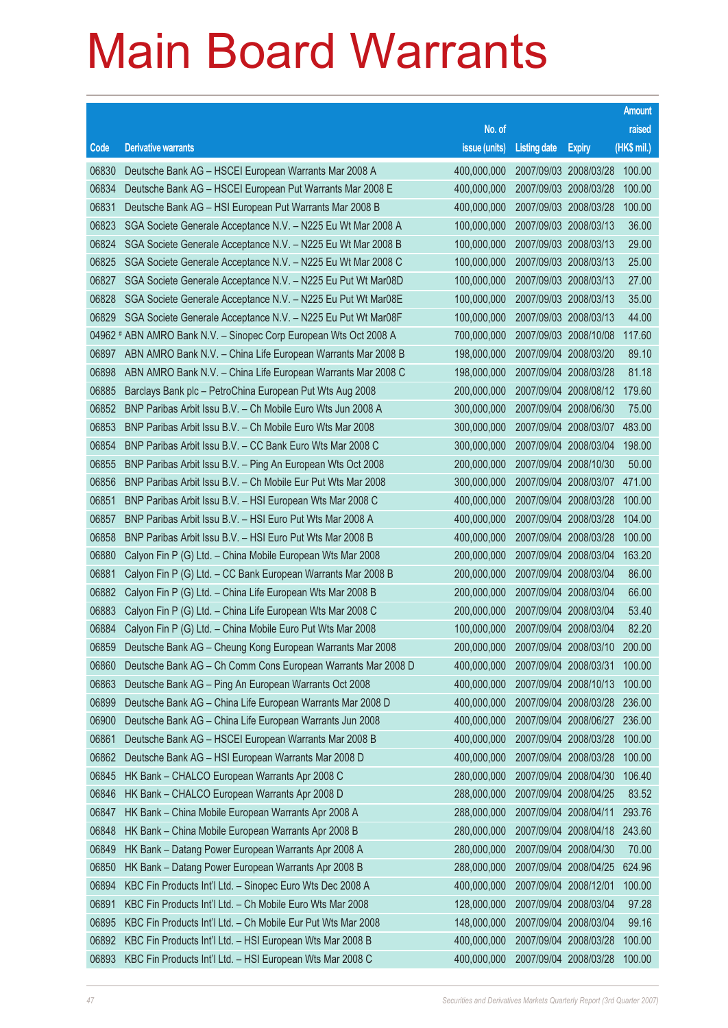# Main Board Warrants

| Code | Derivative warrants | No. of issue (units) | Listing date | Expiry | Amount raised (HK$ mil.) |
|---|---|---|---|---|---|
| 06830 | Deutsche Bank AG – HSCEI European Warrants Mar 2008 A | 400,000,000 | 2007/09/03 | 2008/03/28 | 100.00 |
| 06834 | Deutsche Bank AG – HSCEI European Put Warrants Mar 2008 E | 400,000,000 | 2007/09/03 | 2008/03/28 | 100.00 |
| 06831 | Deutsche Bank AG – HSI European Put Warrants Mar 2008 B | 400,000,000 | 2007/09/03 | 2008/03/28 | 100.00 |
| 06823 | SGA Societe Generale Acceptance N.V. – N225 Eu Wt Mar 2008 A | 100,000,000 | 2007/09/03 | 2008/03/13 | 36.00 |
| 06824 | SGA Societe Generale Acceptance N.V. – N225 Eu Wt Mar 2008 B | 100,000,000 | 2007/09/03 | 2008/03/13 | 29.00 |
| 06825 | SGA Societe Generale Acceptance N.V. – N225 Eu Wt Mar 2008 C | 100,000,000 | 2007/09/03 | 2008/03/13 | 25.00 |
| 06827 | SGA Societe Generale Acceptance N.V. – N225 Eu Put Wt Mar08D | 100,000,000 | 2007/09/03 | 2008/03/13 | 27.00 |
| 06828 | SGA Societe Generale Acceptance N.V. – N225 Eu Put Wt Mar08E | 100,000,000 | 2007/09/03 | 2008/03/13 | 35.00 |
| 06829 | SGA Societe Generale Acceptance N.V. – N225 Eu Put Wt Mar08F | 100,000,000 | 2007/09/03 | 2008/03/13 | 44.00 |
| 04962 # | ABN AMRO Bank N.V. – Sinopec Corp European Wts Oct 2008 A | 700,000,000 | 2007/09/03 | 2008/10/08 | 117.60 |
| 06897 | ABN AMRO Bank N.V. – China Life European Warrants Mar 2008 B | 198,000,000 | 2007/09/04 | 2008/03/20 | 89.10 |
| 06898 | ABN AMRO Bank N.V. – China Life European Warrants Mar 2008 C | 198,000,000 | 2007/09/04 | 2008/03/28 | 81.18 |
| 06885 | Barclays Bank plc – PetroChina European Put Wts Aug 2008 | 200,000,000 | 2007/09/04 | 2008/08/12 | 179.60 |
| 06852 | BNP Paribas Arbit Issu B.V. – Ch Mobile Euro Wts Jun 2008 A | 300,000,000 | 2007/09/04 | 2008/06/30 | 75.00 |
| 06853 | BNP Paribas Arbit Issu B.V. – Ch Mobile Euro Wts Mar 2008 | 300,000,000 | 2007/09/04 | 2008/03/07 | 483.00 |
| 06854 | BNP Paribas Arbit Issu B.V. – CC Bank Euro Wts Mar 2008 C | 300,000,000 | 2007/09/04 | 2008/03/04 | 198.00 |
| 06855 | BNP Paribas Arbit Issu B.V. – Ping An European Wts Oct 2008 | 200,000,000 | 2007/09/04 | 2008/10/30 | 50.00 |
| 06856 | BNP Paribas Arbit Issu B.V. – Ch Mobile Eur Put Wts Mar 2008 | 300,000,000 | 2007/09/04 | 2008/03/07 | 471.00 |
| 06851 | BNP Paribas Arbit Issu B.V. – HSI European Wts Mar 2008 C | 400,000,000 | 2007/09/04 | 2008/03/28 | 100.00 |
| 06857 | BNP Paribas Arbit Issu B.V. – HSI Euro Put Wts Mar 2008 A | 400,000,000 | 2007/09/04 | 2008/03/28 | 104.00 |
| 06858 | BNP Paribas Arbit Issu B.V. – HSI Euro Put Wts Mar 2008 B | 400,000,000 | 2007/09/04 | 2008/03/28 | 100.00 |
| 06880 | Calyon Fin P (G) Ltd. – China Mobile European Wts Mar 2008 | 200,000,000 | 2007/09/04 | 2008/03/04 | 163.20 |
| 06881 | Calyon Fin P (G) Ltd. – CC Bank European Warrants Mar 2008 B | 200,000,000 | 2007/09/04 | 2008/03/04 | 86.00 |
| 06882 | Calyon Fin P (G) Ltd. – China Life European Wts Mar 2008 B | 200,000,000 | 2007/09/04 | 2008/03/04 | 66.00 |
| 06883 | Calyon Fin P (G) Ltd. – China Life European Wts Mar 2008 C | 200,000,000 | 2007/09/04 | 2008/03/04 | 53.40 |
| 06884 | Calyon Fin P (G) Ltd. – China Mobile Euro Put Wts Mar 2008 | 100,000,000 | 2007/09/04 | 2008/03/04 | 82.20 |
| 06859 | Deutsche Bank AG – Cheung Kong European Warrants Mar 2008 | 200,000,000 | 2007/09/04 | 2008/03/10 | 200.00 |
| 06860 | Deutsche Bank AG – Ch Comm Cons European Warrants Mar 2008 D | 400,000,000 | 2007/09/04 | 2008/03/31 | 100.00 |
| 06863 | Deutsche Bank AG – Ping An European Warrants Oct 2008 | 400,000,000 | 2007/09/04 | 2008/10/13 | 100.00 |
| 06899 | Deutsche Bank AG – China Life European Warrants Mar 2008 D | 400,000,000 | 2007/09/04 | 2008/03/28 | 236.00 |
| 06900 | Deutsche Bank AG – China Life European Warrants Jun 2008 | 400,000,000 | 2007/09/04 | 2008/06/27 | 236.00 |
| 06861 | Deutsche Bank AG – HSCEI European Warrants Mar 2008 B | 400,000,000 | 2007/09/04 | 2008/03/28 | 100.00 |
| 06862 | Deutsche Bank AG – HSI European Warrants Mar 2008 D | 400,000,000 | 2007/09/04 | 2008/03/28 | 100.00 |
| 06845 | HK Bank – CHALCO European Warrants Apr 2008 C | 280,000,000 | 2007/09/04 | 2008/04/30 | 106.40 |
| 06846 | HK Bank – CHALCO European Warrants Apr 2008 D | 288,000,000 | 2007/09/04 | 2008/04/25 | 83.52 |
| 06847 | HK Bank – China Mobile European Warrants Apr 2008 A | 288,000,000 | 2007/09/04 | 2008/04/11 | 293.76 |
| 06848 | HK Bank – China Mobile European Warrants Apr 2008 B | 280,000,000 | 2007/09/04 | 2008/04/18 | 243.60 |
| 06849 | HK Bank – Datang Power European Warrants Apr 2008 A | 280,000,000 | 2007/09/04 | 2008/04/30 | 70.00 |
| 06850 | HK Bank – Datang Power European Warrants Apr 2008 B | 288,000,000 | 2007/09/04 | 2008/04/25 | 624.96 |
| 06894 | KBC Fin Products Int'l Ltd. – Sinopec Euro Wts Dec 2008 A | 400,000,000 | 2007/09/04 | 2008/12/01 | 100.00 |
| 06891 | KBC Fin Products Int'l Ltd. – Ch Mobile Euro Wts Mar 2008 | 128,000,000 | 2007/09/04 | 2008/03/04 | 97.28 |
| 06895 | KBC Fin Products Int'l Ltd. – Ch Mobile Eur Put Wts Mar 2008 | 148,000,000 | 2007/09/04 | 2008/03/04 | 99.16 |
| 06892 | KBC Fin Products Int'l Ltd. – HSI European Wts Mar 2008 B | 400,000,000 | 2007/09/04 | 2008/03/28 | 100.00 |
| 06893 | KBC Fin Products Int'l Ltd. – HSI European Wts Mar 2008 C | 400,000,000 | 2007/09/04 | 2008/03/28 | 100.00 |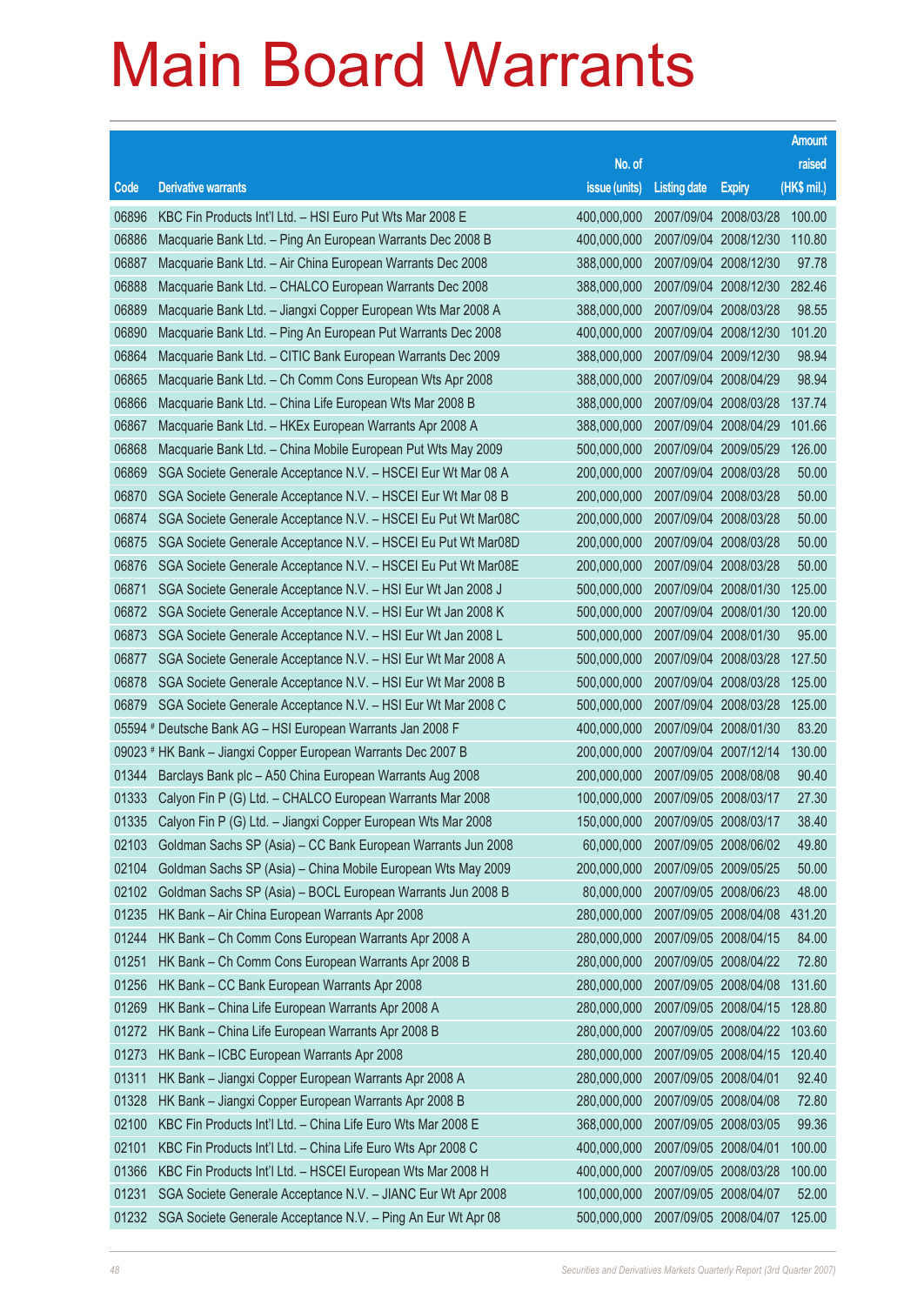# Main Board Warrants

| Code | Derivative warrants | No. of issue (units) | Listing date | Expiry | Amount raised (HK$ mil.) |
|---|---|---|---|---|---|
| 06896 | KBC Fin Products Int'l Ltd. – HSI Euro Put Wts Mar 2008 E | 400,000,000 | 2007/09/04 | 2008/03/28 | 100.00 |
| 06886 | Macquarie Bank Ltd. – Ping An European Warrants Dec 2008 B | 400,000,000 | 2007/09/04 | 2008/12/30 | 110.80 |
| 06887 | Macquarie Bank Ltd. – Air China European Warrants Dec 2008 | 388,000,000 | 2007/09/04 | 2008/12/30 | 97.78 |
| 06888 | Macquarie Bank Ltd. – CHALCO European Warrants Dec 2008 | 388,000,000 | 2007/09/04 | 2008/12/30 | 282.46 |
| 06889 | Macquarie Bank Ltd. – Jiangxi Copper European Wts Mar 2008 A | 388,000,000 | 2007/09/04 | 2008/03/28 | 98.55 |
| 06890 | Macquarie Bank Ltd. – Ping An European Put Warrants Dec 2008 | 400,000,000 | 2007/09/04 | 2008/12/30 | 101.20 |
| 06864 | Macquarie Bank Ltd. – CITIC Bank European Warrants Dec 2009 | 388,000,000 | 2007/09/04 | 2009/12/30 | 98.94 |
| 06865 | Macquarie Bank Ltd. – Ch Comm Cons European Wts Apr 2008 | 388,000,000 | 2007/09/04 | 2008/04/29 | 98.94 |
| 06866 | Macquarie Bank Ltd. – China Life European Wts Mar 2008 B | 388,000,000 | 2007/09/04 | 2008/03/28 | 137.74 |
| 06867 | Macquarie Bank Ltd. – HKEx European Warrants Apr 2008 A | 388,000,000 | 2007/09/04 | 2008/04/29 | 101.66 |
| 06868 | Macquarie Bank Ltd. – China Mobile European Put Wts May 2009 | 500,000,000 | 2007/09/04 | 2009/05/29 | 126.00 |
| 06869 | SGA Societe Generale Acceptance N.V. – HSCEI Eur Wt Mar 08 A | 200,000,000 | 2007/09/04 | 2008/03/28 | 50.00 |
| 06870 | SGA Societe Generale Acceptance N.V. – HSCEI Eur Wt Mar 08 B | 200,000,000 | 2007/09/04 | 2008/03/28 | 50.00 |
| 06874 | SGA Societe Generale Acceptance N.V. – HSCEI Eu Put Wt Mar08C | 200,000,000 | 2007/09/04 | 2008/03/28 | 50.00 |
| 06875 | SGA Societe Generale Acceptance N.V. – HSCEI Eu Put Wt Mar08D | 200,000,000 | 2007/09/04 | 2008/03/28 | 50.00 |
| 06876 | SGA Societe Generale Acceptance N.V. – HSCEI Eu Put Wt Mar08E | 200,000,000 | 2007/09/04 | 2008/03/28 | 50.00 |
| 06871 | SGA Societe Generale Acceptance N.V. – HSI Eur Wt Jan 2008 J | 500,000,000 | 2007/09/04 | 2008/01/30 | 125.00 |
| 06872 | SGA Societe Generale Acceptance N.V. – HSI Eur Wt Jan 2008 K | 500,000,000 | 2007/09/04 | 2008/01/30 | 120.00 |
| 06873 | SGA Societe Generale Acceptance N.V. – HSI Eur Wt Jan 2008 L | 500,000,000 | 2007/09/04 | 2008/01/30 | 95.00 |
| 06877 | SGA Societe Generale Acceptance N.V. – HSI Eur Wt Mar 2008 A | 500,000,000 | 2007/09/04 | 2008/03/28 | 127.50 |
| 06878 | SGA Societe Generale Acceptance N.V. – HSI Eur Wt Mar 2008 B | 500,000,000 | 2007/09/04 | 2008/03/28 | 125.00 |
| 06879 | SGA Societe Generale Acceptance N.V. – HSI Eur Wt Mar 2008 C | 500,000,000 | 2007/09/04 | 2008/03/28 | 125.00 |
| 05594 # | Deutsche Bank AG – HSI European Warrants Jan 2008 F | 400,000,000 | 2007/09/04 | 2008/01/30 | 83.20 |
| 09023 # | HK Bank – Jiangxi Copper European Warrants Dec 2007 B | 200,000,000 | 2007/09/04 | 2007/12/14 | 130.00 |
| 01344 | Barclays Bank plc – A50 China European Warrants Aug 2008 | 200,000,000 | 2007/09/05 | 2008/08/08 | 90.40 |
| 01333 | Calyon Fin P (G) Ltd. – CHALCO European Warrants Mar 2008 | 100,000,000 | 2007/09/05 | 2008/03/17 | 27.30 |
| 01335 | Calyon Fin P (G) Ltd. – Jiangxi Copper European Wts Mar 2008 | 150,000,000 | 2007/09/05 | 2008/03/17 | 38.40 |
| 02103 | Goldman Sachs SP (Asia) – CC Bank European Warrants Jun 2008 | 60,000,000 | 2007/09/05 | 2008/06/02 | 49.80 |
| 02104 | Goldman Sachs SP (Asia) – China Mobile European Wts May 2009 | 200,000,000 | 2007/09/05 | 2009/05/25 | 50.00 |
| 02102 | Goldman Sachs SP (Asia) – BOCL European Warrants Jun 2008 B | 80,000,000 | 2007/09/05 | 2008/06/23 | 48.00 |
| 01235 | HK Bank – Air China European Warrants Apr 2008 | 280,000,000 | 2007/09/05 | 2008/04/08 | 431.20 |
| 01244 | HK Bank – Ch Comm Cons European Warrants Apr 2008 A | 280,000,000 | 2007/09/05 | 2008/04/15 | 84.00 |
| 01251 | HK Bank – Ch Comm Cons European Warrants Apr 2008 B | 280,000,000 | 2007/09/05 | 2008/04/22 | 72.80 |
| 01256 | HK Bank – CC Bank European Warrants Apr 2008 | 280,000,000 | 2007/09/05 | 2008/04/08 | 131.60 |
| 01269 | HK Bank – China Life European Warrants Apr 2008 A | 280,000,000 | 2007/09/05 | 2008/04/15 | 128.80 |
| 01272 | HK Bank – China Life European Warrants Apr 2008 B | 280,000,000 | 2007/09/05 | 2008/04/22 | 103.60 |
| 01273 | HK Bank – ICBC European Warrants Apr 2008 | 280,000,000 | 2007/09/05 | 2008/04/15 | 120.40 |
| 01311 | HK Bank – Jiangxi Copper European Warrants Apr 2008 A | 280,000,000 | 2007/09/05 | 2008/04/01 | 92.40 |
| 01328 | HK Bank – Jiangxi Copper European Warrants Apr 2008 B | 280,000,000 | 2007/09/05 | 2008/04/08 | 72.80 |
| 02100 | KBC Fin Products Int'l Ltd. – China Life Euro Wts Mar 2008 E | 368,000,000 | 2007/09/05 | 2008/03/05 | 99.36 |
| 02101 | KBC Fin Products Int'l Ltd. – China Life Euro Wts Apr 2008 C | 400,000,000 | 2007/09/05 | 2008/04/01 | 100.00 |
| 01366 | KBC Fin Products Int'l Ltd. – HSCEI European Wts Mar 2008 H | 400,000,000 | 2007/09/05 | 2008/03/28 | 100.00 |
| 01231 | SGA Societe Generale Acceptance N.V. – JIANC Eur Wt Apr 2008 | 100,000,000 | 2007/09/05 | 2008/04/07 | 52.00 |
| 01232 | SGA Societe Generale Acceptance N.V. – Ping An Eur Wt Apr 08 | 500,000,000 | 2007/09/05 | 2008/04/07 | 125.00 |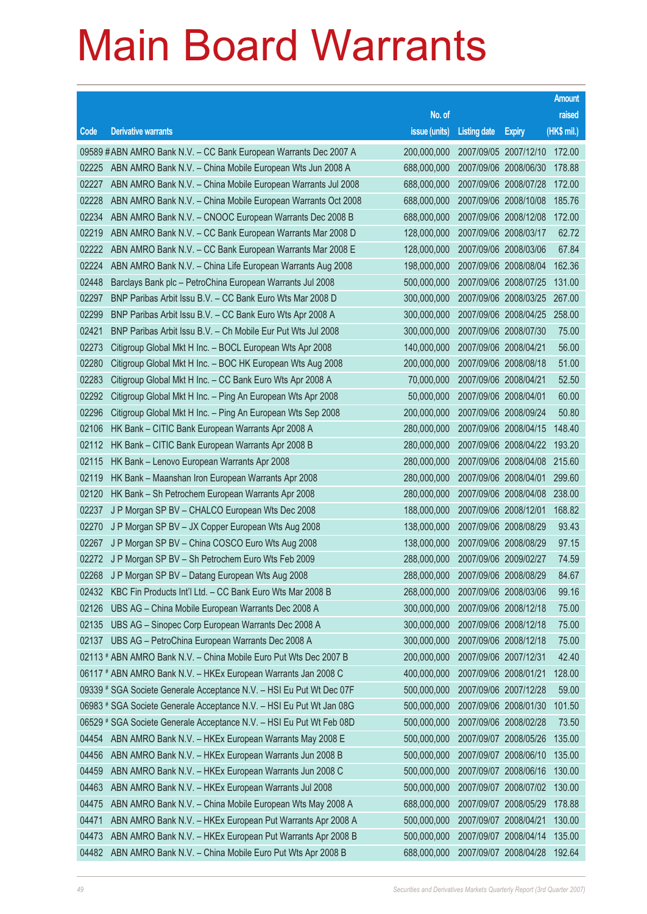# Main Board Warrants

| Code | Derivative warrants | No. of issue (units) | Listing date | Expiry | Amount raised (HK$ mil.) |
|---|---|---|---|---|---|
| 09589 # | ABN AMRO Bank N.V. – CC Bank European Warrants Dec 2007 A | 200,000,000 | 2007/09/05 | 2007/12/10 | 172.00 |
| 02225 | ABN AMRO Bank N.V. – China Mobile European Wts Jun 2008 A | 688,000,000 | 2007/09/06 | 2008/06/30 | 178.88 |
| 02227 | ABN AMRO Bank N.V. – China Mobile European Warrants Jul 2008 | 688,000,000 | 2007/09/06 | 2008/07/28 | 172.00 |
| 02228 | ABN AMRO Bank N.V. – China Mobile European Warrants Oct 2008 | 688,000,000 | 2007/09/06 | 2008/10/08 | 185.76 |
| 02234 | ABN AMRO Bank N.V. – CNOOC European Warrants Dec 2008 B | 688,000,000 | 2007/09/06 | 2008/12/08 | 172.00 |
| 02219 | ABN AMRO Bank N.V. – CC Bank European Warrants Mar 2008 D | 128,000,000 | 2007/09/06 | 2008/03/17 | 62.72 |
| 02222 | ABN AMRO Bank N.V. – CC Bank European Warrants Mar 2008 E | 128,000,000 | 2007/09/06 | 2008/03/06 | 67.84 |
| 02224 | ABN AMRO Bank N.V. – China Life European Warrants Aug 2008 | 198,000,000 | 2007/09/06 | 2008/08/04 | 162.36 |
| 02448 | Barclays Bank plc – PetroChina European Warrants Jul 2008 | 500,000,000 | 2007/09/06 | 2008/07/25 | 131.00 |
| 02297 | BNP Paribas Arbit Issu B.V. – CC Bank Euro Wts Mar 2008 D | 300,000,000 | 2007/09/06 | 2008/03/25 | 267.00 |
| 02299 | BNP Paribas Arbit Issu B.V. – CC Bank Euro Wts Apr 2008 A | 300,000,000 | 2007/09/06 | 2008/04/25 | 258.00 |
| 02421 | BNP Paribas Arbit Issu B.V. – Ch Mobile Eur Put Wts Jul 2008 | 300,000,000 | 2007/09/06 | 2008/07/30 | 75.00 |
| 02273 | Citigroup Global Mkt H Inc. – BOCL European Wts Apr 2008 | 140,000,000 | 2007/09/06 | 2008/04/21 | 56.00 |
| 02280 | Citigroup Global Mkt H Inc. – BOC HK European Wts Aug 2008 | 200,000,000 | 2007/09/06 | 2008/08/18 | 51.00 |
| 02283 | Citigroup Global Mkt H Inc. – CC Bank Euro Wts Apr 2008 A | 70,000,000 | 2007/09/06 | 2008/04/21 | 52.50 |
| 02292 | Citigroup Global Mkt H Inc. – Ping An European Wts Apr 2008 | 50,000,000 | 2007/09/06 | 2008/04/01 | 60.00 |
| 02296 | Citigroup Global Mkt H Inc. – Ping An European Wts Sep 2008 | 200,000,000 | 2007/09/06 | 2008/09/24 | 50.80 |
| 02106 | HK Bank – CITIC Bank European Warrants Apr 2008 A | 280,000,000 | 2007/09/06 | 2008/04/15 | 148.40 |
| 02112 | HK Bank – CITIC Bank European Warrants Apr 2008 B | 280,000,000 | 2007/09/06 | 2008/04/22 | 193.20 |
| 02115 | HK Bank – Lenovo European Warrants Apr 2008 | 280,000,000 | 2007/09/06 | 2008/04/08 | 215.60 |
| 02119 | HK Bank – Maanshan Iron European Warrants Apr 2008 | 280,000,000 | 2007/09/06 | 2008/04/01 | 299.60 |
| 02120 | HK Bank – Sh Petrochem European Warrants Apr 2008 | 280,000,000 | 2007/09/06 | 2008/04/08 | 238.00 |
| 02237 | J P Morgan SP BV – CHALCO European Wts Dec 2008 | 188,000,000 | 2007/09/06 | 2008/12/01 | 168.82 |
| 02270 | J P Morgan SP BV – JX Copper European Wts Aug 2008 | 138,000,000 | 2007/09/06 | 2008/08/29 | 93.43 |
| 02267 | J P Morgan SP BV – China COSCO Euro Wts Aug 2008 | 138,000,000 | 2007/09/06 | 2008/08/29 | 97.15 |
| 02272 | J P Morgan SP BV – Sh Petrochem Euro Wts Feb 2009 | 288,000,000 | 2007/09/06 | 2009/02/27 | 74.59 |
| 02268 | J P Morgan SP BV – Datang European Wts Aug 2008 | 288,000,000 | 2007/09/06 | 2008/08/29 | 84.67 |
| 02432 | KBC Fin Products Int'l Ltd. – CC Bank Euro Wts Mar 2008 B | 268,000,000 | 2007/09/06 | 2008/03/06 | 99.16 |
| 02126 | UBS AG – China Mobile European Warrants Dec 2008 A | 300,000,000 | 2007/09/06 | 2008/12/18 | 75.00 |
| 02135 | UBS AG – Sinopec Corp European Warrants Dec 2008 A | 300,000,000 | 2007/09/06 | 2008/12/18 | 75.00 |
| 02137 | UBS AG – PetroChina European Warrants Dec 2008 A | 300,000,000 | 2007/09/06 | 2008/12/18 | 75.00 |
| 02113 # | ABN AMRO Bank N.V. – China Mobile Euro Put Wts Dec 2007 B | 200,000,000 | 2007/09/06 | 2007/12/31 | 42.40 |
| 06117 # | ABN AMRO Bank N.V. – HKEx European Warrants Jan 2008 C | 400,000,000 | 2007/09/06 | 2008/01/21 | 128.00 |
| 09339 # | SGA Societe Generale Acceptance N.V. – HSI Eu Put Wt Dec 07F | 500,000,000 | 2007/09/06 | 2007/12/28 | 59.00 |
| 06983 # | SGA Societe Generale Acceptance N.V. – HSI Eu Put Wt Jan 08G | 500,000,000 | 2007/09/06 | 2008/01/30 | 101.50 |
| 06529 # | SGA Societe Generale Acceptance N.V. – HSI Eu Put Wt Feb 08D | 500,000,000 | 2007/09/06 | 2008/02/28 | 73.50 |
| 04454 | ABN AMRO Bank N.V. – HKEx European Warrants May 2008 E | 500,000,000 | 2007/09/07 | 2008/05/26 | 135.00 |
| 04456 | ABN AMRO Bank N.V. – HKEx European Warrants Jun 2008 B | 500,000,000 | 2007/09/07 | 2008/06/10 | 135.00 |
| 04459 | ABN AMRO Bank N.V. – HKEx European Warrants Jun 2008 C | 500,000,000 | 2007/09/07 | 2008/06/16 | 130.00 |
| 04463 | ABN AMRO Bank N.V. – HKEx European Warrants Jul 2008 | 500,000,000 | 2007/09/07 | 2008/07/02 | 130.00 |
| 04475 | ABN AMRO Bank N.V. – China Mobile European Wts May 2008 A | 688,000,000 | 2007/09/07 | 2008/05/29 | 178.88 |
| 04471 | ABN AMRO Bank N.V. – HKEx European Put Warrants Apr 2008 A | 500,000,000 | 2007/09/07 | 2008/04/21 | 130.00 |
| 04473 | ABN AMRO Bank N.V. – HKEx European Put Warrants Apr 2008 B | 500,000,000 | 2007/09/07 | 2008/04/14 | 135.00 |
| 04482 | ABN AMRO Bank N.V. – China Mobile Euro Put Wts Apr 2008 B | 688,000,000 | 2007/09/07 | 2008/04/28 | 192.64 |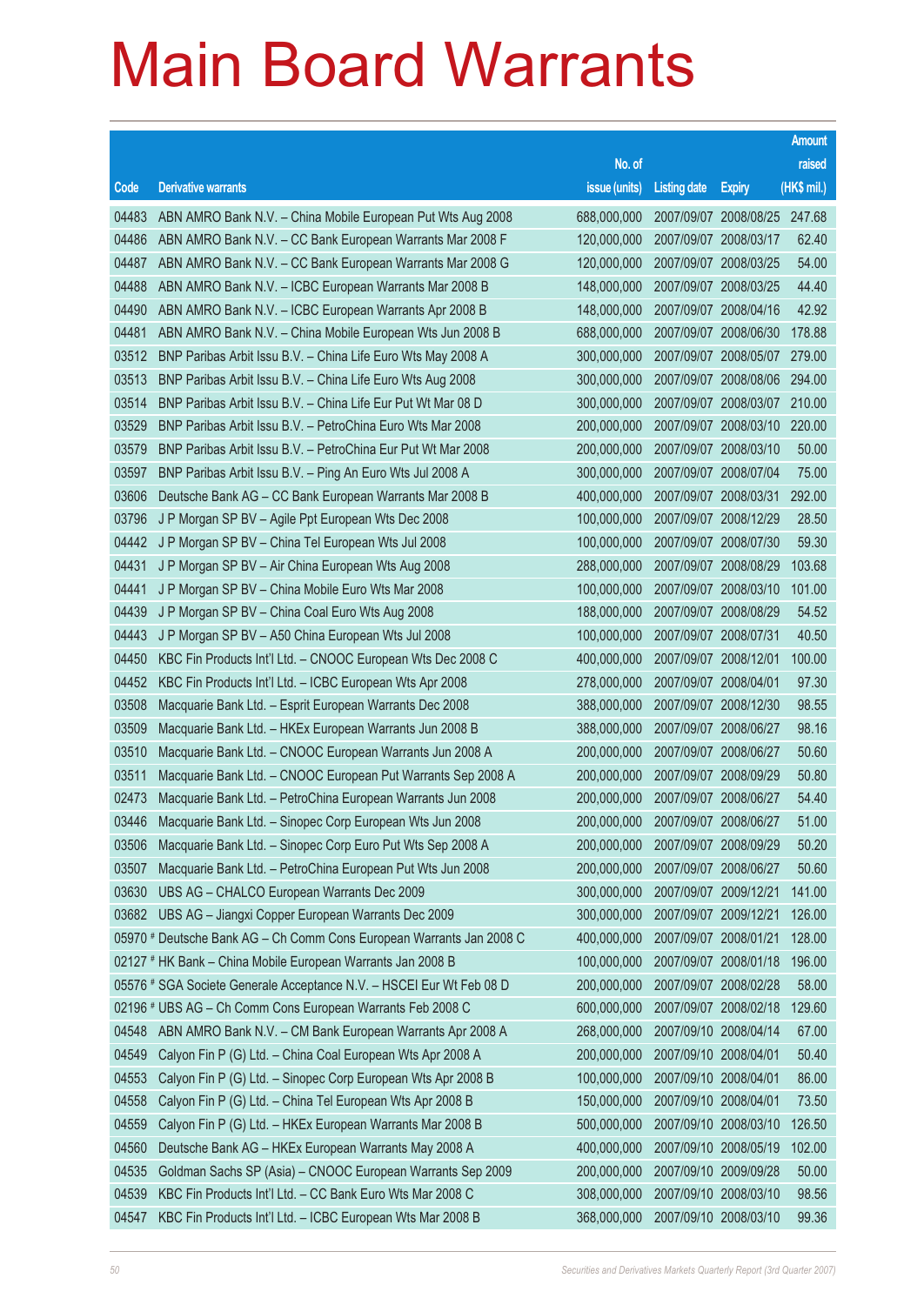# Main Board Warrants

| Code | Derivative warrants | No. of issue (units) | Listing date | Expiry | Amount raised (HK$ mil.) |
|---|---|---|---|---|---|
| 04483 | ABN AMRO Bank N.V. – China Mobile European Put Wts Aug 2008 | 688,000,000 | 2007/09/07 | 2008/08/25 | 247.68 |
| 04486 | ABN AMRO Bank N.V. – CC Bank European Warrants Mar 2008 F | 120,000,000 | 2007/09/07 | 2008/03/17 | 62.40 |
| 04487 | ABN AMRO Bank N.V. – CC Bank European Warrants Mar 2008 G | 120,000,000 | 2007/09/07 | 2008/03/25 | 54.00 |
| 04488 | ABN AMRO Bank N.V. – ICBC European Warrants Mar 2008 B | 148,000,000 | 2007/09/07 | 2008/03/25 | 44.40 |
| 04490 | ABN AMRO Bank N.V. – ICBC European Warrants Apr 2008 B | 148,000,000 | 2007/09/07 | 2008/04/16 | 42.92 |
| 04481 | ABN AMRO Bank N.V. – China Mobile European Wts Jun 2008 B | 688,000,000 | 2007/09/07 | 2008/06/30 | 178.88 |
| 03512 | BNP Paribas Arbit Issu B.V. – China Life Euro Wts May 2008 A | 300,000,000 | 2007/09/07 | 2008/05/07 | 279.00 |
| 03513 | BNP Paribas Arbit Issu B.V. – China Life Euro Wts Aug 2008 | 300,000,000 | 2007/09/07 | 2008/08/06 | 294.00 |
| 03514 | BNP Paribas Arbit Issu B.V. – China Life Eur Put Wt Mar 08 D | 300,000,000 | 2007/09/07 | 2008/03/07 | 210.00 |
| 03529 | BNP Paribas Arbit Issu B.V. – PetroChina Euro Wts Mar 2008 | 200,000,000 | 2007/09/07 | 2008/03/10 | 220.00 |
| 03579 | BNP Paribas Arbit Issu B.V. – PetroChina Eur Put Wt Mar 2008 | 200,000,000 | 2007/09/07 | 2008/03/10 | 50.00 |
| 03597 | BNP Paribas Arbit Issu B.V. – Ping An Euro Wts Jul 2008 A | 300,000,000 | 2007/09/07 | 2008/07/04 | 75.00 |
| 03606 | Deutsche Bank AG – CC Bank European Warrants Mar 2008 B | 400,000,000 | 2007/09/07 | 2008/03/31 | 292.00 |
| 03796 | J P Morgan SP BV – Agile Ppt European Wts Dec 2008 | 100,000,000 | 2007/09/07 | 2008/12/29 | 28.50 |
| 04442 | J P Morgan SP BV – China Tel European Wts Jul 2008 | 100,000,000 | 2007/09/07 | 2008/07/30 | 59.30 |
| 04431 | J P Morgan SP BV – Air China European Wts Aug 2008 | 288,000,000 | 2007/09/07 | 2008/08/29 | 103.68 |
| 04441 | J P Morgan SP BV – China Mobile Euro Wts Mar 2008 | 100,000,000 | 2007/09/07 | 2008/03/10 | 101.00 |
| 04439 | J P Morgan SP BV – China Coal Euro Wts Aug 2008 | 188,000,000 | 2007/09/07 | 2008/08/29 | 54.52 |
| 04443 | J P Morgan SP BV – A50 China European Wts Jul 2008 | 100,000,000 | 2007/09/07 | 2008/07/31 | 40.50 |
| 04450 | KBC Fin Products Int'l Ltd. – CNOOC European Wts Dec 2008 C | 400,000,000 | 2007/09/07 | 2008/12/01 | 100.00 |
| 04452 | KBC Fin Products Int'l Ltd. – ICBC European Wts Apr 2008 | 278,000,000 | 2007/09/07 | 2008/04/01 | 97.30 |
| 03508 | Macquarie Bank Ltd. – Esprit European Warrants Dec 2008 | 388,000,000 | 2007/09/07 | 2008/12/30 | 98.55 |
| 03509 | Macquarie Bank Ltd. – HKEx European Warrants Jun 2008 B | 388,000,000 | 2007/09/07 | 2008/06/27 | 98.16 |
| 03510 | Macquarie Bank Ltd. – CNOOC European Warrants Jun 2008 A | 200,000,000 | 2007/09/07 | 2008/06/27 | 50.60 |
| 03511 | Macquarie Bank Ltd. – CNOOC European Put Warrants Sep 2008 A | 200,000,000 | 2007/09/07 | 2008/09/29 | 50.80 |
| 02473 | Macquarie Bank Ltd. – PetroChina European Warrants Jun 2008 | 200,000,000 | 2007/09/07 | 2008/06/27 | 54.40 |
| 03446 | Macquarie Bank Ltd. – Sinopec Corp European Wts Jun 2008 | 200,000,000 | 2007/09/07 | 2008/06/27 | 51.00 |
| 03506 | Macquarie Bank Ltd. – Sinopec Corp Euro Put Wts Sep 2008 A | 200,000,000 | 2007/09/07 | 2008/09/29 | 50.20 |
| 03507 | Macquarie Bank Ltd. – PetroChina European Put Wts Jun 2008 | 200,000,000 | 2007/09/07 | 2008/06/27 | 50.60 |
| 03630 | UBS AG – CHALCO European Warrants Dec 2009 | 300,000,000 | 2007/09/07 | 2009/12/21 | 141.00 |
| 03682 | UBS AG – Jiangxi Copper European Warrants Dec 2009 | 300,000,000 | 2007/09/07 | 2009/12/21 | 126.00 |
| 05970 # | Deutsche Bank AG – Ch Comm Cons European Warrants Jan 2008 C | 400,000,000 | 2007/09/07 | 2008/01/21 | 128.00 |
| 02127 # | HK Bank – China Mobile European Warrants Jan 2008 B | 100,000,000 | 2007/09/07 | 2008/01/18 | 196.00 |
| 05576 # | SGA Societe Generale Acceptance N.V. – HSCEI Eur Wt Feb 08 D | 200,000,000 | 2007/09/07 | 2008/02/28 | 58.00 |
| 02196 # | UBS AG – Ch Comm Cons European Warrants Feb 2008 C | 600,000,000 | 2007/09/07 | 2008/02/18 | 129.60 |
| 04548 | ABN AMRO Bank N.V. – CM Bank European Warrants Apr 2008 A | 268,000,000 | 2007/09/10 | 2008/04/14 | 67.00 |
| 04549 | Calyon Fin P (G) Ltd. – China Coal European Wts Apr 2008 A | 200,000,000 | 2007/09/10 | 2008/04/01 | 50.40 |
| 04553 | Calyon Fin P (G) Ltd. – Sinopec Corp European Wts Apr 2008 B | 100,000,000 | 2007/09/10 | 2008/04/01 | 86.00 |
| 04558 | Calyon Fin P (G) Ltd. – China Tel European Wts Apr 2008 B | 150,000,000 | 2007/09/10 | 2008/04/01 | 73.50 |
| 04559 | Calyon Fin P (G) Ltd. – HKEx European Warrants Mar 2008 B | 500,000,000 | 2007/09/10 | 2008/03/10 | 126.50 |
| 04560 | Deutsche Bank AG – HKEx European Warrants May 2008 A | 400,000,000 | 2007/09/10 | 2008/05/19 | 102.00 |
| 04535 | Goldman Sachs SP (Asia) – CNOOC European Warrants Sep 2009 | 200,000,000 | 2007/09/10 | 2009/09/28 | 50.00 |
| 04539 | KBC Fin Products Int'l Ltd. – CC Bank Euro Wts Mar 2008 C | 308,000,000 | 2007/09/10 | 2008/03/10 | 98.56 |
| 04547 | KBC Fin Products Int'l Ltd. – ICBC European Wts Mar 2008 B | 368,000,000 | 2007/09/10 | 2008/03/10 | 99.36 |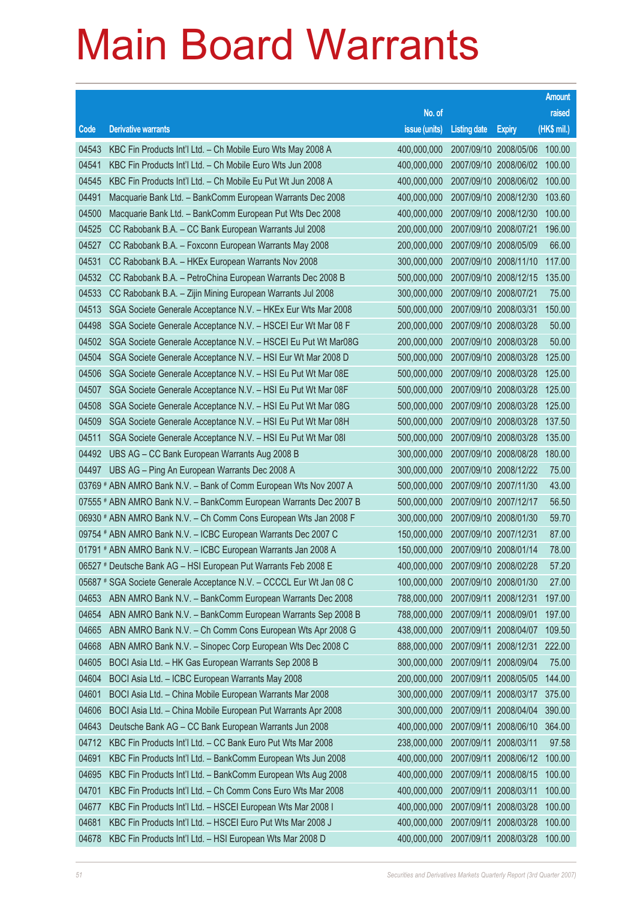# Main Board Warrants

| Code | Derivative warrants | No. of issue (units) | Listing date | Expiry | Amount raised (HK$ mil.) |
|---|---|---|---|---|---|
| 04543 | KBC Fin Products Int'l Ltd. – Ch Mobile Euro Wts May 2008 A | 400,000,000 | 2007/09/10 | 2008/05/06 | 100.00 |
| 04541 | KBC Fin Products Int'l Ltd. – Ch Mobile Euro Wts Jun 2008 | 400,000,000 | 2007/09/10 | 2008/06/02 | 100.00 |
| 04545 | KBC Fin Products Int'l Ltd. – Ch Mobile Eu Put Wt Jun 2008 A | 400,000,000 | 2007/09/10 | 2008/06/02 | 100.00 |
| 04491 | Macquarie Bank Ltd. – BankComm European Warrants Dec 2008 | 400,000,000 | 2007/09/10 | 2008/12/30 | 103.60 |
| 04500 | Macquarie Bank Ltd. – BankComm European Put Wts Dec 2008 | 400,000,000 | 2007/09/10 | 2008/12/30 | 100.00 |
| 04525 | CC Rabobank B.A. – CC Bank European Warrants Jul 2008 | 200,000,000 | 2007/09/10 | 2008/07/21 | 196.00 |
| 04527 | CC Rabobank B.A. – Foxconn European Warrants May 2008 | 200,000,000 | 2007/09/10 | 2008/05/09 | 66.00 |
| 04531 | CC Rabobank B.A. – HKEx European Warrants Nov 2008 | 300,000,000 | 2007/09/10 | 2008/11/10 | 117.00 |
| 04532 | CC Rabobank B.A. – PetroChina European Warrants Dec 2008 B | 500,000,000 | 2007/09/10 | 2008/12/15 | 135.00 |
| 04533 | CC Rabobank B.A. – Zijin Mining European Warrants Jul 2008 | 300,000,000 | 2007/09/10 | 2008/07/21 | 75.00 |
| 04513 | SGA Societe Generale Acceptance N.V. – HKEx Eur Wts Mar 2008 | 500,000,000 | 2007/09/10 | 2008/03/31 | 150.00 |
| 04498 | SGA Societe Generale Acceptance N.V. – HSCEI Eur Wt Mar 08 F | 200,000,000 | 2007/09/10 | 2008/03/28 | 50.00 |
| 04502 | SGA Societe Generale Acceptance N.V. – HSCEI Eu Put Wt Mar08G | 200,000,000 | 2007/09/10 | 2008/03/28 | 50.00 |
| 04504 | SGA Societe Generale Acceptance N.V. – HSI Eur Wt Mar 2008 D | 500,000,000 | 2007/09/10 | 2008/03/28 | 125.00 |
| 04506 | SGA Societe Generale Acceptance N.V. – HSI Eu Put Wt Mar 08E | 500,000,000 | 2007/09/10 | 2008/03/28 | 125.00 |
| 04507 | SGA Societe Generale Acceptance N.V. – HSI Eu Put Wt Mar 08F | 500,000,000 | 2007/09/10 | 2008/03/28 | 125.00 |
| 04508 | SGA Societe Generale Acceptance N.V. – HSI Eu Put Wt Mar 08G | 500,000,000 | 2007/09/10 | 2008/03/28 | 125.00 |
| 04509 | SGA Societe Generale Acceptance N.V. – HSI Eu Put Wt Mar 08H | 500,000,000 | 2007/09/10 | 2008/03/28 | 137.50 |
| 04511 | SGA Societe Generale Acceptance N.V. – HSI Eu Put Wt Mar 08I | 500,000,000 | 2007/09/10 | 2008/03/28 | 135.00 |
| 04492 | UBS AG – CC Bank European Warrants Aug 2008 B | 300,000,000 | 2007/09/10 | 2008/08/28 | 180.00 |
| 04497 | UBS AG – Ping An European Warrants Dec 2008 A | 300,000,000 | 2007/09/10 | 2008/12/22 | 75.00 |
| 03769 # | ABN AMRO Bank N.V. – Bank of Comm European Wts Nov 2007 A | 500,000,000 | 2007/09/10 | 2007/11/30 | 43.00 |
| 07555 # | ABN AMRO Bank N.V. – BankComm European Warrants Dec 2007 B | 500,000,000 | 2007/09/10 | 2007/12/17 | 56.50 |
| 06930 # | ABN AMRO Bank N.V. – Ch Comm Cons European Wts Jan 2008 F | 300,000,000 | 2007/09/10 | 2008/01/30 | 59.70 |
| 09754 # | ABN AMRO Bank N.V. – ICBC European Warrants Dec 2007 C | 150,000,000 | 2007/09/10 | 2007/12/31 | 87.00 |
| 01791 # | ABN AMRO Bank N.V. – ICBC European Warrants Jan 2008 A | 150,000,000 | 2007/09/10 | 2008/01/14 | 78.00 |
| 06527 # | Deutsche Bank AG – HSI European Put Warrants Feb 2008 E | 400,000,000 | 2007/09/10 | 2008/02/28 | 57.20 |
| 05687 # | SGA Societe Generale Acceptance N.V. – CCCCL Eur Wt Jan 08 C | 100,000,000 | 2007/09/10 | 2008/01/30 | 27.00 |
| 04653 | ABN AMRO Bank N.V. – BankComm European Warrants Dec 2008 | 788,000,000 | 2007/09/11 | 2008/12/31 | 197.00 |
| 04654 | ABN AMRO Bank N.V. – BankComm European Warrants Sep 2008 B | 788,000,000 | 2007/09/11 | 2008/09/01 | 197.00 |
| 04665 | ABN AMRO Bank N.V. – Ch Comm Cons European Wts Apr 2008 G | 438,000,000 | 2007/09/11 | 2008/04/07 | 109.50 |
| 04668 | ABN AMRO Bank N.V. – Sinopec Corp European Wts Dec 2008 C | 888,000,000 | 2007/09/11 | 2008/12/31 | 222.00 |
| 04605 | BOCI Asia Ltd. – HK Gas European Warrants Sep 2008 B | 300,000,000 | 2007/09/11 | 2008/09/04 | 75.00 |
| 04604 | BOCI Asia Ltd. – ICBC European Warrants May 2008 | 200,000,000 | 2007/09/11 | 2008/05/05 | 144.00 |
| 04601 | BOCI Asia Ltd. – China Mobile European Warrants Mar 2008 | 300,000,000 | 2007/09/11 | 2008/03/17 | 375.00 |
| 04606 | BOCI Asia Ltd. – China Mobile European Put Warrants Apr 2008 | 300,000,000 | 2007/09/11 | 2008/04/04 | 390.00 |
| 04643 | Deutsche Bank AG – CC Bank European Warrants Jun 2008 | 400,000,000 | 2007/09/11 | 2008/06/10 | 364.00 |
| 04712 | KBC Fin Products Int'l Ltd. – CC Bank Euro Put Wts Mar 2008 | 238,000,000 | 2007/09/11 | 2008/03/11 | 97.58 |
| 04691 | KBC Fin Products Int'l Ltd. – BankComm European Wts Jun 2008 | 400,000,000 | 2007/09/11 | 2008/06/12 | 100.00 |
| 04695 | KBC Fin Products Int'l Ltd. – BankComm European Wts Aug 2008 | 400,000,000 | 2007/09/11 | 2008/08/15 | 100.00 |
| 04701 | KBC Fin Products Int'l Ltd. – Ch Comm Cons Euro Wts Mar 2008 | 400,000,000 | 2007/09/11 | 2008/03/11 | 100.00 |
| 04677 | KBC Fin Products Int'l Ltd. – HSCEI European Wts Mar 2008 I | 400,000,000 | 2007/09/11 | 2008/03/28 | 100.00 |
| 04681 | KBC Fin Products Int'l Ltd. – HSCEI Euro Put Wts Mar 2008 J | 400,000,000 | 2007/09/11 | 2008/03/28 | 100.00 |
| 04678 | KBC Fin Products Int'l Ltd. – HSI European Wts Mar 2008 D | 400,000,000 | 2007/09/11 | 2008/03/28 | 100.00 |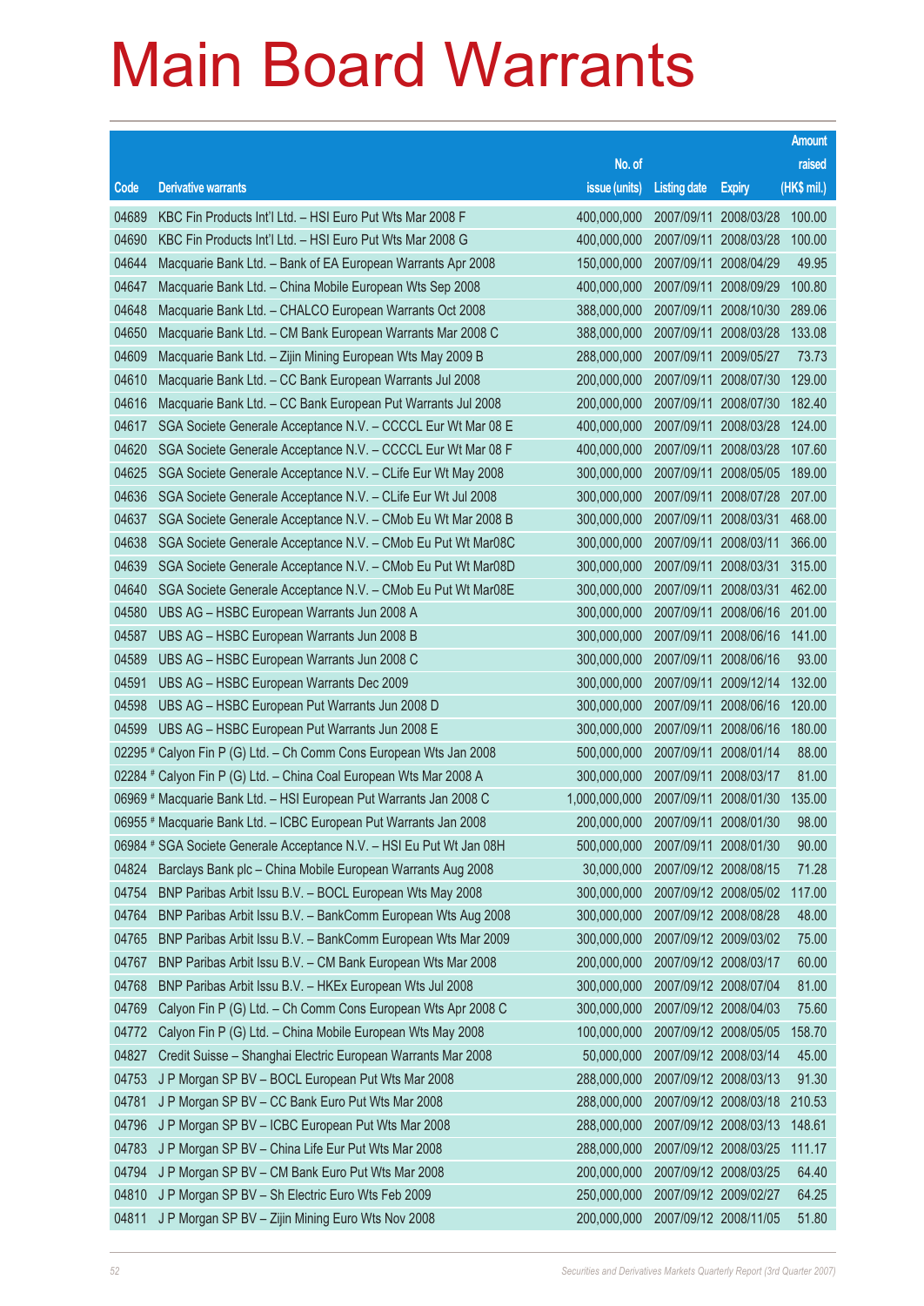# Main Board Warrants

| Code | Derivative warrants | No. of issue (units) | Listing date | Expiry | Amount raised (HK$ mil.) |
|---|---|---|---|---|---|
| 04689 | KBC Fin Products Int'l Ltd. – HSI Euro Put Wts Mar 2008 F | 400,000,000 | 2007/09/11 | 2008/03/28 | 100.00 |
| 04690 | KBC Fin Products Int'l Ltd. – HSI Euro Put Wts Mar 2008 G | 400,000,000 | 2007/09/11 | 2008/03/28 | 100.00 |
| 04644 | Macquarie Bank Ltd. – Bank of EA European Warrants Apr 2008 | 150,000,000 | 2007/09/11 | 2008/04/29 | 49.95 |
| 04647 | Macquarie Bank Ltd. – China Mobile European Wts Sep 2008 | 400,000,000 | 2007/09/11 | 2008/09/29 | 100.80 |
| 04648 | Macquarie Bank Ltd. – CHALCO European Warrants Oct 2008 | 388,000,000 | 2007/09/11 | 2008/10/30 | 289.06 |
| 04650 | Macquarie Bank Ltd. – CM Bank European Warrants Mar 2008 C | 388,000,000 | 2007/09/11 | 2008/03/28 | 133.08 |
| 04609 | Macquarie Bank Ltd. – Zijin Mining European Wts May 2009 B | 288,000,000 | 2007/09/11 | 2009/05/27 | 73.73 |
| 04610 | Macquarie Bank Ltd. – CC Bank European Warrants Jul 2008 | 200,000,000 | 2007/09/11 | 2008/07/30 | 129.00 |
| 04616 | Macquarie Bank Ltd. – CC Bank European Put Warrants Jul 2008 | 200,000,000 | 2007/09/11 | 2008/07/30 | 182.40 |
| 04617 | SGA Societe Generale Acceptance N.V. – CCCCL Eur Wt Mar 08 E | 400,000,000 | 2007/09/11 | 2008/03/28 | 124.00 |
| 04620 | SGA Societe Generale Acceptance N.V. – CCCCL Eur Wt Mar 08 F | 400,000,000 | 2007/09/11 | 2008/03/28 | 107.60 |
| 04625 | SGA Societe Generale Acceptance N.V. – CLife Eur Wt May 2008 | 300,000,000 | 2007/09/11 | 2008/05/05 | 189.00 |
| 04636 | SGA Societe Generale Acceptance N.V. – CLife Eur Wt Jul 2008 | 300,000,000 | 2007/09/11 | 2008/07/28 | 207.00 |
| 04637 | SGA Societe Generale Acceptance N.V. – CMob Eu Wt Mar 2008 B | 300,000,000 | 2007/09/11 | 2008/03/31 | 468.00 |
| 04638 | SGA Societe Generale Acceptance N.V. – CMob Eu Put Wt Mar08C | 300,000,000 | 2007/09/11 | 2008/03/11 | 366.00 |
| 04639 | SGA Societe Generale Acceptance N.V. – CMob Eu Put Wt Mar08D | 300,000,000 | 2007/09/11 | 2008/03/31 | 315.00 |
| 04640 | SGA Societe Generale Acceptance N.V. – CMob Eu Put Wt Mar08E | 300,000,000 | 2007/09/11 | 2008/03/31 | 462.00 |
| 04580 | UBS AG – HSBC European Warrants Jun 2008 A | 300,000,000 | 2007/09/11 | 2008/06/16 | 201.00 |
| 04587 | UBS AG – HSBC European Warrants Jun 2008 B | 300,000,000 | 2007/09/11 | 2008/06/16 | 141.00 |
| 04589 | UBS AG – HSBC European Warrants Jun 2008 C | 300,000,000 | 2007/09/11 | 2008/06/16 | 93.00 |
| 04591 | UBS AG – HSBC European Warrants Dec 2009 | 300,000,000 | 2007/09/11 | 2009/12/14 | 132.00 |
| 04598 | UBS AG – HSBC European Put Warrants Jun 2008 D | 300,000,000 | 2007/09/11 | 2008/06/16 | 120.00 |
| 04599 | UBS AG – HSBC European Put Warrants Jun 2008 E | 300,000,000 | 2007/09/11 | 2008/06/16 | 180.00 |
| 02295 # | Calyon Fin P (G) Ltd. – Ch Comm Cons European Wts Jan 2008 | 500,000,000 | 2007/09/11 | 2008/01/14 | 88.00 |
| 02284 # | Calyon Fin P (G) Ltd. – China Coal European Wts Mar 2008 A | 300,000,000 | 2007/09/11 | 2008/03/17 | 81.00 |
| 06969 # | Macquarie Bank Ltd. – HSI European Put Warrants Jan 2008 C | 1,000,000,000 | 2007/09/11 | 2008/01/30 | 135.00 |
| 06955 # | Macquarie Bank Ltd. – ICBC European Put Warrants Jan 2008 | 200,000,000 | 2007/09/11 | 2008/01/30 | 98.00 |
| 06984 # | SGA Societe Generale Acceptance N.V. – HSI Eu Put Wt Jan 08H | 500,000,000 | 2007/09/11 | 2008/01/30 | 90.00 |
| 04824 | Barclays Bank plc – China Mobile European Warrants Aug 2008 | 30,000,000 | 2007/09/12 | 2008/08/15 | 71.28 |
| 04754 | BNP Paribas Arbit Issu B.V. – BOCL European Wts May 2008 | 300,000,000 | 2007/09/12 | 2008/05/02 | 117.00 |
| 04764 | BNP Paribas Arbit Issu B.V. – BankComm European Wts Aug 2008 | 300,000,000 | 2007/09/12 | 2008/08/28 | 48.00 |
| 04765 | BNP Paribas Arbit Issu B.V. – BankComm European Wts Mar 2009 | 300,000,000 | 2007/09/12 | 2009/03/02 | 75.00 |
| 04767 | BNP Paribas Arbit Issu B.V. – CM Bank European Wts Mar 2008 | 200,000,000 | 2007/09/12 | 2008/03/17 | 60.00 |
| 04768 | BNP Paribas Arbit Issu B.V. – HKEx European Wts Jul 2008 | 300,000,000 | 2007/09/12 | 2008/07/04 | 81.00 |
| 04769 | Calyon Fin P (G) Ltd. – Ch Comm Cons European Wts Apr 2008 C | 300,000,000 | 2007/09/12 | 2008/04/03 | 75.60 |
| 04772 | Calyon Fin P (G) Ltd. – China Mobile European Wts May 2008 | 100,000,000 | 2007/09/12 | 2008/05/05 | 158.70 |
| 04827 | Credit Suisse – Shanghai Electric European Warrants Mar 2008 | 50,000,000 | 2007/09/12 | 2008/03/14 | 45.00 |
| 04753 | J P Morgan SP BV – BOCL European Put Wts Mar 2008 | 288,000,000 | 2007/09/12 | 2008/03/13 | 91.30 |
| 04781 | J P Morgan SP BV – CC Bank Euro Put Wts Mar 2008 | 288,000,000 | 2007/09/12 | 2008/03/18 | 210.53 |
| 04796 | J P Morgan SP BV – ICBC European Put Wts Mar 2008 | 288,000,000 | 2007/09/12 | 2008/03/13 | 148.61 |
| 04783 | J P Morgan SP BV – China Life Eur Put Wts Mar 2008 | 288,000,000 | 2007/09/12 | 2008/03/25 | 111.17 |
| 04794 | J P Morgan SP BV – CM Bank Euro Put Wts Mar 2008 | 200,000,000 | 2007/09/12 | 2008/03/25 | 64.40 |
| 04810 | J P Morgan SP BV – Sh Electric Euro Wts Feb 2009 | 250,000,000 | 2007/09/12 | 2009/02/27 | 64.25 |
| 04811 | J P Morgan SP BV – Zijin Mining Euro Wts Nov 2008 | 200,000,000 | 2007/09/12 | 2008/11/05 | 51.80 |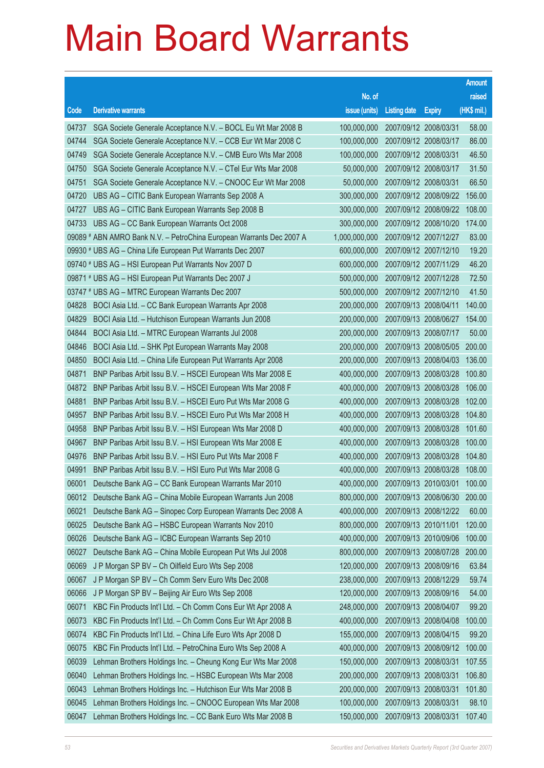# Main Board Warrants

| Code | Derivative warrants | No. of issue (units) | Listing date | Expiry | Amount raised (HK$ mil.) |
|---|---|---|---|---|---|
| 04737 | SGA Societe Generale Acceptance N.V. – BOCL Eu Wt Mar 2008 B | 100,000,000 | 2007/09/12 | 2008/03/31 | 58.00 |
| 04744 | SGA Societe Generale Acceptance N.V. – CCB Eur Wt Mar 2008 C | 100,000,000 | 2007/09/12 | 2008/03/17 | 86.00 |
| 04749 | SGA Societe Generale Acceptance N.V. – CMB Euro Wts Mar 2008 | 100,000,000 | 2007/09/12 | 2008/03/31 | 46.50 |
| 04750 | SGA Societe Generale Acceptance N.V. – CTel Eur Wts Mar 2008 | 50,000,000 | 2007/09/12 | 2008/03/17 | 31.50 |
| 04751 | SGA Societe Generale Acceptance N.V. – CNOOC Eur Wt Mar 2008 | 50,000,000 | 2007/09/12 | 2008/03/31 | 66.50 |
| 04720 | UBS AG – CITIC Bank European Warrants Sep 2008 A | 300,000,000 | 2007/09/12 | 2008/09/22 | 156.00 |
| 04727 | UBS AG – CITIC Bank European Warrants Sep 2008 B | 300,000,000 | 2007/09/12 | 2008/09/22 | 108.00 |
| 04733 | UBS AG – CC Bank European Warrants Oct 2008 | 300,000,000 | 2007/09/12 | 2008/10/20 | 174.00 |
| 09089 # | ABN AMRO Bank N.V. – PetroChina European Warrants Dec 2007 A | 1,000,000,000 | 2007/09/12 | 2007/12/27 | 83.00 |
| 09930 # | UBS AG – China Life European Put Warrants Dec 2007 | 600,000,000 | 2007/09/12 | 2007/12/10 | 19.20 |
| 09740 # | UBS AG – HSI European Put Warrants Nov 2007 D | 600,000,000 | 2007/09/12 | 2007/11/29 | 46.20 |
| 09871 # | UBS AG – HSI European Put Warrants Dec 2007 J | 500,000,000 | 2007/09/12 | 2007/12/28 | 72.50 |
| 03747 # | UBS AG – MTRC European Warrants Dec 2007 | 500,000,000 | 2007/09/12 | 2007/12/10 | 41.50 |
| 04828 | BOCI Asia Ltd. – CC Bank European Warrants Apr 2008 | 200,000,000 | 2007/09/13 | 2008/04/11 | 140.00 |
| 04829 | BOCI Asia Ltd. – Hutchison European Warrants Jun 2008 | 200,000,000 | 2007/09/13 | 2008/06/27 | 154.00 |
| 04844 | BOCI Asia Ltd. – MTRC European Warrants Jul 2008 | 200,000,000 | 2007/09/13 | 2008/07/17 | 50.00 |
| 04846 | BOCI Asia Ltd. – SHK Ppt European Warrants May 2008 | 200,000,000 | 2007/09/13 | 2008/05/05 | 200.00 |
| 04850 | BOCI Asia Ltd. – China Life European Put Warrants Apr 2008 | 200,000,000 | 2007/09/13 | 2008/04/03 | 136.00 |
| 04871 | BNP Paribas Arbit Issu B.V. – HSCEI European Wts Mar 2008 E | 400,000,000 | 2007/09/13 | 2008/03/28 | 100.80 |
| 04872 | BNP Paribas Arbit Issu B.V. – HSCEI European Wts Mar 2008 F | 400,000,000 | 2007/09/13 | 2008/03/28 | 106.00 |
| 04881 | BNP Paribas Arbit Issu B.V. – HSCEI Euro Put Wts Mar 2008 G | 400,000,000 | 2007/09/13 | 2008/03/28 | 102.00 |
| 04957 | BNP Paribas Arbit Issu B.V. – HSCEI Euro Put Wts Mar 2008 H | 400,000,000 | 2007/09/13 | 2008/03/28 | 104.80 |
| 04958 | BNP Paribas Arbit Issu B.V. – HSI European Wts Mar 2008 D | 400,000,000 | 2007/09/13 | 2008/03/28 | 101.60 |
| 04967 | BNP Paribas Arbit Issu B.V. – HSI European Wts Mar 2008 E | 400,000,000 | 2007/09/13 | 2008/03/28 | 100.00 |
| 04976 | BNP Paribas Arbit Issu B.V. – HSI Euro Put Wts Mar 2008 F | 400,000,000 | 2007/09/13 | 2008/03/28 | 104.80 |
| 04991 | BNP Paribas Arbit Issu B.V. – HSI Euro Put Wts Mar 2008 G | 400,000,000 | 2007/09/13 | 2008/03/28 | 108.00 |
| 06001 | Deutsche Bank AG – CC Bank European Warrants Mar 2010 | 400,000,000 | 2007/09/13 | 2010/03/01 | 100.00 |
| 06012 | Deutsche Bank AG – China Mobile European Warrants Jun 2008 | 800,000,000 | 2007/09/13 | 2008/06/30 | 200.00 |
| 06021 | Deutsche Bank AG – Sinopec Corp European Warrants Dec 2008 A | 400,000,000 | 2007/09/13 | 2008/12/22 | 60.00 |
| 06025 | Deutsche Bank AG – HSBC European Warrants Nov 2010 | 800,000,000 | 2007/09/13 | 2010/11/01 | 120.00 |
| 06026 | Deutsche Bank AG – ICBC European Warrants Sep 2010 | 400,000,000 | 2007/09/13 | 2010/09/06 | 100.00 |
| 06027 | Deutsche Bank AG – China Mobile European Put Wts Jul 2008 | 800,000,000 | 2007/09/13 | 2008/07/28 | 200.00 |
| 06069 | J P Morgan SP BV – Ch Oilfield Euro Wts Sep 2008 | 120,000,000 | 2007/09/13 | 2008/09/16 | 63.84 |
| 06067 | J P Morgan SP BV – Ch Comm Serv Euro Wts Dec 2008 | 238,000,000 | 2007/09/13 | 2008/12/29 | 59.74 |
| 06066 | J P Morgan SP BV – Beijing Air Euro Wts Sep 2008 | 120,000,000 | 2007/09/13 | 2008/09/16 | 54.00 |
| 06071 | KBC Fin Products Int'l Ltd. – Ch Comm Cons Eur Wt Apr 2008 A | 248,000,000 | 2007/09/13 | 2008/04/07 | 99.20 |
| 06073 | KBC Fin Products Int'l Ltd. – Ch Comm Cons Eur Wt Apr 2008 B | 400,000,000 | 2007/09/13 | 2008/04/08 | 100.00 |
| 06074 | KBC Fin Products Int'l Ltd. – China Life Euro Wts Apr 2008 D | 155,000,000 | 2007/09/13 | 2008/04/15 | 99.20 |
| 06075 | KBC Fin Products Int'l Ltd. – PetroChina Euro Wts Sep 2008 A | 400,000,000 | 2007/09/13 | 2008/09/12 | 100.00 |
| 06039 | Lehman Brothers Holdings Inc. – Cheung Kong Eur Wts Mar 2008 | 150,000,000 | 2007/09/13 | 2008/03/31 | 107.55 |
| 06040 | Lehman Brothers Holdings Inc. – HSBC European Wts Mar 2008 | 200,000,000 | 2007/09/13 | 2008/03/31 | 106.80 |
| 06043 | Lehman Brothers Holdings Inc. – Hutchison Eur Wts Mar 2008 B | 200,000,000 | 2007/09/13 | 2008/03/31 | 101.80 |
| 06045 | Lehman Brothers Holdings Inc. – CNOOC European Wts Mar 2008 | 100,000,000 | 2007/09/13 | 2008/03/31 | 98.10 |
| 06047 | Lehman Brothers Holdings Inc. – CC Bank Euro Wts Mar 2008 B | 150,000,000 | 2007/09/13 | 2008/03/31 | 107.40 |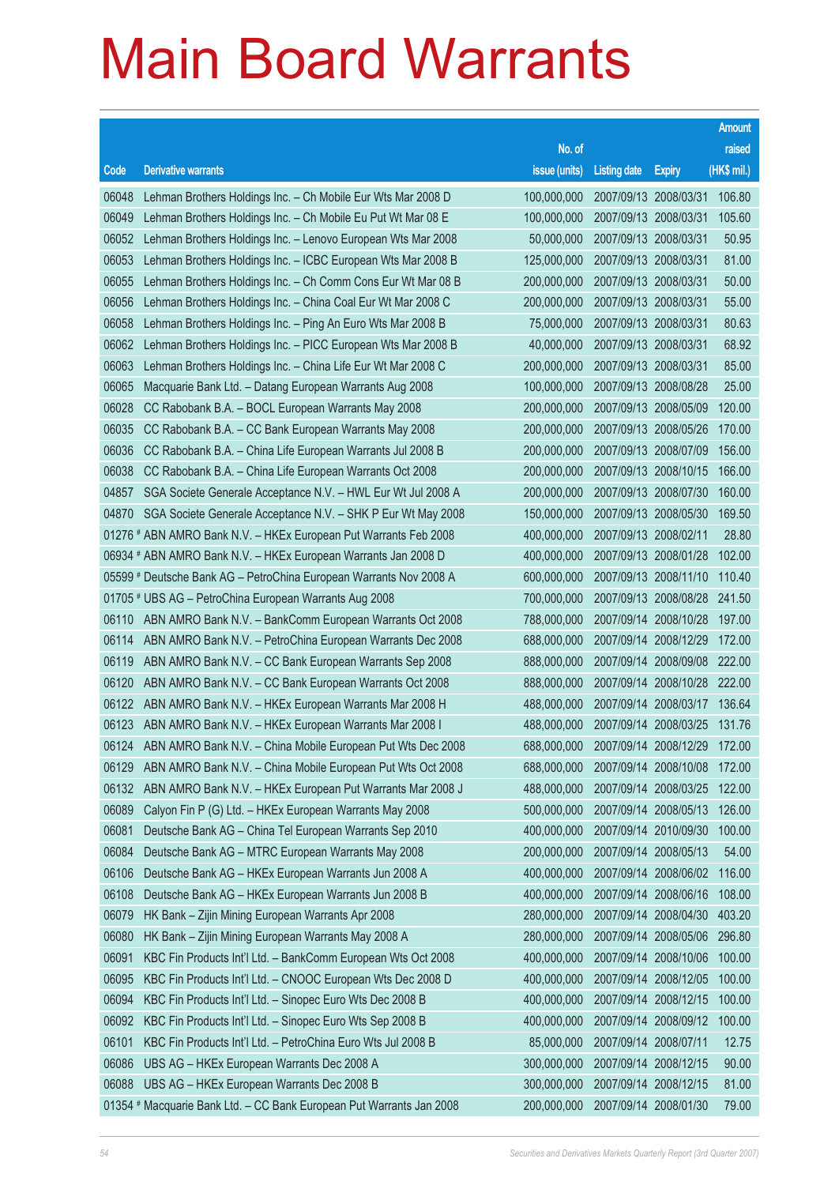# Main Board Warrants

| Code | Derivative warrants | No. of issue (units) | Listing date | Expiry | Amount raised (HK$ mil.) |
|---|---|---|---|---|---|
| 06048 | Lehman Brothers Holdings Inc. – Ch Mobile Eur Wts Mar 2008 D | 100,000,000 | 2007/09/13 | 2008/03/31 | 106.80 |
| 06049 | Lehman Brothers Holdings Inc. – Ch Mobile Eu Put Wt Mar 08 E | 100,000,000 | 2007/09/13 | 2008/03/31 | 105.60 |
| 06052 | Lehman Brothers Holdings Inc. – Lenovo European Wts Mar 2008 | 50,000,000 | 2007/09/13 | 2008/03/31 | 50.95 |
| 06053 | Lehman Brothers Holdings Inc. – ICBC European Wts Mar 2008 B | 125,000,000 | 2007/09/13 | 2008/03/31 | 81.00 |
| 06055 | Lehman Brothers Holdings Inc. – Ch Comm Cons Eur Wt Mar 08 B | 200,000,000 | 2007/09/13 | 2008/03/31 | 50.00 |
| 06056 | Lehman Brothers Holdings Inc. – China Coal Eur Wt Mar 2008 C | 200,000,000 | 2007/09/13 | 2008/03/31 | 55.00 |
| 06058 | Lehman Brothers Holdings Inc. – Ping An Euro Wts Mar 2008 B | 75,000,000 | 2007/09/13 | 2008/03/31 | 80.63 |
| 06062 | Lehman Brothers Holdings Inc. – PICC European Wts Mar 2008 B | 40,000,000 | 2007/09/13 | 2008/03/31 | 68.92 |
| 06063 | Lehman Brothers Holdings Inc. – China Life Eur Wt Mar 2008 C | 200,000,000 | 2007/09/13 | 2008/03/31 | 85.00 |
| 06065 | Macquarie Bank Ltd. – Datang European Warrants Aug 2008 | 100,000,000 | 2007/09/13 | 2008/08/28 | 25.00 |
| 06028 | CC Rabobank B.A. – BOCL European Warrants May 2008 | 200,000,000 | 2007/09/13 | 2008/05/09 | 120.00 |
| 06035 | CC Rabobank B.A. – CC Bank European Warrants May 2008 | 200,000,000 | 2007/09/13 | 2008/05/26 | 170.00 |
| 06036 | CC Rabobank B.A. – China Life European Warrants Jul 2008 B | 200,000,000 | 2007/09/13 | 2008/07/09 | 156.00 |
| 06038 | CC Rabobank B.A. – China Life European Warrants Oct 2008 | 200,000,000 | 2007/09/13 | 2008/10/15 | 166.00 |
| 04857 | SGA Societe Generale Acceptance N.V. – HWL Eur Wt Jul 2008 A | 200,000,000 | 2007/09/13 | 2008/07/30 | 160.00 |
| 04870 | SGA Societe Generale Acceptance N.V. – SHK P Eur Wt May 2008 | 150,000,000 | 2007/09/13 | 2008/05/30 | 169.50 |
| 01276 # | ABN AMRO Bank N.V. – HKEx European Put Warrants Feb 2008 | 400,000,000 | 2007/09/13 | 2008/02/11 | 28.80 |
| 06934 # | ABN AMRO Bank N.V. – HKEx European Warrants Jan 2008 D | 400,000,000 | 2007/09/13 | 2008/01/28 | 102.00 |
| 05599 # | Deutsche Bank AG – PetroChina European Warrants Nov 2008 A | 600,000,000 | 2007/09/13 | 2008/11/10 | 110.40 |
| 01705 # | UBS AG – PetroChina European Warrants Aug 2008 | 700,000,000 | 2007/09/13 | 2008/08/28 | 241.50 |
| 06110 | ABN AMRO Bank N.V. – BankComm European Warrants Oct 2008 | 788,000,000 | 2007/09/14 | 2008/10/28 | 197.00 |
| 06114 | ABN AMRO Bank N.V. – PetroChina European Warrants Dec 2008 | 688,000,000 | 2007/09/14 | 2008/12/29 | 172.00 |
| 06119 | ABN AMRO Bank N.V. – CC Bank European Warrants Sep 2008 | 888,000,000 | 2007/09/14 | 2008/09/08 | 222.00 |
| 06120 | ABN AMRO Bank N.V. – CC Bank European Warrants Oct 2008 | 888,000,000 | 2007/09/14 | 2008/10/28 | 222.00 |
| 06122 | ABN AMRO Bank N.V. – HKEx European Warrants Mar 2008 H | 488,000,000 | 2007/09/14 | 2008/03/17 | 136.64 |
| 06123 | ABN AMRO Bank N.V. – HKEx European Warrants Mar 2008 I | 488,000,000 | 2007/09/14 | 2008/03/25 | 131.76 |
| 06124 | ABN AMRO Bank N.V. – China Mobile European Put Wts Dec 2008 | 688,000,000 | 2007/09/14 | 2008/12/29 | 172.00 |
| 06129 | ABN AMRO Bank N.V. – China Mobile European Put Wts Oct 2008 | 688,000,000 | 2007/09/14 | 2008/10/08 | 172.00 |
| 06132 | ABN AMRO Bank N.V. – HKEx European Put Warrants Mar 2008 J | 488,000,000 | 2007/09/14 | 2008/03/25 | 122.00 |
| 06089 | Calyon Fin P (G) Ltd. – HKEx European Warrants May 2008 | 500,000,000 | 2007/09/14 | 2008/05/13 | 126.00 |
| 06081 | Deutsche Bank AG – China Tel European Warrants Sep 2010 | 400,000,000 | 2007/09/14 | 2010/09/30 | 100.00 |
| 06084 | Deutsche Bank AG – MTRC European Warrants May 2008 | 200,000,000 | 2007/09/14 | 2008/05/13 | 54.00 |
| 06106 | Deutsche Bank AG – HKEx European Warrants Jun 2008 A | 400,000,000 | 2007/09/14 | 2008/06/02 | 116.00 |
| 06108 | Deutsche Bank AG – HKEx European Warrants Jun 2008 B | 400,000,000 | 2007/09/14 | 2008/06/16 | 108.00 |
| 06079 | HK Bank – Zijin Mining European Warrants Apr 2008 | 280,000,000 | 2007/09/14 | 2008/04/30 | 403.20 |
| 06080 | HK Bank – Zijin Mining European Warrants May 2008 A | 280,000,000 | 2007/09/14 | 2008/05/06 | 296.80 |
| 06091 | KBC Fin Products Int'l Ltd. – BankComm European Wts Oct 2008 | 400,000,000 | 2007/09/14 | 2008/10/06 | 100.00 |
| 06095 | KBC Fin Products Int'l Ltd. – CNOOC European Wts Dec 2008 D | 400,000,000 | 2007/09/14 | 2008/12/05 | 100.00 |
| 06094 | KBC Fin Products Int'l Ltd. – Sinopec Euro Wts Dec 2008 B | 400,000,000 | 2007/09/14 | 2008/12/15 | 100.00 |
| 06092 | KBC Fin Products Int'l Ltd. – Sinopec Euro Wts Sep 2008 B | 400,000,000 | 2007/09/14 | 2008/09/12 | 100.00 |
| 06101 | KBC Fin Products Int'l Ltd. – PetroChina Euro Wts Jul 2008 B | 85,000,000 | 2007/09/14 | 2008/07/11 | 12.75 |
| 06086 | UBS AG – HKEx European Warrants Dec 2008 A | 300,000,000 | 2007/09/14 | 2008/12/15 | 90.00 |
| 06088 | UBS AG – HKEx European Warrants Dec 2008 B | 300,000,000 | 2007/09/14 | 2008/12/15 | 81.00 |
| 01354 # | Macquarie Bank Ltd. – CC Bank European Put Warrants Jan 2008 | 200,000,000 | 2007/09/14 | 2008/01/30 | 79.00 |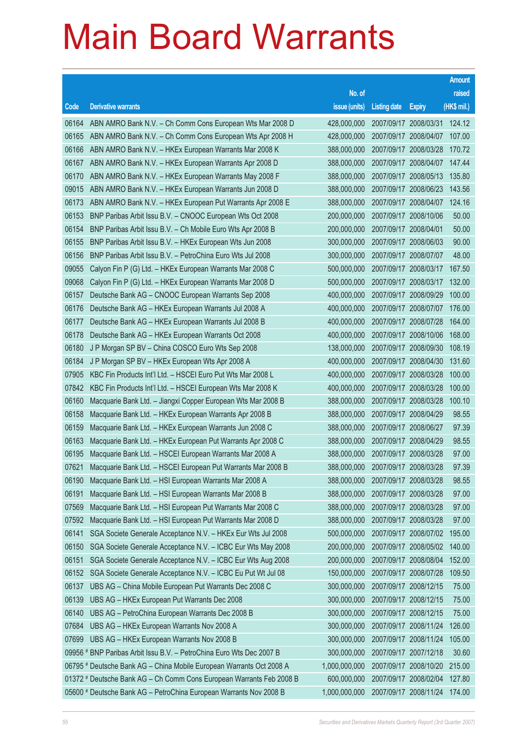# Main Board Warrants

| Code | Derivative warrants | No. of issue (units) | Listing date | Expiry | Amount raised (HK$ mil.) |
|---|---|---|---|---|---|
| 06164 | ABN AMRO Bank N.V. – Ch Comm Cons European Wts Mar 2008 D | 428,000,000 | 2007/09/17 | 2008/03/31 | 124.12 |
| 06165 | ABN AMRO Bank N.V. – Ch Comm Cons European Wts Apr 2008 H | 428,000,000 | 2007/09/17 | 2008/04/07 | 107.00 |
| 06166 | ABN AMRO Bank N.V. – HKEx European Warrants Mar 2008 K | 388,000,000 | 2007/09/17 | 2008/03/28 | 170.72 |
| 06167 | ABN AMRO Bank N.V. – HKEx European Warrants Apr 2008 D | 388,000,000 | 2007/09/17 | 2008/04/07 | 147.44 |
| 06170 | ABN AMRO Bank N.V. – HKEx European Warrants May 2008 F | 388,000,000 | 2007/09/17 | 2008/05/13 | 135.80 |
| 09015 | ABN AMRO Bank N.V. – HKEx European Warrants Jun 2008 D | 388,000,000 | 2007/09/17 | 2008/06/23 | 143.56 |
| 06173 | ABN AMRO Bank N.V. – HKEx European Put Warrants Apr 2008 E | 388,000,000 | 2007/09/17 | 2008/04/07 | 124.16 |
| 06153 | BNP Paribas Arbit Issu B.V. – CNOOC European Wts Oct 2008 | 200,000,000 | 2007/09/17 | 2008/10/06 | 50.00 |
| 06154 | BNP Paribas Arbit Issu B.V. – Ch Mobile Euro Wts Apr 2008 B | 200,000,000 | 2007/09/17 | 2008/04/01 | 50.00 |
| 06155 | BNP Paribas Arbit Issu B.V. – HKEx European Wts Jun 2008 | 300,000,000 | 2007/09/17 | 2008/06/03 | 90.00 |
| 06156 | BNP Paribas Arbit Issu B.V. – PetroChina Euro Wts Jul 2008 | 300,000,000 | 2007/09/17 | 2008/07/07 | 48.00 |
| 09055 | Calyon Fin P (G) Ltd. – HKEx European Warrants Mar 2008 C | 500,000,000 | 2007/09/17 | 2008/03/17 | 167.50 |
| 09068 | Calyon Fin P (G) Ltd. – HKEx European Warrants Mar 2008 D | 500,000,000 | 2007/09/17 | 2008/03/17 | 132.00 |
| 06157 | Deutsche Bank AG – CNOOC European Warrants Sep 2008 | 400,000,000 | 2007/09/17 | 2008/09/29 | 100.00 |
| 06176 | Deutsche Bank AG – HKEx European Warrants Jul 2008 A | 400,000,000 | 2007/09/17 | 2008/07/07 | 176.00 |
| 06177 | Deutsche Bank AG – HKEx European Warrants Jul 2008 B | 400,000,000 | 2007/09/17 | 2008/07/28 | 164.00 |
| 06178 | Deutsche Bank AG – HKEx European Warrants Oct 2008 | 400,000,000 | 2007/09/17 | 2008/10/06 | 168.00 |
| 06180 | J P Morgan SP BV – China COSCO Euro Wts Sep 2008 | 138,000,000 | 2007/09/17 | 2008/09/30 | 108.19 |
| 06184 | J P Morgan SP BV – HKEx European Wts Apr 2008 A | 400,000,000 | 2007/09/17 | 2008/04/30 | 131.60 |
| 07905 | KBC Fin Products Int'l Ltd. – HSCEI Euro Put Wts Mar 2008 L | 400,000,000 | 2007/09/17 | 2008/03/28 | 100.00 |
| 07842 | KBC Fin Products Int'l Ltd. – HSCEI European Wts Mar 2008 K | 400,000,000 | 2007/09/17 | 2008/03/28 | 100.00 |
| 06160 | Macquarie Bank Ltd. – Jiangxi Copper European Wts Mar 2008 B | 388,000,000 | 2007/09/17 | 2008/03/28 | 100.10 |
| 06158 | Macquarie Bank Ltd. – HKEx European Warrants Apr 2008 B | 388,000,000 | 2007/09/17 | 2008/04/29 | 98.55 |
| 06159 | Macquarie Bank Ltd. – HKEx European Warrants Jun 2008 C | 388,000,000 | 2007/09/17 | 2008/06/27 | 97.39 |
| 06163 | Macquarie Bank Ltd. – HKEx European Put Warrants Apr 2008 C | 388,000,000 | 2007/09/17 | 2008/04/29 | 98.55 |
| 06195 | Macquarie Bank Ltd. – HSCEI European Warrants Mar 2008 A | 388,000,000 | 2007/09/17 | 2008/03/28 | 97.00 |
| 07621 | Macquarie Bank Ltd. – HSCEI European Put Warrants Mar 2008 B | 388,000,000 | 2007/09/17 | 2008/03/28 | 97.39 |
| 06190 | Macquarie Bank Ltd. – HSI European Warrants Mar 2008 A | 388,000,000 | 2007/09/17 | 2008/03/28 | 98.55 |
| 06191 | Macquarie Bank Ltd. – HSI European Warrants Mar 2008 B | 388,000,000 | 2007/09/17 | 2008/03/28 | 97.00 |
| 07569 | Macquarie Bank Ltd. – HSI European Put Warrants Mar 2008 C | 388,000,000 | 2007/09/17 | 2008/03/28 | 97.00 |
| 07592 | Macquarie Bank Ltd. – HSI European Put Warrants Mar 2008 D | 388,000,000 | 2007/09/17 | 2008/03/28 | 97.00 |
| 06141 | SGA Societe Generale Acceptance N.V. – HKEx Eur Wts Jul 2008 | 500,000,000 | 2007/09/17 | 2008/07/02 | 195.00 |
| 06150 | SGA Societe Generale Acceptance N.V. – ICBC Eur Wts May 2008 | 200,000,000 | 2007/09/17 | 2008/05/02 | 140.00 |
| 06151 | SGA Societe Generale Acceptance N.V. – ICBC Eur Wts Aug 2008 | 200,000,000 | 2007/09/17 | 2008/08/04 | 152.00 |
| 06152 | SGA Societe Generale Acceptance N.V. – ICBC Eu Put Wt Jul 08 | 150,000,000 | 2007/09/17 | 2008/07/28 | 109.50 |
| 06137 | UBS AG – China Mobile European Put Warrants Dec 2008 C | 300,000,000 | 2007/09/17 | 2008/12/15 | 75.00 |
| 06139 | UBS AG – HKEx European Put Warrants Dec 2008 | 300,000,000 | 2007/09/17 | 2008/12/15 | 75.00 |
| 06140 | UBS AG – PetroChina European Warrants Dec 2008 B | 300,000,000 | 2007/09/17 | 2008/12/15 | 75.00 |
| 07684 | UBS AG – HKEx European Warrants Nov 2008 A | 300,000,000 | 2007/09/17 | 2008/11/24 | 126.00 |
| 07699 | UBS AG – HKEx European Warrants Nov 2008 B | 300,000,000 | 2007/09/17 | 2008/11/24 | 105.00 |
| 09956 # | BNP Paribas Arbit Issu B.V. – PetroChina Euro Wts Dec 2007 B | 300,000,000 | 2007/09/17 | 2007/12/18 | 30.60 |
| 06795 # | Deutsche Bank AG – China Mobile European Warrants Oct 2008 A | 1,000,000,000 | 2007/09/17 | 2008/10/20 | 215.00 |
| 01372 # | Deutsche Bank AG – Ch Comm Cons European Warrants Feb 2008 B | 600,000,000 | 2007/09/17 | 2008/02/04 | 127.80 |
| 05600 # | Deutsche Bank AG – PetroChina European Warrants Nov 2008 B | 1,000,000,000 | 2007/09/17 | 2008/11/24 | 174.00 |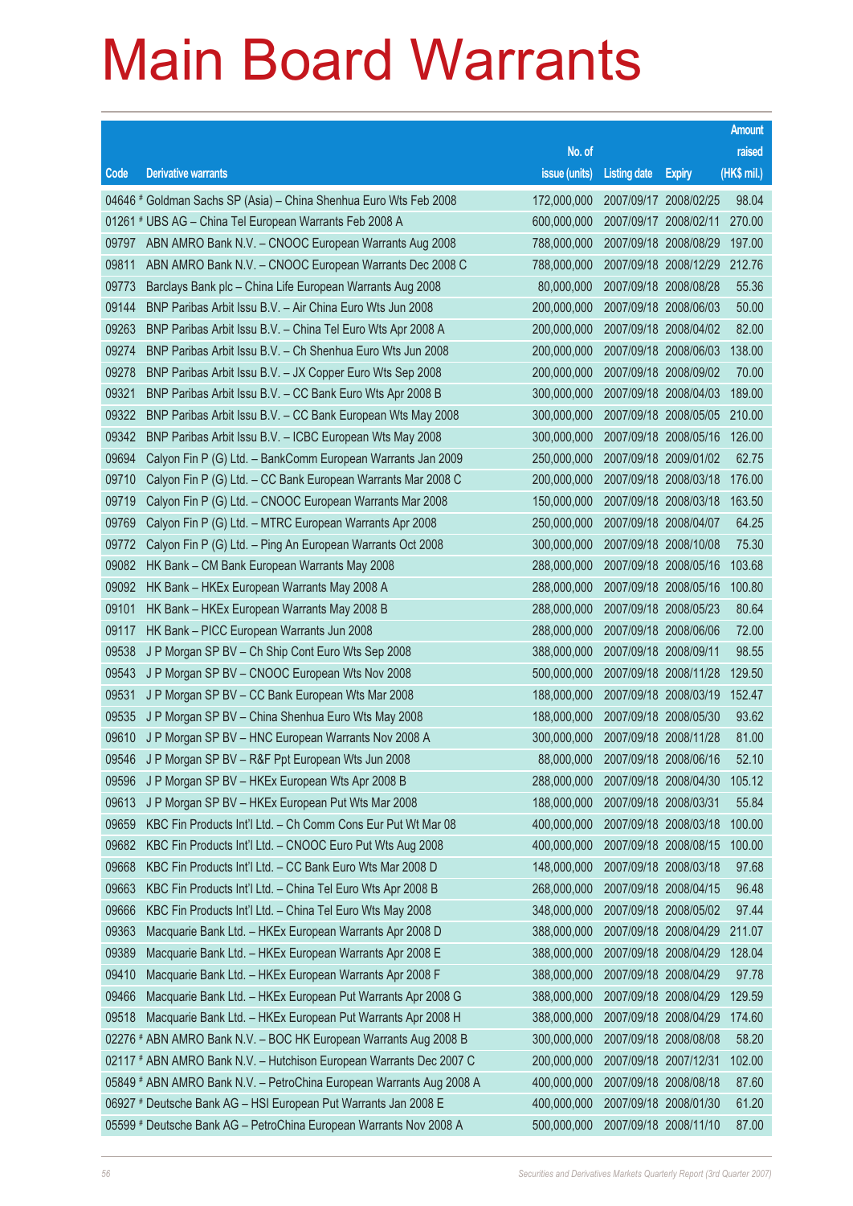# Main Board Warrants

| Code | Derivative warrants | No. of issue (units) | Listing date | Expiry | Amount raised (HK$ mil.) |
|---|---|---|---|---|---|
| 04646 # | Goldman Sachs SP (Asia) – China Shenhua Euro Wts Feb 2008 | 172,000,000 | 2007/09/17 | 2008/02/25 | 98.04 |
| 01261 # | UBS AG – China Tel European Warrants Feb 2008 A | 600,000,000 | 2007/09/17 | 2008/02/11 | 270.00 |
| 09797 | ABN AMRO Bank N.V. – CNOOC European Warrants Aug 2008 | 788,000,000 | 2007/09/18 | 2008/08/29 | 197.00 |
| 09811 | ABN AMRO Bank N.V. – CNOOC European Warrants Dec 2008 C | 788,000,000 | 2007/09/18 | 2008/12/29 | 212.76 |
| 09773 | Barclays Bank plc – China Life European Warrants Aug 2008 | 80,000,000 | 2007/09/18 | 2008/08/28 | 55.36 |
| 09144 | BNP Paribas Arbit Issu B.V. – Air China Euro Wts Jun 2008 | 200,000,000 | 2007/09/18 | 2008/06/03 | 50.00 |
| 09263 | BNP Paribas Arbit Issu B.V. – China Tel Euro Wts Apr 2008 A | 200,000,000 | 2007/09/18 | 2008/04/02 | 82.00 |
| 09274 | BNP Paribas Arbit Issu B.V. – Ch Shenhua Euro Wts Jun 2008 | 200,000,000 | 2007/09/18 | 2008/06/03 | 138.00 |
| 09278 | BNP Paribas Arbit Issu B.V. – JX Copper Euro Wts Sep 2008 | 200,000,000 | 2007/09/18 | 2008/09/02 | 70.00 |
| 09321 | BNP Paribas Arbit Issu B.V. – CC Bank Euro Wts Apr 2008 B | 300,000,000 | 2007/09/18 | 2008/04/03 | 189.00 |
| 09322 | BNP Paribas Arbit Issu B.V. – CC Bank European Wts May 2008 | 300,000,000 | 2007/09/18 | 2008/05/05 | 210.00 |
| 09342 | BNP Paribas Arbit Issu B.V. – ICBC European Wts May 2008 | 300,000,000 | 2007/09/18 | 2008/05/16 | 126.00 |
| 09694 | Calyon Fin P (G) Ltd. – BankComm European Warrants Jan 2009 | 250,000,000 | 2007/09/18 | 2009/01/02 | 62.75 |
| 09710 | Calyon Fin P (G) Ltd. – CC Bank European Warrants Mar 2008 C | 200,000,000 | 2007/09/18 | 2008/03/18 | 176.00 |
| 09719 | Calyon Fin P (G) Ltd. – CNOOC European Warrants Mar 2008 | 150,000,000 | 2007/09/18 | 2008/03/18 | 163.50 |
| 09769 | Calyon Fin P (G) Ltd. – MTRC European Warrants Apr 2008 | 250,000,000 | 2007/09/18 | 2008/04/07 | 64.25 |
| 09772 | Calyon Fin P (G) Ltd. – Ping An European Warrants Oct 2008 | 300,000,000 | 2007/09/18 | 2008/10/08 | 75.30 |
| 09082 | HK Bank – CM Bank European Warrants May 2008 | 288,000,000 | 2007/09/18 | 2008/05/16 | 103.68 |
| 09092 | HK Bank – HKEx European Warrants May 2008 A | 288,000,000 | 2007/09/18 | 2008/05/16 | 100.80 |
| 09101 | HK Bank – HKEx European Warrants May 2008 B | 288,000,000 | 2007/09/18 | 2008/05/23 | 80.64 |
| 09117 | HK Bank – PICC European Warrants Jun 2008 | 288,000,000 | 2007/09/18 | 2008/06/06 | 72.00 |
| 09538 | J P Morgan SP BV – Ch Ship Cont Euro Wts Sep 2008 | 388,000,000 | 2007/09/18 | 2008/09/11 | 98.55 |
| 09543 | J P Morgan SP BV – CNOOC European Wts Nov 2008 | 500,000,000 | 2007/09/18 | 2008/11/28 | 129.50 |
| 09531 | J P Morgan SP BV – CC Bank European Wts Mar 2008 | 188,000,000 | 2007/09/18 | 2008/03/19 | 152.47 |
| 09535 | J P Morgan SP BV – China Shenhua Euro Wts May 2008 | 188,000,000 | 2007/09/18 | 2008/05/30 | 93.62 |
| 09610 | J P Morgan SP BV – HNC European Warrants Nov 2008 A | 300,000,000 | 2007/09/18 | 2008/11/28 | 81.00 |
| 09546 | J P Morgan SP BV – R&F Ppt European Wts Jun 2008 | 88,000,000 | 2007/09/18 | 2008/06/16 | 52.10 |
| 09596 | J P Morgan SP BV – HKEx European Wts Apr 2008 B | 288,000,000 | 2007/09/18 | 2008/04/30 | 105.12 |
| 09613 | J P Morgan SP BV – HKEx European Put Wts Mar 2008 | 188,000,000 | 2007/09/18 | 2008/03/31 | 55.84 |
| 09659 | KBC Fin Products Int'l Ltd. – Ch Comm Cons Eur Put Wt Mar 08 | 400,000,000 | 2007/09/18 | 2008/03/18 | 100.00 |
| 09682 | KBC Fin Products Int'l Ltd. – CNOOC Euro Put Wts Aug 2008 | 400,000,000 | 2007/09/18 | 2008/08/15 | 100.00 |
| 09668 | KBC Fin Products Int'l Ltd. – CC Bank Euro Wts Mar 2008 D | 148,000,000 | 2007/09/18 | 2008/03/18 | 97.68 |
| 09663 | KBC Fin Products Int'l Ltd. – China Tel Euro Wts Apr 2008 B | 268,000,000 | 2007/09/18 | 2008/04/15 | 96.48 |
| 09666 | KBC Fin Products Int'l Ltd. – China Tel Euro Wts May 2008 | 348,000,000 | 2007/09/18 | 2008/05/02 | 97.44 |
| 09363 | Macquarie Bank Ltd. – HKEx European Warrants Apr 2008 D | 388,000,000 | 2007/09/18 | 2008/04/29 | 211.07 |
| 09389 | Macquarie Bank Ltd. – HKEx European Warrants Apr 2008 E | 388,000,000 | 2007/09/18 | 2008/04/29 | 128.04 |
| 09410 | Macquarie Bank Ltd. – HKEx European Warrants Apr 2008 F | 388,000,000 | 2007/09/18 | 2008/04/29 | 97.78 |
| 09466 | Macquarie Bank Ltd. – HKEx European Put Warrants Apr 2008 G | 388,000,000 | 2007/09/18 | 2008/04/29 | 129.59 |
| 09518 | Macquarie Bank Ltd. – HKEx European Put Warrants Apr 2008 H | 388,000,000 | 2007/09/18 | 2008/04/29 | 174.60 |
| 02276 # | ABN AMRO Bank N.V. – BOC HK European Warrants Aug 2008 B | 300,000,000 | 2007/09/18 | 2008/08/08 | 58.20 |
| 02117 # | ABN AMRO Bank N.V. – Hutchison European Warrants Dec 2007 C | 200,000,000 | 2007/09/18 | 2007/12/31 | 102.00 |
| 05849 # | ABN AMRO Bank N.V. – PetroChina European Warrants Aug 2008 A | 400,000,000 | 2007/09/18 | 2008/08/18 | 87.60 |
| 06927 # | Deutsche Bank AG – HSI European Put Warrants Jan 2008 E | 400,000,000 | 2007/09/18 | 2008/01/30 | 61.20 |
| 05599 # | Deutsche Bank AG – PetroChina European Warrants Nov 2008 A | 500,000,000 | 2007/09/18 | 2008/11/10 | 87.00 |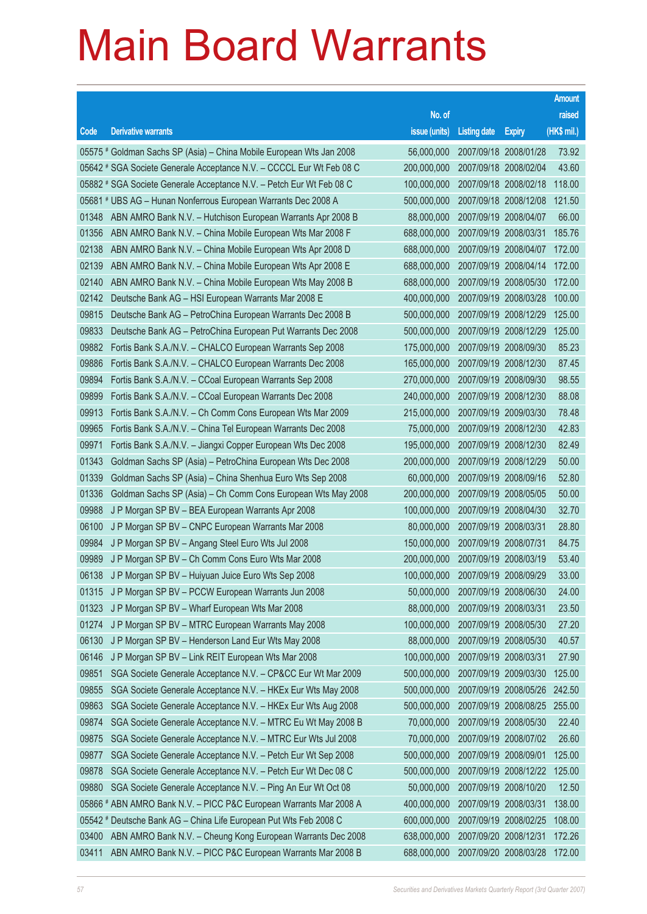# Main Board Warrants

| Code | Derivative warrants | No. of issue (units) | Listing date | Expiry | Amount raised (HK$ mil.) |
|---|---|---|---|---|---|
| 05575 # | Goldman Sachs SP (Asia) – China Mobile European Wts Jan 2008 | 56,000,000 | 2007/09/18 | 2008/01/28 | 73.92 |
| 05642 # | SGA Societe Generale Acceptance N.V. – CCCCL Eur Wt Feb 08 C | 200,000,000 | 2007/09/18 | 2008/02/04 | 43.60 |
| 05882 # | SGA Societe Generale Acceptance N.V. – Petch Eur Wt Feb 08 C | 100,000,000 | 2007/09/18 | 2008/02/18 | 118.00 |
| 05681 # | UBS AG – Hunan Nonferrous European Warrants Dec 2008 A | 500,000,000 | 2007/09/18 | 2008/12/08 | 121.50 |
| 01348 | ABN AMRO Bank N.V. – Hutchison European Warrants Apr 2008 B | 88,000,000 | 2007/09/19 | 2008/04/07 | 66.00 |
| 01356 | ABN AMRO Bank N.V. – China Mobile European Wts Mar 2008 F | 688,000,000 | 2007/09/19 | 2008/03/31 | 185.76 |
| 02138 | ABN AMRO Bank N.V. – China Mobile European Wts Apr 2008 D | 688,000,000 | 2007/09/19 | 2008/04/07 | 172.00 |
| 02139 | ABN AMRO Bank N.V. – China Mobile European Wts Apr 2008 E | 688,000,000 | 2007/09/19 | 2008/04/14 | 172.00 |
| 02140 | ABN AMRO Bank N.V. – China Mobile European Wts May 2008 B | 688,000,000 | 2007/09/19 | 2008/05/30 | 172.00 |
| 02142 | Deutsche Bank AG – HSI European Warrants Mar 2008 E | 400,000,000 | 2007/09/19 | 2008/03/28 | 100.00 |
| 09815 | Deutsche Bank AG – PetroChina European Warrants Dec 2008 B | 500,000,000 | 2007/09/19 | 2008/12/29 | 125.00 |
| 09833 | Deutsche Bank AG – PetroChina European Put Warrants Dec 2008 | 500,000,000 | 2007/09/19 | 2008/12/29 | 125.00 |
| 09882 | Fortis Bank S.A./N.V. – CHALCO European Warrants Sep 2008 | 175,000,000 | 2007/09/19 | 2008/09/30 | 85.23 |
| 09886 | Fortis Bank S.A./N.V. – CHALCO European Warrants Dec 2008 | 165,000,000 | 2007/09/19 | 2008/12/30 | 87.45 |
| 09894 | Fortis Bank S.A./N.V. – CCoal European Warrants Sep 2008 | 270,000,000 | 2007/09/19 | 2008/09/30 | 98.55 |
| 09899 | Fortis Bank S.A./N.V. – CCoal European Warrants Dec 2008 | 240,000,000 | 2007/09/19 | 2008/12/30 | 88.08 |
| 09913 | Fortis Bank S.A./N.V. – Ch Comm Cons European Wts Mar 2009 | 215,000,000 | 2007/09/19 | 2009/03/30 | 78.48 |
| 09965 | Fortis Bank S.A./N.V. – China Tel European Warrants Dec 2008 | 75,000,000 | 2007/09/19 | 2008/12/30 | 42.83 |
| 09971 | Fortis Bank S.A./N.V. – Jiangxi Copper European Wts Dec 2008 | 195,000,000 | 2007/09/19 | 2008/12/30 | 82.49 |
| 01343 | Goldman Sachs SP (Asia) – PetroChina European Wts Dec 2008 | 200,000,000 | 2007/09/19 | 2008/12/29 | 50.00 |
| 01339 | Goldman Sachs SP (Asia) – China Shenhua Euro Wts Sep 2008 | 60,000,000 | 2007/09/19 | 2008/09/16 | 52.80 |
| 01336 | Goldman Sachs SP (Asia) – Ch Comm Cons European Wts May 2008 | 200,000,000 | 2007/09/19 | 2008/05/05 | 50.00 |
| 09988 | J P Morgan SP BV – BEA European Warrants Apr 2008 | 100,000,000 | 2007/09/19 | 2008/04/30 | 32.70 |
| 06100 | J P Morgan SP BV – CNPC European Warrants Mar 2008 | 80,000,000 | 2007/09/19 | 2008/03/31 | 28.80 |
| 09984 | J P Morgan SP BV – Angang Steel Euro Wts Jul 2008 | 150,000,000 | 2007/09/19 | 2008/07/31 | 84.75 |
| 09989 | J P Morgan SP BV – Ch Comm Cons Euro Wts Mar 2008 | 200,000,000 | 2007/09/19 | 2008/03/19 | 53.40 |
| 06138 | J P Morgan SP BV – Huiyuan Juice Euro Wts Sep 2008 | 100,000,000 | 2007/09/19 | 2008/09/29 | 33.00 |
| 01315 | J P Morgan SP BV – PCCW European Warrants Jun 2008 | 50,000,000 | 2007/09/19 | 2008/06/30 | 24.00 |
| 01323 | J P Morgan SP BV – Wharf European Wts Mar 2008 | 88,000,000 | 2007/09/19 | 2008/03/31 | 23.50 |
| 01274 | J P Morgan SP BV – MTRC European Warrants May 2008 | 100,000,000 | 2007/09/19 | 2008/05/30 | 27.20 |
| 06130 | J P Morgan SP BV – Henderson Land Eur Wts May 2008 | 88,000,000 | 2007/09/19 | 2008/05/30 | 40.57 |
| 06146 | J P Morgan SP BV – Link REIT European Wts Mar 2008 | 100,000,000 | 2007/09/19 | 2008/03/31 | 27.90 |
| 09851 | SGA Societe Generale Acceptance N.V. – CP&CC Eur Wt Mar 2009 | 500,000,000 | 2007/09/19 | 2009/03/30 | 125.00 |
| 09855 | SGA Societe Generale Acceptance N.V. – HKEx Eur Wts May 2008 | 500,000,000 | 2007/09/19 | 2008/05/26 | 242.50 |
| 09863 | SGA Societe Generale Acceptance N.V. – HKEx Eur Wts Aug 2008 | 500,000,000 | 2007/09/19 | 2008/08/25 | 255.00 |
| 09874 | SGA Societe Generale Acceptance N.V. – MTRC Eu Wt May 2008 B | 70,000,000 | 2007/09/19 | 2008/05/30 | 22.40 |
| 09875 | SGA Societe Generale Acceptance N.V. – MTRC Eur Wts Jul 2008 | 70,000,000 | 2007/09/19 | 2008/07/02 | 26.60 |
| 09877 | SGA Societe Generale Acceptance N.V. – Petch Eur Wt Sep 2008 | 500,000,000 | 2007/09/19 | 2008/09/01 | 125.00 |
| 09878 | SGA Societe Generale Acceptance N.V. – Petch Eur Wt Dec 08 C | 500,000,000 | 2007/09/19 | 2008/12/22 | 125.00 |
| 09880 | SGA Societe Generale Acceptance N.V. – Ping An Eur Wt Oct 08 | 50,000,000 | 2007/09/19 | 2008/10/20 | 12.50 |
| 05866 # | ABN AMRO Bank N.V. – PICC P&C European Warrants Mar 2008 A | 400,000,000 | 2007/09/19 | 2008/03/31 | 138.00 |
| 05542 # | Deutsche Bank AG – China Life European Put Wts Feb 2008 C | 600,000,000 | 2007/09/19 | 2008/02/25 | 108.00 |
| 03400 | ABN AMRO Bank N.V. – Cheung Kong European Warrants Dec 2008 | 638,000,000 | 2007/09/20 | 2008/12/31 | 172.26 |
| 03411 | ABN AMRO Bank N.V. – PICC P&C European Warrants Mar 2008 B | 688,000,000 | 2007/09/20 | 2008/03/28 | 172.00 |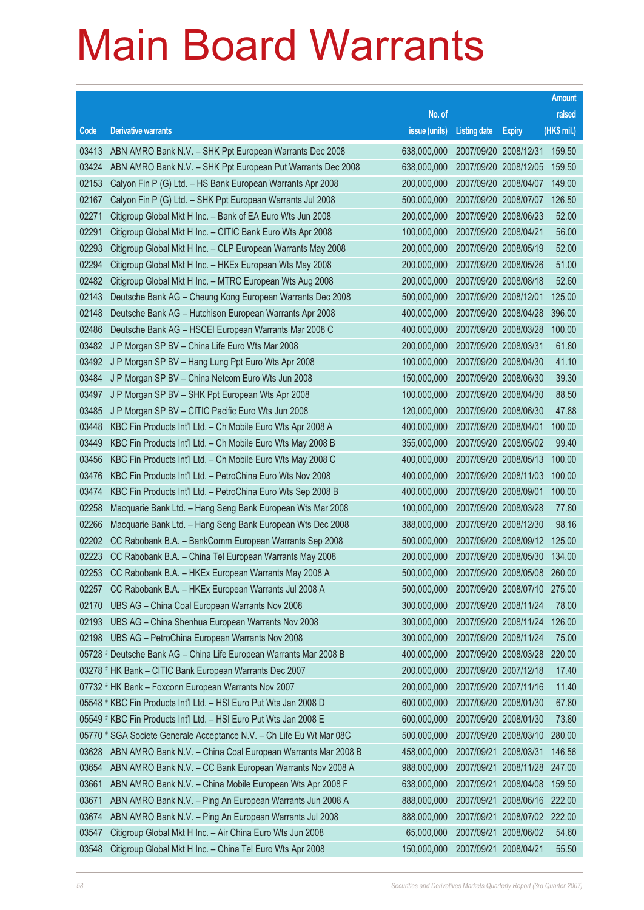# Main Board Warrants

| Code | Derivative warrants | No. of issue (units) | Listing date | Expiry | Amount raised (HK$ mil.) |
|---|---|---|---|---|---|
| 03413 | ABN AMRO Bank N.V. – SHK Ppt European Warrants Dec 2008 | 638,000,000 | 2007/09/20 | 2008/12/31 | 159.50 |
| 03424 | ABN AMRO Bank N.V. – SHK Ppt European Put Warrants Dec 2008 | 638,000,000 | 2007/09/20 | 2008/12/05 | 159.50 |
| 02153 | Calyon Fin P (G) Ltd. – HS Bank European Warrants Apr 2008 | 200,000,000 | 2007/09/20 | 2008/04/07 | 149.00 |
| 02167 | Calyon Fin P (G) Ltd. – SHK Ppt European Warrants Jul 2008 | 500,000,000 | 2007/09/20 | 2008/07/07 | 126.50 |
| 02271 | Citigroup Global Mkt H Inc. – Bank of EA Euro Wts Jun 2008 | 200,000,000 | 2007/09/20 | 2008/06/23 | 52.00 |
| 02291 | Citigroup Global Mkt H Inc. – CITIC Bank Euro Wts Apr 2008 | 100,000,000 | 2007/09/20 | 2008/04/21 | 56.00 |
| 02293 | Citigroup Global Mkt H Inc. – CLP European Warrants May 2008 | 200,000,000 | 2007/09/20 | 2008/05/19 | 52.00 |
| 02294 | Citigroup Global Mkt H Inc. – HKEx European Wts May 2008 | 200,000,000 | 2007/09/20 | 2008/05/26 | 51.00 |
| 02482 | Citigroup Global Mkt H Inc. – MTRC European Wts Aug 2008 | 200,000,000 | 2007/09/20 | 2008/08/18 | 52.60 |
| 02143 | Deutsche Bank AG – Cheung Kong European Warrants Dec 2008 | 500,000,000 | 2007/09/20 | 2008/12/01 | 125.00 |
| 02148 | Deutsche Bank AG – Hutchison European Warrants Apr 2008 | 400,000,000 | 2007/09/20 | 2008/04/28 | 396.00 |
| 02486 | Deutsche Bank AG – HSCEI European Warrants Mar 2008 C | 400,000,000 | 2007/09/20 | 2008/03/28 | 100.00 |
| 03482 | J P Morgan SP BV – China Life Euro Wts Mar 2008 | 200,000,000 | 2007/09/20 | 2008/03/31 | 61.80 |
| 03492 | J P Morgan SP BV – Hang Lung Ppt Euro Wts Apr 2008 | 100,000,000 | 2007/09/20 | 2008/04/30 | 41.10 |
| 03484 | J P Morgan SP BV – China Netcom Euro Wts Jun 2008 | 150,000,000 | 2007/09/20 | 2008/06/30 | 39.30 |
| 03497 | J P Morgan SP BV – SHK Ppt European Wts Apr 2008 | 100,000,000 | 2007/09/20 | 2008/04/30 | 88.50 |
| 03485 | J P Morgan SP BV – CITIC Pacific Euro Wts Jun 2008 | 120,000,000 | 2007/09/20 | 2008/06/30 | 47.88 |
| 03448 | KBC Fin Products Int'l Ltd. – Ch Mobile Euro Wts Apr 2008 A | 400,000,000 | 2007/09/20 | 2008/04/01 | 100.00 |
| 03449 | KBC Fin Products Int'l Ltd. – Ch Mobile Euro Wts May 2008 B | 355,000,000 | 2007/09/20 | 2008/05/02 | 99.40 |
| 03456 | KBC Fin Products Int'l Ltd. – Ch Mobile Euro Wts May 2008 C | 400,000,000 | 2007/09/20 | 2008/05/13 | 100.00 |
| 03476 | KBC Fin Products Int'l Ltd. – PetroChina Euro Wts Nov 2008 | 400,000,000 | 2007/09/20 | 2008/11/03 | 100.00 |
| 03474 | KBC Fin Products Int'l Ltd. – PetroChina Euro Wts Sep 2008 B | 400,000,000 | 2007/09/20 | 2008/09/01 | 100.00 |
| 02258 | Macquarie Bank Ltd. – Hang Seng Bank European Wts Mar 2008 | 100,000,000 | 2007/09/20 | 2008/03/28 | 77.80 |
| 02266 | Macquarie Bank Ltd. – Hang Seng Bank European Wts Dec 2008 | 388,000,000 | 2007/09/20 | 2008/12/30 | 98.16 |
| 02202 | CC Rabobank B.A. – BankComm European Warrants Sep 2008 | 500,000,000 | 2007/09/20 | 2008/09/12 | 125.00 |
| 02223 | CC Rabobank B.A. – China Tel European Warrants May 2008 | 200,000,000 | 2007/09/20 | 2008/05/30 | 134.00 |
| 02253 | CC Rabobank B.A. – HKEx European Warrants May 2008 A | 500,000,000 | 2007/09/20 | 2008/05/08 | 260.00 |
| 02257 | CC Rabobank B.A. – HKEx European Warrants Jul 2008 A | 500,000,000 | 2007/09/20 | 2008/07/10 | 275.00 |
| 02170 | UBS AG – China Coal European Warrants Nov 2008 | 300,000,000 | 2007/09/20 | 2008/11/24 | 78.00 |
| 02193 | UBS AG – China Shenhua European Warrants Nov 2008 | 300,000,000 | 2007/09/20 | 2008/11/24 | 126.00 |
| 02198 | UBS AG – PetroChina European Warrants Nov 2008 | 300,000,000 | 2007/09/20 | 2008/11/24 | 75.00 |
| 05728 # | Deutsche Bank AG – China Life European Warrants Mar 2008 B | 400,000,000 | 2007/09/20 | 2008/03/28 | 220.00 |
| 03278 # | HK Bank – CITIC Bank European Warrants Dec 2007 | 200,000,000 | 2007/09/20 | 2007/12/18 | 17.40 |
| 07732 # | HK Bank – Foxconn European Warrants Nov 2007 | 200,000,000 | 2007/09/20 | 2007/11/16 | 11.40 |
| 05548 # | KBC Fin Products Int'l Ltd. – HSI Euro Put Wts Jan 2008 D | 600,000,000 | 2007/09/20 | 2008/01/30 | 67.80 |
| 05549 # | KBC Fin Products Int'l Ltd. – HSI Euro Put Wts Jan 2008 E | 600,000,000 | 2007/09/20 | 2008/01/30 | 73.80 |
| 05770 # | SGA Societe Generale Acceptance N.V. – Ch Life Eu Wt Mar 08C | 500,000,000 | 2007/09/20 | 2008/03/10 | 280.00 |
| 03628 | ABN AMRO Bank N.V. – China Coal European Warrants Mar 2008 B | 458,000,000 | 2007/09/21 | 2008/03/31 | 146.56 |
| 03654 | ABN AMRO Bank N.V. – CC Bank European Warrants Nov 2008 A | 988,000,000 | 2007/09/21 | 2008/11/28 | 247.00 |
| 03661 | ABN AMRO Bank N.V. – China Mobile European Wts Apr 2008 F | 638,000,000 | 2007/09/21 | 2008/04/08 | 159.50 |
| 03671 | ABN AMRO Bank N.V. – Ping An European Warrants Jun 2008 A | 888,000,000 | 2007/09/21 | 2008/06/16 | 222.00 |
| 03674 | ABN AMRO Bank N.V. – Ping An European Warrants Jul 2008 | 888,000,000 | 2007/09/21 | 2008/07/02 | 222.00 |
| 03547 | Citigroup Global Mkt H Inc. – Air China Euro Wts Jun 2008 | 65,000,000 | 2007/09/21 | 2008/06/02 | 54.60 |
| 03548 | Citigroup Global Mkt H Inc. – China Tel Euro Wts Apr 2008 | 150,000,000 | 2007/09/21 | 2008/04/21 | 55.50 |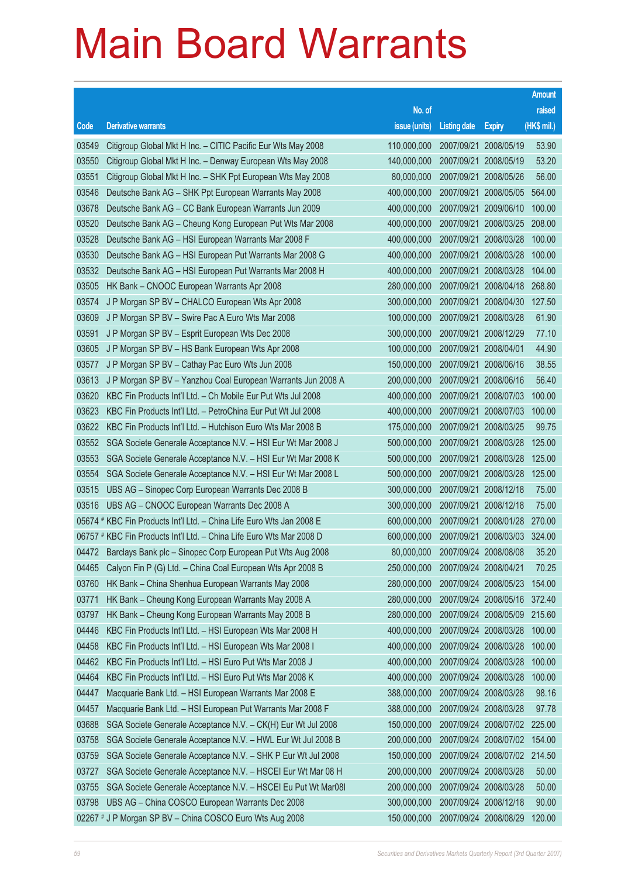# Main Board Warrants

| Code | Derivative warrants | No. of issue (units) | Listing date | Expiry | Amount raised (HK$ mil.) |
|---|---|---|---|---|---|
| 03549 | Citigroup Global Mkt H Inc. – CITIC Pacific Eur Wts May 2008 | 110,000,000 | 2007/09/21 | 2008/05/19 | 53.90 |
| 03550 | Citigroup Global Mkt H Inc. – Denway European Wts May 2008 | 140,000,000 | 2007/09/21 | 2008/05/19 | 53.20 |
| 03551 | Citigroup Global Mkt H Inc. – SHK Ppt European Wts May 2008 | 80,000,000 | 2007/09/21 | 2008/05/26 | 56.00 |
| 03546 | Deutsche Bank AG – SHK Ppt European Warrants May 2008 | 400,000,000 | 2007/09/21 | 2008/05/05 | 564.00 |
| 03678 | Deutsche Bank AG – CC Bank European Warrants Jun 2009 | 400,000,000 | 2007/09/21 | 2009/06/10 | 100.00 |
| 03520 | Deutsche Bank AG – Cheung Kong European Put Wts Mar 2008 | 400,000,000 | 2007/09/21 | 2008/03/25 | 208.00 |
| 03528 | Deutsche Bank AG – HSI European Warrants Mar 2008 F | 400,000,000 | 2007/09/21 | 2008/03/28 | 100.00 |
| 03530 | Deutsche Bank AG – HSI European Put Warrants Mar 2008 G | 400,000,000 | 2007/09/21 | 2008/03/28 | 100.00 |
| 03532 | Deutsche Bank AG – HSI European Put Warrants Mar 2008 H | 400,000,000 | 2007/09/21 | 2008/03/28 | 104.00 |
| 03505 | HK Bank – CNOOC European Warrants Apr 2008 | 280,000,000 | 2007/09/21 | 2008/04/18 | 268.80 |
| 03574 | J P Morgan SP BV – CHALCO European Wts Apr 2008 | 300,000,000 | 2007/09/21 | 2008/04/30 | 127.50 |
| 03609 | J P Morgan SP BV – Swire Pac A Euro Wts Mar 2008 | 100,000,000 | 2007/09/21 | 2008/03/28 | 61.90 |
| 03591 | J P Morgan SP BV – Esprit European Wts Dec 2008 | 300,000,000 | 2007/09/21 | 2008/12/29 | 77.10 |
| 03605 | J P Morgan SP BV – HS Bank European Wts Apr 2008 | 100,000,000 | 2007/09/21 | 2008/04/01 | 44.90 |
| 03577 | J P Morgan SP BV – Cathay Pac Euro Wts Jun 2008 | 150,000,000 | 2007/09/21 | 2008/06/16 | 38.55 |
| 03613 | J P Morgan SP BV – Yanzhou Coal European Warrants Jun 2008 A | 200,000,000 | 2007/09/21 | 2008/06/16 | 56.40 |
| 03620 | KBC Fin Products Int'l Ltd. – Ch Mobile Eur Put Wts Jul 2008 | 400,000,000 | 2007/09/21 | 2008/07/03 | 100.00 |
| 03623 | KBC Fin Products Int'l Ltd. – PetroChina Eur Put Wt Jul 2008 | 400,000,000 | 2007/09/21 | 2008/07/03 | 100.00 |
| 03622 | KBC Fin Products Int'l Ltd. – Hutchison Euro Wts Mar 2008 B | 175,000,000 | 2007/09/21 | 2008/03/25 | 99.75 |
| 03552 | SGA Societe Generale Acceptance N.V. – HSI Eur Wt Mar 2008 J | 500,000,000 | 2007/09/21 | 2008/03/28 | 125.00 |
| 03553 | SGA Societe Generale Acceptance N.V. – HSI Eur Wt Mar 2008 K | 500,000,000 | 2007/09/21 | 2008/03/28 | 125.00 |
| 03554 | SGA Societe Generale Acceptance N.V. – HSI Eur Wt Mar 2008 L | 500,000,000 | 2007/09/21 | 2008/03/28 | 125.00 |
| 03515 | UBS AG – Sinopec Corp European Warrants Dec 2008 B | 300,000,000 | 2007/09/21 | 2008/12/18 | 75.00 |
| 03516 | UBS AG – CNOOC European Warrants Dec 2008 A | 300,000,000 | 2007/09/21 | 2008/12/18 | 75.00 |
| 05674 # | KBC Fin Products Int'l Ltd. – China Life Euro Wts Jan 2008 E | 600,000,000 | 2007/09/21 | 2008/01/28 | 270.00 |
| 06757 # | KBC Fin Products Int'l Ltd. – China Life Euro Wts Mar 2008 D | 600,000,000 | 2007/09/21 | 2008/03/03 | 324.00 |
| 04472 | Barclays Bank plc – Sinopec Corp European Put Wts Aug 2008 | 80,000,000 | 2007/09/24 | 2008/08/08 | 35.20 |
| 04465 | Calyon Fin P (G) Ltd. – China Coal European Wts Apr 2008 B | 250,000,000 | 2007/09/24 | 2008/04/21 | 70.25 |
| 03760 | HK Bank – China Shenhua European Warrants May 2008 | 280,000,000 | 2007/09/24 | 2008/05/23 | 154.00 |
| 03771 | HK Bank – Cheung Kong European Warrants May 2008 A | 280,000,000 | 2007/09/24 | 2008/05/16 | 372.40 |
| 03797 | HK Bank – Cheung Kong European Warrants May 2008 B | 280,000,000 | 2007/09/24 | 2008/05/09 | 215.60 |
| 04446 | KBC Fin Products Int'l Ltd. – HSI European Wts Mar 2008 H | 400,000,000 | 2007/09/24 | 2008/03/28 | 100.00 |
| 04458 | KBC Fin Products Int'l Ltd. – HSI European Wts Mar 2008 I | 400,000,000 | 2007/09/24 | 2008/03/28 | 100.00 |
| 04462 | KBC Fin Products Int'l Ltd. – HSI Euro Put Wts Mar 2008 J | 400,000,000 | 2007/09/24 | 2008/03/28 | 100.00 |
| 04464 | KBC Fin Products Int'l Ltd. – HSI Euro Put Wts Mar 2008 K | 400,000,000 | 2007/09/24 | 2008/03/28 | 100.00 |
| 04447 | Macquarie Bank Ltd. – HSI European Warrants Mar 2008 E | 388,000,000 | 2007/09/24 | 2008/03/28 | 98.16 |
| 04457 | Macquarie Bank Ltd. – HSI European Put Warrants Mar 2008 F | 388,000,000 | 2007/09/24 | 2008/03/28 | 97.78 |
| 03688 | SGA Societe Generale Acceptance N.V. – CK(H) Eur Wt Jul 2008 | 150,000,000 | 2007/09/24 | 2008/07/02 | 225.00 |
| 03758 | SGA Societe Generale Acceptance N.V. – HWL Eur Wt Jul 2008 B | 200,000,000 | 2007/09/24 | 2008/07/02 | 154.00 |
| 03759 | SGA Societe Generale Acceptance N.V. – SHK P Eur Wt Jul 2008 | 150,000,000 | 2007/09/24 | 2008/07/02 | 214.50 |
| 03727 | SGA Societe Generale Acceptance N.V. – HSCEI Eur Wt Mar 08 H | 200,000,000 | 2007/09/24 | 2008/03/28 | 50.00 |
| 03755 | SGA Societe Generale Acceptance N.V. – HSCEI Eu Put Wt Mar08I | 200,000,000 | 2007/09/24 | 2008/03/28 | 50.00 |
| 03798 | UBS AG – China COSCO European Warrants Dec 2008 | 300,000,000 | 2007/09/24 | 2008/12/18 | 90.00 |
| 02267 # | J P Morgan SP BV – China COSCO Euro Wts Aug 2008 | 150,000,000 | 2007/09/24 | 2008/08/29 | 120.00 |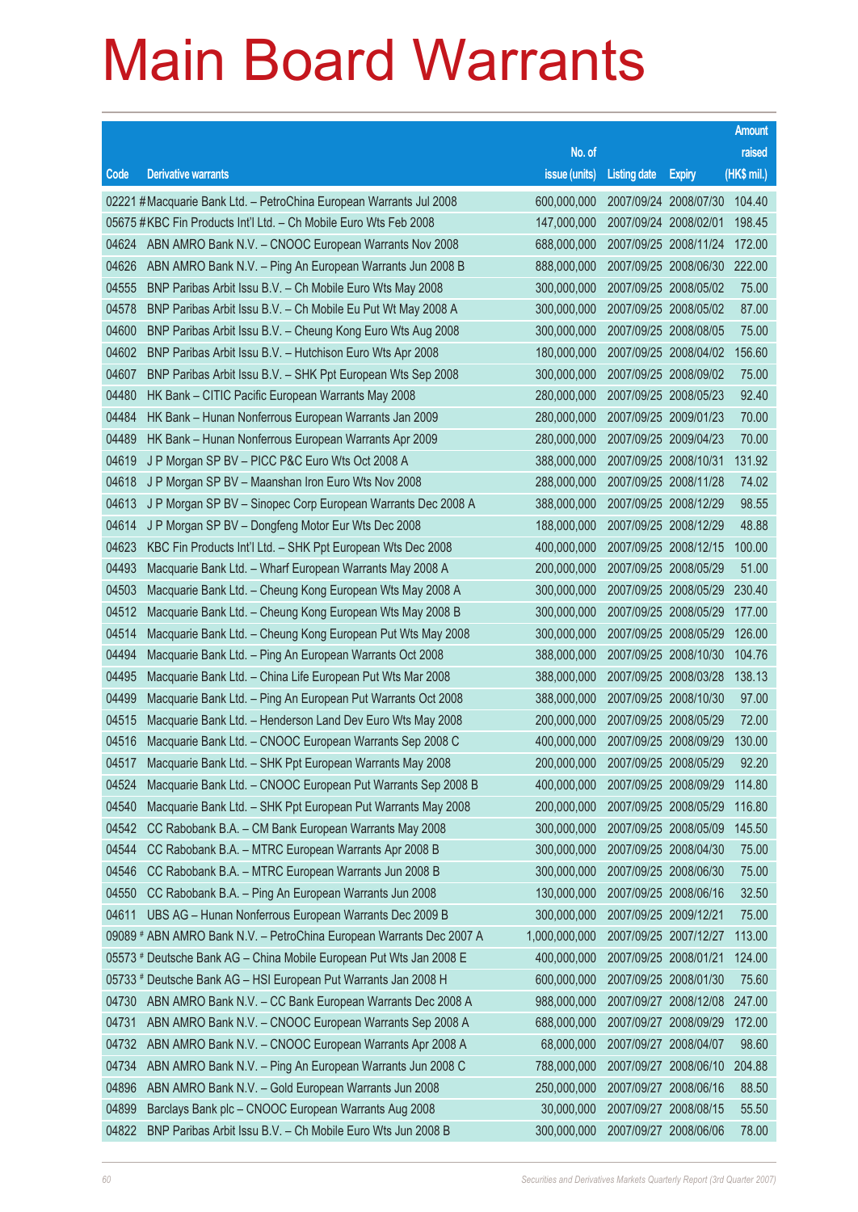# Main Board Warrants

| Code | Derivative warrants | No. of issue (units) | Listing date | Expiry | Amount raised (HK$ mil.) |
|---|---|---|---|---|---|
| 02221 # | Macquarie Bank Ltd. – PetroChina European Warrants Jul 2008 | 600,000,000 | 2007/09/24 | 2008/07/30 | 104.40 |
| 05675 # | KBC Fin Products Int'l Ltd. – Ch Mobile Euro Wts Feb 2008 | 147,000,000 | 2007/09/24 | 2008/02/01 | 198.45 |
| 04624 | ABN AMRO Bank N.V. – CNOOC European Warrants Nov 2008 | 688,000,000 | 2007/09/25 | 2008/11/24 | 172.00 |
| 04626 | ABN AMRO Bank N.V. – Ping An European Warrants Jun 2008 B | 888,000,000 | 2007/09/25 | 2008/06/30 | 222.00 |
| 04555 | BNP Paribas Arbit Issu B.V. – Ch Mobile Euro Wts May 2008 | 300,000,000 | 2007/09/25 | 2008/05/02 | 75.00 |
| 04578 | BNP Paribas Arbit Issu B.V. – Ch Mobile Eu Put Wt May 2008 A | 300,000,000 | 2007/09/25 | 2008/05/02 | 87.00 |
| 04600 | BNP Paribas Arbit Issu B.V. – Cheung Kong Euro Wts Aug 2008 | 300,000,000 | 2007/09/25 | 2008/08/05 | 75.00 |
| 04602 | BNP Paribas Arbit Issu B.V. – Hutchison Euro Wts Apr 2008 | 180,000,000 | 2007/09/25 | 2008/04/02 | 156.60 |
| 04607 | BNP Paribas Arbit Issu B.V. – SHK Ppt European Wts Sep 2008 | 300,000,000 | 2007/09/25 | 2008/09/02 | 75.00 |
| 04480 | HK Bank – CITIC Pacific European Warrants May 2008 | 280,000,000 | 2007/09/25 | 2008/05/23 | 92.40 |
| 04484 | HK Bank – Hunan Nonferrous European Warrants Jan 2009 | 280,000,000 | 2007/09/25 | 2009/01/23 | 70.00 |
| 04489 | HK Bank – Hunan Nonferrous European Warrants Apr 2009 | 280,000,000 | 2007/09/25 | 2009/04/23 | 70.00 |
| 04619 | J P Morgan SP BV – PICC P&C Euro Wts Oct 2008 A | 388,000,000 | 2007/09/25 | 2008/10/31 | 131.92 |
| 04618 | J P Morgan SP BV – Maanshan Iron Euro Wts Nov 2008 | 288,000,000 | 2007/09/25 | 2008/11/28 | 74.02 |
| 04613 | J P Morgan SP BV – Sinopec Corp European Warrants Dec 2008 A | 388,000,000 | 2007/09/25 | 2008/12/29 | 98.55 |
| 04614 | J P Morgan SP BV – Dongfeng Motor Eur Wts Dec 2008 | 188,000,000 | 2007/09/25 | 2008/12/29 | 48.88 |
| 04623 | KBC Fin Products Int'l Ltd. – SHK Ppt European Wts Dec 2008 | 400,000,000 | 2007/09/25 | 2008/12/15 | 100.00 |
| 04493 | Macquarie Bank Ltd. – Wharf European Warrants May 2008 A | 200,000,000 | 2007/09/25 | 2008/05/29 | 51.00 |
| 04503 | Macquarie Bank Ltd. – Cheung Kong European Wts May 2008 A | 300,000,000 | 2007/09/25 | 2008/05/29 | 230.40 |
| 04512 | Macquarie Bank Ltd. – Cheung Kong European Wts May 2008 B | 300,000,000 | 2007/09/25 | 2008/05/29 | 177.00 |
| 04514 | Macquarie Bank Ltd. – Cheung Kong European Put Wts May 2008 | 300,000,000 | 2007/09/25 | 2008/05/29 | 126.00 |
| 04494 | Macquarie Bank Ltd. – Ping An European Warrants Oct 2008 | 388,000,000 | 2007/09/25 | 2008/10/30 | 104.76 |
| 04495 | Macquarie Bank Ltd. – China Life European Put Wts Mar 2008 | 388,000,000 | 2007/09/25 | 2008/03/28 | 138.13 |
| 04499 | Macquarie Bank Ltd. – Ping An European Put Warrants Oct 2008 | 388,000,000 | 2007/09/25 | 2008/10/30 | 97.00 |
| 04515 | Macquarie Bank Ltd. – Henderson Land Dev Euro Wts May 2008 | 200,000,000 | 2007/09/25 | 2008/05/29 | 72.00 |
| 04516 | Macquarie Bank Ltd. – CNOOC European Warrants Sep 2008 C | 400,000,000 | 2007/09/25 | 2008/09/29 | 130.00 |
| 04517 | Macquarie Bank Ltd. – SHK Ppt European Warrants May 2008 | 200,000,000 | 2007/09/25 | 2008/05/29 | 92.20 |
| 04524 | Macquarie Bank Ltd. – CNOOC European Put Warrants Sep 2008 B | 400,000,000 | 2007/09/25 | 2008/09/29 | 114.80 |
| 04540 | Macquarie Bank Ltd. – SHK Ppt European Put Warrants May 2008 | 200,000,000 | 2007/09/25 | 2008/05/29 | 116.80 |
| 04542 | CC Rabobank B.A. – CM Bank European Warrants May 2008 | 300,000,000 | 2007/09/25 | 2008/05/09 | 145.50 |
| 04544 | CC Rabobank B.A. – MTRC European Warrants Apr 2008 B | 300,000,000 | 2007/09/25 | 2008/04/30 | 75.00 |
| 04546 | CC Rabobank B.A. – MTRC European Warrants Jun 2008 B | 300,000,000 | 2007/09/25 | 2008/06/30 | 75.00 |
| 04550 | CC Rabobank B.A. – Ping An European Warrants Jun 2008 | 130,000,000 | 2007/09/25 | 2008/06/16 | 32.50 |
| 04611 | UBS AG – Hunan Nonferrous European Warrants Dec 2009 B | 300,000,000 | 2007/09/25 | 2009/12/21 | 75.00 |
| 09089 # | ABN AMRO Bank N.V. – PetroChina European Warrants Dec 2007 A | 1,000,000,000 | 2007/09/25 | 2007/12/27 | 113.00 |
| 05573 # | Deutsche Bank AG – China Mobile European Put Wts Jan 2008 E | 400,000,000 | 2007/09/25 | 2008/01/21 | 124.00 |
| 05733 # | Deutsche Bank AG – HSI European Put Warrants Jan 2008 H | 600,000,000 | 2007/09/25 | 2008/01/30 | 75.60 |
| 04730 | ABN AMRO Bank N.V. – CC Bank European Warrants Dec 2008 A | 988,000,000 | 2007/09/27 | 2008/12/08 | 247.00 |
| 04731 | ABN AMRO Bank N.V. – CNOOC European Warrants Sep 2008 A | 688,000,000 | 2007/09/27 | 2008/09/29 | 172.00 |
| 04732 | ABN AMRO Bank N.V. – CNOOC European Warrants Apr 2008 A | 68,000,000 | 2007/09/27 | 2008/04/07 | 98.60 |
| 04734 | ABN AMRO Bank N.V. – Ping An European Warrants Jun 2008 C | 788,000,000 | 2007/09/27 | 2008/06/10 | 204.88 |
| 04896 | ABN AMRO Bank N.V. – Gold European Warrants Jun 2008 | 250,000,000 | 2007/09/27 | 2008/06/16 | 88.50 |
| 04899 | Barclays Bank plc – CNOOC European Warrants Aug 2008 | 30,000,000 | 2007/09/27 | 2008/08/15 | 55.50 |
| 04822 | BNP Paribas Arbit Issu B.V. – Ch Mobile Euro Wts Jun 2008 B | 300,000,000 | 2007/09/27 | 2008/06/06 | 78.00 |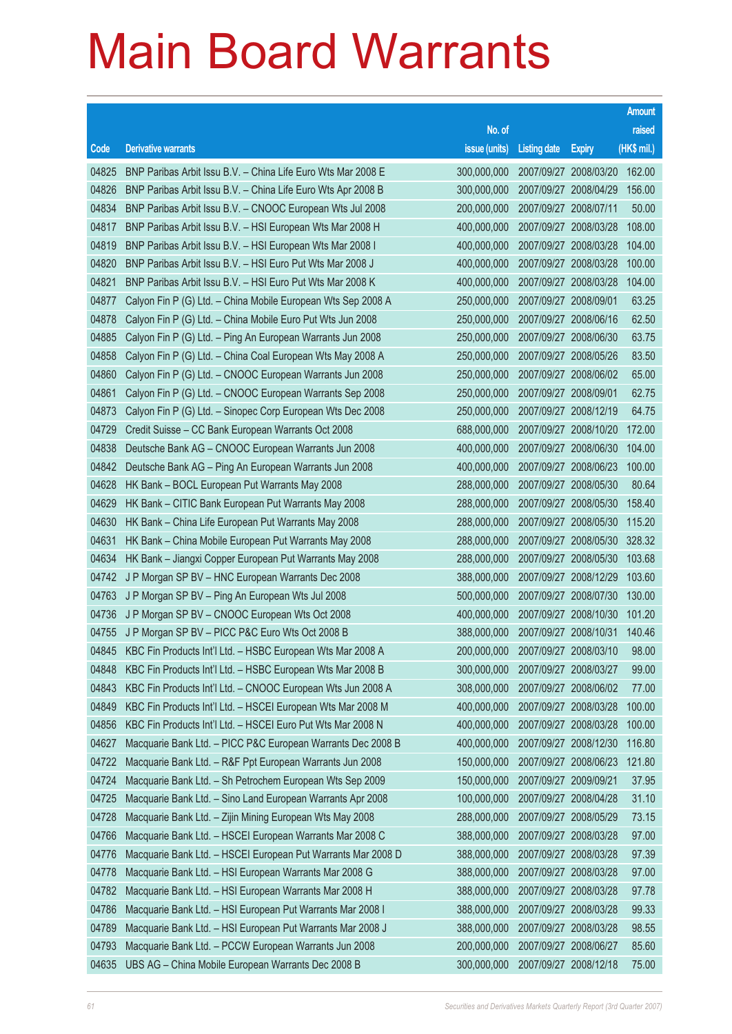# Main Board Warrants

| Code | Derivative warrants | No. of issue (units) | Listing date | Expiry | Amount raised (HK$ mil.) |
|---|---|---|---|---|---|
| 04825 | BNP Paribas Arbit Issu B.V. – China Life Euro Wts Mar 2008 E | 300,000,000 | 2007/09/27 | 2008/03/20 | 162.00 |
| 04826 | BNP Paribas Arbit Issu B.V. – China Life Euro Wts Apr 2008 B | 300,000,000 | 2007/09/27 | 2008/04/29 | 156.00 |
| 04834 | BNP Paribas Arbit Issu B.V. – CNOOC European Wts Jul 2008 | 200,000,000 | 2007/09/27 | 2008/07/11 | 50.00 |
| 04817 | BNP Paribas Arbit Issu B.V. – HSI European Wts Mar 2008 H | 400,000,000 | 2007/09/27 | 2008/03/28 | 108.00 |
| 04819 | BNP Paribas Arbit Issu B.V. – HSI European Wts Mar 2008 I | 400,000,000 | 2007/09/27 | 2008/03/28 | 104.00 |
| 04820 | BNP Paribas Arbit Issu B.V. – HSI Euro Put Wts Mar 2008 J | 400,000,000 | 2007/09/27 | 2008/03/28 | 100.00 |
| 04821 | BNP Paribas Arbit Issu B.V. – HSI Euro Put Wts Mar 2008 K | 400,000,000 | 2007/09/27 | 2008/03/28 | 104.00 |
| 04877 | Calyon Fin P (G) Ltd. – China Mobile European Wts Sep 2008 A | 250,000,000 | 2007/09/27 | 2008/09/01 | 63.25 |
| 04878 | Calyon Fin P (G) Ltd. – China Mobile Euro Put Wts Jun 2008 | 250,000,000 | 2007/09/27 | 2008/06/16 | 62.50 |
| 04885 | Calyon Fin P (G) Ltd. – Ping An European Warrants Jun 2008 | 250,000,000 | 2007/09/27 | 2008/06/30 | 63.75 |
| 04858 | Calyon Fin P (G) Ltd. – China Coal European Wts May 2008 A | 250,000,000 | 2007/09/27 | 2008/05/26 | 83.50 |
| 04860 | Calyon Fin P (G) Ltd. – CNOOC European Warrants Jun 2008 | 250,000,000 | 2007/09/27 | 2008/06/02 | 65.00 |
| 04861 | Calyon Fin P (G) Ltd. – CNOOC European Warrants Sep 2008 | 250,000,000 | 2007/09/27 | 2008/09/01 | 62.75 |
| 04873 | Calyon Fin P (G) Ltd. – Sinopec Corp European Wts Dec 2008 | 250,000,000 | 2007/09/27 | 2008/12/19 | 64.75 |
| 04729 | Credit Suisse – CC Bank European Warrants Oct 2008 | 688,000,000 | 2007/09/27 | 2008/10/20 | 172.00 |
| 04838 | Deutsche Bank AG – CNOOC European Warrants Jun 2008 | 400,000,000 | 2007/09/27 | 2008/06/30 | 104.00 |
| 04842 | Deutsche Bank AG – Ping An European Warrants Jun 2008 | 400,000,000 | 2007/09/27 | 2008/06/23 | 100.00 |
| 04628 | HK Bank – BOCL European Put Warrants May 2008 | 288,000,000 | 2007/09/27 | 2008/05/30 | 80.64 |
| 04629 | HK Bank – CITIC Bank European Put Warrants May 2008 | 288,000,000 | 2007/09/27 | 2008/05/30 | 158.40 |
| 04630 | HK Bank – China Life European Put Warrants May 2008 | 288,000,000 | 2007/09/27 | 2008/05/30 | 115.20 |
| 04631 | HK Bank – China Mobile European Put Warrants May 2008 | 288,000,000 | 2007/09/27 | 2008/05/30 | 328.32 |
| 04634 | HK Bank – Jiangxi Copper European Put Warrants May 2008 | 288,000,000 | 2007/09/27 | 2008/05/30 | 103.68 |
| 04742 | J P Morgan SP BV – HNC European Warrants Dec 2008 | 388,000,000 | 2007/09/27 | 2008/12/29 | 103.60 |
| 04763 | J P Morgan SP BV – Ping An European Wts Jul 2008 | 500,000,000 | 2007/09/27 | 2008/07/30 | 130.00 |
| 04736 | J P Morgan SP BV – CNOOC European Wts Oct 2008 | 400,000,000 | 2007/09/27 | 2008/10/30 | 101.20 |
| 04755 | J P Morgan SP BV – PICC P&C Euro Wts Oct 2008 B | 388,000,000 | 2007/09/27 | 2008/10/31 | 140.46 |
| 04845 | KBC Fin Products Int'l Ltd. – HSBC European Wts Mar 2008 A | 200,000,000 | 2007/09/27 | 2008/03/10 | 98.00 |
| 04848 | KBC Fin Products Int'l Ltd. – HSBC European Wts Mar 2008 B | 300,000,000 | 2007/09/27 | 2008/03/27 | 99.00 |
| 04843 | KBC Fin Products Int'l Ltd. – CNOOC European Wts Jun 2008 A | 308,000,000 | 2007/09/27 | 2008/06/02 | 77.00 |
| 04849 | KBC Fin Products Int'l Ltd. – HSCEI European Wts Mar 2008 M | 400,000,000 | 2007/09/27 | 2008/03/28 | 100.00 |
| 04856 | KBC Fin Products Int'l Ltd. – HSCEI Euro Put Wts Mar 2008 N | 400,000,000 | 2007/09/27 | 2008/03/28 | 100.00 |
| 04627 | Macquarie Bank Ltd. – PICC P&C European Warrants Dec 2008 B | 400,000,000 | 2007/09/27 | 2008/12/30 | 116.80 |
| 04722 | Macquarie Bank Ltd. – R&F Ppt European Warrants Jun 2008 | 150,000,000 | 2007/09/27 | 2008/06/23 | 121.80 |
| 04724 | Macquarie Bank Ltd. – Sh Petrochem European Wts Sep 2009 | 150,000,000 | 2007/09/27 | 2009/09/21 | 37.95 |
| 04725 | Macquarie Bank Ltd. – Sino Land European Warrants Apr 2008 | 100,000,000 | 2007/09/27 | 2008/04/28 | 31.10 |
| 04728 | Macquarie Bank Ltd. – Zijin Mining European Wts May 2008 | 288,000,000 | 2007/09/27 | 2008/05/29 | 73.15 |
| 04766 | Macquarie Bank Ltd. – HSCEI European Warrants Mar 2008 C | 388,000,000 | 2007/09/27 | 2008/03/28 | 97.00 |
| 04776 | Macquarie Bank Ltd. – HSCEI European Put Warrants Mar 2008 D | 388,000,000 | 2007/09/27 | 2008/03/28 | 97.39 |
| 04778 | Macquarie Bank Ltd. – HSI European Warrants Mar 2008 G | 388,000,000 | 2007/09/27 | 2008/03/28 | 97.00 |
| 04782 | Macquarie Bank Ltd. – HSI European Warrants Mar 2008 H | 388,000,000 | 2007/09/27 | 2008/03/28 | 97.78 |
| 04786 | Macquarie Bank Ltd. – HSI European Put Warrants Mar 2008 I | 388,000,000 | 2007/09/27 | 2008/03/28 | 99.33 |
| 04789 | Macquarie Bank Ltd. – HSI European Put Warrants Mar 2008 J | 388,000,000 | 2007/09/27 | 2008/03/28 | 98.55 |
| 04793 | Macquarie Bank Ltd. – PCCW European Warrants Jun 2008 | 200,000,000 | 2007/09/27 | 2008/06/27 | 85.60 |
| 04635 | UBS AG – China Mobile European Warrants Dec 2008 B | 300,000,000 | 2007/09/27 | 2008/12/18 | 75.00 |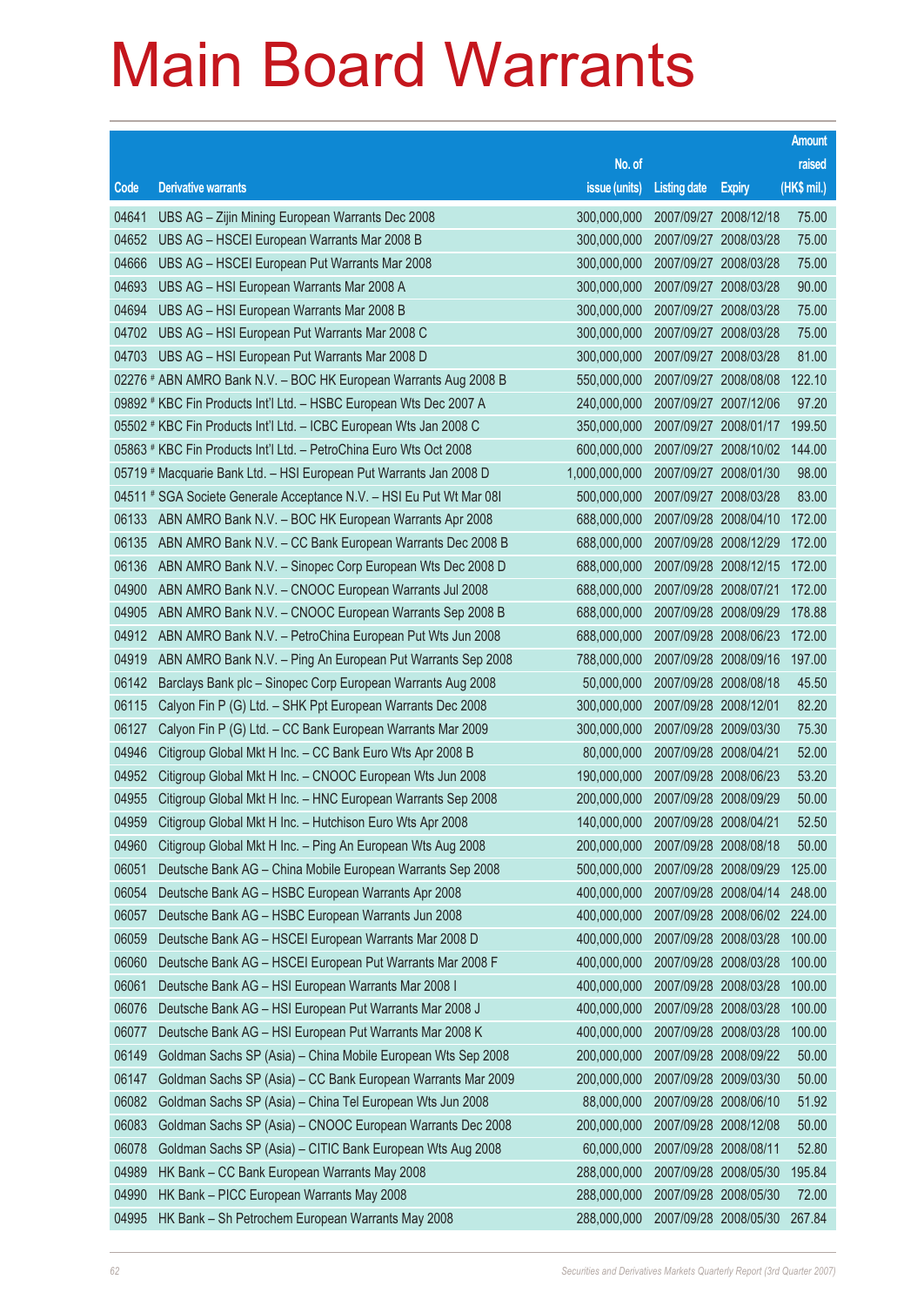# Main Board Warrants

| Code | Derivative warrants | No. of issue (units) | Listing date | Expiry | Amount raised (HK$ mil.) |
|---|---|---|---|---|---|
| 04641 | UBS AG – Zijin Mining European Warrants Dec 2008 | 300,000,000 | 2007/09/27 | 2008/12/18 | 75.00 |
| 04652 | UBS AG – HSCEI European Warrants Mar 2008 B | 300,000,000 | 2007/09/27 | 2008/03/28 | 75.00 |
| 04666 | UBS AG – HSCEI European Put Warrants Mar 2008 | 300,000,000 | 2007/09/27 | 2008/03/28 | 75.00 |
| 04693 | UBS AG – HSI European Warrants Mar 2008 A | 300,000,000 | 2007/09/27 | 2008/03/28 | 90.00 |
| 04694 | UBS AG – HSI European Warrants Mar 2008 B | 300,000,000 | 2007/09/27 | 2008/03/28 | 75.00 |
| 04702 | UBS AG – HSI European Put Warrants Mar 2008 C | 300,000,000 | 2007/09/27 | 2008/03/28 | 75.00 |
| 04703 | UBS AG – HSI European Put Warrants Mar 2008 D | 300,000,000 | 2007/09/27 | 2008/03/28 | 81.00 |
| 02276 # | ABN AMRO Bank N.V. – BOC HK European Warrants Aug 2008 B | 550,000,000 | 2007/09/27 | 2008/08/08 | 122.10 |
| 09892 # | KBC Fin Products Int'l Ltd. – HSBC European Wts Dec 2007 A | 240,000,000 | 2007/09/27 | 2007/12/06 | 97.20 |
| 05502 # | KBC Fin Products Int'l Ltd. – ICBC European Wts Jan 2008 C | 350,000,000 | 2007/09/27 | 2008/01/17 | 199.50 |
| 05863 # | KBC Fin Products Int'l Ltd. – PetroChina Euro Wts Oct 2008 | 600,000,000 | 2007/09/27 | 2008/10/02 | 144.00 |
| 05719 # | Macquarie Bank Ltd. – HSI European Put Warrants Jan 2008 D | 1,000,000,000 | 2007/09/27 | 2008/01/30 | 98.00 |
| 04511 # | SGA Societe Generale Acceptance N.V. – HSI Eu Put Wt Mar 08I | 500,000,000 | 2007/09/27 | 2008/03/28 | 83.00 |
| 06133 | ABN AMRO Bank N.V. – BOC HK European Warrants Apr 2008 | 688,000,000 | 2007/09/28 | 2008/04/10 | 172.00 |
| 06135 | ABN AMRO Bank N.V. – CC Bank European Warrants Dec 2008 B | 688,000,000 | 2007/09/28 | 2008/12/29 | 172.00 |
| 06136 | ABN AMRO Bank N.V. – Sinopec Corp European Wts Dec 2008 D | 688,000,000 | 2007/09/28 | 2008/12/15 | 172.00 |
| 04900 | ABN AMRO Bank N.V. – CNOOC European Warrants Jul 2008 | 688,000,000 | 2007/09/28 | 2008/07/21 | 172.00 |
| 04905 | ABN AMRO Bank N.V. – CNOOC European Warrants Sep 2008 B | 688,000,000 | 2007/09/28 | 2008/09/29 | 178.88 |
| 04912 | ABN AMRO Bank N.V. – PetroChina European Put Wts Jun 2008 | 688,000,000 | 2007/09/28 | 2008/06/23 | 172.00 |
| 04919 | ABN AMRO Bank N.V. – Ping An European Put Warrants Sep 2008 | 788,000,000 | 2007/09/28 | 2008/09/16 | 197.00 |
| 06142 | Barclays Bank plc – Sinopec Corp European Warrants Aug 2008 | 50,000,000 | 2007/09/28 | 2008/08/18 | 45.50 |
| 06115 | Calyon Fin P (G) Ltd. – SHK Ppt European Warrants Dec 2008 | 300,000,000 | 2007/09/28 | 2008/12/01 | 82.20 |
| 06127 | Calyon Fin P (G) Ltd. – CC Bank European Warrants Mar 2009 | 300,000,000 | 2007/09/28 | 2009/03/30 | 75.30 |
| 04946 | Citigroup Global Mkt H Inc. – CC Bank Euro Wts Apr 2008 B | 80,000,000 | 2007/09/28 | 2008/04/21 | 52.00 |
| 04952 | Citigroup Global Mkt H Inc. – CNOOC European Wts Jun 2008 | 190,000,000 | 2007/09/28 | 2008/06/23 | 53.20 |
| 04955 | Citigroup Global Mkt H Inc. – HNC European Warrants Sep 2008 | 200,000,000 | 2007/09/28 | 2008/09/29 | 50.00 |
| 04959 | Citigroup Global Mkt H Inc. – Hutchison Euro Wts Apr 2008 | 140,000,000 | 2007/09/28 | 2008/04/21 | 52.50 |
| 04960 | Citigroup Global Mkt H Inc. – Ping An European Wts Aug 2008 | 200,000,000 | 2007/09/28 | 2008/08/18 | 50.00 |
| 06051 | Deutsche Bank AG – China Mobile European Warrants Sep 2008 | 500,000,000 | 2007/09/28 | 2008/09/29 | 125.00 |
| 06054 | Deutsche Bank AG – HSBC European Warrants Apr 2008 | 400,000,000 | 2007/09/28 | 2008/04/14 | 248.00 |
| 06057 | Deutsche Bank AG – HSBC European Warrants Jun 2008 | 400,000,000 | 2007/09/28 | 2008/06/02 | 224.00 |
| 06059 | Deutsche Bank AG – HSCEI European Warrants Mar 2008 D | 400,000,000 | 2007/09/28 | 2008/03/28 | 100.00 |
| 06060 | Deutsche Bank AG – HSCEI European Put Warrants Mar 2008 F | 400,000,000 | 2007/09/28 | 2008/03/28 | 100.00 |
| 06061 | Deutsche Bank AG – HSI European Warrants Mar 2008 I | 400,000,000 | 2007/09/28 | 2008/03/28 | 100.00 |
| 06076 | Deutsche Bank AG – HSI European Put Warrants Mar 2008 J | 400,000,000 | 2007/09/28 | 2008/03/28 | 100.00 |
| 06077 | Deutsche Bank AG – HSI European Put Warrants Mar 2008 K | 400,000,000 | 2007/09/28 | 2008/03/28 | 100.00 |
| 06149 | Goldman Sachs SP (Asia) – China Mobile European Wts Sep 2008 | 200,000,000 | 2007/09/28 | 2008/09/22 | 50.00 |
| 06147 | Goldman Sachs SP (Asia) – CC Bank European Warrants Mar 2009 | 200,000,000 | 2007/09/28 | 2009/03/30 | 50.00 |
| 06082 | Goldman Sachs SP (Asia) – China Tel European Wts Jun 2008 | 88,000,000 | 2007/09/28 | 2008/06/10 | 51.92 |
| 06083 | Goldman Sachs SP (Asia) – CNOOC European Warrants Dec 2008 | 200,000,000 | 2007/09/28 | 2008/12/08 | 50.00 |
| 06078 | Goldman Sachs SP (Asia) – CITIC Bank European Wts Aug 2008 | 60,000,000 | 2007/09/28 | 2008/08/11 | 52.80 |
| 04989 | HK Bank – CC Bank European Warrants May 2008 | 288,000,000 | 2007/09/28 | 2008/05/30 | 195.84 |
| 04990 | HK Bank – PICC European Warrants May 2008 | 288,000,000 | 2007/09/28 | 2008/05/30 | 72.00 |
| 04995 | HK Bank – Sh Petrochem European Warrants May 2008 | 288,000,000 | 2007/09/28 | 2008/05/30 | 267.84 |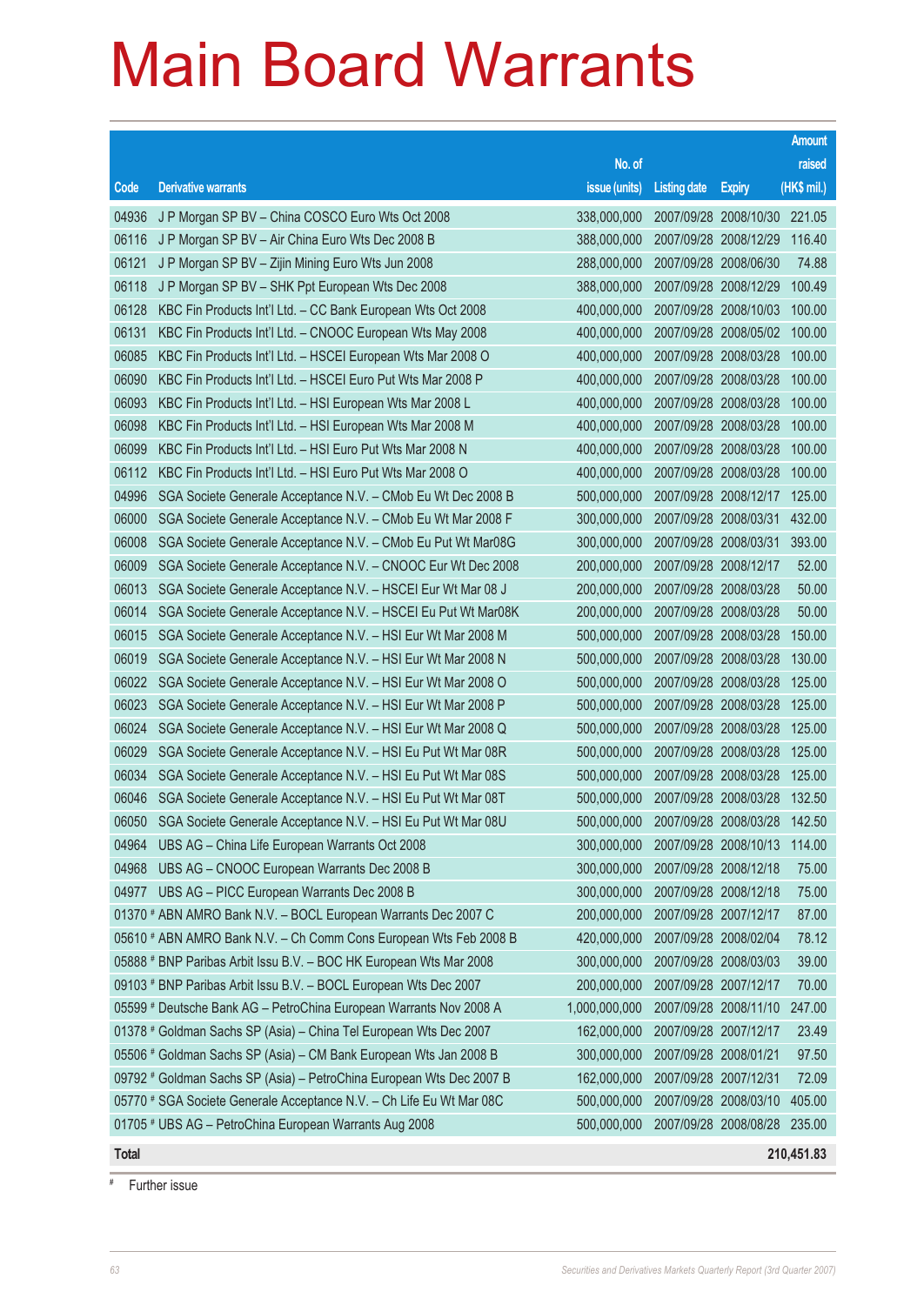# Main Board Warrants

| Code | Derivative warrants | No. of issue (units) | Listing date | Expiry | Amount raised (HK$ mil.) |
|---|---|---|---|---|---|
| 04936 | J P Morgan SP BV – China COSCO Euro Wts Oct 2008 | 338,000,000 | 2007/09/28 | 2008/10/30 | 221.05 |
| 06116 | J P Morgan SP BV – Air China Euro Wts Dec 2008 B | 388,000,000 | 2007/09/28 | 2008/12/29 | 116.40 |
| 06121 | J P Morgan SP BV – Zijin Mining Euro Wts Jun 2008 | 288,000,000 | 2007/09/28 | 2008/06/30 | 74.88 |
| 06118 | J P Morgan SP BV – SHK Ppt European Wts Dec 2008 | 388,000,000 | 2007/09/28 | 2008/12/29 | 100.49 |
| 06128 | KBC Fin Products Int'l Ltd. – CC Bank European Wts Oct 2008 | 400,000,000 | 2007/09/28 | 2008/10/03 | 100.00 |
| 06131 | KBC Fin Products Int'l Ltd. – CNOOC European Wts May 2008 | 400,000,000 | 2007/09/28 | 2008/05/02 | 100.00 |
| 06085 | KBC Fin Products Int'l Ltd. – HSCEI European Wts Mar 2008 O | 400,000,000 | 2007/09/28 | 2008/03/28 | 100.00 |
| 06090 | KBC Fin Products Int'l Ltd. – HSCEI Euro Put Wts Mar 2008 P | 400,000,000 | 2007/09/28 | 2008/03/28 | 100.00 |
| 06093 | KBC Fin Products Int'l Ltd. – HSI European Wts Mar 2008 L | 400,000,000 | 2007/09/28 | 2008/03/28 | 100.00 |
| 06098 | KBC Fin Products Int'l Ltd. – HSI European Wts Mar 2008 M | 400,000,000 | 2007/09/28 | 2008/03/28 | 100.00 |
| 06099 | KBC Fin Products Int'l Ltd. – HSI Euro Put Wts Mar 2008 N | 400,000,000 | 2007/09/28 | 2008/03/28 | 100.00 |
| 06112 | KBC Fin Products Int'l Ltd. – HSI Euro Put Wts Mar 2008 O | 400,000,000 | 2007/09/28 | 2008/03/28 | 100.00 |
| 04996 | SGA Societe Generale Acceptance N.V. – CMob Eu Wt Dec 2008 B | 500,000,000 | 2007/09/28 | 2008/12/17 | 125.00 |
| 06000 | SGA Societe Generale Acceptance N.V. – CMob Eu Wt Mar 2008 F | 300,000,000 | 2007/09/28 | 2008/03/31 | 432.00 |
| 06008 | SGA Societe Generale Acceptance N.V. – CMob Eu Put Wt Mar08G | 300,000,000 | 2007/09/28 | 2008/03/31 | 393.00 |
| 06009 | SGA Societe Generale Acceptance N.V. – CNOOC Eur Wt Dec 2008 | 200,000,000 | 2007/09/28 | 2008/12/17 | 52.00 |
| 06013 | SGA Societe Generale Acceptance N.V. – HSCEI Eur Wt Mar 08 J | 200,000,000 | 2007/09/28 | 2008/03/28 | 50.00 |
| 06014 | SGA Societe Generale Acceptance N.V. – HSCEI Eu Put Wt Mar08K | 200,000,000 | 2007/09/28 | 2008/03/28 | 50.00 |
| 06015 | SGA Societe Generale Acceptance N.V. – HSI Eur Wt Mar 2008 M | 500,000,000 | 2007/09/28 | 2008/03/28 | 150.00 |
| 06019 | SGA Societe Generale Acceptance N.V. – HSI Eur Wt Mar 2008 N | 500,000,000 | 2007/09/28 | 2008/03/28 | 130.00 |
| 06022 | SGA Societe Generale Acceptance N.V. – HSI Eur Wt Mar 2008 O | 500,000,000 | 2007/09/28 | 2008/03/28 | 125.00 |
| 06023 | SGA Societe Generale Acceptance N.V. – HSI Eur Wt Mar 2008 P | 500,000,000 | 2007/09/28 | 2008/03/28 | 125.00 |
| 06024 | SGA Societe Generale Acceptance N.V. – HSI Eur Wt Mar 2008 Q | 500,000,000 | 2007/09/28 | 2008/03/28 | 125.00 |
| 06029 | SGA Societe Generale Acceptance N.V. – HSI Eu Put Wt Mar 08R | 500,000,000 | 2007/09/28 | 2008/03/28 | 125.00 |
| 06034 | SGA Societe Generale Acceptance N.V. – HSI Eu Put Wt Mar 08S | 500,000,000 | 2007/09/28 | 2008/03/28 | 125.00 |
| 06046 | SGA Societe Generale Acceptance N.V. – HSI Eu Put Wt Mar 08T | 500,000,000 | 2007/09/28 | 2008/03/28 | 132.50 |
| 06050 | SGA Societe Generale Acceptance N.V. – HSI Eu Put Wt Mar 08U | 500,000,000 | 2007/09/28 | 2008/03/28 | 142.50 |
| 04964 | UBS AG – China Life European Warrants Oct 2008 | 300,000,000 | 2007/09/28 | 2008/10/13 | 114.00 |
| 04968 | UBS AG – CNOOC European Warrants Dec 2008 B | 300,000,000 | 2007/09/28 | 2008/12/18 | 75.00 |
| 04977 | UBS AG – PICC European Warrants Dec 2008 B | 300,000,000 | 2007/09/28 | 2008/12/18 | 75.00 |
| 01370 # | ABN AMRO Bank N.V. – BOCL European Warrants Dec 2007 C | 200,000,000 | 2007/09/28 | 2007/12/17 | 87.00 |
| 05610 # | ABN AMRO Bank N.V. – Ch Comm Cons European Wts Feb 2008 B | 420,000,000 | 2007/09/28 | 2008/02/04 | 78.12 |
| 05888 # | BNP Paribas Arbit Issu B.V. – BOC HK European Wts Mar 2008 | 300,000,000 | 2007/09/28 | 2008/03/03 | 39.00 |
| 09103 # | BNP Paribas Arbit Issu B.V. – BOCL European Wts Dec 2007 | 200,000,000 | 2007/09/28 | 2007/12/17 | 70.00 |
| 05599 # | Deutsche Bank AG – PetroChina European Warrants Nov 2008 A | 1,000,000,000 | 2007/09/28 | 2008/11/10 | 247.00 |
| 01378 # | Goldman Sachs SP (Asia) – China Tel European Wts Dec 2007 | 162,000,000 | 2007/09/28 | 2007/12/17 | 23.49 |
| 05506 # | Goldman Sachs SP (Asia) – CM Bank European Wts Jan 2008 B | 300,000,000 | 2007/09/28 | 2008/01/21 | 97.50 |
| 09792 # | Goldman Sachs SP (Asia) – PetroChina European Wts Dec 2007 B | 162,000,000 | 2007/09/28 | 2007/12/31 | 72.09 |
| 05770 # | SGA Societe Generale Acceptance N.V. – Ch Life Eu Wt Mar 08C | 500,000,000 | 2007/09/28 | 2008/03/10 | 405.00 |
| 01705 # | UBS AG – PetroChina European Warrants Aug 2008 | 500,000,000 | 2007/09/28 | 2008/08/28 | 235.00 |
| **Total** | | | | | **210,451.83** |

# Further issue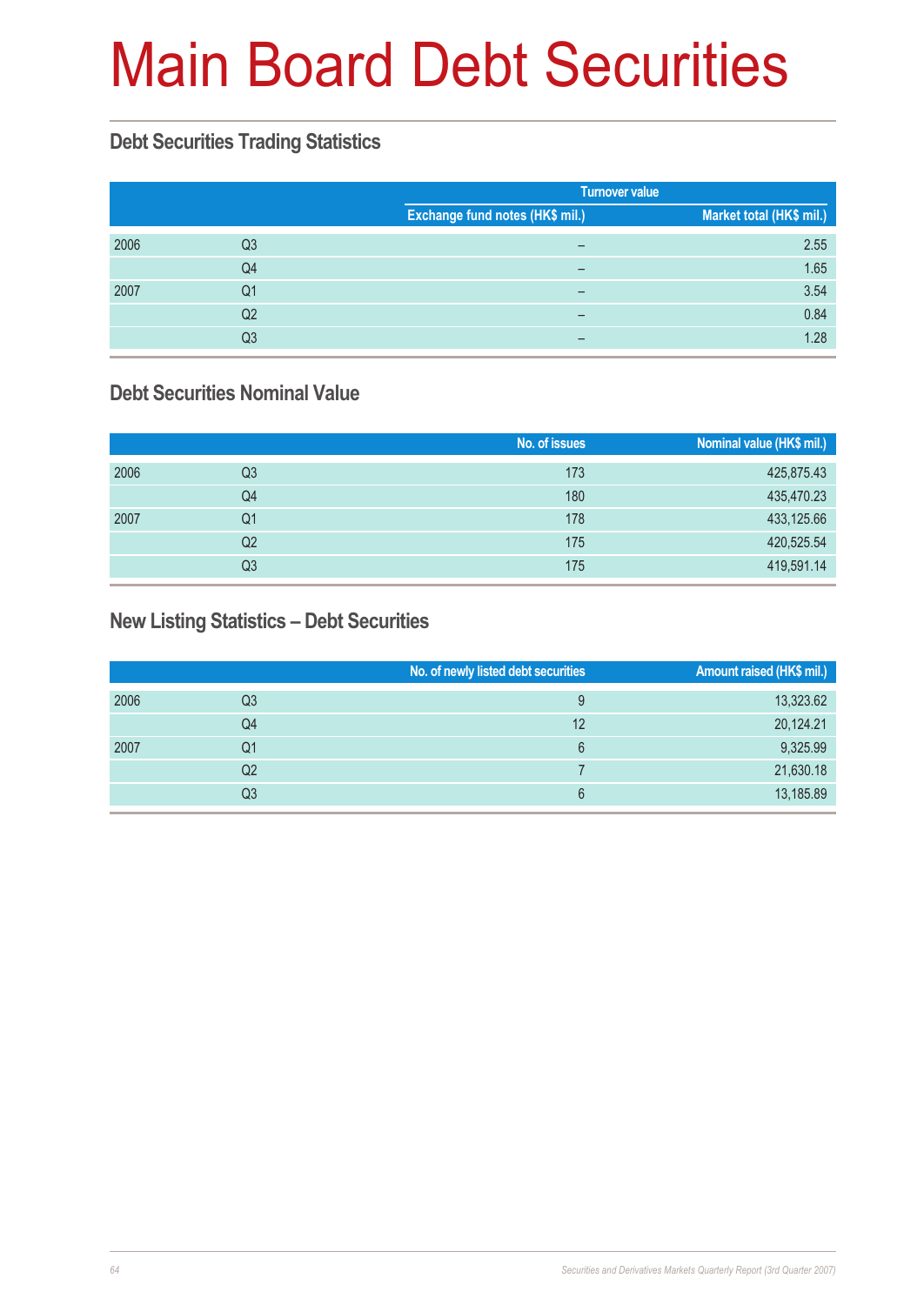# Main Board Debt Securities

## Debt Securities Trading Statistics

| | | Turnover value | |
|---|---|---|---|
| | | Exchange fund notes (HK$ mil.) | Market total (HK$ mil.) |
| 2006 | Q3 | – | 2.55 |
| | Q4 | – | 1.65 |
| 2007 | Q1 | – | 3.54 |
| | Q2 | – | 0.84 |
| | Q3 | – | 1.28 |

## Debt Securities Nominal Value

| | | No. of issues | Nominal value (HK$ mil.) |
|---|---|---|---|
| 2006 | Q3 | 173 | 425,875.43 |
| | Q4 | 180 | 435,470.23 |
| 2007 | Q1 | 178 | 433,125.66 |
| | Q2 | 175 | 420,525.54 |
| | Q3 | 175 | 419,591.14 |

## New Listing Statistics – Debt Securities

| | | No. of newly listed debt securities | Amount raised (HK$ mil.) |
|---|---|---|---|
| 2006 | Q3 | 9 | 13,323.62 |
| | Q4 | 12 | 20,124.21 |
| 2007 | Q1 | 6 | 9,325.99 |
| | Q2 | 7 | 21,630.18 |
| | Q3 | 6 | 13,185.89 |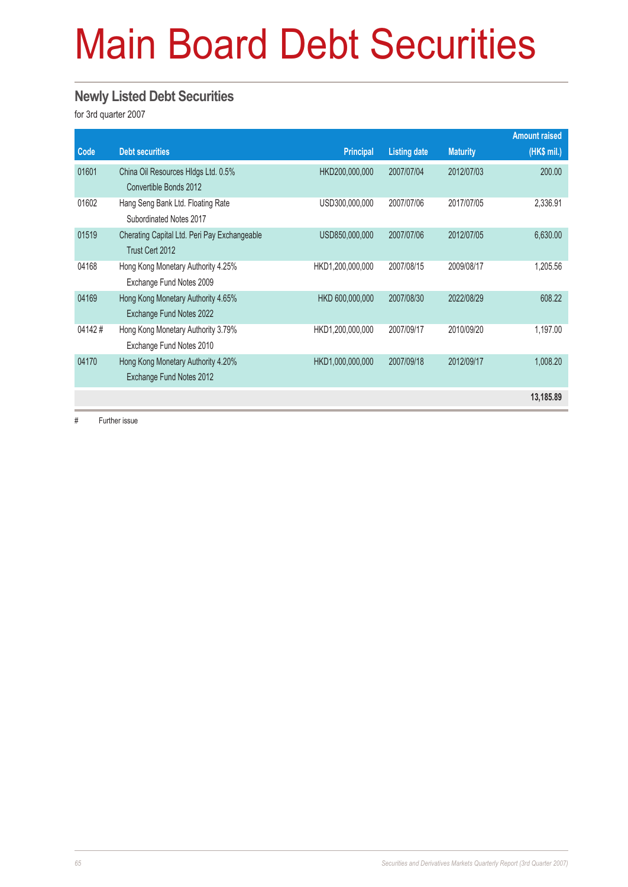# Main Board Debt Securities

## Newly Listed Debt Securities

for 3rd quarter 2007

| Code | Debt securities | Principal | Listing date | Maturity | Amount raised (HK$ mil.) |
|---|---|---|---|---|---|
| 01601 | China Oil Resources Hldgs Ltd. 0.5% Convertible Bonds 2012 | HKD200,000,000 | 2007/07/04 | 2012/07/03 | 200.00 |
| 01602 | Hang Seng Bank Ltd. Floating Rate Subordinated Notes 2017 | USD300,000,000 | 2007/07/06 | 2017/07/05 | 2,336.91 |
| 01519 | Cherating Capital Ltd. Peri Pay Exchangeable Trust Cert 2012 | USD850,000,000 | 2007/07/06 | 2012/07/05 | 6,630.00 |
| 04168 | Hong Kong Monetary Authority 4.25% Exchange Fund Notes 2009 | HKD1,200,000,000 | 2007/08/15 | 2009/08/17 | 1,205.56 |
| 04169 | Hong Kong Monetary Authority 4.65% Exchange Fund Notes 2022 | HKD 600,000,000 | 2007/08/30 | 2022/08/29 | 608.22 |
| 04142 # | Hong Kong Monetary Authority 3.79% Exchange Fund Notes 2010 | HKD1,200,000,000 | 2007/09/17 | 2010/09/20 | 1,197.00 |
| 04170 | Hong Kong Monetary Authority 4.20% Exchange Fund Notes 2012 | HKD1,000,000,000 | 2007/09/18 | 2012/09/17 | 1,008.20 |
| | | | | | **13,185.89** |

# Further issue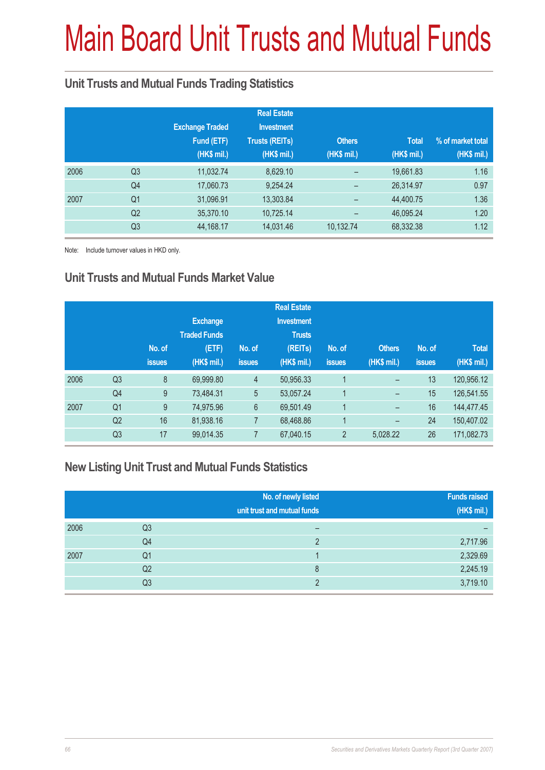# Main Board Unit Trusts and Mutual Funds

## Unit Trusts and Mutual Funds Trading Statistics

| | | Exchange Traded Fund (ETF) (HK$ mil.) | Real Estate Investment Trusts (REITs) (HK$ mil.) | Others (HK$ mil.) | Total (HK$ mil.) | % of market total (HK$ mil.) |
|---|---|---|---|---|---|---|
| 2006 | Q3 | 11,032.74 | 8,629.10 | – | 19,661.83 | 1.16 |
| | Q4 | 17,060.73 | 9,254.24 | – | 26,314.97 | 0.97 |
| 2007 | Q1 | 31,096.91 | 13,303.84 | – | 44,400.75 | 1.36 |
| | Q2 | 35,370.10 | 10,725.14 | – | 46,095.24 | 1.20 |
| | Q3 | 44,168.17 | 14,031.46 | 10,132.74 | 68,332.38 | 1.12 |

Note: Include turnover values in HKD only.

## Unit Trusts and Mutual Funds Market Value

| | | No. of issues | Exchange Traded Funds (ETF) (HK$ mil.) | No. of issues | Real Estate Investment Trusts (REITs) (HK$ mil.) | No. of issues | Others (HK$ mil.) | No. of issues | Total (HK$ mil.) |
|---|---|---|---|---|---|---|---|---|---|
| 2006 | Q3 | 8 | 69,999.80 | 4 | 50,956.33 | 1 | – | 13 | 120,956.12 |
| | Q4 | 9 | 73,484.31 | 5 | 53,057.24 | 1 | – | 15 | 126,541.55 |
| 2007 | Q1 | 9 | 74,975.96 | 6 | 69,501.49 | 1 | – | 16 | 144,477.45 |
| | Q2 | 16 | 81,938.16 | 7 | 68,468.86 | 1 | – | 24 | 150,407.02 |
| | Q3 | 17 | 99,014.35 | 7 | 67,040.15 | 2 | 5,028.22 | 26 | 171,082.73 |

## New Listing Unit Trust and Mutual Funds Statistics

| | | No. of newly listed unit trust and mutual funds | Funds raised (HK$ mil.) |
|---|---|---|---|
| 2006 | Q3 | – | – |
| | Q4 | 2 | 2,717.96 |
| 2007 | Q1 | 1 | 2,329.69 |
| | Q2 | 8 | 2,245.19 |
| | Q3 | 2 | 3,719.10 |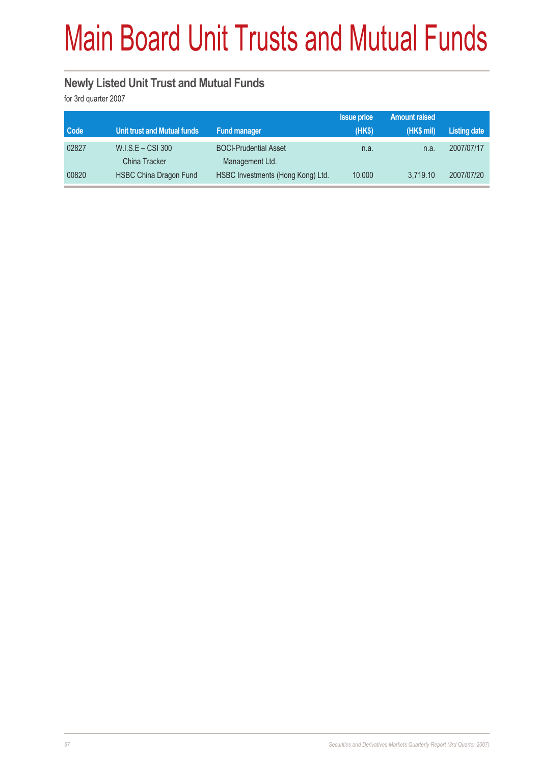# Main Board Unit Trusts and Mutual Funds

## Newly Listed Unit Trust and Mutual Funds

for 3rd quarter 2007

| Code | Unit trust and Mutual funds | Fund manager | Issue price (HK$) | Amount raised (HK$ mil) | Listing date |
|---|---|---|---|---|---|
| 02827 | W.I.S.E – CSI 300 China Tracker | BOCI-Prudential Asset Management Ltd. | n.a. | n.a. | 2007/07/17 |
| 00820 | HSBC China Dragon Fund | HSBC Investments (Hong Kong) Ltd. | 10.000 | 3,719.10 | 2007/07/20 |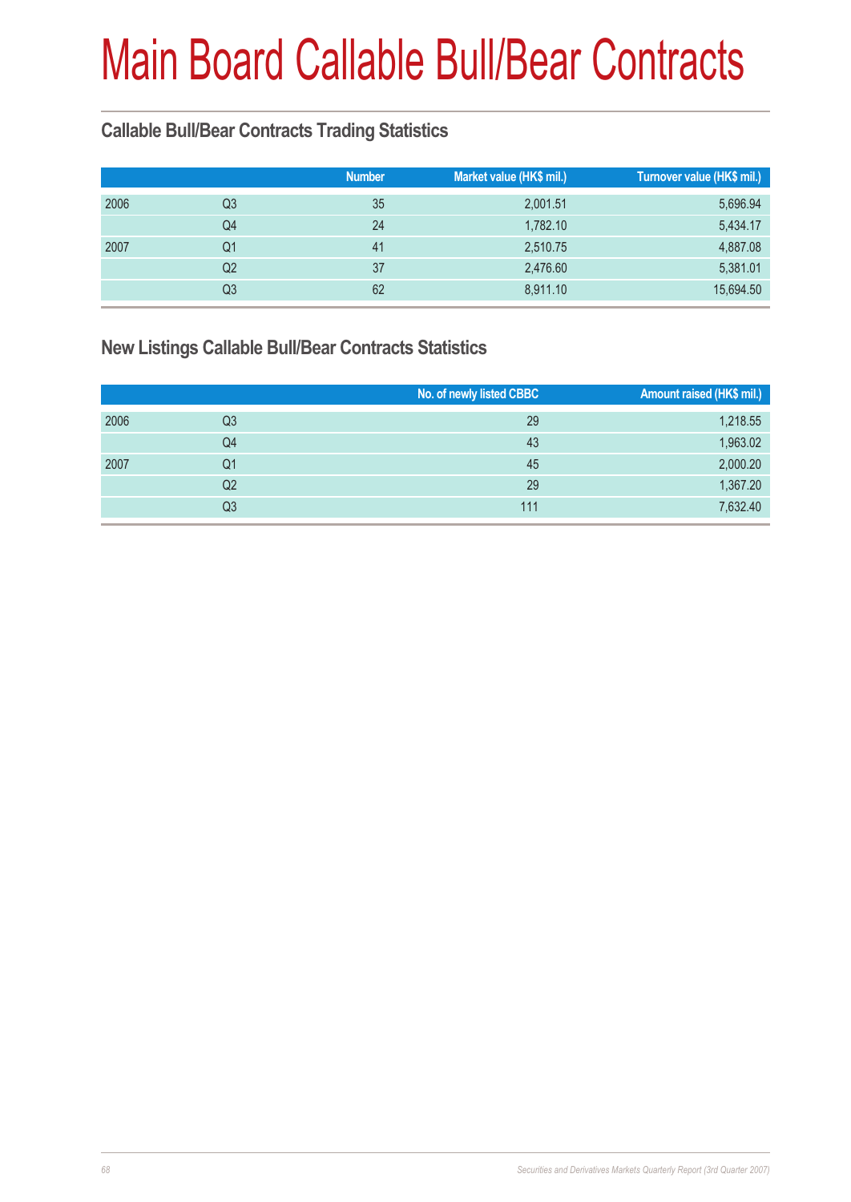# Main Board Callable Bull/Bear Contracts

## Callable Bull/Bear Contracts Trading Statistics

| | | Number | Market value (HK$ mil.) | Turnover value (HK$ mil.) |
|---|---|---|---|---|
| 2006 | Q3 | 35 | 2,001.51 | 5,696.94 |
| | Q4 | 24 | 1,782.10 | 5,434.17 |
| 2007 | Q1 | 41 | 2,510.75 | 4,887.08 |
| | Q2 | 37 | 2,476.60 | 5,381.01 |
| | Q3 | 62 | 8,911.10 | 15,694.50 |

## New Listings Callable Bull/Bear Contracts Statistics

| | | No. of newly listed CBBC | Amount raised (HK$ mil.) |
|---|---|---|---|
| 2006 | Q3 | 29 | 1,218.55 |
| | Q4 | 43 | 1,963.02 |
| 2007 | Q1 | 45 | 2,000.20 |
| | Q2 | 29 | 1,367.20 |
| | Q3 | 111 | 7,632.40 |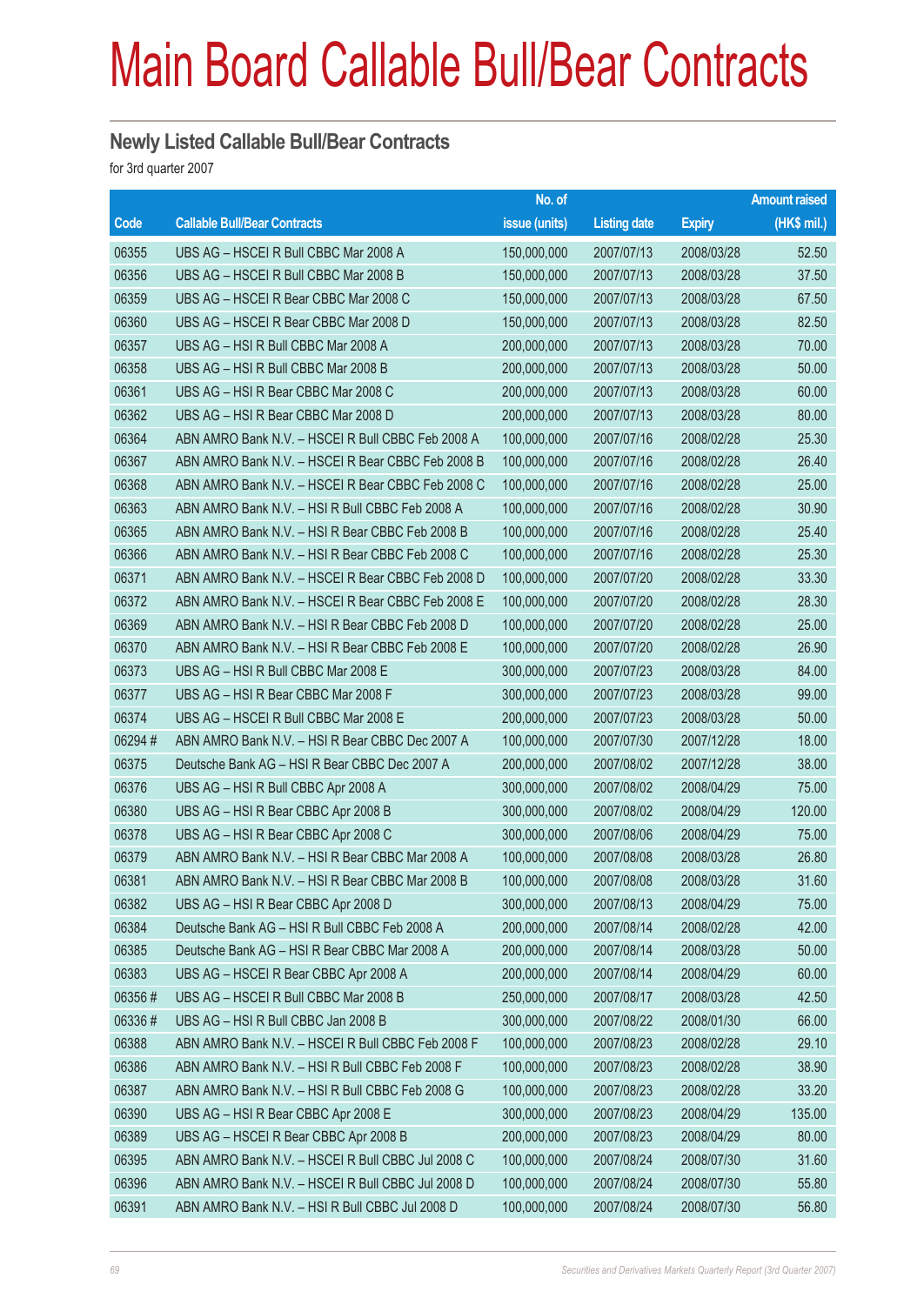# Main Board Callable Bull/Bear Contracts

## Newly Listed Callable Bull/Bear Contracts

for 3rd quarter 2007

| Code | Callable Bull/Bear Contracts | No. of issue (units) | Listing date | Expiry | Amount raised (HK$ mil.) |
|---|---|---|---|---|---|
| 06355 | UBS AG – HSCEI R Bull CBBC Mar 2008 A | 150,000,000 | 2007/07/13 | 2008/03/28 | 52.50 |
| 06356 | UBS AG – HSCEI R Bull CBBC Mar 2008 B | 150,000,000 | 2007/07/13 | 2008/03/28 | 37.50 |
| 06359 | UBS AG – HSCEI R Bear CBBC Mar 2008 C | 150,000,000 | 2007/07/13 | 2008/03/28 | 67.50 |
| 06360 | UBS AG – HSCEI R Bear CBBC Mar 2008 D | 150,000,000 | 2007/07/13 | 2008/03/28 | 82.50 |
| 06357 | UBS AG – HSI R Bull CBBC Mar 2008 A | 200,000,000 | 2007/07/13 | 2008/03/28 | 70.00 |
| 06358 | UBS AG – HSI R Bull CBBC Mar 2008 B | 200,000,000 | 2007/07/13 | 2008/03/28 | 50.00 |
| 06361 | UBS AG – HSI R Bear CBBC Mar 2008 C | 200,000,000 | 2007/07/13 | 2008/03/28 | 60.00 |
| 06362 | UBS AG – HSI R Bear CBBC Mar 2008 D | 200,000,000 | 2007/07/13 | 2008/03/28 | 80.00 |
| 06364 | ABN AMRO Bank N.V. – HSCEI R Bull CBBC Feb 2008 A | 100,000,000 | 2007/07/16 | 2008/02/28 | 25.30 |
| 06367 | ABN AMRO Bank N.V. – HSCEI R Bear CBBC Feb 2008 B | 100,000,000 | 2007/07/16 | 2008/02/28 | 26.40 |
| 06368 | ABN AMRO Bank N.V. – HSCEI R Bear CBBC Feb 2008 C | 100,000,000 | 2007/07/16 | 2008/02/28 | 25.00 |
| 06363 | ABN AMRO Bank N.V. – HSI R Bull CBBC Feb 2008 A | 100,000,000 | 2007/07/16 | 2008/02/28 | 30.90 |
| 06365 | ABN AMRO Bank N.V. – HSI R Bear CBBC Feb 2008 B | 100,000,000 | 2007/07/16 | 2008/02/28 | 25.40 |
| 06366 | ABN AMRO Bank N.V. – HSI R Bear CBBC Feb 2008 C | 100,000,000 | 2007/07/16 | 2008/02/28 | 25.30 |
| 06371 | ABN AMRO Bank N.V. – HSCEI R Bear CBBC Feb 2008 D | 100,000,000 | 2007/07/20 | 2008/02/28 | 33.30 |
| 06372 | ABN AMRO Bank N.V. – HSCEI R Bear CBBC Feb 2008 E | 100,000,000 | 2007/07/20 | 2008/02/28 | 28.30 |
| 06369 | ABN AMRO Bank N.V. – HSI R Bear CBBC Feb 2008 D | 100,000,000 | 2007/07/20 | 2008/02/28 | 25.00 |
| 06370 | ABN AMRO Bank N.V. – HSI R Bear CBBC Feb 2008 E | 100,000,000 | 2007/07/20 | 2008/02/28 | 26.90 |
| 06373 | UBS AG – HSI R Bull CBBC Mar 2008 E | 300,000,000 | 2007/07/23 | 2008/03/28 | 84.00 |
| 06377 | UBS AG – HSI R Bear CBBC Mar 2008 F | 300,000,000 | 2007/07/23 | 2008/03/28 | 99.00 |
| 06374 | UBS AG – HSCEI R Bull CBBC Mar 2008 E | 200,000,000 | 2007/07/23 | 2008/03/28 | 50.00 |
| 06294 # | ABN AMRO Bank N.V. – HSI R Bear CBBC Dec 2007 A | 100,000,000 | 2007/07/30 | 2007/12/28 | 18.00 |
| 06375 | Deutsche Bank AG – HSI R Bear CBBC Dec 2007 A | 200,000,000 | 2007/08/02 | 2007/12/28 | 38.00 |
| 06376 | UBS AG – HSI R Bull CBBC Apr 2008 A | 300,000,000 | 2007/08/02 | 2008/04/29 | 75.00 |
| 06380 | UBS AG – HSI R Bear CBBC Apr 2008 B | 300,000,000 | 2007/08/02 | 2008/04/29 | 120.00 |
| 06378 | UBS AG – HSI R Bear CBBC Apr 2008 C | 300,000,000 | 2007/08/06 | 2008/04/29 | 75.00 |
| 06379 | ABN AMRO Bank N.V. – HSI R Bear CBBC Mar 2008 A | 100,000,000 | 2007/08/08 | 2008/03/28 | 26.80 |
| 06381 | ABN AMRO Bank N.V. – HSI R Bear CBBC Mar 2008 B | 100,000,000 | 2007/08/08 | 2008/03/28 | 31.60 |
| 06382 | UBS AG – HSI R Bear CBBC Apr 2008 D | 300,000,000 | 2007/08/13 | 2008/04/29 | 75.00 |
| 06384 | Deutsche Bank AG – HSI R Bull CBBC Feb 2008 A | 200,000,000 | 2007/08/14 | 2008/02/28 | 42.00 |
| 06385 | Deutsche Bank AG – HSI R Bear CBBC Mar 2008 A | 200,000,000 | 2007/08/14 | 2008/03/28 | 50.00 |
| 06383 | UBS AG – HSCEI R Bear CBBC Apr 2008 A | 200,000,000 | 2007/08/14 | 2008/04/29 | 60.00 |
| 06356 # | UBS AG – HSCEI R Bull CBBC Mar 2008 B | 250,000,000 | 2007/08/17 | 2008/03/28 | 42.50 |
| 06336 # | UBS AG – HSI R Bull CBBC Jan 2008 B | 300,000,000 | 2007/08/22 | 2008/01/30 | 66.00 |
| 06388 | ABN AMRO Bank N.V. – HSCEI R Bull CBBC Feb 2008 F | 100,000,000 | 2007/08/23 | 2008/02/28 | 29.10 |
| 06386 | ABN AMRO Bank N.V. – HSI R Bull CBBC Feb 2008 F | 100,000,000 | 2007/08/23 | 2008/02/28 | 38.90 |
| 06387 | ABN AMRO Bank N.V. – HSI R Bull CBBC Feb 2008 G | 100,000,000 | 2007/08/23 | 2008/02/28 | 33.20 |
| 06390 | UBS AG – HSI R Bear CBBC Apr 2008 E | 300,000,000 | 2007/08/23 | 2008/04/29 | 135.00 |
| 06389 | UBS AG – HSCEI R Bear CBBC Apr 2008 B | 200,000,000 | 2007/08/23 | 2008/04/29 | 80.00 |
| 06395 | ABN AMRO Bank N.V. – HSCEI R Bull CBBC Jul 2008 C | 100,000,000 | 2007/08/24 | 2008/07/30 | 31.60 |
| 06396 | ABN AMRO Bank N.V. – HSCEI R Bull CBBC Jul 2008 D | 100,000,000 | 2007/08/24 | 2008/07/30 | 55.80 |
| 06391 | ABN AMRO Bank N.V. – HSI R Bull CBBC Jul 2008 D | 100,000,000 | 2007/08/24 | 2008/07/30 | 56.80 |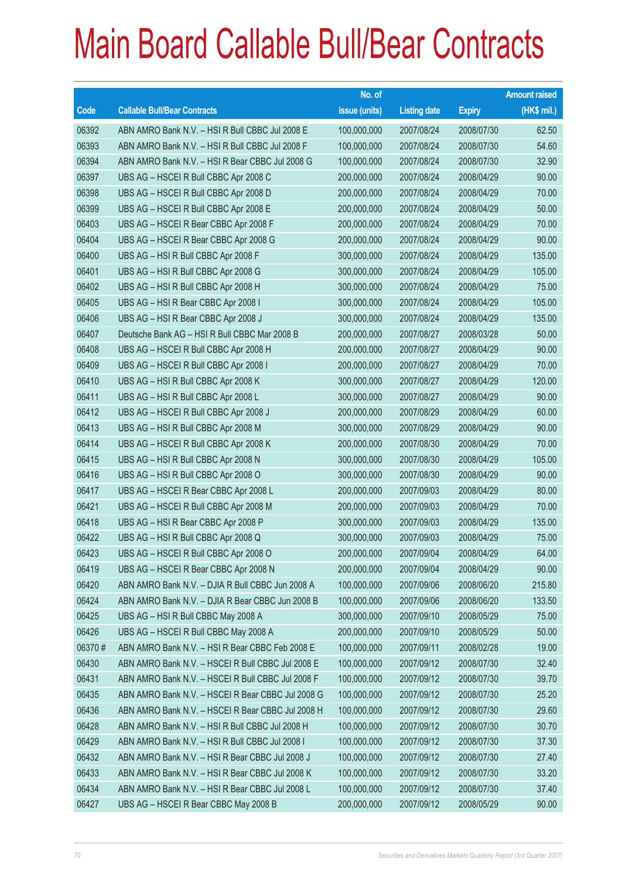# Main Board Callable Bull/Bear Contracts

| Code | Callable Bull/Bear Contracts | No. of issue (units) | Listing date | Expiry | Amount raised (HK$ mil.) |
|---|---|---|---|---|---|
| 06392 | ABN AMRO Bank N.V. – HSI R Bull CBBC Jul 2008 E | 100,000,000 | 2007/08/24 | 2008/07/30 | 62.50 |
| 06393 | ABN AMRO Bank N.V. – HSI R Bull CBBC Jul 2008 F | 100,000,000 | 2007/08/24 | 2008/07/30 | 54.60 |
| 06394 | ABN AMRO Bank N.V. – HSI R Bear CBBC Jul 2008 G | 100,000,000 | 2007/08/24 | 2008/07/30 | 32.90 |
| 06397 | UBS AG – HSCEI R Bull CBBC Apr 2008 C | 200,000,000 | 2007/08/24 | 2008/04/29 | 90.00 |
| 06398 | UBS AG – HSCEI R Bull CBBC Apr 2008 D | 200,000,000 | 2007/08/24 | 2008/04/29 | 70.00 |
| 06399 | UBS AG – HSCEI R Bull CBBC Apr 2008 E | 200,000,000 | 2007/08/24 | 2008/04/29 | 50.00 |
| 06403 | UBS AG – HSCEI R Bear CBBC Apr 2008 F | 200,000,000 | 2007/08/24 | 2008/04/29 | 70.00 |
| 06404 | UBS AG – HSCEI R Bear CBBC Apr 2008 G | 200,000,000 | 2007/08/24 | 2008/04/29 | 90.00 |
| 06400 | UBS AG – HSI R Bull CBBC Apr 2008 F | 300,000,000 | 2007/08/24 | 2008/04/29 | 135.00 |
| 06401 | UBS AG – HSI R Bull CBBC Apr 2008 G | 300,000,000 | 2007/08/24 | 2008/04/29 | 105.00 |
| 06402 | UBS AG – HSI R Bull CBBC Apr 2008 H | 300,000,000 | 2007/08/24 | 2008/04/29 | 75.00 |
| 06405 | UBS AG – HSI R Bear CBBC Apr 2008 I | 300,000,000 | 2007/08/24 | 2008/04/29 | 105.00 |
| 06406 | UBS AG – HSI R Bear CBBC Apr 2008 J | 300,000,000 | 2007/08/24 | 2008/04/29 | 135.00 |
| 06407 | Deutsche Bank AG – HSI R Bull CBBC Mar 2008 B | 200,000,000 | 2007/08/27 | 2008/03/28 | 50.00 |
| 06408 | UBS AG – HSCEI R Bull CBBC Apr 2008 H | 200,000,000 | 2007/08/27 | 2008/04/29 | 90.00 |
| 06409 | UBS AG – HSCEI R Bull CBBC Apr 2008 I | 200,000,000 | 2007/08/27 | 2008/04/29 | 70.00 |
| 06410 | UBS AG – HSI R Bull CBBC Apr 2008 K | 300,000,000 | 2007/08/27 | 2008/04/29 | 120.00 |
| 06411 | UBS AG – HSI R Bull CBBC Apr 2008 L | 300,000,000 | 2007/08/27 | 2008/04/29 | 90.00 |
| 06412 | UBS AG – HSCEI R Bull CBBC Apr 2008 J | 200,000,000 | 2007/08/29 | 2008/04/29 | 60.00 |
| 06413 | UBS AG – HSI R Bull CBBC Apr 2008 M | 300,000,000 | 2007/08/29 | 2008/04/29 | 90.00 |
| 06414 | UBS AG – HSCEI R Bull CBBC Apr 2008 K | 200,000,000 | 2007/08/30 | 2008/04/29 | 70.00 |
| 06415 | UBS AG – HSI R Bull CBBC Apr 2008 N | 300,000,000 | 2007/08/30 | 2008/04/29 | 105.00 |
| 06416 | UBS AG – HSI R Bull CBBC Apr 2008 O | 300,000,000 | 2007/08/30 | 2008/04/29 | 90.00 |
| 06417 | UBS AG – HSCEI R Bear CBBC Apr 2008 L | 200,000,000 | 2007/09/03 | 2008/04/29 | 80.00 |
| 06421 | UBS AG – HSCEI R Bull CBBC Apr 2008 M | 200,000,000 | 2007/09/03 | 2008/04/29 | 70.00 |
| 06418 | UBS AG – HSI R Bear CBBC Apr 2008 P | 300,000,000 | 2007/09/03 | 2008/04/29 | 135.00 |
| 06422 | UBS AG – HSI R Bull CBBC Apr 2008 Q | 300,000,000 | 2007/09/03 | 2008/04/29 | 75.00 |
| 06423 | UBS AG – HSCEI R Bull CBBC Apr 2008 O | 200,000,000 | 2007/09/04 | 2008/04/29 | 64.00 |
| 06419 | UBS AG – HSCEI R Bear CBBC Apr 2008 N | 200,000,000 | 2007/09/04 | 2008/04/29 | 90.00 |
| 06420 | ABN AMRO Bank N.V. – DJIA R Bull CBBC Jun 2008 A | 100,000,000 | 2007/09/06 | 2008/06/20 | 215.80 |
| 06424 | ABN AMRO Bank N.V. – DJIA R Bear CBBC Jun 2008 B | 100,000,000 | 2007/09/06 | 2008/06/20 | 133.50 |
| 06425 | UBS AG – HSI R Bull CBBC May 2008 A | 300,000,000 | 2007/09/10 | 2008/05/29 | 75.00 |
| 06426 | UBS AG – HSCEI R Bull CBBC May 2008 A | 200,000,000 | 2007/09/10 | 2008/05/29 | 50.00 |
| 06370 # | ABN AMRO Bank N.V. – HSI R Bear CBBC Feb 2008 E | 100,000,000 | 2007/09/11 | 2008/02/28 | 19.00 |
| 06430 | ABN AMRO Bank N.V. – HSCEI R Bull CBBC Jul 2008 E | 100,000,000 | 2007/09/12 | 2008/07/30 | 32.40 |
| 06431 | ABN AMRO Bank N.V. – HSCEI R Bull CBBC Jul 2008 F | 100,000,000 | 2007/09/12 | 2008/07/30 | 39.70 |
| 06435 | ABN AMRO Bank N.V. – HSCEI R Bear CBBC Jul 2008 G | 100,000,000 | 2007/09/12 | 2008/07/30 | 25.20 |
| 06436 | ABN AMRO Bank N.V. – HSCEI R Bear CBBC Jul 2008 H | 100,000,000 | 2007/09/12 | 2008/07/30 | 29.60 |
| 06428 | ABN AMRO Bank N.V. – HSI R Bull CBBC Jul 2008 H | 100,000,000 | 2007/09/12 | 2008/07/30 | 30.70 |
| 06429 | ABN AMRO Bank N.V. – HSI R Bull CBBC Jul 2008 I | 100,000,000 | 2007/09/12 | 2008/07/30 | 37.30 |
| 06432 | ABN AMRO Bank N.V. – HSI R Bear CBBC Jul 2008 J | 100,000,000 | 2007/09/12 | 2008/07/30 | 27.40 |
| 06433 | ABN AMRO Bank N.V. – HSI R Bear CBBC Jul 2008 K | 100,000,000 | 2007/09/12 | 2008/07/30 | 33.20 |
| 06434 | ABN AMRO Bank N.V. – HSI R Bear CBBC Jul 2008 L | 100,000,000 | 2007/09/12 | 2008/07/30 | 37.40 |
| 06427 | UBS AG – HSCEI R Bear CBBC May 2008 B | 200,000,000 | 2007/09/12 | 2008/05/29 | 90.00 |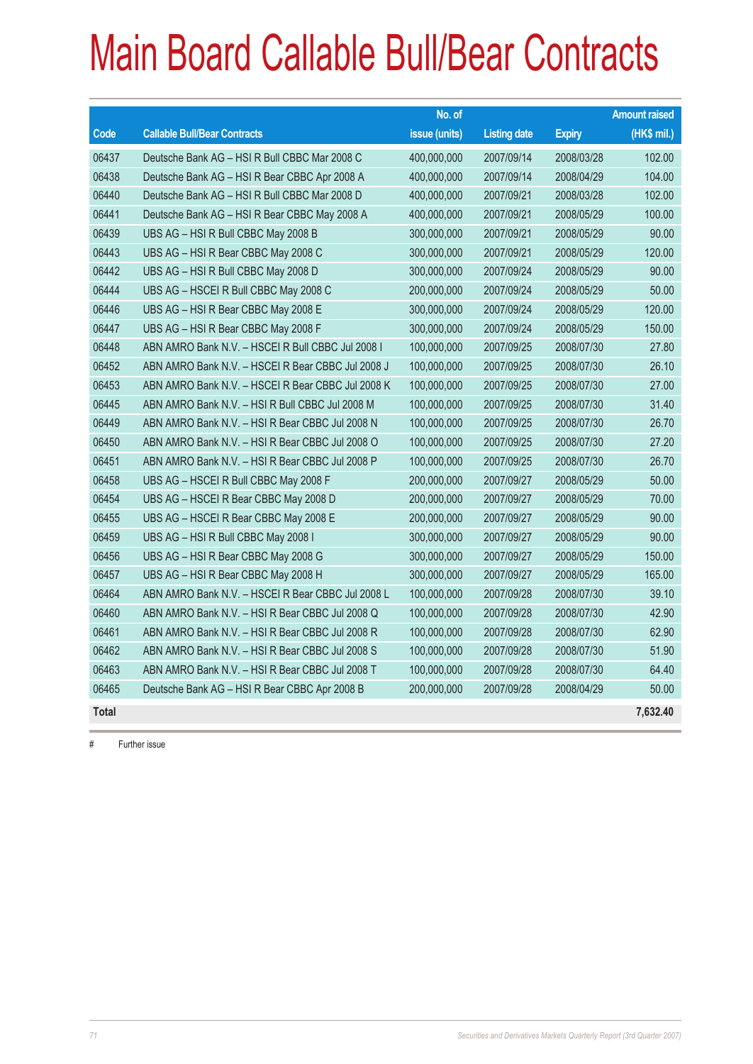# Main Board Callable Bull/Bear Contracts

| Code | Callable Bull/Bear Contracts | No. of issue (units) | Listing date | Expiry | Amount raised (HK$ mil.) |
|---|---|---|---|---|---|
| 06437 | Deutsche Bank AG – HSI R Bull CBBC Mar 2008 C | 400,000,000 | 2007/09/14 | 2008/03/28 | 102.00 |
| 06438 | Deutsche Bank AG – HSI R Bear CBBC Apr 2008 A | 400,000,000 | 2007/09/14 | 2008/04/29 | 104.00 |
| 06440 | Deutsche Bank AG – HSI R Bull CBBC Mar 2008 D | 400,000,000 | 2007/09/21 | 2008/03/28 | 102.00 |
| 06441 | Deutsche Bank AG – HSI R Bear CBBC May 2008 A | 400,000,000 | 2007/09/21 | 2008/05/29 | 100.00 |
| 06439 | UBS AG – HSI R Bull CBBC May 2008 B | 300,000,000 | 2007/09/21 | 2008/05/29 | 90.00 |
| 06443 | UBS AG – HSI R Bear CBBC May 2008 C | 300,000,000 | 2007/09/21 | 2008/05/29 | 120.00 |
| 06442 | UBS AG – HSI R Bull CBBC May 2008 D | 300,000,000 | 2007/09/24 | 2008/05/29 | 90.00 |
| 06444 | UBS AG – HSCEI R Bull CBBC May 2008 C | 200,000,000 | 2007/09/24 | 2008/05/29 | 50.00 |
| 06446 | UBS AG – HSI R Bear CBBC May 2008 E | 300,000,000 | 2007/09/24 | 2008/05/29 | 120.00 |
| 06447 | UBS AG – HSI R Bear CBBC May 2008 F | 300,000,000 | 2007/09/24 | 2008/05/29 | 150.00 |
| 06448 | ABN AMRO Bank N.V. – HSCEI R Bull CBBC Jul 2008 I | 100,000,000 | 2007/09/25 | 2008/07/30 | 27.80 |
| 06452 | ABN AMRO Bank N.V. – HSCEI R Bear CBBC Jul 2008 J | 100,000,000 | 2007/09/25 | 2008/07/30 | 26.10 |
| 06453 | ABN AMRO Bank N.V. – HSCEI R Bear CBBC Jul 2008 K | 100,000,000 | 2007/09/25 | 2008/07/30 | 27.00 |
| 06445 | ABN AMRO Bank N.V. – HSI R Bull CBBC Jul 2008 M | 100,000,000 | 2007/09/25 | 2008/07/30 | 31.40 |
| 06449 | ABN AMRO Bank N.V. – HSI R Bear CBBC Jul 2008 N | 100,000,000 | 2007/09/25 | 2008/07/30 | 26.70 |
| 06450 | ABN AMRO Bank N.V. – HSI R Bear CBBC Jul 2008 O | 100,000,000 | 2007/09/25 | 2008/07/30 | 27.20 |
| 06451 | ABN AMRO Bank N.V. – HSI R Bear CBBC Jul 2008 P | 100,000,000 | 2007/09/25 | 2008/07/30 | 26.70 |
| 06458 | UBS AG – HSCEI R Bull CBBC May 2008 F | 200,000,000 | 2007/09/27 | 2008/05/29 | 50.00 |
| 06454 | UBS AG – HSCEI R Bear CBBC May 2008 D | 200,000,000 | 2007/09/27 | 2008/05/29 | 70.00 |
| 06455 | UBS AG – HSCEI R Bear CBBC May 2008 E | 200,000,000 | 2007/09/27 | 2008/05/29 | 90.00 |
| 06459 | UBS AG – HSI R Bull CBBC May 2008 I | 300,000,000 | 2007/09/27 | 2008/05/29 | 90.00 |
| 06456 | UBS AG – HSI R Bear CBBC May 2008 G | 300,000,000 | 2007/09/27 | 2008/05/29 | 150.00 |
| 06457 | UBS AG – HSI R Bear CBBC May 2008 H | 300,000,000 | 2007/09/27 | 2008/05/29 | 165.00 |
| 06464 | ABN AMRO Bank N.V. – HSCEI R Bear CBBC Jul 2008 L | 100,000,000 | 2007/09/28 | 2008/07/30 | 39.10 |
| 06460 | ABN AMRO Bank N.V. – HSI R Bear CBBC Jul 2008 Q | 100,000,000 | 2007/09/28 | 2008/07/30 | 42.90 |
| 06461 | ABN AMRO Bank N.V. – HSI R Bear CBBC Jul 2008 R | 100,000,000 | 2007/09/28 | 2008/07/30 | 62.90 |
| 06462 | ABN AMRO Bank N.V. – HSI R Bear CBBC Jul 2008 S | 100,000,000 | 2007/09/28 | 2008/07/30 | 51.90 |
| 06463 | ABN AMRO Bank N.V. – HSI R Bear CBBC Jul 2008 T | 100,000,000 | 2007/09/28 | 2008/07/30 | 64.40 |
| 06465 | Deutsche Bank AG – HSI R Bear CBBC Apr 2008 B | 200,000,000 | 2007/09/28 | 2008/04/29 | 50.00 |
| **Total** | | | | | **7,632.40** |

# Further issue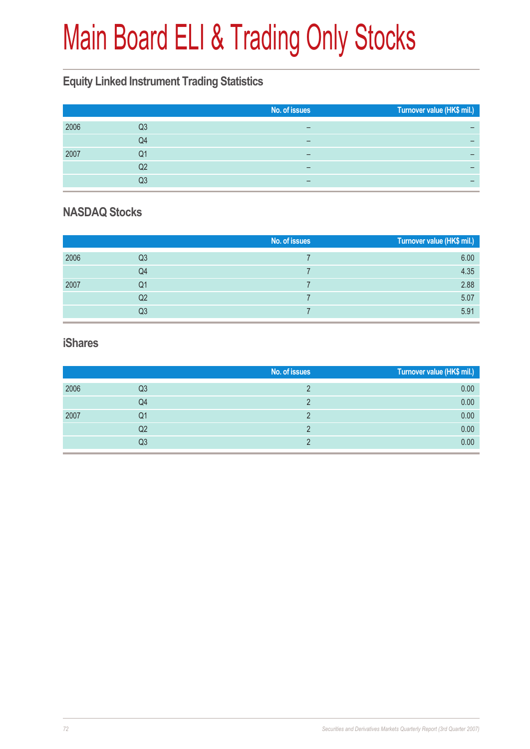# Main Board ELI & Trading Only Stocks

## Equity Linked Instrument Trading Statistics

| | | No. of issues | Turnover value (HK$ mil.) |
|---|---|---|---|
| 2006 | Q3 | – | – |
| | Q4 | – | – |
| 2007 | Q1 | – | – |
| | Q2 | – | – |
| | Q3 | – | – |

## NASDAQ Stocks

| | | No. of issues | Turnover value (HK$ mil.) |
|---|---|---|---|
| 2006 | Q3 | 7 | 6.00 |
| | Q4 | 7 | 4.35 |
| 2007 | Q1 | 7 | 2.88 |
| | Q2 | 7 | 5.07 |
| | Q3 | 7 | 5.91 |

## iShares

| | | No. of issues | Turnover value (HK$ mil.) |
|---|---|---|---|
| 2006 | Q3 | 2 | 0.00 |
| | Q4 | 2 | 0.00 |
| 2007 | Q1 | 2 | 0.00 |
| | Q2 | 2 | 0.00 |
| | Q3 | 2 | 0.00 |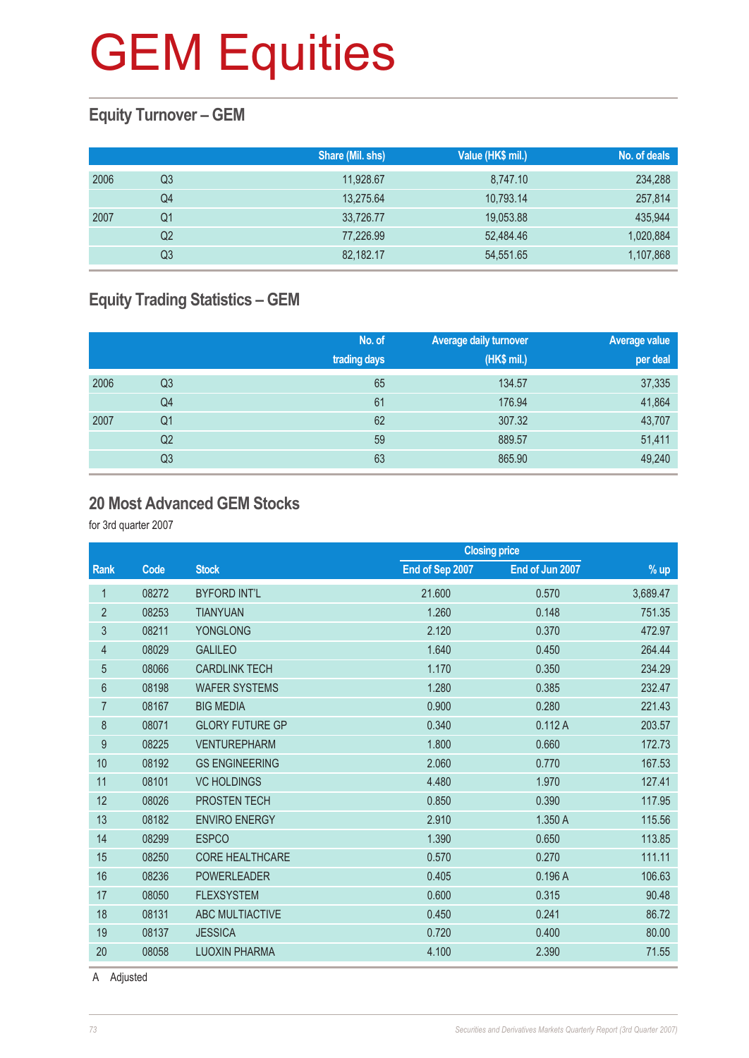# GEM Equities

## Equity Turnover – GEM

| | | Share (Mil. shs) | Value (HK$ mil.) | No. of deals |
|---|---|---|---|---|
| 2006 | Q3 | 11,928.67 | 8,747.10 | 234,288 |
| | Q4 | 13,275.64 | 10,793.14 | 257,814 |
| 2007 | Q1 | 33,726.77 | 19,053.88 | 435,944 |
| | Q2 | 77,226.99 | 52,484.46 | 1,020,884 |
| | Q3 | 82,182.17 | 54,551.65 | 1,107,868 |

## Equity Trading Statistics – GEM

| | | No. of trading days | Average daily turnover (HK$ mil.) | Average value per deal |
|---|---|---|---|---|
| 2006 | Q3 | 65 | 134.57 | 37,335 |
| | Q4 | 61 | 176.94 | 41,864 |
| 2007 | Q1 | 62 | 307.32 | 43,707 |
| | Q2 | 59 | 889.57 | 51,411 |
| | Q3 | 63 | 865.90 | 49,240 |

## 20 Most Advanced GEM Stocks

for 3rd quarter 2007

| | | | Closing price | | |
|---|---|---|---|---|---|
| Rank | Code | Stock | End of Sep 2007 | End of Jun 2007 | % up |
| 1 | 08272 | BYFORD INT'L | 21.600 | 0.570 | 3,689.47 |
| 2 | 08253 | TIANYUAN | 1.260 | 0.148 | 751.35 |
| 3 | 08211 | YONGLONG | 2.120 | 0.370 | 472.97 |
| 4 | 08029 | GALILEO | 1.640 | 0.450 | 264.44 |
| 5 | 08066 | CARDLINK TECH | 1.170 | 0.350 | 234.29 |
| 6 | 08198 | WAFER SYSTEMS | 1.280 | 0.385 | 232.47 |
| 7 | 08167 | BIG MEDIA | 0.900 | 0.280 | 221.43 |
| 8 | 08071 | GLORY FUTURE GP | 0.340 | 0.112 A | 203.57 |
| 9 | 08225 | VENTUREPHARM | 1.800 | 0.660 | 172.73 |
| 10 | 08192 | GS ENGINEERING | 2.060 | 0.770 | 167.53 |
| 11 | 08101 | VC HOLDINGS | 4.480 | 1.970 | 127.41 |
| 12 | 08026 | PROSTEN TECH | 0.850 | 0.390 | 117.95 |
| 13 | 08182 | ENVIRO ENERGY | 2.910 | 1.350 A | 115.56 |
| 14 | 08299 | ESPCO | 1.390 | 0.650 | 113.85 |
| 15 | 08250 | CORE HEALTHCARE | 0.570 | 0.270 | 111.11 |
| 16 | 08236 | POWERLEADER | 0.405 | 0.196 A | 106.63 |
| 17 | 08050 | FLEXSYSTEM | 0.600 | 0.315 | 90.48 |
| 18 | 08131 | ABC MULTIACTIVE | 0.450 | 0.241 | 86.72 |
| 19 | 08137 | JESSICA | 0.720 | 0.400 | 80.00 |
| 20 | 08058 | LUOXIN PHARMA | 4.100 | 2.390 | 71.55 |

A Adjusted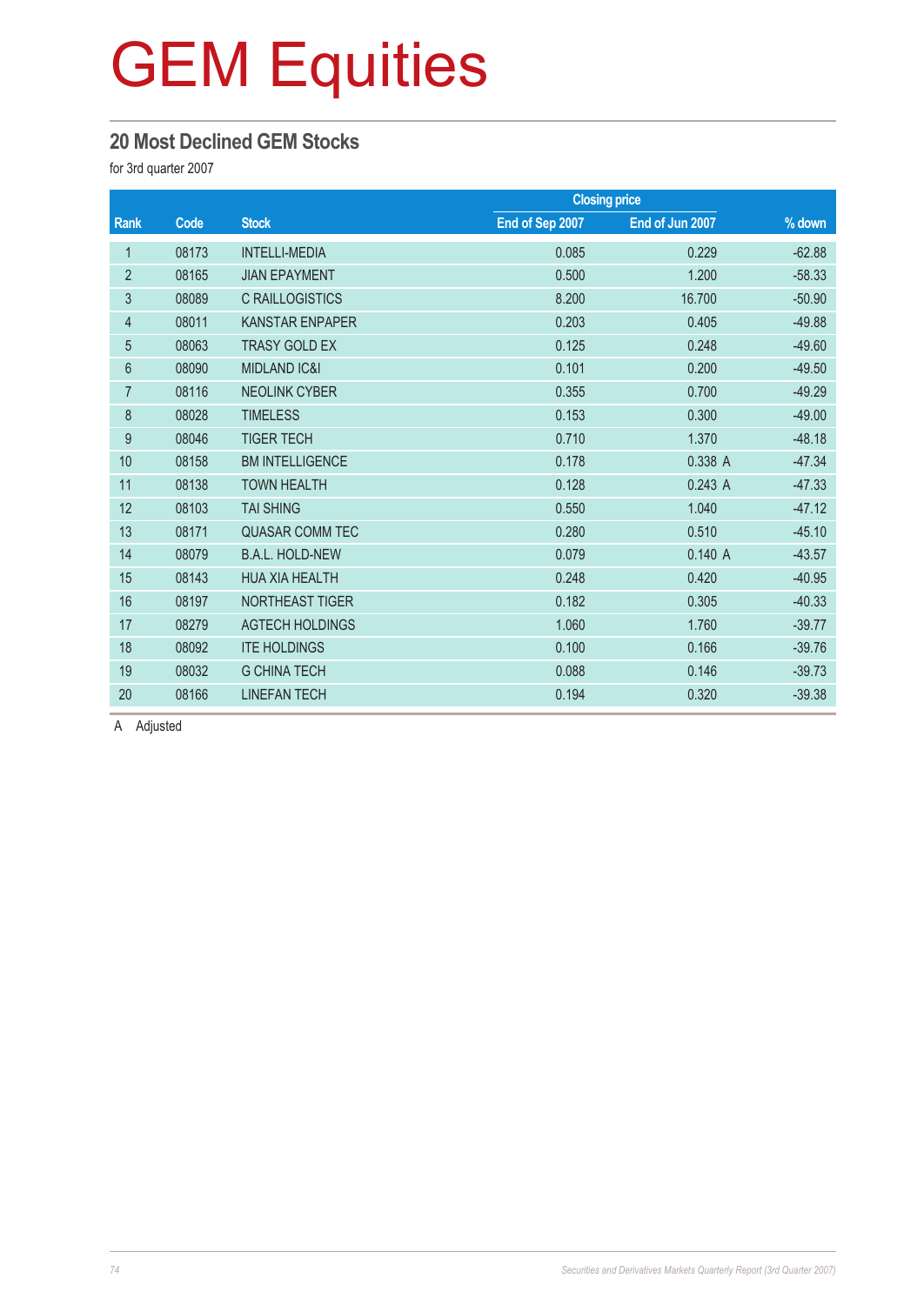# GEM Equities

## 20 Most Declined GEM Stocks

for 3rd quarter 2007

| Rank | Code | Stock | Closing price | | % down |
|---|---|---|---|---|---|
| | | | End of Sep 2007 | End of Jun 2007 | |
| 1 | 08173 | INTELLI-MEDIA | 0.085 | 0.229 | -62.88 |
| 2 | 08165 | JIAN EPAYMENT | 0.500 | 1.200 | -58.33 |
| 3 | 08089 | C RAILLOGISTICS | 8.200 | 16.700 | -50.90 |
| 4 | 08011 | KANSTAR ENPAPER | 0.203 | 0.405 | -49.88 |
| 5 | 08063 | TRASY GOLD EX | 0.125 | 0.248 | -49.60 |
| 6 | 08090 | MIDLAND IC&I | 0.101 | 0.200 | -49.50 |
| 7 | 08116 | NEOLINK CYBER | 0.355 | 0.700 | -49.29 |
| 8 | 08028 | TIMELESS | 0.153 | 0.300 | -49.00 |
| 9 | 08046 | TIGER TECH | 0.710 | 1.370 | -48.18 |
| 10 | 08158 | BM INTELLIGENCE | 0.178 | 0.338 A | -47.34 |
| 11 | 08138 | TOWN HEALTH | 0.128 | 0.243 A | -47.33 |
| 12 | 08103 | TAI SHING | 0.550 | 1.040 | -47.12 |
| 13 | 08171 | QUASAR COMM TEC | 0.280 | 0.510 | -45.10 |
| 14 | 08079 | B.A.L. HOLD-NEW | 0.079 | 0.140 A | -43.57 |
| 15 | 08143 | HUA XIA HEALTH | 0.248 | 0.420 | -40.95 |
| 16 | 08197 | NORTHEAST TIGER | 0.182 | 0.305 | -40.33 |
| 17 | 08279 | AGTECH HOLDINGS | 1.060 | 1.760 | -39.77 |
| 18 | 08092 | ITE HOLDINGS | 0.100 | 0.166 | -39.76 |
| 19 | 08032 | G CHINA TECH | 0.088 | 0.146 | -39.73 |
| 20 | 08166 | LINEFAN TECH | 0.194 | 0.320 | -39.38 |

A Adjusted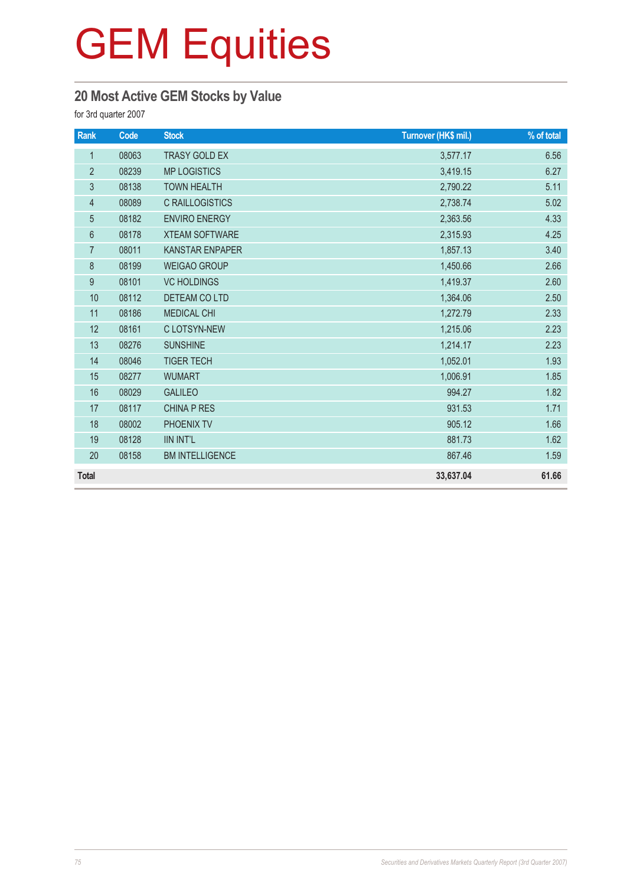# GEM Equities

## 20 Most Active GEM Stocks by Value

for 3rd quarter 2007

| Rank | Code | Stock | Turnover (HK$ mil.) | % of total |
|---|---|---|---|---|
| 1 | 08063 | TRASY GOLD EX | 3,577.17 | 6.56 |
| 2 | 08239 | MP LOGISTICS | 3,419.15 | 6.27 |
| 3 | 08138 | TOWN HEALTH | 2,790.22 | 5.11 |
| 4 | 08089 | C RAILLOGISTICS | 2,738.74 | 5.02 |
| 5 | 08182 | ENVIRO ENERGY | 2,363.56 | 4.33 |
| 6 | 08178 | XTEAM SOFTWARE | 2,315.93 | 4.25 |
| 7 | 08011 | KANSTAR ENPAPER | 1,857.13 | 3.40 |
| 8 | 08199 | WEIGAO GROUP | 1,450.66 | 2.66 |
| 9 | 08101 | VC HOLDINGS | 1,419.37 | 2.60 |
| 10 | 08112 | DETEAM CO LTD | 1,364.06 | 2.50 |
| 11 | 08186 | MEDICAL CHI | 1,272.79 | 2.33 |
| 12 | 08161 | C LOTSYN-NEW | 1,215.06 | 2.23 |
| 13 | 08276 | SUNSHINE | 1,214.17 | 2.23 |
| 14 | 08046 | TIGER TECH | 1,052.01 | 1.93 |
| 15 | 08277 | WUMART | 1,006.91 | 1.85 |
| 16 | 08029 | GALILEO | 994.27 | 1.82 |
| 17 | 08117 | CHINA P RES | 931.53 | 1.71 |
| 18 | 08002 | PHOENIX TV | 905.12 | 1.66 |
| 19 | 08128 | IIN INT'L | 881.73 | 1.62 |
| 20 | 08158 | BM INTELLIGENCE | 867.46 | 1.59 |
| **Total** | | | **33,637.04** | **61.66** |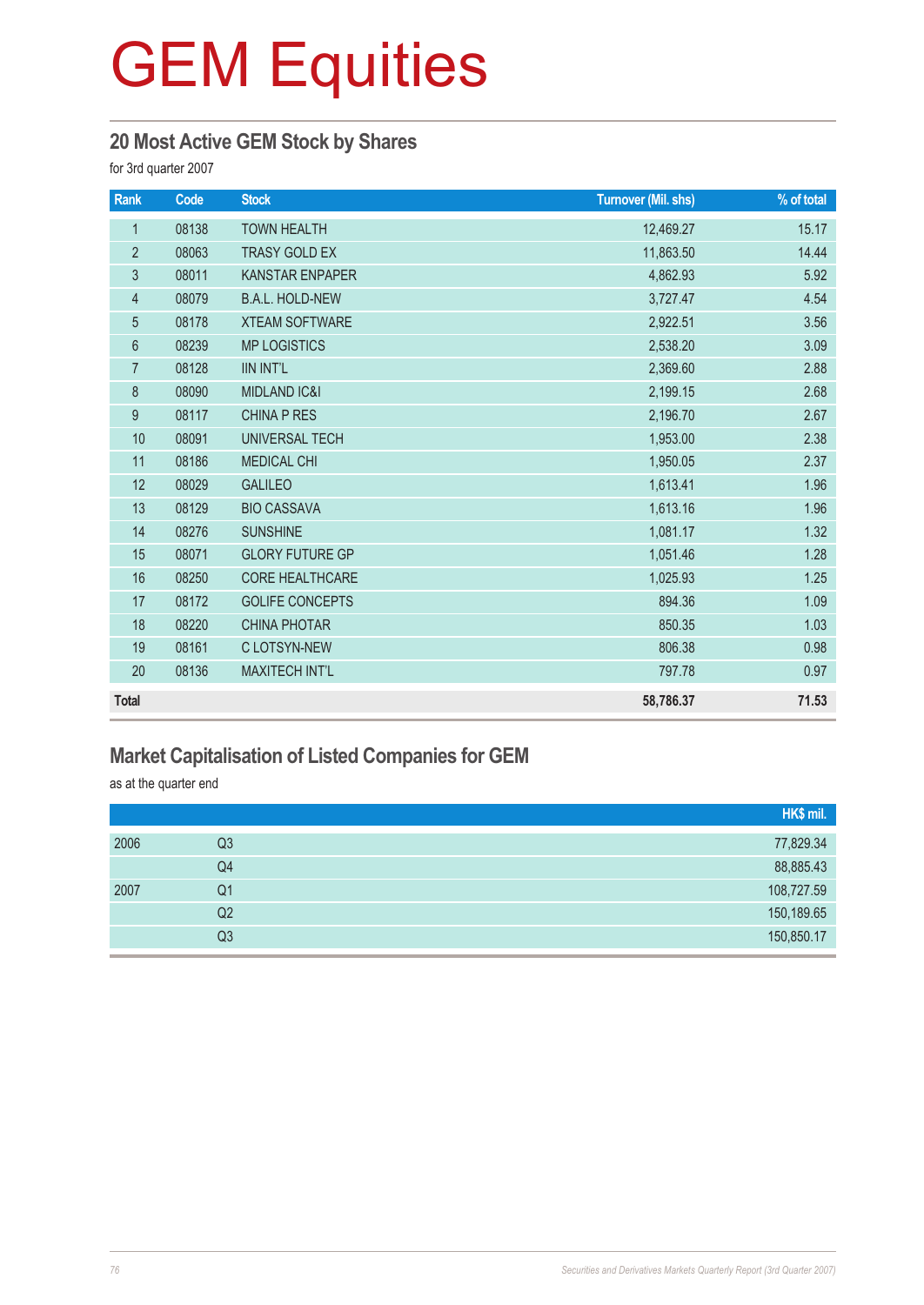# GEM Equities

## 20 Most Active GEM Stock by Shares

for 3rd quarter 2007

| Rank | Code | Stock | Turnover (Mil. shs) | % of total |
|---|---|---|---|---|
| 1 | 08138 | TOWN HEALTH | 12,469.27 | 15.17 |
| 2 | 08063 | TRASY GOLD EX | 11,863.50 | 14.44 |
| 3 | 08011 | KANSTAR ENPAPER | 4,862.93 | 5.92 |
| 4 | 08079 | B.A.L. HOLD-NEW | 3,727.47 | 4.54 |
| 5 | 08178 | XTEAM SOFTWARE | 2,922.51 | 3.56 |
| 6 | 08239 | MP LOGISTICS | 2,538.20 | 3.09 |
| 7 | 08128 | IIN INT'L | 2,369.60 | 2.88 |
| 8 | 08090 | MIDLAND IC&I | 2,199.15 | 2.68 |
| 9 | 08117 | CHINA P RES | 2,196.70 | 2.67 |
| 10 | 08091 | UNIVERSAL TECH | 1,953.00 | 2.38 |
| 11 | 08186 | MEDICAL CHI | 1,950.05 | 2.37 |
| 12 | 08029 | GALILEO | 1,613.41 | 1.96 |
| 13 | 08129 | BIO CASSAVA | 1,613.16 | 1.96 |
| 14 | 08276 | SUNSHINE | 1,081.17 | 1.32 |
| 15 | 08071 | GLORY FUTURE GP | 1,051.46 | 1.28 |
| 16 | 08250 | CORE HEALTHCARE | 1,025.93 | 1.25 |
| 17 | 08172 | GOLIFE CONCEPTS | 894.36 | 1.09 |
| 18 | 08220 | CHINA PHOTAR | 850.35 | 1.03 |
| 19 | 08161 | C LOTSYN-NEW | 806.38 | 0.98 |
| 20 | 08136 | MAXITECH INT'L | 797.78 | 0.97 |
| **Total** | | | **58,786.37** | **71.53** |

## Market Capitalisation of Listed Companies for GEM

as at the quarter end

| | | HK$ mil. |
|---|---|---|
| 2006 | Q3 | 77,829.34 |
| | Q4 | 88,885.43 |
| 2007 | Q1 | 108,727.59 |
| | Q2 | 150,189.65 |
| | Q3 | 150,850.17 |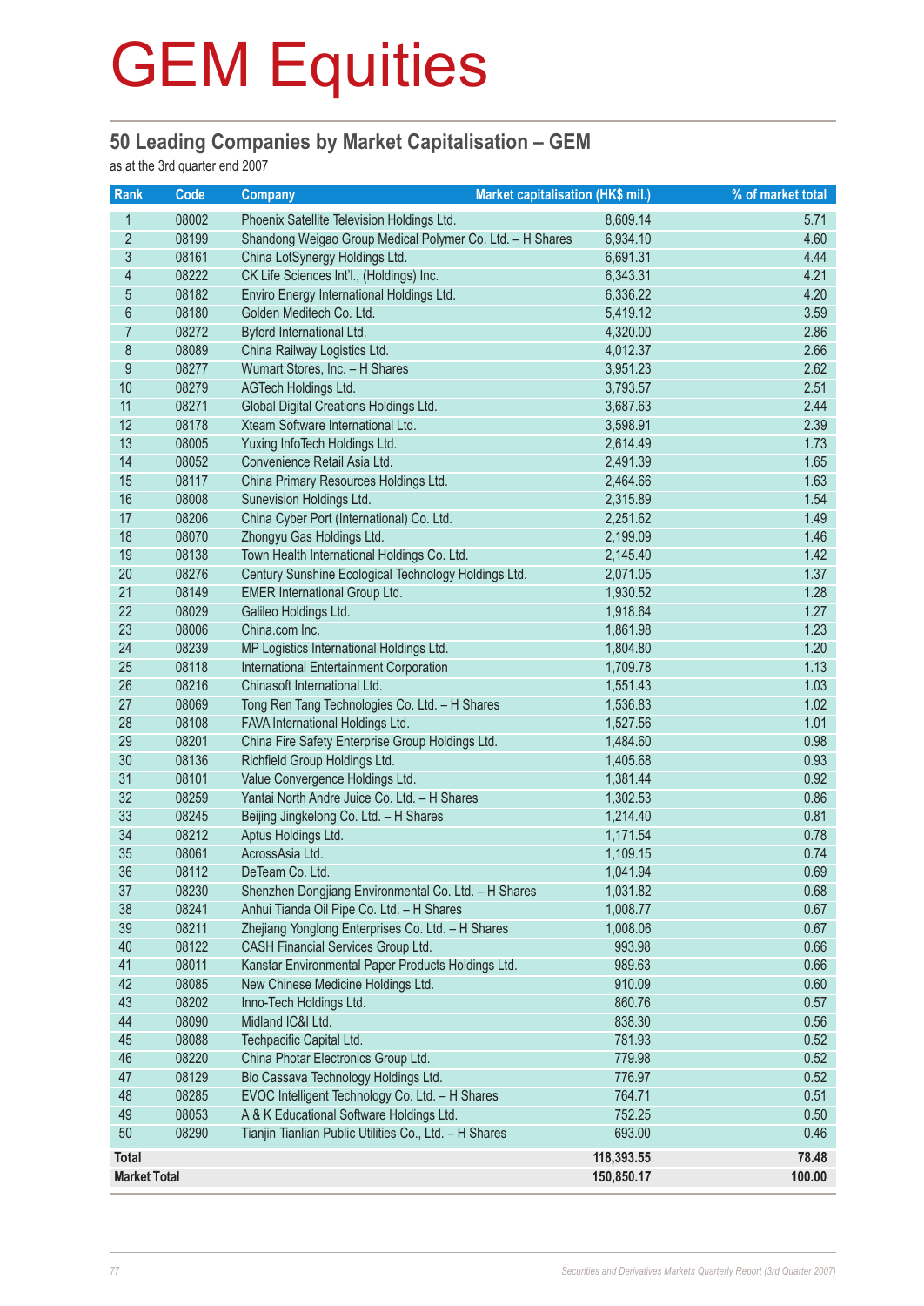# GEM Equities

## 50 Leading Companies by Market Capitalisation – GEM

as at the 3rd quarter end 2007

| Rank | Code | Company | Market capitalisation (HK$ mil.) | % of market total |
|---|---|---|---|---|
| 1 | 08002 | Phoenix Satellite Television Holdings Ltd. | 8,609.14 | 5.71 |
| 2 | 08199 | Shandong Weigao Group Medical Polymer Co. Ltd. – H Shares | 6,934.10 | 4.60 |
| 3 | 08161 | China LotSynergy Holdings Ltd. | 6,691.31 | 4.44 |
| 4 | 08222 | CK Life Sciences Int'l., (Holdings) Inc. | 6,343.31 | 4.21 |
| 5 | 08182 | Enviro Energy International Holdings Ltd. | 6,336.22 | 4.20 |
| 6 | 08180 | Golden Meditech Co. Ltd. | 5,419.12 | 3.59 |
| 7 | 08272 | Byford International Ltd. | 4,320.00 | 2.86 |
| 8 | 08089 | China Railway Logistics Ltd. | 4,012.37 | 2.66 |
| 9 | 08277 | Wumart Stores, Inc. – H Shares | 3,951.23 | 2.62 |
| 10 | 08279 | AGTech Holdings Ltd. | 3,793.57 | 2.51 |
| 11 | 08271 | Global Digital Creations Holdings Ltd. | 3,687.63 | 2.44 |
| 12 | 08178 | Xteam Software International Ltd. | 3,598.91 | 2.39 |
| 13 | 08005 | Yuxing InfoTech Holdings Ltd. | 2,614.49 | 1.73 |
| 14 | 08052 | Convenience Retail Asia Ltd. | 2,491.39 | 1.65 |
| 15 | 08117 | China Primary Resources Holdings Ltd. | 2,464.66 | 1.63 |
| 16 | 08008 | Sunevision Holdings Ltd. | 2,315.89 | 1.54 |
| 17 | 08206 | China Cyber Port (International) Co. Ltd. | 2,251.62 | 1.49 |
| 18 | 08070 | Zhongyu Gas Holdings Ltd. | 2,199.09 | 1.46 |
| 19 | 08138 | Town Health International Holdings Co. Ltd. | 2,145.40 | 1.42 |
| 20 | 08276 | Century Sunshine Ecological Technology Holdings Ltd. | 2,071.05 | 1.37 |
| 21 | 08149 | EMER International Group Ltd. | 1,930.52 | 1.28 |
| 22 | 08029 | Galileo Holdings Ltd. | 1,918.64 | 1.27 |
| 23 | 08006 | China.com Inc. | 1,861.98 | 1.23 |
| 24 | 08239 | MP Logistics International Holdings Ltd. | 1,804.80 | 1.20 |
| 25 | 08118 | International Entertainment Corporation | 1,709.78 | 1.13 |
| 26 | 08216 | Chinasoft International Ltd. | 1,551.43 | 1.03 |
| 27 | 08069 | Tong Ren Tang Technologies Co. Ltd. – H Shares | 1,536.83 | 1.02 |
| 28 | 08108 | FAVA International Holdings Ltd. | 1,527.56 | 1.01 |
| 29 | 08201 | China Fire Safety Enterprise Group Holdings Ltd. | 1,484.60 | 0.98 |
| 30 | 08136 | Richfield Group Holdings Ltd. | 1,405.68 | 0.93 |
| 31 | 08101 | Value Convergence Holdings Ltd. | 1,381.44 | 0.92 |
| 32 | 08259 | Yantai North Andre Juice Co. Ltd. – H Shares | 1,302.53 | 0.86 |
| 33 | 08245 | Beijing Jingkelong Co. Ltd. – H Shares | 1,214.40 | 0.81 |
| 34 | 08212 | Aptus Holdings Ltd. | 1,171.54 | 0.78 |
| 35 | 08061 | AcrossAsia Ltd. | 1,109.15 | 0.74 |
| 36 | 08112 | DeTeam Co. Ltd. | 1,041.94 | 0.69 |
| 37 | 08230 | Shenzhen Dongjiang Environmental Co. Ltd. – H Shares | 1,031.82 | 0.68 |
| 38 | 08241 | Anhui Tianda Oil Pipe Co. Ltd. – H Shares | 1,008.77 | 0.67 |
| 39 | 08211 | Zhejiang Yonglong Enterprises Co. Ltd. – H Shares | 1,008.06 | 0.67 |
| 40 | 08122 | CASH Financial Services Group Ltd. | 993.98 | 0.66 |
| 41 | 08011 | Kanstar Environmental Paper Products Holdings Ltd. | 989.63 | 0.66 |
| 42 | 08085 | New Chinese Medicine Holdings Ltd. | 910.09 | 0.60 |
| 43 | 08202 | Inno-Tech Holdings Ltd. | 860.76 | 0.57 |
| 44 | 08090 | Midland IC&I Ltd. | 838.30 | 0.56 |
| 45 | 08088 | Techpacific Capital Ltd. | 781.93 | 0.52 |
| 46 | 08220 | China Photar Electronics Group Ltd. | 779.98 | 0.52 |
| 47 | 08129 | Bio Cassava Technology Holdings Ltd. | 776.97 | 0.52 |
| 48 | 08285 | EVOC Intelligent Technology Co. Ltd. – H Shares | 764.71 | 0.51 |
| 49 | 08053 | A & K Educational Software Holdings Ltd. | 752.25 | 0.50 |
| 50 | 08290 | Tianjin Tianlian Public Utilities Co., Ltd. – H Shares | 693.00 | 0.46 |
| **Total** | | | **118,393.55** | **78.48** |
| **Market Total** | | | **150,850.17** | **100.00** |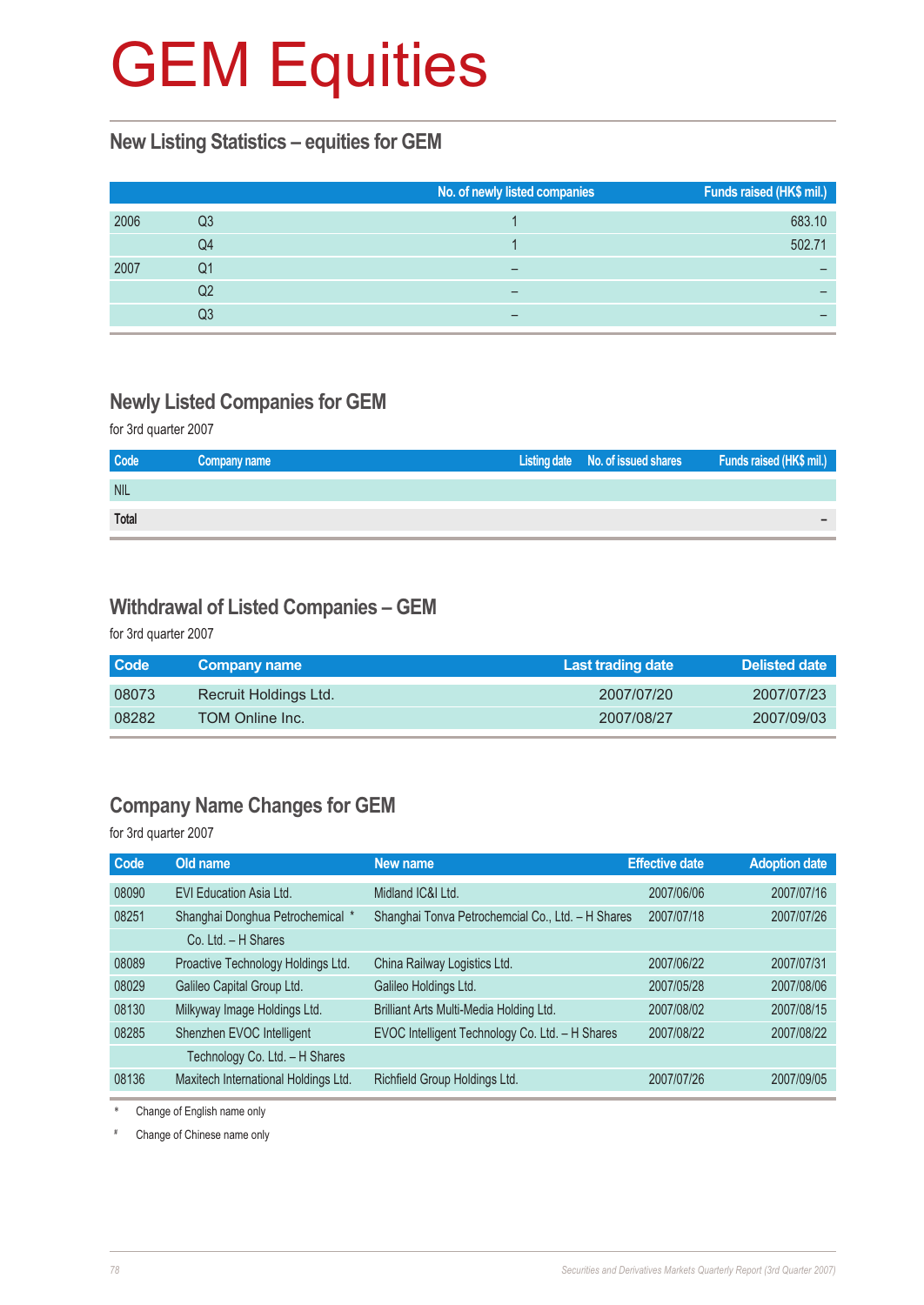# GEM Equities

## New Listing Statistics – equities for GEM

| | | No. of newly listed companies | Funds raised (HK$ mil.) |
|---|---|---|---|
| 2006 | Q3 | 1 | 683.10 |
| | Q4 | 1 | 502.71 |
| 2007 | Q1 | – | – |
| | Q2 | – | – |
| | Q3 | – | – |

## Newly Listed Companies for GEM

for 3rd quarter 2007

| Code | Company name | Listing date | No. of issued shares | Funds raised (HK$ mil.) |
|---|---|---|---|---|
| NIL | | | | |
| **Total** | | | | – |

## Withdrawal of Listed Companies – GEM

for 3rd quarter 2007

| Code | Company name | Last trading date | Delisted date |
|---|---|---|---|
| 08073 | Recruit Holdings Ltd. | 2007/07/20 | 2007/07/23 |
| 08282 | TOM Online Inc. | 2007/08/27 | 2007/09/03 |

## Company Name Changes for GEM

for 3rd quarter 2007

| Code | Old name | New name | Effective date | Adoption date |
|---|---|---|---|---|
| 08090 | EVI Education Asia Ltd. | Midland IC&I Ltd. | 2007/06/06 | 2007/07/16 |
| 08251 | Shanghai Donghua Petrochemical * Co. Ltd. – H Shares | Shanghai Tonva Petrochemcial Co., Ltd. – H Shares | 2007/07/18 | 2007/07/26 |
| 08089 | Proactive Technology Holdings Ltd. | China Railway Logistics Ltd. | 2007/06/22 | 2007/07/31 |
| 08029 | Galileo Capital Group Ltd. | Galileo Holdings Ltd. | 2007/05/28 | 2007/08/06 |
| 08130 | Milkyway Image Holdings Ltd. | Brilliant Arts Multi-Media Holding Ltd. | 2007/08/02 | 2007/08/15 |
| 08285 | Shenzhen EVOC Intelligent Technology Co. Ltd. – H Shares | EVOC Intelligent Technology Co. Ltd. – H Shares | 2007/08/22 | 2007/08/22 |
| 08136 | Maxitech International Holdings Ltd. | Richfield Group Holdings Ltd. | 2007/07/26 | 2007/09/05 |

\* Change of English name only

\# Change of Chinese name only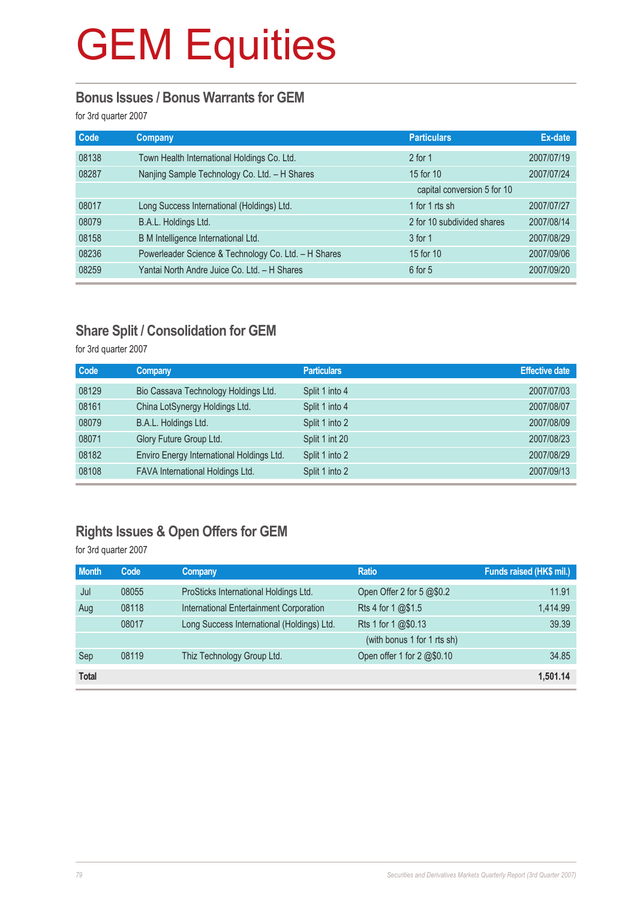# GEM Equities

## Bonus Issues / Bonus Warrants for GEM

for 3rd quarter 2007

| Code | Company | Particulars | Ex-date |
|---|---|---|---|
| 08138 | Town Health International Holdings Co. Ltd. | 2 for 1 | 2007/07/19 |
| 08287 | Nanjing Sample Technology Co. Ltd. – H Shares | 15 for 10 | 2007/07/24 |
| | | capital conversion 5 for 10 | |
| 08017 | Long Success International (Holdings) Ltd. | 1 for 1 rts sh | 2007/07/27 |
| 08079 | B.A.L. Holdings Ltd. | 2 for 10 subdivided shares | 2007/08/14 |
| 08158 | B M Intelligence International Ltd. | 3 for 1 | 2007/08/29 |
| 08236 | Powerleader Science & Technology Co. Ltd. – H Shares | 15 for 10 | 2007/09/06 |
| 08259 | Yantai North Andre Juice Co. Ltd. – H Shares | 6 for 5 | 2007/09/20 |

## Share Split / Consolidation for GEM

for 3rd quarter 2007

| Code | Company | Particulars | Effective date |
|---|---|---|---|
| 08129 | Bio Cassava Technology Holdings Ltd. | Split 1 into 4 | 2007/07/03 |
| 08161 | China LotSynergy Holdings Ltd. | Split 1 into 4 | 2007/08/07 |
| 08079 | B.A.L. Holdings Ltd. | Split 1 into 2 | 2007/08/09 |
| 08071 | Glory Future Group Ltd. | Split 1 int 20 | 2007/08/23 |
| 08182 | Enviro Energy International Holdings Ltd. | Split 1 into 2 | 2007/08/29 |
| 08108 | FAVA International Holdings Ltd. | Split 1 into 2 | 2007/09/13 |

## Rights Issues & Open Offers for GEM

for 3rd quarter 2007

| Month | Code | Company | Ratio | Funds raised (HK$ mil.) |
|---|---|---|---|---|
| Jul | 08055 | ProSticks International Holdings Ltd. | Open Offer 2 for 5 @$0.2 | 11.91 |
| Aug | 08118 | International Entertainment Corporation | Rts 4 for 1 @$1.5 | 1,414.99 |
| | 08017 | Long Success International (Holdings) Ltd. | Rts 1 for 1 @$0.13 | 39.39 |
| | | | (with bonus 1 for 1 rts sh) | |
| Sep | 08119 | Thiz Technology Group Ltd. | Open offer 1 for 2 @$0.10 | 34.85 |
| **Total** | | | | **1,501.14** |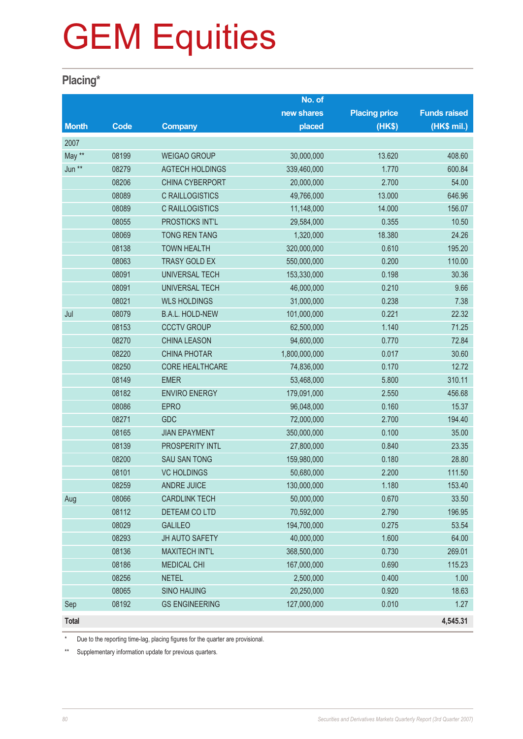# GEM Equities

## Placing*

| Month | Code | Company | No. of new shares placed | Placing price (HK$) | Funds raised (HK$ mil.) |
|---|---|---|---|---|---|
| 2007 | | | | | |
| May ** | 08199 | WEIGAO GROUP | 30,000,000 | 13.620 | 408.60 |
| Jun ** | 08279 | AGTECH HOLDINGS | 339,460,000 | 1.770 | 600.84 |
| | 08206 | CHINA CYBERPORT | 20,000,000 | 2.700 | 54.00 |
| | 08089 | C RAILLOGISTICS | 49,766,000 | 13.000 | 646.96 |
| | 08089 | C RAILLOGISTICS | 11,148,000 | 14.000 | 156.07 |
| | 08055 | PROSTICKS INT'L | 29,584,000 | 0.355 | 10.50 |
| | 08069 | TONG REN TANG | 1,320,000 | 18.380 | 24.26 |
| | 08138 | TOWN HEALTH | 320,000,000 | 0.610 | 195.20 |
| | 08063 | TRASY GOLD EX | 550,000,000 | 0.200 | 110.00 |
| | 08091 | UNIVERSAL TECH | 153,330,000 | 0.198 | 30.36 |
| | 08091 | UNIVERSAL TECH | 46,000,000 | 0.210 | 9.66 |
| | 08021 | WLS HOLDINGS | 31,000,000 | 0.238 | 7.38 |
| Jul | 08079 | B.A.L. HOLD-NEW | 101,000,000 | 0.221 | 22.32 |
| | 08153 | CCCTV GROUP | 62,500,000 | 1.140 | 71.25 |
| | 08270 | CHINA LEASON | 94,600,000 | 0.770 | 72.84 |
| | 08220 | CHINA PHOTAR | 1,800,000,000 | 0.017 | 30.60 |
| | 08250 | CORE HEALTHCARE | 74,836,000 | 0.170 | 12.72 |
| | 08149 | EMER | 53,468,000 | 5.800 | 310.11 |
| | 08182 | ENVIRO ENERGY | 179,091,000 | 2.550 | 456.68 |
| | 08086 | EPRO | 96,048,000 | 0.160 | 15.37 |
| | 08271 | GDC | 72,000,000 | 2.700 | 194.40 |
| | 08165 | JIAN EPAYMENT | 350,000,000 | 0.100 | 35.00 |
| | 08139 | PROSPERITY INTL | 27,800,000 | 0.840 | 23.35 |
| | 08200 | SAU SAN TONG | 159,980,000 | 0.180 | 28.80 |
| | 08101 | VC HOLDINGS | 50,680,000 | 2.200 | 111.50 |
| | 08259 | ANDRE JUICE | 130,000,000 | 1.180 | 153.40 |
| Aug | 08066 | CARDLINK TECH | 50,000,000 | 0.670 | 33.50 |
| | 08112 | DETEAM CO LTD | 70,592,000 | 2.790 | 196.95 |
| | 08029 | GALILEO | 194,700,000 | 0.275 | 53.54 |
| | 08293 | JH AUTO SAFETY | 40,000,000 | 1.600 | 64.00 |
| | 08136 | MAXITECH INT'L | 368,500,000 | 0.730 | 269.01 |
| | 08186 | MEDICAL CHI | 167,000,000 | 0.690 | 115.23 |
| | 08256 | NETEL | 2,500,000 | 0.400 | 1.00 |
| | 08065 | SINO HAIJING | 20,250,000 | 0.920 | 18.63 |
| Sep | 08192 | GS ENGINEERING | 127,000,000 | 0.010 | 1.27 |
| **Total** | | | | | **4,545.31** |

* Due to the reporting time-lag, placing figures for the quarter are provisional.

** Supplementary information update for previous quarters.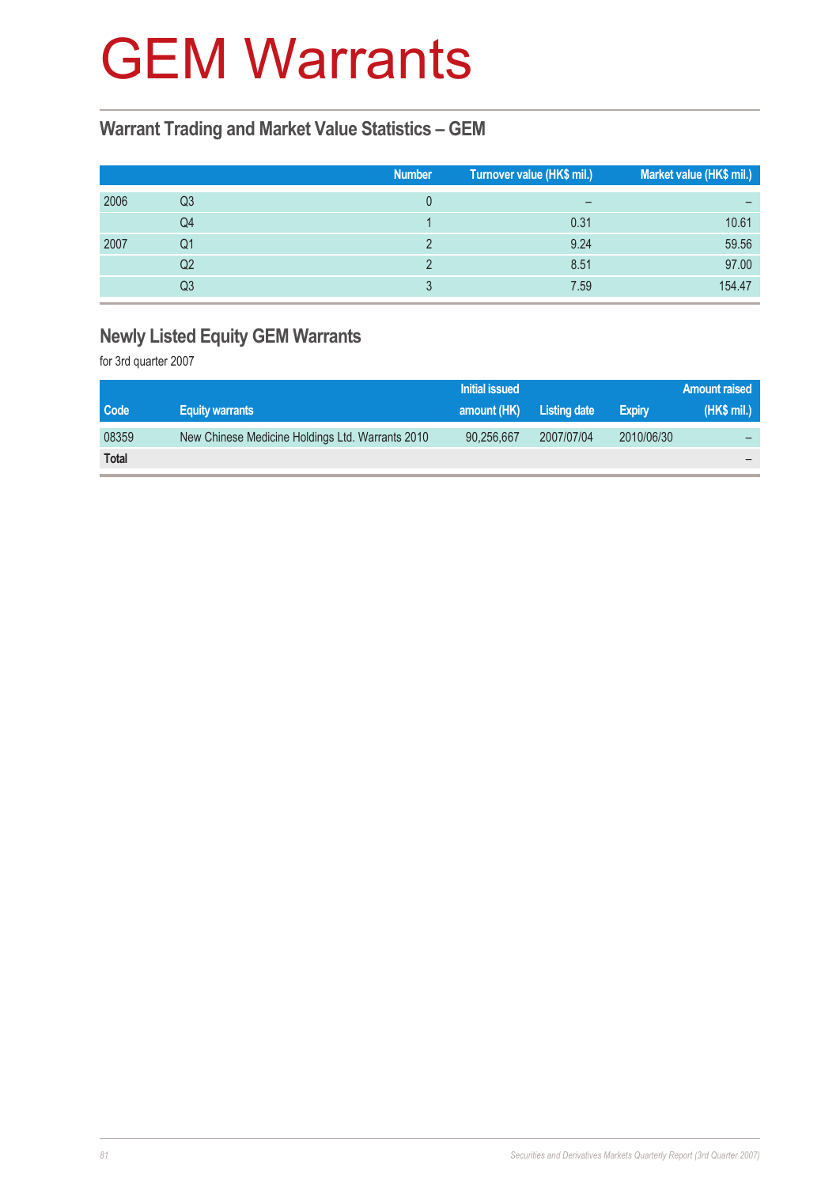# GEM Warrants

## Warrant Trading and Market Value Statistics – GEM

| | | Number | Turnover value (HK$ mil.) | Market value (HK$ mil.) |
|---|---|---|---|---|
| 2006 | Q3 | 0 | – | – |
| | Q4 | 1 | 0.31 | 10.61 |
| 2007 | Q1 | 2 | 9.24 | 59.56 |
| | Q2 | 2 | 8.51 | 97.00 |
| | Q3 | 3 | 7.59 | 154.47 |

## Newly Listed Equity GEM Warrants

for 3rd quarter 2007

| Code | Equity warrants | Initial issued amount (HK) | Listing date | Expiry | Amount raised (HK$ mil.) |
|---|---|---|---|---|---|
| 08359 | New Chinese Medicine Holdings Ltd. Warrants 2010 | 90,256,667 | 2007/07/04 | 2010/06/30 | – |
| **Total** | | | | | – |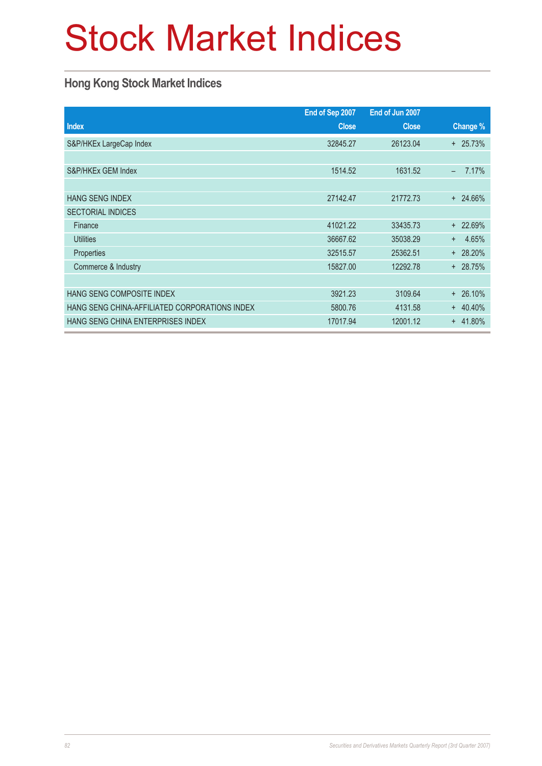# Stock Market Indices

## Hong Kong Stock Market Indices

| Index | End of Sep 2007<br>Close | End of Jun 2007<br>Close | Change % |
|---|---|---|---|
| S&P/HKEx LargeCap Index | 32845.27 | 26123.04 | + 25.73% |
| | | | |
| S&P/HKEx GEM Index | 1514.52 | 1631.52 | – 7.17% |
| | | | |
| HANG SENG INDEX | 27142.47 | 21772.73 | + 24.66% |
| SECTORIAL INDICES | | | |
| Finance | 41021.22 | 33435.73 | + 22.69% |
| Utilities | 36667.62 | 35038.29 | + 4.65% |
| Properties | 32515.57 | 25362.51 | + 28.20% |
| Commerce & Industry | 15827.00 | 12292.78 | + 28.75% |
| | | | |
| HANG SENG COMPOSITE INDEX | 3921.23 | 3109.64 | + 26.10% |
| HANG SENG CHINA-AFFILIATED CORPORATIONS INDEX | 5800.76 | 4131.58 | + 40.40% |
| HANG SENG CHINA ENTERPRISES INDEX | 17017.94 | 12001.12 | + 41.80% |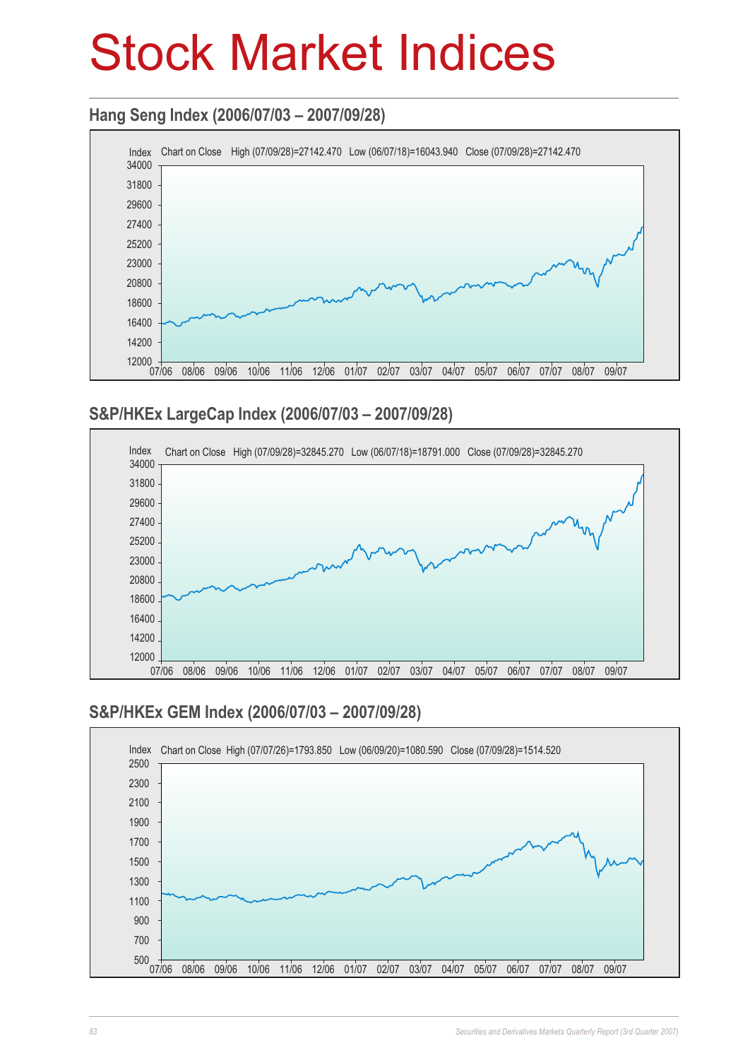# Stock Market Indices

## Hang Seng Index (2006/07/03 – 2007/09/28)

Index Chart on Close High (07/09/28)=27142.470 Low (06/07/18)=16043.940 Close (07/09/28)=27142.470

## S&P/HKEx LargeCap Index (2006/07/03 – 2007/09/28)

Index Chart on Close High (07/09/28)=32845.270 Low (06/07/18)=18791.000 Close (07/09/28)=32845.270

## S&P/HKEx GEM Index (2006/07/03 – 2007/09/28)

Index Chart on Close High (07/07/26)=1793.850 Low (06/09/20)=1080.590 Close (07/09/28)=1514.520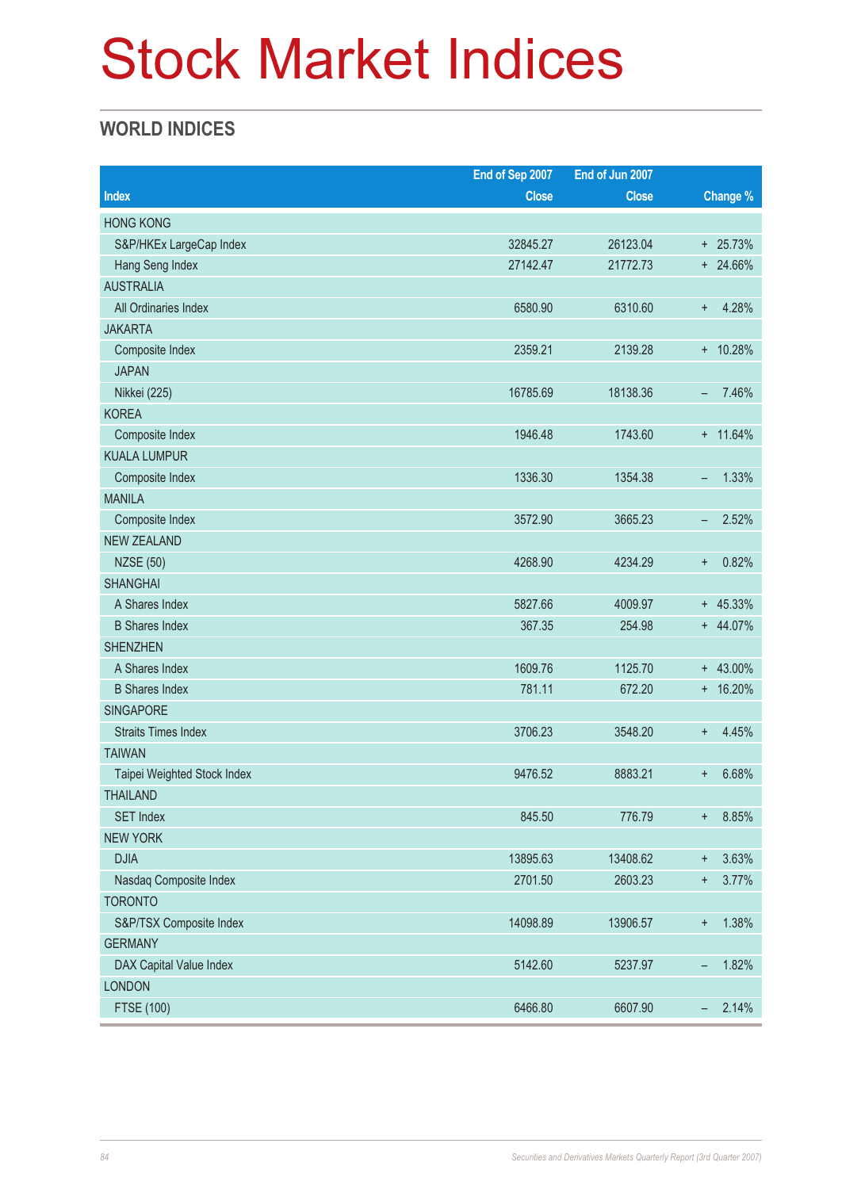# Stock Market Indices

## WORLD INDICES

| Index | End of Sep 2007 Close | End of Jun 2007 Close | Change % |
|---|---|---|---|
| HONG KONG | | | |
| S&P/HKEx LargeCap Index | 32845.27 | 26123.04 | + 25.73% |
| Hang Seng Index | 27142.47 | 21772.73 | + 24.66% |
| AUSTRALIA | | | |
| All Ordinaries Index | 6580.90 | 6310.60 | + 4.28% |
| JAKARTA | | | |
| Composite Index | 2359.21 | 2139.28 | + 10.28% |
| JAPAN | | | |
| Nikkei (225) | 16785.69 | 18138.36 | – 7.46% |
| KOREA | | | |
| Composite Index | 1946.48 | 1743.60 | + 11.64% |
| KUALA LUMPUR | | | |
| Composite Index | 1336.30 | 1354.38 | – 1.33% |
| MANILA | | | |
| Composite Index | 3572.90 | 3665.23 | – 2.52% |
| NEW ZEALAND | | | |
| NZSE (50) | 4268.90 | 4234.29 | + 0.82% |
| SHANGHAI | | | |
| A Shares Index | 5827.66 | 4009.97 | + 45.33% |
| B Shares Index | 367.35 | 254.98 | + 44.07% |
| SHENZHEN | | | |
| A Shares Index | 1609.76 | 1125.70 | + 43.00% |
| B Shares Index | 781.11 | 672.20 | + 16.20% |
| SINGAPORE | | | |
| Straits Times Index | 3706.23 | 3548.20 | + 4.45% |
| TAIWAN | | | |
| Taipei Weighted Stock Index | 9476.52 | 8883.21 | + 6.68% |
| THAILAND | | | |
| SET Index | 845.50 | 776.79 | + 8.85% |
| NEW YORK | | | |
| DJIA | 13895.63 | 13408.62 | + 3.63% |
| Nasdaq Composite Index | 2701.50 | 2603.23 | + 3.77% |
| TORONTO | | | |
| S&P/TSX Composite Index | 14098.89 | 13906.57 | + 1.38% |
| GERMANY | | | |
| DAX Capital Value Index | 5142.60 | 5237.97 | – 1.82% |
| LONDON | | | |
| FTSE (100) | 6466.80 | 6607.90 | – 2.14% |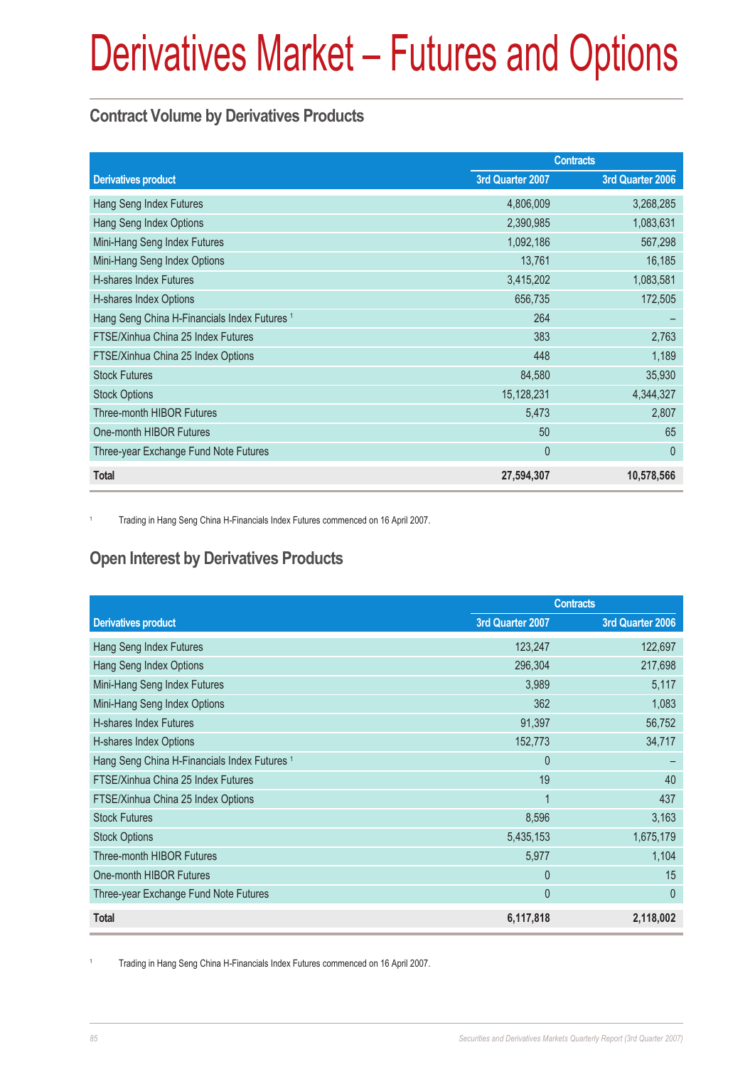# Derivatives Market – Futures and Options

## Contract Volume by Derivatives Products

| Derivatives product | Contracts | |
|---|---|---|
| | 3rd Quarter 2007 | 3rd Quarter 2006 |
| Hang Seng Index Futures | 4,806,009 | 3,268,285 |
| Hang Seng Index Options | 2,390,985 | 1,083,631 |
| Mini-Hang Seng Index Futures | 1,092,186 | 567,298 |
| Mini-Hang Seng Index Options | 13,761 | 16,185 |
| H-shares Index Futures | 3,415,202 | 1,083,581 |
| H-shares Index Options | 656,735 | 172,505 |
| Hang Seng China H-Financials Index Futures [1] | 264 | – |
| FTSE/Xinhua China 25 Index Futures | 383 | 2,763 |
| FTSE/Xinhua China 25 Index Options | 448 | 1,189 |
| Stock Futures | 84,580 | 35,930 |
| Stock Options | 15,128,231 | 4,344,327 |
| Three-month HIBOR Futures | 5,473 | 2,807 |
| One-month HIBOR Futures | 50 | 65 |
| Three-year Exchange Fund Note Futures | 0 | 0 |
| **Total** | **27,594,307** | **10,578,566** |

[1] Trading in Hang Seng China H-Financials Index Futures commenced on 16 April 2007.

## Open Interest by Derivatives Products

| Derivatives product | Contracts | |
|---|---|---|
| | 3rd Quarter 2007 | 3rd Quarter 2006 |
| Hang Seng Index Futures | 123,247 | 122,697 |
| Hang Seng Index Options | 296,304 | 217,698 |
| Mini-Hang Seng Index Futures | 3,989 | 5,117 |
| Mini-Hang Seng Index Options | 362 | 1,083 |
| H-shares Index Futures | 91,397 | 56,752 |
| H-shares Index Options | 152,773 | 34,717 |
| Hang Seng China H-Financials Index Futures [1] | 0 | – |
| FTSE/Xinhua China 25 Index Futures | 19 | 40 |
| FTSE/Xinhua China 25 Index Options | 1 | 437 |
| Stock Futures | 8,596 | 3,163 |
| Stock Options | 5,435,153 | 1,675,179 |
| Three-month HIBOR Futures | 5,977 | 1,104 |
| One-month HIBOR Futures | 0 | 15 |
| Three-year Exchange Fund Note Futures | 0 | 0 |
| **Total** | **6,117,818** | **2,118,002** |

[1] Trading in Hang Seng China H-Financials Index Futures commenced on 16 April 2007.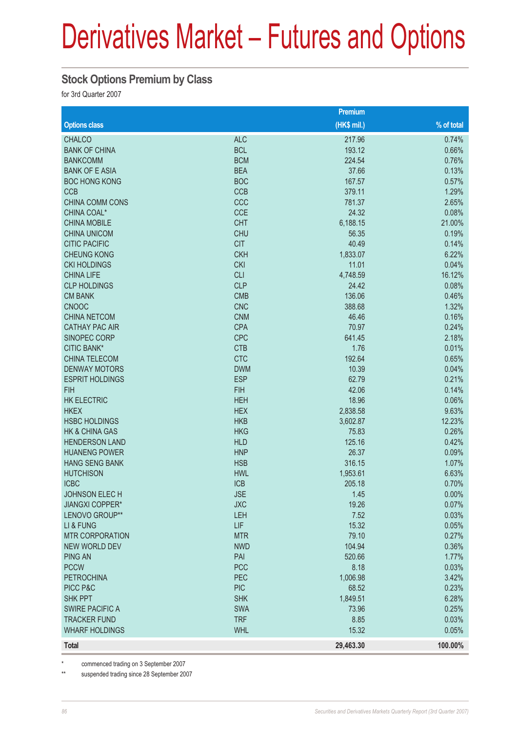# Derivatives Market – Futures and Options

## Stock Options Premium by Class

for 3rd Quarter 2007

| Options class | | Premium (HK$ mil.) | % of total |
|---|---|---|---|
| CHALCO | ALC | 217.96 | 0.74% |
| BANK OF CHINA | BCL | 193.12 | 0.66% |
| BANKCOMM | BCM | 224.54 | 0.76% |
| BANK OF E ASIA | BEA | 37.66 | 0.13% |
| BOC HONG KONG | BOC | 167.57 | 0.57% |
| CCB | CCB | 379.11 | 1.29% |
| CHINA COMM CONS | CCC | 781.37 | 2.65% |
| CHINA COAL* | CCE | 24.32 | 0.08% |
| CHINA MOBILE | CHT | 6,188.15 | 21.00% |
| CHINA UNICOM | CHU | 56.35 | 0.19% |
| CITIC PACIFIC | CIT | 40.49 | 0.14% |
| CHEUNG KONG | CKH | 1,833.07 | 6.22% |
| CKI HOLDINGS | CKI | 11.01 | 0.04% |
| CHINA LIFE | CLI | 4,748.59 | 16.12% |
| CLP HOLDINGS | CLP | 24.42 | 0.08% |
| CM BANK | CMB | 136.06 | 0.46% |
| CNOOC | CNC | 388.68 | 1.32% |
| CHINA NETCOM | CNM | 46.46 | 0.16% |
| CATHAY PAC AIR | CPA | 70.97 | 0.24% |
| SINOPEC CORP | CPC | 641.45 | 2.18% |
| CITIC BANK* | CTB | 1.76 | 0.01% |
| CHINA TELECOM | CTC | 192.64 | 0.65% |
| DENWAY MOTORS | DWM | 10.39 | 0.04% |
| ESPRIT HOLDINGS | ESP | 62.79 | 0.21% |
| FIH | FIH | 42.06 | 0.14% |
| HK ELECTRIC | HEH | 18.96 | 0.06% |
| HKEX | HEX | 2,838.58 | 9.63% |
| HSBC HOLDINGS | HKB | 3,602.87 | 12.23% |
| HK & CHINA GAS | HKG | 75.83 | 0.26% |
| HENDERSON LAND | HLD | 125.16 | 0.42% |
| HUANENG POWER | HNP | 26.37 | 0.09% |
| HANG SENG BANK | HSB | 316.15 | 1.07% |
| HUTCHISON | HWL | 1,953.61 | 6.63% |
| ICBC | ICB | 205.18 | 0.70% |
| JOHNSON ELEC H | JSE | 1.45 | 0.00% |
| JIANGXI COPPER* | JXC | 19.26 | 0.07% |
| LENOVO GROUP** | LEH | 7.52 | 0.03% |
| LI & FUNG | LIF | 15.32 | 0.05% |
| MTR CORPORATION | MTR | 79.10 | 0.27% |
| NEW WORLD DEV | NWD | 104.94 | 0.36% |
| PING AN | PAI | 520.66 | 1.77% |
| PCCW | PCC | 8.18 | 0.03% |
| PETROCHINA | PEC | 1,006.98 | 3.42% |
| PICC P&C | PIC | 68.52 | 0.23% |
| SHK PPT | SHK | 1,849.51 | 6.28% |
| SWIRE PACIFIC A | SWA | 73.96 | 0.25% |
| TRACKER FUND | TRF | 8.85 | 0.03% |
| WHARF HOLDINGS | WHL | 15.32 | 0.05% |
| **Total** | | **29,463.30** | **100.00%** |

\* commenced trading on 3 September 2007

\*\* suspended trading since 28 September 2007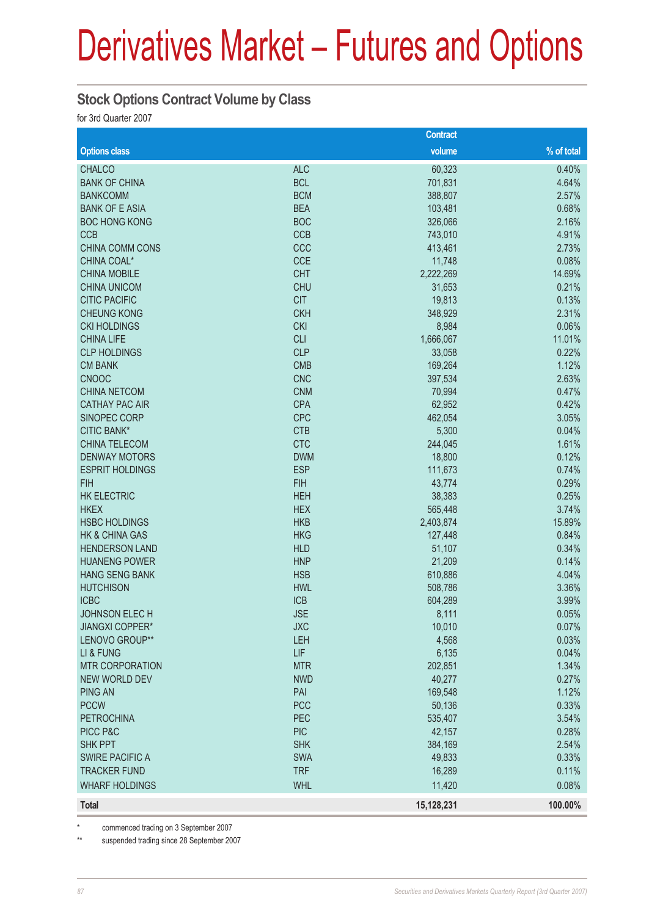# Derivatives Market – Futures and Options

## Stock Options Contract Volume by Class

for 3rd Quarter 2007

| Options class | | Contract volume | % of total |
|---|---|---|---|
| CHALCO | ALC | 60,323 | 0.40% |
| BANK OF CHINA | BCL | 701,831 | 4.64% |
| BANKCOMM | BCM | 388,807 | 2.57% |
| BANK OF E ASIA | BEA | 103,481 | 0.68% |
| BOC HONG KONG | BOC | 326,066 | 2.16% |
| CCB | CCB | 743,010 | 4.91% |
| CHINA COMM CONS | CCC | 413,461 | 2.73% |
| CHINA COAL* | CCE | 11,748 | 0.08% |
| CHINA MOBILE | CHT | 2,222,269 | 14.69% |
| CHINA UNICOM | CHU | 31,653 | 0.21% |
| CITIC PACIFIC | CIT | 19,813 | 0.13% |
| CHEUNG KONG | CKH | 348,929 | 2.31% |
| CKI HOLDINGS | CKI | 8,984 | 0.06% |
| CHINA LIFE | CLI | 1,666,067 | 11.01% |
| CLP HOLDINGS | CLP | 33,058 | 0.22% |
| CM BANK | CMB | 169,264 | 1.12% |
| CNOOC | CNC | 397,534 | 2.63% |
| CHINA NETCOM | CNM | 70,994 | 0.47% |
| CATHAY PAC AIR | CPA | 62,952 | 0.42% |
| SINOPEC CORP | CPC | 462,054 | 3.05% |
| CITIC BANK* | CTB | 5,300 | 0.04% |
| CHINA TELECOM | CTC | 244,045 | 1.61% |
| DENWAY MOTORS | DWM | 18,800 | 0.12% |
| ESPRIT HOLDINGS | ESP | 111,673 | 0.74% |
| FIH | FIH | 43,774 | 0.29% |
| HK ELECTRIC | HEH | 38,383 | 0.25% |
| HKEX | HEX | 565,448 | 3.74% |
| HSBC HOLDINGS | HKB | 2,403,874 | 15.89% |
| HK & CHINA GAS | HKG | 127,448 | 0.84% |
| HENDERSON LAND | HLD | 51,107 | 0.34% |
| HUANENG POWER | HNP | 21,209 | 0.14% |
| HANG SENG BANK | HSB | 610,886 | 4.04% |
| HUTCHISON | HWL | 508,786 | 3.36% |
| ICBC | ICB | 604,289 | 3.99% |
| JOHNSON ELEC H | JSE | 8,111 | 0.05% |
| JIANGXI COPPER* | JXC | 10,010 | 0.07% |
| LENOVO GROUP** | LEH | 4,568 | 0.03% |
| LI & FUNG | LIF | 6,135 | 0.04% |
| MTR CORPORATION | MTR | 202,851 | 1.34% |
| NEW WORLD DEV | NWD | 40,277 | 0.27% |
| PING AN | PAI | 169,548 | 1.12% |
| PCCW | PCC | 50,136 | 0.33% |
| PETROCHINA | PEC | 535,407 | 3.54% |
| PICC P&C | PIC | 42,157 | 0.28% |
| SHK PPT | SHK | 384,169 | 2.54% |
| SWIRE PACIFIC A | SWA | 49,833 | 0.33% |
| TRACKER FUND | TRF | 16,289 | 0.11% |
| WHARF HOLDINGS | WHL | 11,420 | 0.08% |
| **Total** | | **15,128,231** | **100.00%** |

\* commenced trading on 3 September 2007

\** suspended trading since 28 September 2007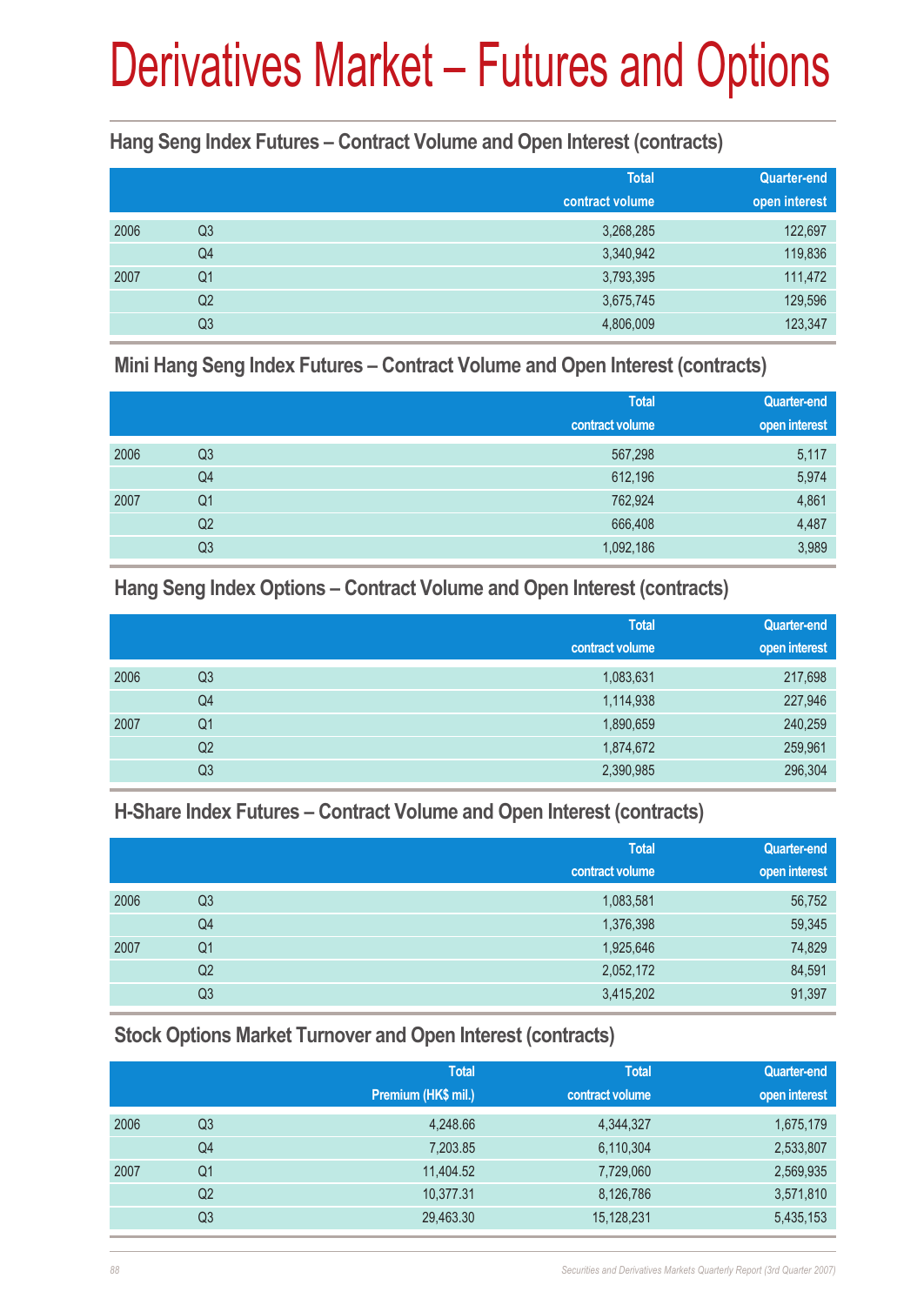# Derivatives Market – Futures and Options

### Hang Seng Index Futures – Contract Volume and Open Interest (contracts)

| | | Total contract volume | Quarter-end open interest |
|---|---|---|---|
| 2006 | Q3 | 3,268,285 | 122,697 |
| | Q4 | 3,340,942 | 119,836 |
| 2007 | Q1 | 3,793,395 | 111,472 |
| | Q2 | 3,675,745 | 129,596 |
| | Q3 | 4,806,009 | 123,347 |

### Mini Hang Seng Index Futures – Contract Volume and Open Interest (contracts)

| | | Total contract volume | Quarter-end open interest |
|---|---|---|---|
| 2006 | Q3 | 567,298 | 5,117 |
| | Q4 | 612,196 | 5,974 |
| 2007 | Q1 | 762,924 | 4,861 |
| | Q2 | 666,408 | 4,487 |
| | Q3 | 1,092,186 | 3,989 |

### Hang Seng Index Options – Contract Volume and Open Interest (contracts)

| | | Total contract volume | Quarter-end open interest |
|---|---|---|---|
| 2006 | Q3 | 1,083,631 | 217,698 |
| | Q4 | 1,114,938 | 227,946 |
| 2007 | Q1 | 1,890,659 | 240,259 |
| | Q2 | 1,874,672 | 259,961 |
| | Q3 | 2,390,985 | 296,304 |

### H-Share Index Futures – Contract Volume and Open Interest (contracts)

| | | Total contract volume | Quarter-end open interest |
|---|---|---|---|
| 2006 | Q3 | 1,083,581 | 56,752 |
| | Q4 | 1,376,398 | 59,345 |
| 2007 | Q1 | 1,925,646 | 74,829 |
| | Q2 | 2,052,172 | 84,591 |
| | Q3 | 3,415,202 | 91,397 |

### Stock Options Market Turnover and Open Interest (contracts)

| | | Total Premium (HK$ mil.) | Total contract volume | Quarter-end open interest |
|---|---|---|---|---|
| 2006 | Q3 | 4,248.66 | 4,344,327 | 1,675,179 |
| | Q4 | 7,203.85 | 6,110,304 | 2,533,807 |
| 2007 | Q1 | 11,404.52 | 7,729,060 | 2,569,935 |
| | Q2 | 10,377.31 | 8,126,786 | 3,571,810 |
| | Q3 | 29,463.30 | 15,128,231 | 5,435,153 |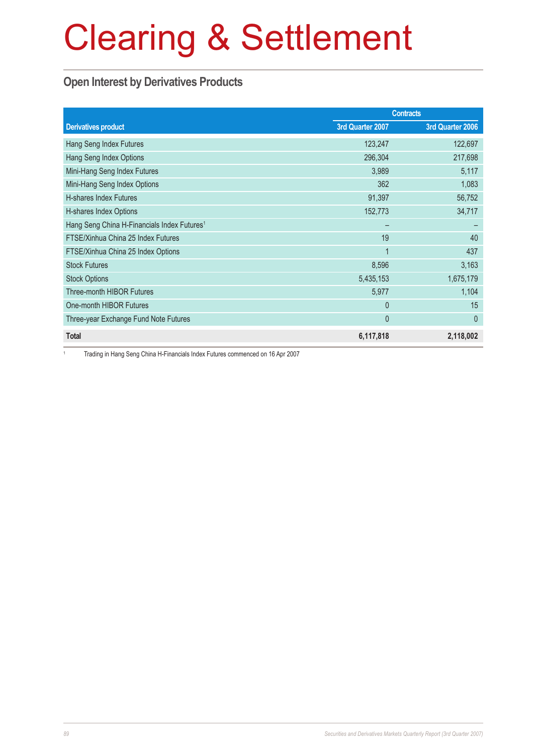# Clearing & Settlement

## Open Interest by Derivatives Products

| | Contracts | |
|---|---|---|
| **Derivatives product** | **3rd Quarter 2007** | **3rd Quarter 2006** |
| Hang Seng Index Futures | 123,247 | 122,697 |
| Hang Seng Index Options | 296,304 | 217,698 |
| Mini-Hang Seng Index Futures | 3,989 | 5,117 |
| Mini-Hang Seng Index Options | 362 | 1,083 |
| H-shares Index Futures | 91,397 | 56,752 |
| H-shares Index Options | 152,773 | 34,717 |
| Hang Seng China H-Financials Index Futures[1] | – | – |
| FTSE/Xinhua China 25 Index Futures | 19 | 40 |
| FTSE/Xinhua China 25 Index Options | 1 | 437 |
| Stock Futures | 8,596 | 3,163 |
| Stock Options | 5,435,153 | 1,675,179 |
| Three-month HIBOR Futures | 5,977 | 1,104 |
| One-month HIBOR Futures | 0 | 15 |
| Three-year Exchange Fund Note Futures | 0 | 0 |
| **Total** | **6,117,818** | **2,118,002** |

[1] Trading in Hang Seng China H-Financials Index Futures commenced on 16 Apr 2007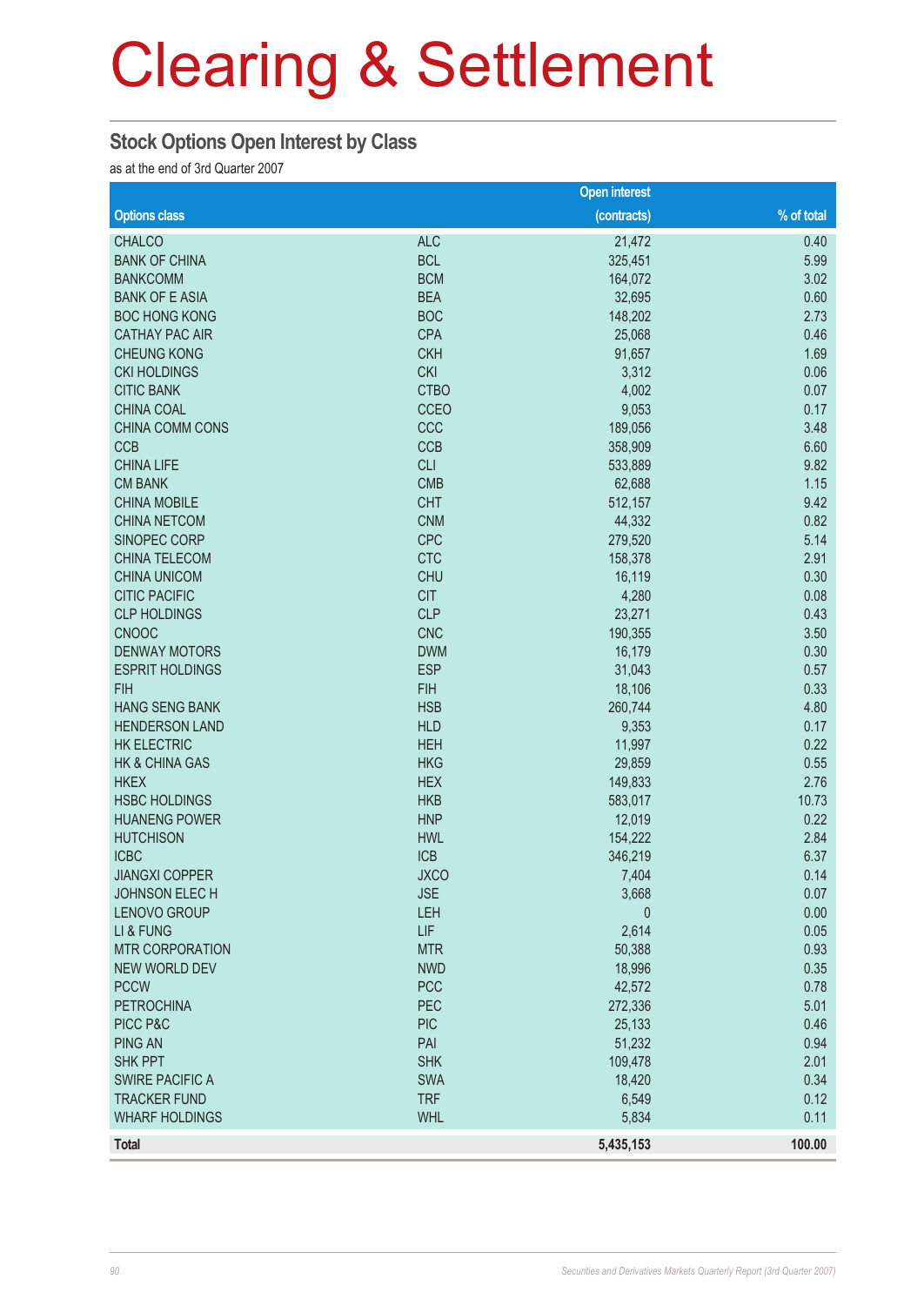# Clearing & Settlement

## Stock Options Open Interest by Class

as at the end of 3rd Quarter 2007

| Options class | | Open interest (contracts) | % of total |
|---|---|---|---|
| CHALCO | ALC | 21,472 | 0.40 |
| BANK OF CHINA | BCL | 325,451 | 5.99 |
| BANKCOMM | BCM | 164,072 | 3.02 |
| BANK OF E ASIA | BEA | 32,695 | 0.60 |
| BOC HONG KONG | BOC | 148,202 | 2.73 |
| CATHAY PAC AIR | CPA | 25,068 | 0.46 |
| CHEUNG KONG | CKH | 91,657 | 1.69 |
| CKI HOLDINGS | CKI | 3,312 | 0.06 |
| CITIC BANK | CTBO | 4,002 | 0.07 |
| CHINA COAL | CCEO | 9,053 | 0.17 |
| CHINA COMM CONS | CCC | 189,056 | 3.48 |
| CCB | CCB | 358,909 | 6.60 |
| CHINA LIFE | CLI | 533,889 | 9.82 |
| CM BANK | CMB | 62,688 | 1.15 |
| CHINA MOBILE | CHT | 512,157 | 9.42 |
| CHINA NETCOM | CNM | 44,332 | 0.82 |
| SINOPEC CORP | CPC | 279,520 | 5.14 |
| CHINA TELECOM | CTC | 158,378 | 2.91 |
| CHINA UNICOM | CHU | 16,119 | 0.30 |
| CITIC PACIFIC | CIT | 4,280 | 0.08 |
| CLP HOLDINGS | CLP | 23,271 | 0.43 |
| CNOOC | CNC | 190,355 | 3.50 |
| DENWAY MOTORS | DWM | 16,179 | 0.30 |
| ESPRIT HOLDINGS | ESP | 31,043 | 0.57 |
| FIH | FIH | 18,106 | 0.33 |
| HANG SENG BANK | HSB | 260,744 | 4.80 |
| HENDERSON LAND | HLD | 9,353 | 0.17 |
| HK ELECTRIC | HEH | 11,997 | 0.22 |
| HK & CHINA GAS | HKG | 29,859 | 0.55 |
| HKEX | HEX | 149,833 | 2.76 |
| HSBC HOLDINGS | HKB | 583,017 | 10.73 |
| HUANENG POWER | HNP | 12,019 | 0.22 |
| HUTCHISON | HWL | 154,222 | 2.84 |
| ICBC | ICB | 346,219 | 6.37 |
| JIANGXI COPPER | JXCO | 7,404 | 0.14 |
| JOHNSON ELEC H | JSE | 3,668 | 0.07 |
| LENOVO GROUP | LEH | 0 | 0.00 |
| LI & FUNG | LIF | 2,614 | 0.05 |
| MTR CORPORATION | MTR | 50,388 | 0.93 |
| NEW WORLD DEV | NWD | 18,996 | 0.35 |
| PCCW | PCC | 42,572 | 0.78 |
| PETROCHINA | PEC | 272,336 | 5.01 |
| PICC P&C | PIC | 25,133 | 0.46 |
| PING AN | PAI | 51,232 | 0.94 |
| SHK PPT | SHK | 109,478 | 2.01 |
| SWIRE PACIFIC A | SWA | 18,420 | 0.34 |
| TRACKER FUND | TRF | 6,549 | 0.12 |
| WHARF HOLDINGS | WHL | 5,834 | 0.11 |
| **Total** | | **5,435,153** | **100.00** |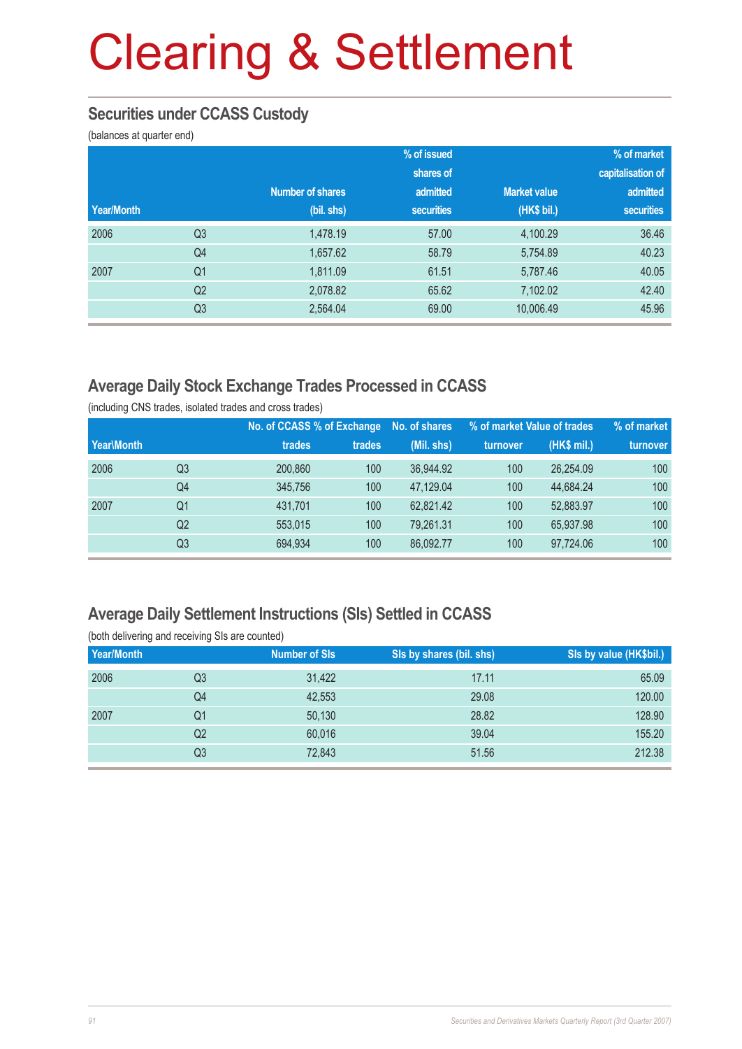# Clearing & Settlement

## Securities under CCASS Custody

(balances at quarter end)

| Year/Month | | Number of shares (bil. shs) | % of issued shares of admitted securities | Market value (HK$ bil.) | % of market capitalisation of admitted securities |
|---|---|---|---|---|---|
| 2006 | Q3 | 1,478.19 | 57.00 | 4,100.29 | 36.46 |
| | Q4 | 1,657.62 | 58.79 | 5,754.89 | 40.23 |
| 2007 | Q1 | 1,811.09 | 61.51 | 5,787.46 | 40.05 |
| | Q2 | 2,078.82 | 65.62 | 7,102.02 | 42.40 |
| | Q3 | 2,564.04 | 69.00 | 10,006.49 | 45.96 |

## Average Daily Stock Exchange Trades Processed in CCASS

(including CNS trades, isolated trades and cross trades)

| Year\Month | | No. of CCASS trades | % of Exchange trades | No. of shares (Mil. shs) | % of market turnover | Value of trades (HK$ mil.) | % of market turnover |
|---|---|---|---|---|---|---|---|
| 2006 | Q3 | 200,860 | 100 | 36,944.92 | 100 | 26,254.09 | 100 |
| | Q4 | 345,756 | 100 | 47,129.04 | 100 | 44,684.24 | 100 |
| 2007 | Q1 | 431,701 | 100 | 62,821.42 | 100 | 52,883.97 | 100 |
| | Q2 | 553,015 | 100 | 79,261.31 | 100 | 65,937.98 | 100 |
| | Q3 | 694,934 | 100 | 86,092.77 | 100 | 97,724.06 | 100 |

## Average Daily Settlement Instructions (SIs) Settled in CCASS

(both delivering and receiving SIs are counted)

| Year/Month | | Number of SIs | SIs by shares (bil. shs) | SIs by value (HK$bil.) |
|---|---|---|---|---|
| 2006 | Q3 | 31,422 | 17.11 | 65.09 |
| | Q4 | 42,553 | 29.08 | 120.00 |
| 2007 | Q1 | 50,130 | 28.82 | 128.90 |
| | Q2 | 60,016 | 39.04 | 155.20 |
| | Q3 | 72,843 | 51.56 | 212.38 |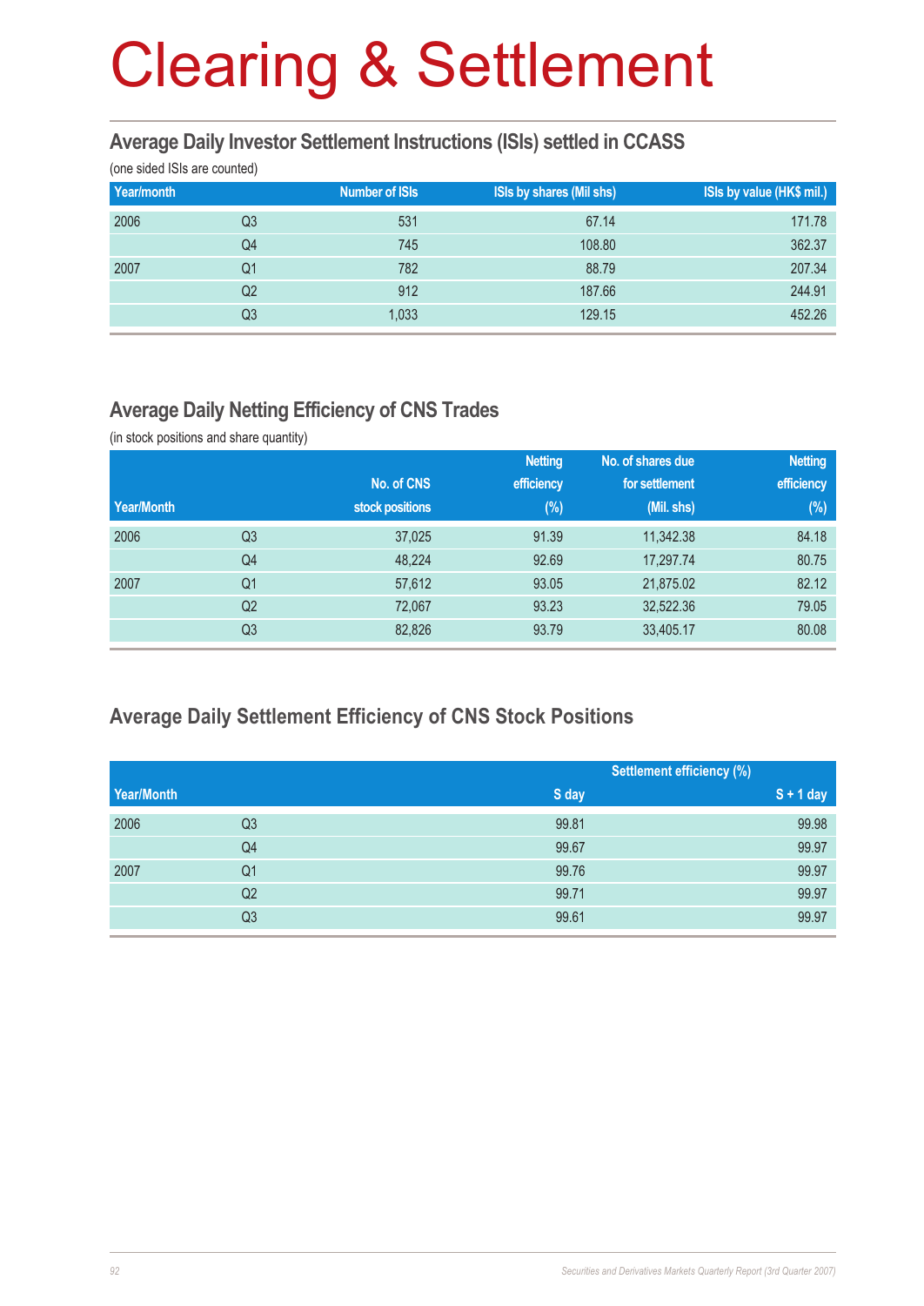# Clearing & Settlement

## Average Daily Investor Settlement Instructions (ISIs) settled in CCASS

(one sided ISIs are counted)

| Year/month | | Number of ISIs | ISIs by shares (Mil shs) | ISIs by value (HK$ mil.) |
|---|---|---|---|---|
| 2006 | Q3 | 531 | 67.14 | 171.78 |
| | Q4 | 745 | 108.80 | 362.37 |
| 2007 | Q1 | 782 | 88.79 | 207.34 |
| | Q2 | 912 | 187.66 | 244.91 |
| | Q3 | 1,033 | 129.15 | 452.26 |

## Average Daily Netting Efficiency of CNS Trades

(in stock positions and share quantity)

| Year/Month | | No. of CNS stock positions | Netting efficiency (%) | No. of shares due for settlement (Mil. shs) | Netting efficiency (%) |
|---|---|---|---|---|---|
| 2006 | Q3 | 37,025 | 91.39 | 11,342.38 | 84.18 |
| | Q4 | 48,224 | 92.69 | 17,297.74 | 80.75 |
| 2007 | Q1 | 57,612 | 93.05 | 21,875.02 | 82.12 |
| | Q2 | 72,067 | 93.23 | 32,522.36 | 79.05 |
| | Q3 | 82,826 | 93.79 | 33,405.17 | 80.08 |

## Average Daily Settlement Efficiency of CNS Stock Positions

| Year/Month | | Settlement efficiency (%) | |
|---|---|---|---|
| | | S day | S + 1 day |
| 2006 | Q3 | 99.81 | 99.98 |
| | Q4 | 99.67 | 99.97 |
| 2007 | Q1 | 99.76 | 99.97 |
| | Q2 | 99.71 | 99.97 |
| | Q3 | 99.61 | 99.97 |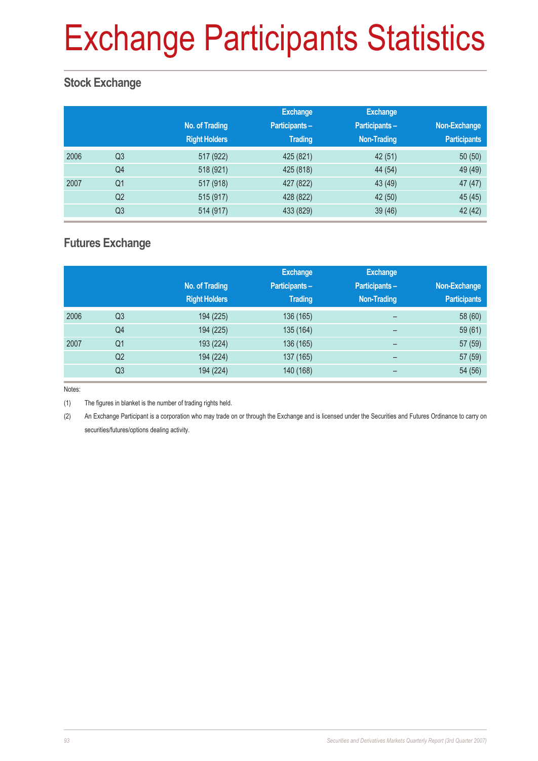# Exchange Participants Statistics

## Stock Exchange

| | | No. of Trading Right Holders | Exchange Participants – Trading | Exchange Participants – Non-Trading | Non-Exchange Participants |
|---|---|---|---|---|---|
| 2006 | Q3 | 517 (922) | 425 (821) | 42 (51) | 50 (50) |
| | Q4 | 518 (921) | 425 (818) | 44 (54) | 49 (49) |
| 2007 | Q1 | 517 (918) | 427 (822) | 43 (49) | 47 (47) |
| | Q2 | 515 (917) | 428 (822) | 42 (50) | 45 (45) |
| | Q3 | 514 (917) | 433 (829) | 39 (46) | 42 (42) |

## Futures Exchange

| | | No. of Trading Right Holders | Exchange Participants – Trading | Exchange Participants – Non-Trading | Non-Exchange Participants |
|---|---|---|---|---|---|
| 2006 | Q3 | 194 (225) | 136 (165) | – | 58 (60) |
| | Q4 | 194 (225) | 135 (164) | – | 59 (61) |
| 2007 | Q1 | 193 (224) | 136 (165) | – | 57 (59) |
| | Q2 | 194 (224) | 137 (165) | – | 57 (59) |
| | Q3 | 194 (224) | 140 (168) | – | 54 (56) |

Notes:

(1) The figures in blanket is the number of trading rights held.

(2) An Exchange Participant is a corporation who may trade on or through the Exchange and is licensed under the Securities and Futures Ordinance to carry on securities/futures/options dealing activity.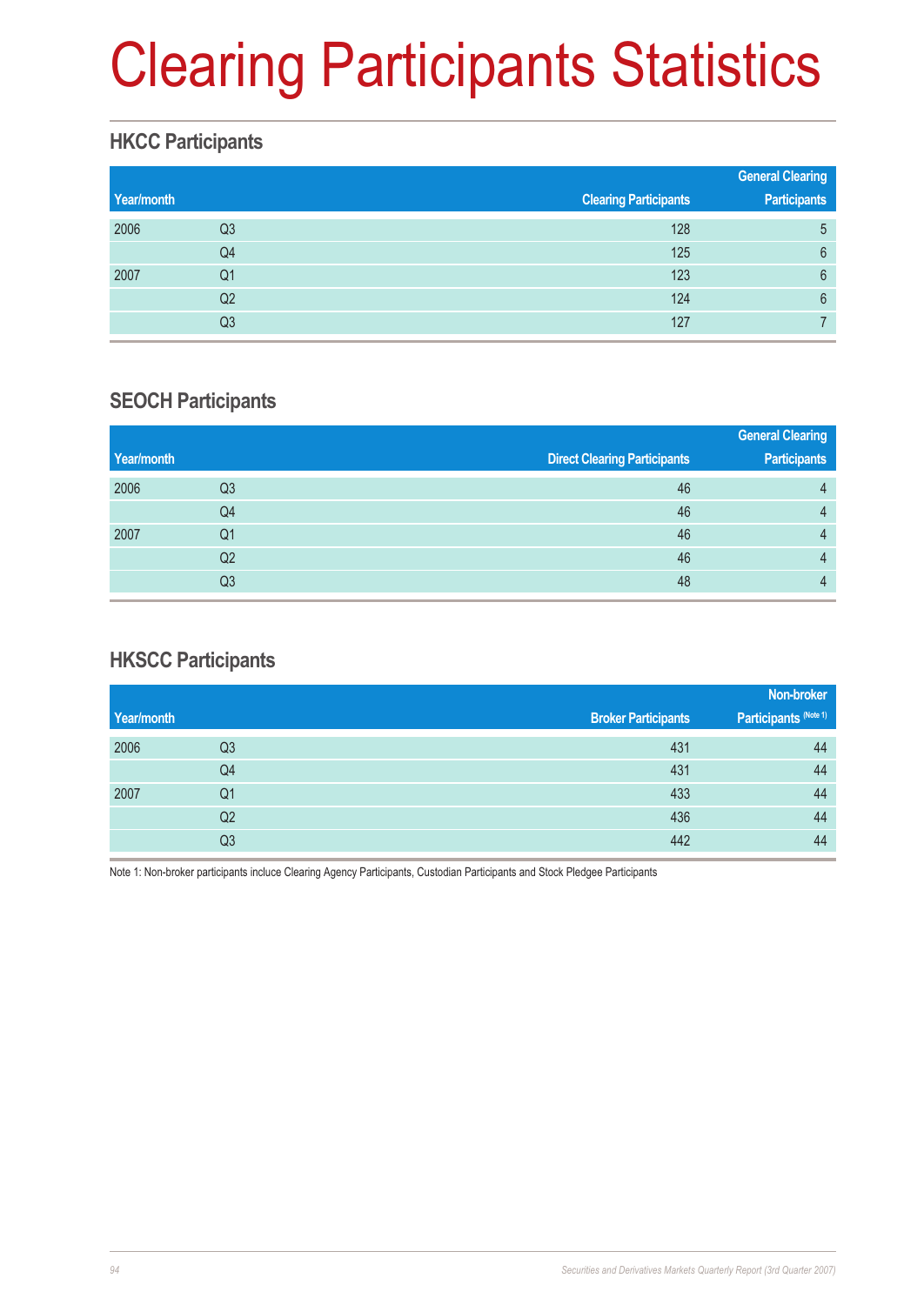# Clearing Participants Statistics

## HKCC Participants

| Year/month | | Clearing Participants | General Clearing Participants |
|---|---|---|---|
| 2006 | Q3 | 128 | 5 |
| | Q4 | 125 | 6 |
| 2007 | Q1 | 123 | 6 |
| | Q2 | 124 | 6 |
| | Q3 | 127 | 7 |

## SEOCH Participants

| Year/month | | Direct Clearing Participants | General Clearing Participants |
|---|---|---|---|
| 2006 | Q3 | 46 | 4 |
| | Q4 | 46 | 4 |
| 2007 | Q1 | 46 | 4 |
| | Q2 | 46 | 4 |
| | Q3 | 48 | 4 |

## HKSCC Participants

| Year/month | | Broker Participants | Non-broker Participants (Note 1) |
|---|---|---|---|
| 2006 | Q3 | 431 | 44 |
| | Q4 | 431 | 44 |
| 2007 | Q1 | 433 | 44 |
| | Q2 | 436 | 44 |
| | Q3 | 442 | 44 |

Note 1: Non-broker participants incluce Clearing Agency Participants, Custodian Participants and Stock Pledgee Participants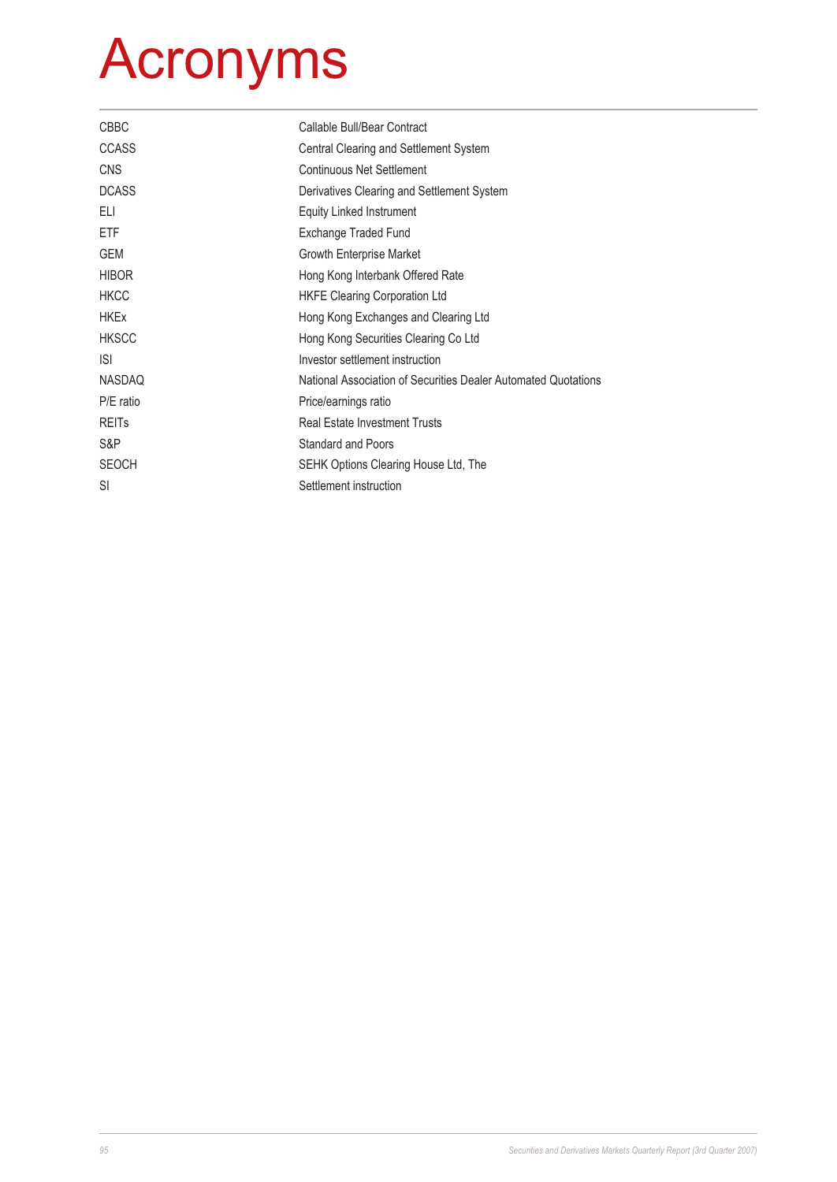# Acronyms

| | |
|---|---|
| CBBC | Callable Bull/Bear Contract |
| CCASS | Central Clearing and Settlement System |
| CNS | Continuous Net Settlement |
| DCASS | Derivatives Clearing and Settlement System |
| ELI | Equity Linked Instrument |
| ETF | Exchange Traded Fund |
| GEM | Growth Enterprise Market |
| HIBOR | Hong Kong Interbank Offered Rate |
| HKCC | HKFE Clearing Corporation Ltd |
| HKEx | Hong Kong Exchanges and Clearing Ltd |
| HKSCC | Hong Kong Securities Clearing Co Ltd |
| ISI | Investor settlement instruction |
| NASDAQ | National Association of Securities Dealer Automated Quotations |
| P/E ratio | Price/earnings ratio |
| REITs | Real Estate Investment Trusts |
| S&P | Standard and Poors |
| SEOCH | SEHK Options Clearing House Ltd, The |
| SI | Settlement instruction |